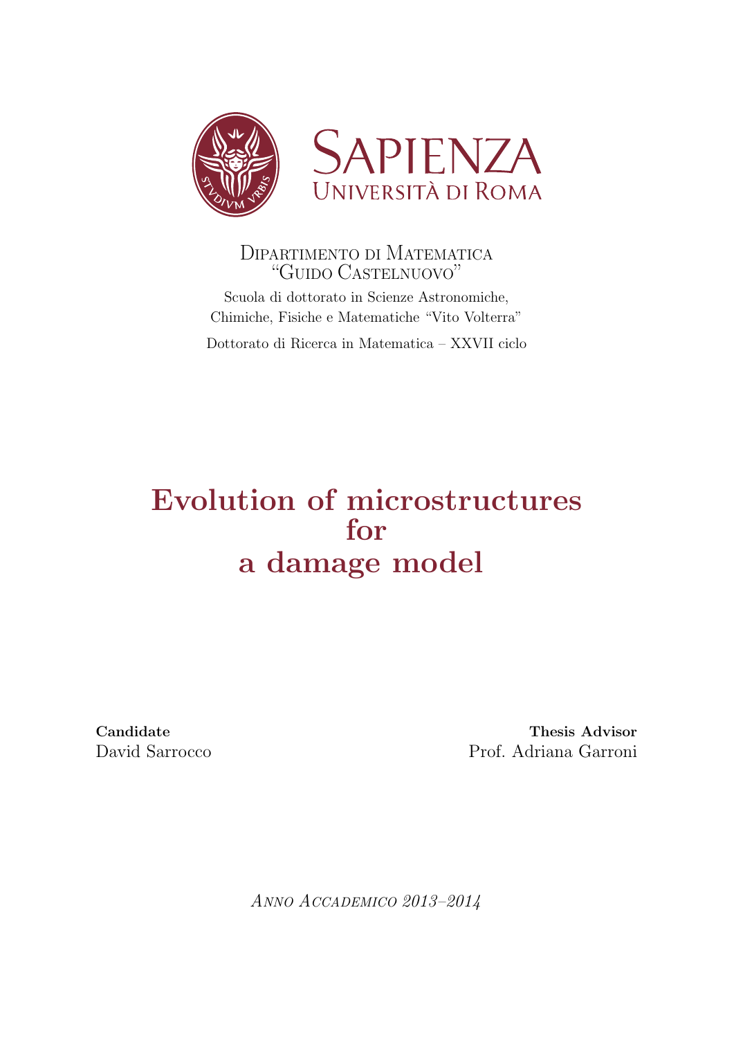Sapienza
Università di Roma

Dipartimento di Matematica
"Guido Castelnuovo"

Scuola di dottorato in Scienze Astronomiche,
Chimiche, Fisiche e Matematiche "Vito Volterra"

Dottorato di Ricerca in Matematica – XXVII ciclo

# Evolution of microstructures for a damage model

**Candidate**
David Sarrocco

**Thesis Advisor**
Prof. Adriana Garroni

*Anno Accademico 2013–2014*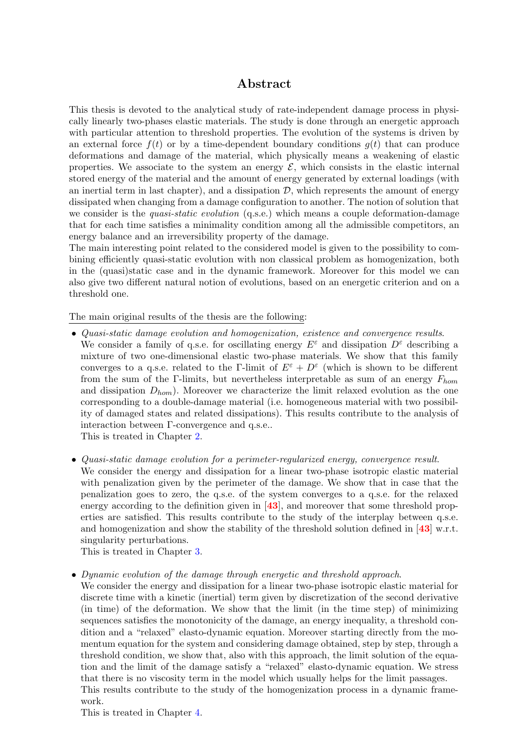# Abstract

This thesis is devoted to the analytical study of rate-independent damage process in physically linearly two-phases elastic materials. The study is done through an energetic approach with particular attention to threshold properties. The evolution of the systems is driven by an external force $f(t)$ or by a time-dependent boundary conditions $g(t)$ that can produce deformations and damage of the material, which physically means a weakening of elastic properties. We associate to the system an energy $\mathcal{E}$, which consists in the elastic internal stored energy of the material and the amount of energy generated by external loadings (with an inertial term in last chapter), and a dissipation $\mathcal{D}$, which represents the amount of energy dissipated when changing from a damage configuration to another. The notion of solution that we consider is the *quasi-static evolution* (q.s.e.) which means a couple deformation-damage that for each time satisfies a minimality condition among all the admissible competitors, an energy balance and an irreversibility property of the damage.

The main interesting point related to the considered model is given to the possibility to combining efficiently quasi-static evolution with non classical problem as homogenization, both in the (quasi)static case and in the dynamic framework. Moreover for this model we can also give two different natural notion of evolutions, based on an energetic criterion and on a threshold one.

The main original results of the thesis are the following:

- *Quasi-static damage evolution and homogenization, existence and convergence results.*
  We consider a family of q.s.e. for oscillating energy $E^\varepsilon$ and dissipation $D^\varepsilon$ describing a mixture of two one-dimensional elastic two-phase materials. We show that this family converges to a q.s.e. related to the Γ-limit of $E^\varepsilon + D^\varepsilon$ (which is shown to be different from the sum of the Γ-limits, but nevertheless interpretable as sum of an energy $F_{hom}$ and dissipation $D_{hom}$). Moreover we characterize the limit relaxed evolution as the one corresponding to a double-damage material (i.e. homogeneous material with two possibility of damaged states and related dissipations). This results contribute to the analysis of interaction between Γ-convergence and q.s.e..
  This is treated in Chapter 2.

- *Quasi-static damage evolution for a perimeter-regularized energy, convergence result.*
  We consider the energy and dissipation for a linear two-phase isotropic elastic material with penalization given by the perimeter of the damage. We show that in case that the penalization goes to zero, the q.s.e. of the system converges to a q.s.e. for the relaxed energy according to the definition given in [43], and moreover that some threshold properties are satisfied. This results contribute to the study of the interplay between q.s.e. and homogenization and show the stability of the threshold solution defined in [43] w.r.t. singularity perturbations.
  This is treated in Chapter 3.

- *Dynamic evolution of the damage through energetic and threshold approach.*
  We consider the energy and dissipation for a linear two-phase isotropic elastic material for discrete time with a kinetic (inertial) term given by discretization of the second derivative (in time) of the deformation. We show that the limit (in the time step) of minimizing sequences satisfies the monotonicity of the damage, an energy inequality, a threshold condition and a "relaxed" elasto-dynamic equation. Moreover starting directly from the momentum equation for the system and considering damage obtained, step by step, through a threshold condition, we show that, also with this approach, the limit solution of the equation and the limit of the damage satisfy a "relaxed" elasto-dynamic equation. We stress that there is no viscosity term in the model which usually helps for the limit passages.
  This results contribute to the study of the homogenization process in a dynamic framework.
  This is treated in Chapter 4.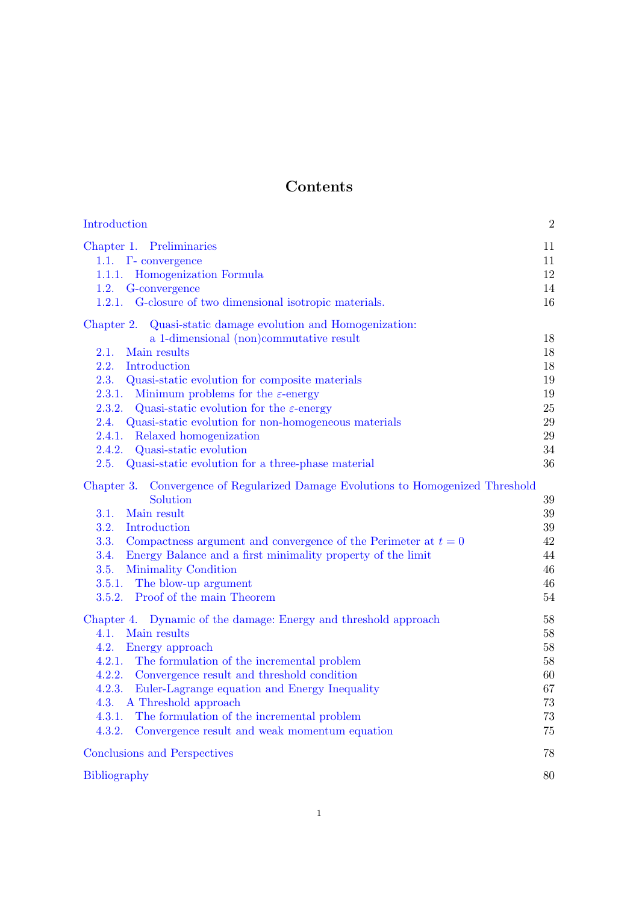# Contents

Introduction 2

Chapter 1. Preliminaries 11
- 1.1. Γ- convergence 11
- 1.1.1. Homogenization Formula 12
- 1.2. G-convergence 14
- 1.2.1. G-closure of two dimensional isotropic materials. 16

Chapter 2. Quasi-static damage evolution and Homogenization: a 1-dimensional (non)commutative result 18
- 2.1. Main results 18
- 2.2. Introduction 18
- 2.3. Quasi-static evolution for composite materials 19
- 2.3.1. Minimum problems for the $\varepsilon$-energy 19
- 2.3.2. Quasi-static evolution for the $\varepsilon$-energy 25
- 2.4. Quasi-static evolution for non-homogeneous materials 29
- 2.4.1. Relaxed homogenization 29
- 2.4.2. Quasi-static evolution 34
- 2.5. Quasi-static evolution for a three-phase material 36

Chapter 3. Convergence of Regularized Damage Evolutions to Homogenized Threshold Solution 39
- 3.1. Main result 39
- 3.2. Introduction 39
- 3.3. Compactness argument and convergence of the Perimeter at $t = 0$ 42
- 3.4. Energy Balance and a first minimality property of the limit 44
- 3.5. Minimality Condition 46
- 3.5.1. The blow-up argument 46
- 3.5.2. Proof of the main Theorem 54

Chapter 4. Dynamic of the damage: Energy and threshold approach 58
- 4.1. Main results 58
- 4.2. Energy approach 58
- 4.2.1. The formulation of the incremental problem 58
- 4.2.2. Convergence result and threshold condition 60
- 4.2.3. Euler-Lagrange equation and Energy Inequality 67
- 4.3. A Threshold approach 73
- 4.3.1. The formulation of the incremental problem 73
- 4.3.2. Convergence result and weak momentum equation 75

Conclusions and Perspectives 78

Bibliography 80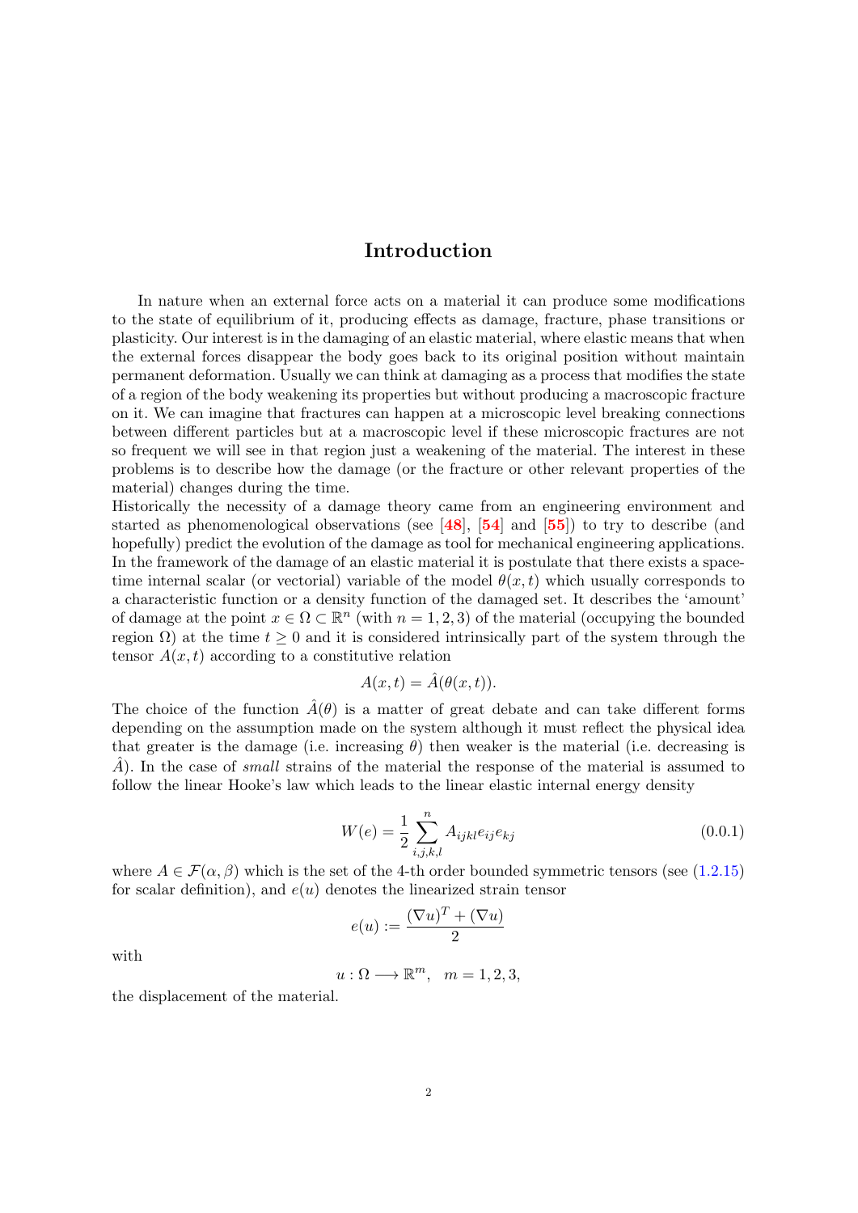# Introduction

In nature when an external force acts on a material it can produce some modifications to the state of equilibrium of it, producing effects as damage, fracture, phase transitions or plasticity. Our interest is in the damaging of an elastic material, where elastic means that when the external forces disappear the body goes back to its original position without maintain permanent deformation. Usually we can think at damaging as a process that modifies the state of a region of the body weakening its properties but without producing a macroscopic fracture on it. We can imagine that fractures can happen at a microscopic level breaking connections between different particles but at a macroscopic level if these microscopic fractures are not so frequent we will see in that region just a weakening of the material. The interest in these problems is to describe how the damage (or the fracture or other relevant properties of the material) changes during the time.
Historically the necessity of a damage theory came from an engineering environment and started as phenomenological observations (see [48], [54] and [55]) to try to describe (and hopefully) predict the evolution of the damage as tool for mechanical engineering applications. In the framework of the damage of an elastic material it is postulate that there exists a space-time internal scalar (or vectorial) variable of the model $\theta(x,t)$ which usually corresponds to a characteristic function or a density function of the damaged set. It describes the 'amount' of damage at the point $x \in \Omega \subset \mathbb{R}^n$ (with $n = 1, 2, 3$) of the material (occupying the bounded region $\Omega$) at the time $t \geq 0$ and it is considered intrinsically part of the system through the tensor $A(x,t)$ according to a constitutive relation

$$A(x,t) = \hat{A}(\theta(x,t)).$$

The choice of the function $\hat{A}(\theta)$ is a matter of great debate and can take different forms depending on the assumption made on the system although it must reflect the physical idea that greater is the damage (i.e. increasing $\theta$) then weaker is the material (i.e. decreasing is $\hat{A}$). In the case of *small* strains of the material the response of the material is assumed to follow the linear Hooke's law which leads to the linear elastic internal energy density

$$W(e) = \frac{1}{2} \sum_{i,j,k,l}^{n} A_{ijkl} e_{ij} e_{kj} \tag{0.0.1}$$

where $A \in \mathcal{F}(\alpha, \beta)$ which is the set of the 4-th order bounded symmetric tensors (see (1.2.15) for scalar definition), and $e(u)$ denotes the linearized strain tensor

$$e(u) := \frac{(\nabla u)^T + (\nabla u)}{2}$$

with

$$u : \Omega \longrightarrow \mathbb{R}^m, \quad m = 1, 2, 3,$$

the displacement of the material.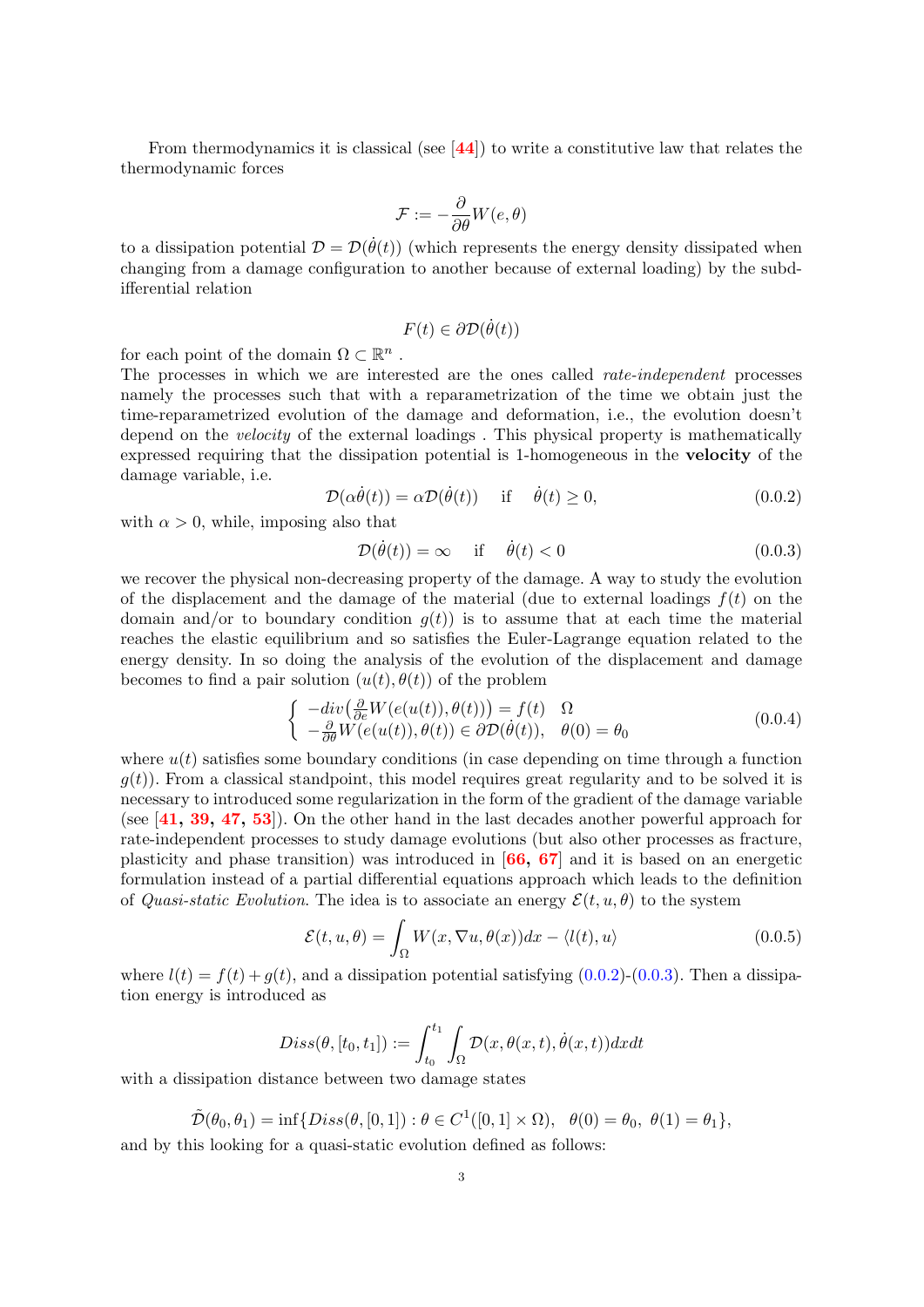From thermodynamics it is classical (see [44]) to write a constitutive law that relates the thermodynamic forces

$$\mathcal{F} := -\frac{\partial}{\partial \theta} W(e, \theta)$$

to a dissipation potential $\mathcal{D} = \mathcal{D}(\dot{\theta}(t))$ (which represents the energy density dissipated when changing from a damage configuration to another because of external loading) by the subdifferential relation

$$F(t) \in \partial \mathcal{D}(\dot{\theta}(t))$$

for each point of the domain $\Omega \subset \mathbb{R}^n$ .
The processes in which we are interested are the ones called *rate-independent* processes namely the processes such that with a reparametrization of the time we obtain just the time-reparametrized evolution of the damage and deformation, i.e., the evolution doesn't depend on the *velocity* of the external loadings . This physical property is mathematically expressed requiring that the dissipation potential is 1-homogeneous in the **velocity** of the damage variable, i.e.

$$\mathcal{D}(\alpha \dot{\theta}(t)) = \alpha \mathcal{D}(\dot{\theta}(t)) \quad \text{ if } \quad \dot{\theta}(t) \geq 0, \tag{0.0.2}$$

with $\alpha > 0$, while, imposing also that

$$\mathcal{D}(\dot{\theta}(t)) = \infty \quad \text{ if } \quad \dot{\theta}(t) < 0 \tag{0.0.3}$$

we recover the physical non-decreasing property of the damage. A way to study the evolution of the displacement and the damage of the material (due to external loadings $f(t)$ on the domain and/or to boundary condition $g(t)$) is to assume that at each time the material reaches the elastic equilibrium and so satisfies the Euler-Lagrange equation related to the energy density. In so doing the analysis of the evolution of the displacement and damage becomes to find a pair solution $(u(t), \theta(t))$ of the problem

$$\begin{cases} -div\big(\frac{\partial}{\partial e} W(e(u(t)), \theta(t))\big) = f(t) \quad \Omega \\ -\frac{\partial}{\partial \theta} W(e(u(t)), \theta(t)) \in \partial \mathcal{D}(\dot{\theta}(t)), \quad \theta(0) = \theta_0 \end{cases} \tag{0.0.4}$$

where $u(t)$ satisfies some boundary conditions (in case depending on time through a function $g(t)$). From a classical standpoint, this model requires great regularity and to be solved it is necessary to introduced some regularization in the form of the gradient of the damage variable (see [41, 39, 47, 53]). On the other hand in the last decades another powerful approach for rate-independent processes to study damage evolutions (but also other processes as fracture, plasticity and phase transition) was introduced in [66, 67] and it is based on an energetic formulation instead of a partial differential equations approach which leads to the definition of *Quasi-static Evolution*. The idea is to associate an energy $\mathcal{E}(t, u, \theta)$ to the system

$$\mathcal{E}(t, u, \theta) = \int_\Omega W(x, \nabla u, \theta(x))dx - \langle l(t), u \rangle \tag{0.0.5}$$

where $l(t) = f(t) + g(t)$, and a dissipation potential satisfying (0.0.2)-(0.0.3). Then a dissipation energy is introduced as

$$Diss(\theta, [t_0, t_1]) := \int_{t_0}^{t_1} \int_\Omega \mathcal{D}(x, \theta(x,t), \dot{\theta}(x,t))dxdt$$

with a dissipation distance between two damage states

$$\tilde{\mathcal{D}}(\theta_0, \theta_1) = \inf\{Diss(\theta, [0,1]) : \theta \in C^1([0,1] \times \Omega), \;\; \theta(0) = \theta_0, \; \theta(1) = \theta_1\},$$

and by this looking for a quasi-static evolution defined as follows: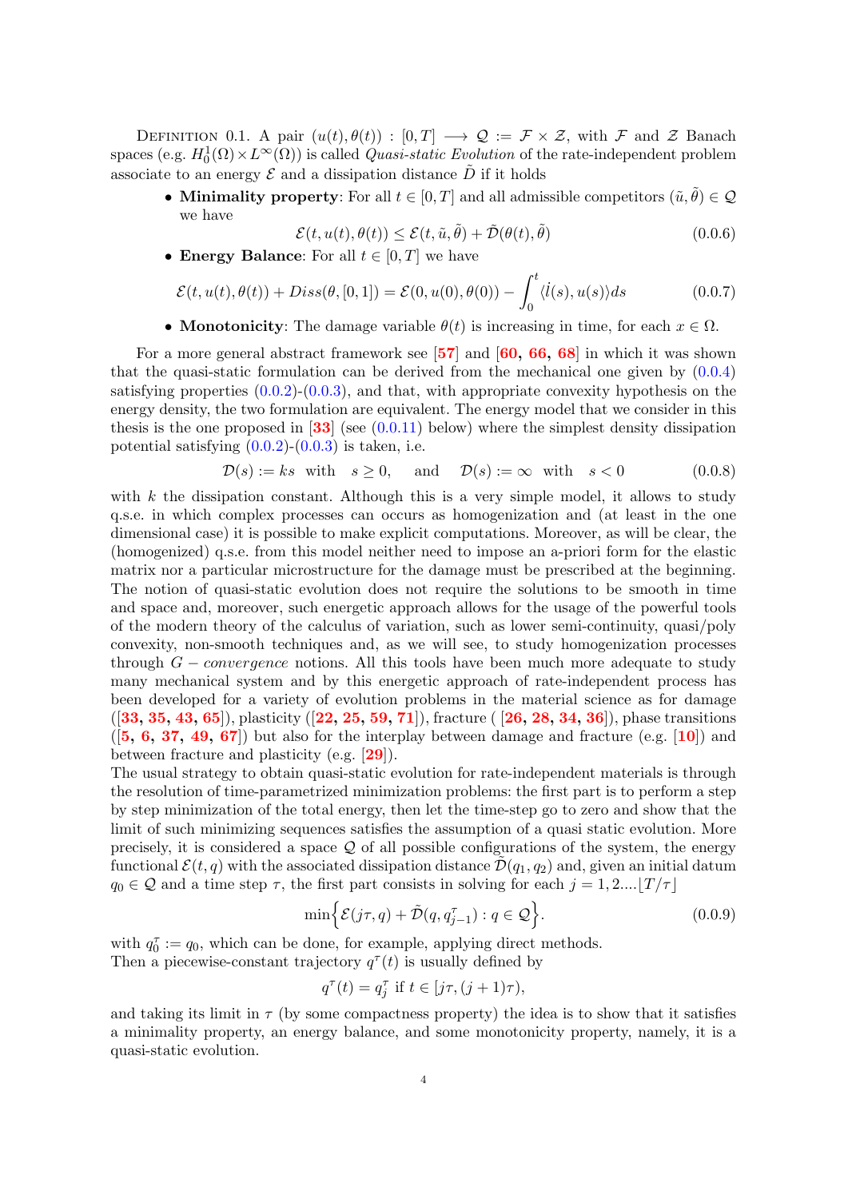Definition 0.1. A pair $(u(t), \theta(t)) : [0, T] \longrightarrow \mathcal{Q} := \mathcal{F} \times \mathcal{Z}$, with $\mathcal{F}$ and $\mathcal{Z}$ Banach spaces (e.g. $H^1_0(\Omega) \times L^\infty(\Omega)$) is called *Quasi-static Evolution* of the rate-independent problem associate to an energy $\mathcal{E}$ and a dissipation distance $\tilde{D}$ if it holds

- **Minimality property**: For all $t \in [0, T]$ and all admissible competitors $(\tilde{u}, \tilde{\theta}) \in \mathcal{Q}$ we have

$$\mathcal{E}(t, u(t), \theta(t)) \leq \mathcal{E}(t, \tilde{u}, \tilde{\theta}) + \tilde{\mathcal{D}}(\theta(t), \tilde{\theta}) \tag{0.0.6}$$

- **Energy Balance**: For all $t \in [0, T]$ we have

$$\mathcal{E}(t, u(t), \theta(t)) + Diss(\theta, [0, 1]) = \mathcal{E}(0, u(0), \theta(0)) - \int_0^t \langle \dot{l}(s), u(s) \rangle ds \tag{0.0.7}$$

- **Monotonicity**: The damage variable $\theta(t)$ is increasing in time, for each $x \in \Omega$.

For a more general abstract framework see [57] and [60, 66, 68] in which it was shown that the quasi-static formulation can be derived from the mechanical one given by (0.0.4) satisfying properties (0.0.2)-(0.0.3), and that, with appropriate convexity hypothesis on the energy density, the two formulation are equivalent. The energy model that we consider in this thesis is the one proposed in [33] (see (0.0.11) below) where the simplest density dissipation potential satisfying (0.0.2)-(0.0.3) is taken, i.e.

$$\mathcal{D}(s) := ks \;\text{ with }\; s \geq 0, \qquad \text{and} \qquad \mathcal{D}(s) := \infty \;\text{ with }\; s < 0 \tag{0.0.8}$$

with $k$ the dissipation constant. Although this is a very simple model, it allows to study q.s.e. in which complex processes can occurs as homogenization and (at least in the one dimensional case) it is possible to make explicit computations. Moreover, as will be clear, the (homogenized) q.s.e. from this model neither need to impose an a-priori form for the elastic matrix nor a particular microstructure for the damage must be prescribed at the beginning. The notion of quasi-static evolution does not require the solutions to be smooth in time and space and, moreover, such energetic approach allows for the usage of the powerful tools of the modern theory of the calculus of variation, such as lower semi-continuity, quasi/poly convexity, non-smooth techniques and, as we will see, to study homogenization processes through $G-$*convergence* notions. All this tools have been much more adequate to study many mechanical system and by this energetic approach of rate-independent process has been developed for a variety of evolution problems in the material science as for damage ([33, 35, 43, 65]), plasticity ([22, 25, 59, 71]), fracture ( [26, 28, 34, 36]), phase transitions ([5, 6, 37, 49, 67]) but also for the interplay between damage and fracture (e.g. [10]) and between fracture and plasticity (e.g. [29]).

The usual strategy to obtain quasi-static evolution for rate-independent materials is through the resolution of time-parametrized minimization problems: the first part is to perform a step by step minimization of the total energy, then let the time-step go to zero and show that the limit of such minimizing sequences satisfies the assumption of a quasi static evolution. More precisely, it is considered a space $\mathcal{Q}$ of all possible configurations of the system, the energy functional $\mathcal{E}(t, q)$ with the associated dissipation distance $\tilde{\mathcal{D}}(q_1, q_2)$ and, given an initial datum $q_0 \in \mathcal{Q}$ and a time step $\tau$, the first part consists in solving for each $j = 1, 2....\lfloor T/\tau \rfloor$

$$\min\Big\{\mathcal{E}(j\tau, q) + \tilde{\mathcal{D}}(q, q^\tau_{j-1}) : q \in \mathcal{Q}\Big\}. \tag{0.0.9}$$

with $q^\tau_0 := q_0$, which can be done, for example, applying direct methods.
Then a piecewise-constant trajectory $q^\tau(t)$ is usually defined by

$$q^\tau(t) = q^\tau_j \text{ if } t \in [j\tau, (j+1)\tau),$$

and taking its limit in $\tau$ (by some compactness property) the idea is to show that it satisfies a minimality property, an energy balance, and some monotonicity property, namely, it is a quasi-static evolution.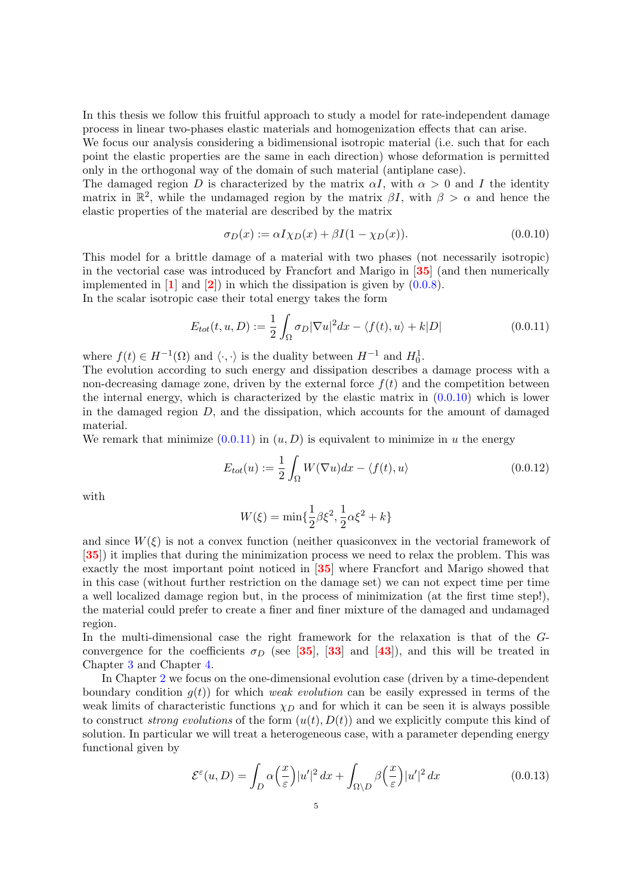In this thesis we follow this fruitful approach to study a model for rate-independent damage process in linear two-phases elastic materials and homogenization effects that can arise.
We focus our analysis considering a bidimensional isotropic material (i.e. such that for each point the elastic properties are the same in each direction) whose deformation is permitted only in the orthogonal way of the domain of such material (antiplane case).
The damaged region $D$ is characterized by the matrix $\alpha I$, with $\alpha > 0$ and $I$ the identity matrix in $\mathbb{R}^2$, while the undamaged region by the matrix $\beta I$, with $\beta > \alpha$ and hence the elastic properties of the material are described by the matrix

$$\sigma_D(x) := \alpha I \chi_D(x) + \beta I(1 - \chi_D(x)). \tag{0.0.10}$$

This model for a brittle damage of a material with two phases (not necessarily isotropic) in the vectorial case was introduced by Francfort and Marigo in [35] (and then numerically implemented in [1] and [2]) in which the dissipation is given by (0.0.8).
In the scalar isotropic case their total energy takes the form

$$E_{tot}(t, u, D) := \frac{1}{2}\int_\Omega \sigma_D |\nabla u|^2 dx - \langle f(t), u\rangle + k|D| \tag{0.0.11}$$

where $f(t) \in H^{-1}(\Omega)$ and $\langle \cdot, \cdot \rangle$ is the duality between $H^{-1}$ and $H^1_0$.
The evolution according to such energy and dissipation describes a damage process with a non-decreasing damage zone, driven by the external force $f(t)$ and the competition between the internal energy, which is characterized by the elastic matrix in (0.0.10) which is lower in the damaged region $D$, and the dissipation, which accounts for the amount of damaged material.
We remark that minimize (0.0.11) in $(u, D)$ is equivalent to minimize in $u$ the energy

$$E_{tot}(u) := \frac{1}{2}\int_\Omega W(\nabla u) dx - \langle f(t), u\rangle \tag{0.0.12}$$

with

$$W(\xi) = \min\{\frac{1}{2}\beta\xi^2, \frac{1}{2}\alpha\xi^2 + k\}$$

and since $W(\xi)$ is not a convex function (neither quasiconvex in the vectorial framework of [35]) it implies that during the minimization process we need to relax the problem. This was exactly the most important point noticed in [35] where Francfort and Marigo showed that in this case (without further restriction on the damage set) we can not expect time per time a well localized damage region but, in the process of minimization (at the first time step!), the material could prefer to create a finer and finer mixture of the damaged and undamaged region.
In the multi-dimensional case the right framework for the relaxation is that of the $G$-convergence for the coefficients $\sigma_D$ (see [35], [33] and [43]), and this will be treated in Chapter 3 and Chapter 4.

In Chapter 2 we focus on the one-dimensional evolution case (driven by a time-dependent boundary condition $g(t)$) for which *weak evolution* can be easily expressed in terms of the weak limits of characteristic functions $\chi_D$ and for which it can be seen it is always possible to construct *strong evolutions* of the form $(u(t), D(t))$ and we explicitly compute this kind of solution. In particular we will treat a heterogeneous case, with a parameter depending energy functional given by

$$\mathcal{E}^\varepsilon(u, D) = \int_D \alpha\Big(\frac{x}{\varepsilon}\Big)|u'|^2\,dx + \int_{\Omega\setminus D} \beta\Big(\frac{x}{\varepsilon}\Big)|u'|^2\,dx \tag{0.0.13}$$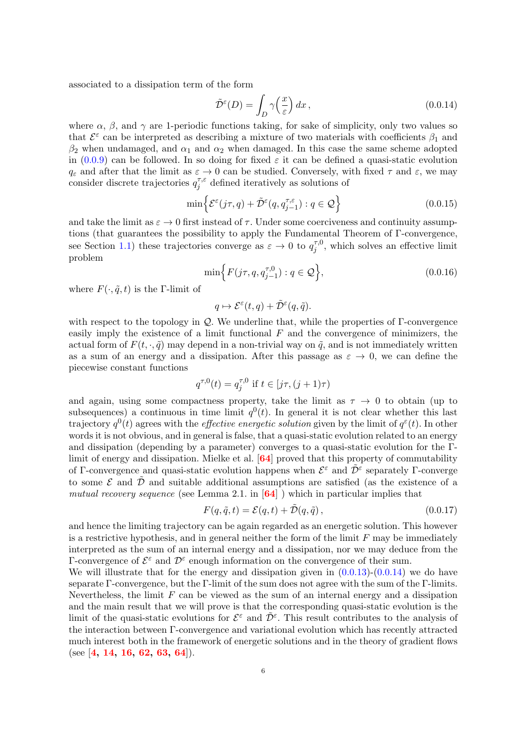associated to a dissipation term of the form

$$\tilde{\mathcal{D}}^{\varepsilon}(D) = \int_D \gamma\Big(\frac{x}{\varepsilon}\Big)\, dx\,, \tag{0.0.14}$$

where $\alpha$, $\beta$, and $\gamma$ are 1-periodic functions taking, for sake of simplicity, only two values so that $\mathcal{E}^{\varepsilon}$ can be interpreted as describing a mixture of two materials with coefficients $\beta_1$ and $\beta_2$ when undamaged, and $\alpha_1$ and $\alpha_2$ when damaged. In this case the same scheme adopted in (0.0.9) can be followed. In so doing for fixed $\varepsilon$ it can be defined a quasi-static evolution $q_\varepsilon$ and after that the limit as $\varepsilon \to 0$ can be studied. Conversely, with fixed $\tau$ and $\varepsilon$, we may consider discrete trajectories $q_j^{\tau,\varepsilon}$ defined iteratively as solutions of

$$\min\Big\{\mathcal{E}^{\varepsilon}(j\tau, q) + \tilde{\mathcal{D}}^{\varepsilon}(q, q_{j-1}^{\tau,\varepsilon}) : q \in \mathcal{Q}\Big\} \tag{0.0.15}$$

and take the limit as $\varepsilon \to 0$ first instead of $\tau$. Under some coerciveness and continuity assumptions (that guarantees the possibility to apply the Fundamental Theorem of Γ-convergence, see Section 1.1) these trajectories converge as $\varepsilon \to 0$ to $q_j^{\tau,0}$, which solves an effective limit problem

$$\min\Big\{F(j\tau, q, q_{j-1}^{\tau,0}) : q \in \mathcal{Q}\Big\}, \tag{0.0.16}$$

where $F(\cdot, \tilde{q}, t)$ is the Γ-limit of

$$q \mapsto \mathcal{E}^{\varepsilon}(t, q) + \tilde{\mathcal{D}}^{\varepsilon}(q, \tilde{q}).$$

with respect to the topology in $\mathcal{Q}$. We underline that, while the properties of Γ-convergence easily imply the existence of a limit functional $F$ and the convergence of minimizers, the actual form of $F(t, \cdot, \tilde{q})$ may depend in a non-trivial way on $\tilde{q}$, and is not immediately written as a sum of an energy and a dissipation. After this passage as $\varepsilon \to 0$, we can define the piecewise constant functions

$$q^{\tau,0}(t) = q_j^{\tau,0} \text{ if } t \in [j\tau, (j+1)\tau)$$

and again, using some compactness property, take the limit as $\tau \to 0$ to obtain (up to subsequences) a continuous in time limit $q^0(t)$. In general it is not clear whether this last trajectory $q^0(t)$ agrees with the *effective energetic solution* given by the limit of $q^{\varepsilon}(t)$. In other words it is not obvious, and in general is false, that a quasi-static evolution related to an energy and dissipation (depending by a parameter) converges to a quasi-static evolution for the Γ-limit of energy and dissipation. Mielke et al. [**64**] proved that this property of commutability of Γ-convergence and quasi-static evolution happens when $\mathcal{E}^{\varepsilon}$ and $\tilde{\mathcal{D}}^{\varepsilon}$ separately Γ-converge to some $\mathcal{E}$ and $\tilde{\mathcal{D}}$ and suitable additional assumptions are satisfied (as the existence of a *mutual recovery sequence* (see Lemma 2.1. in [**64**] ) which in particular implies that

$$F(q, \tilde{q}, t) = \mathcal{E}(q, t) + \tilde{\mathcal{D}}(q, \tilde{q})\,, \tag{0.0.17}$$

and hence the limiting trajectory can be again regarded as an energetic solution. This however is a restrictive hypothesis, and in general neither the form of the limit $F$ may be immediately interpreted as the sum of an internal energy and a dissipation, nor we may deduce from the Γ-convergence of $\mathcal{E}^{\varepsilon}$ and $\mathcal{D}^{\varepsilon}$ enough information on the convergence of their sum.
We will illustrate that for the energy and dissipation given in (0.0.13)-(0.0.14) we do have separate Γ-convergence, but the Γ-limit of the sum does not agree with the sum of the Γ-limits. Nevertheless, the limit $F$ can be viewed as the sum of an internal energy and a dissipation and the main result that we will prove is that the corresponding quasi-static evolution is the limit of the quasi-static evolutions for $\mathcal{E}^{\varepsilon}$ and $\tilde{\mathcal{D}}^{\varepsilon}$. This result contributes to the analysis of the interaction between Γ-convergence and variational evolution which has recently attracted much interest both in the framework of energetic solutions and in the theory of gradient flows (see [**4, 14, 16, 62, 63, 64**]).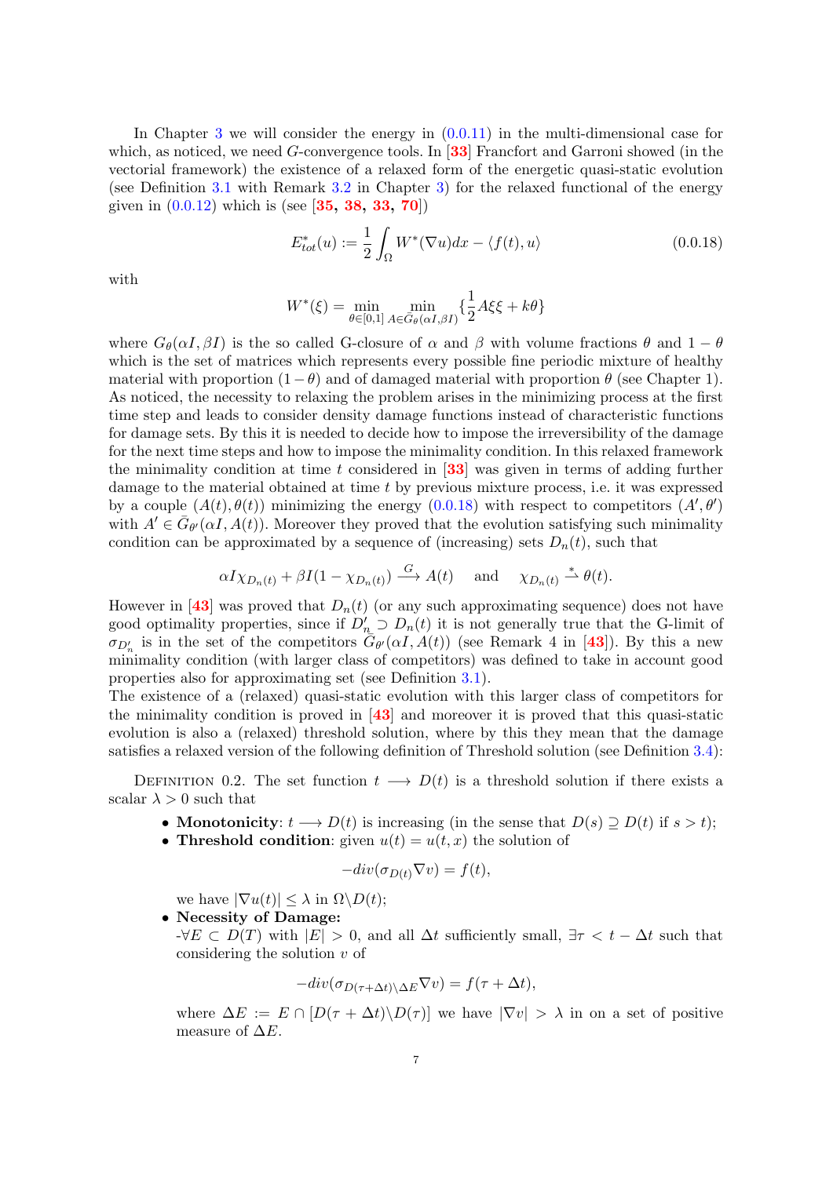In Chapter 3 we will consider the energy in (0.0.11) in the multi-dimensional case for which, as noticed, we need $G$-convergence tools. In [33] Francfort and Garroni showed (in the vectorial framework) the existence of a relaxed form of the energetic quasi-static evolution (see Definition 3.1 with Remark 3.2 in Chapter 3) for the relaxed functional of the energy given in (0.0.12) which is (see [35, 38, 33, 70])

$$E^*_{tot}(u) := \frac{1}{2}\int_\Omega W^*(\nabla u)dx - \langle f(t), u\rangle \tag{0.0.18}$$

with

$$W^*(\xi) = \min_{\theta\in[0,1]} \min_{A\in \bar{G}_\theta(\alpha I,\beta I)} \{\frac{1}{2}A\xi\xi + k\theta\}$$

where $G_\theta(\alpha I, \beta I)$ is the so called G-closure of $\alpha$ and $\beta$ with volume fractions $\theta$ and $1-\theta$ which is the set of matrices which represents every possible fine periodic mixture of healthy material with proportion $(1-\theta)$ and of damaged material with proportion $\theta$ (see Chapter 1). As noticed, the necessity to relaxing the problem arises in the minimizing process at the first time step and leads to consider density damage functions instead of characteristic functions for damage sets. By this it is needed to decide how to impose the irreversibility of the damage for the next time steps and how to impose the minimality condition. In this relaxed framework the minimality condition at time $t$ considered in [33] was given in terms of adding further damage to the material obtained at time $t$ by previous mixture process, i.e. it was expressed by a couple $(A(t), \theta(t))$ minimizing the energy (0.0.18) with respect to competitors $(A', \theta')$ with $A' \in \bar{G}_{\theta'}(\alpha I, A(t))$. Moreover they proved that the evolution satisfying such minimality condition can be approximated by a sequence of (increasing) sets $D_n(t)$, such that

$$\alpha I\chi_{D_n(t)} + \beta I(1-\chi_{D_n(t)}) \xrightarrow{G} A(t) \quad \text{ and } \quad \chi_{D_n(t)} \overset{*}{\rightharpoonup} \theta(t).$$

However in [43] was proved that $D_n(t)$ (or any such approximating sequence) does not have good optimality properties, since if $D'_n \supset D_n(t)$ it is not generally true that the G-limit of $\sigma_{D'_n}$ is in the set of the competitors $\bar{G}_{\theta'}(\alpha I, A(t))$ (see Remark 4 in [43]). By this a new minimality condition (with larger class of competitors) was defined to take in account good properties also for approximating set (see Definition 3.1).
The existence of a (relaxed) quasi-static evolution with this larger class of competitors for the minimality condition is proved in [43] and moreover it is proved that this quasi-static evolution is also a (relaxed) threshold solution, where by this they mean that the damage satisfies a relaxed version of the following definition of Threshold solution (see Definition 3.4):

DEFINITION 0.2. The set function $t \longrightarrow D(t)$ is a threshold solution if there exists a scalar $\lambda > 0$ such that

- **Monotonicity**: $t \longrightarrow D(t)$ is increasing (in the sense that $D(s) \supseteq D(t)$ if $s > t$);
- **Threshold condition**: given $u(t) = u(t,x)$ the solution of

  $$-div(\sigma_{D(t)}\nabla v) = f(t),$$

  we have $|\nabla u(t)| \leq \lambda$ in $\Omega\backslash D(t)$;
- **Necessity of Damage:**
  -$\forall E \subset D(T)$ with $|E| > 0$, and all $\Delta t$ sufficiently small, $\exists \tau < t - \Delta t$ such that considering the solution $v$ of

  $$-div(\sigma_{D(\tau+\Delta t)\backslash\Delta E}\nabla v) = f(\tau + \Delta t),$$

  where $\Delta E := E \cap [D(\tau + \Delta t)\backslash D(\tau)]$ we have $|\nabla v| > \lambda$ in on a set of positive measure of $\Delta E$.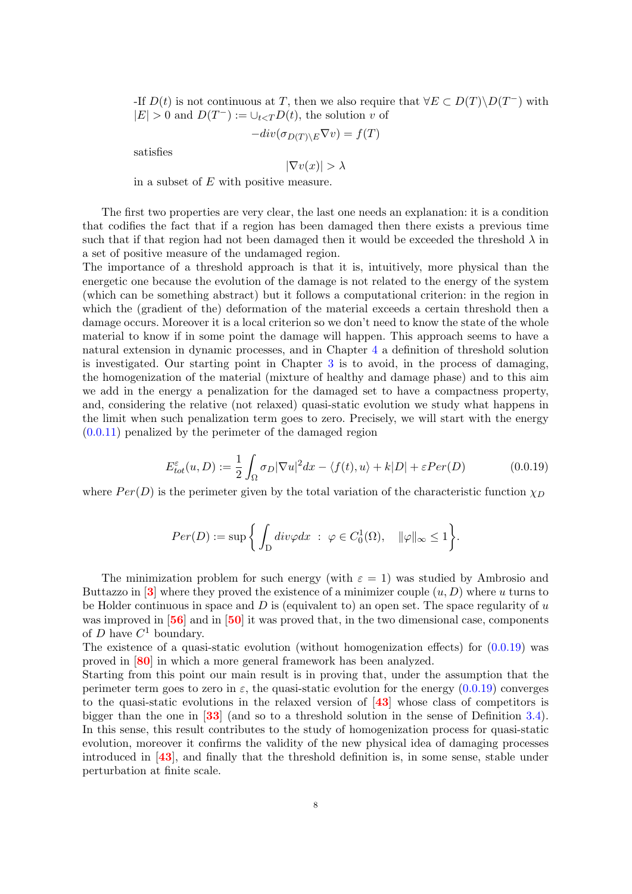-If $D(t)$ is not continuous at $T$, then we also require that $\forall E \subset D(T)\backslash D(T^-)$ with $|E| > 0$ and $D(T^-) := \cup_{t<T} D(t)$, the solution $v$ of

$$-div(\sigma_{D(T)\setminus E}\nabla v) = f(T)$$

satisfies

$$|\nabla v(x)| > \lambda$$

in a subset of $E$ with positive measure.

The first two properties are very clear, the last one needs an explanation: it is a condition that codifies the fact that if a region has been damaged then there exists a previous time such that if that region had not been damaged then it would be exceeded the threshold $\lambda$ in a set of positive measure of the undamaged region.
The importance of a threshold approach is that it is, intuitively, more physical than the energetic one because the evolution of the damage is not related to the energy of the system (which can be something abstract) but it follows a computational criterion: in the region in which the (gradient of the) deformation of the material exceeds a certain threshold then a damage occurs. Moreover it is a local criterion so we don't need to know the state of the whole material to know if in some point the damage will happen. This approach seems to have a natural extension in dynamic processes, and in Chapter 4 a definition of threshold solution is investigated. Our starting point in Chapter 3 is to avoid, in the process of damaging, the homogenization of the material (mixture of healthy and damage phase) and to this aim we add in the energy a penalization for the damaged set to have a compactness property, and, considering the relative (not relaxed) quasi-static evolution we study what happens in the limit when such penalization term goes to zero. Precisely, we will start with the energy (0.0.11) penalized by the perimeter of the damaged region

$$E^{\varepsilon}_{tot}(u, D) := \frac{1}{2}\int_{\Omega} \sigma_D |\nabla u|^2 dx - \langle f(t), u\rangle + k|D| + \varepsilon Per(D) \tag{0.0.19}$$

where $Per(D)$ is the perimeter given by the total variation of the characteristic function $\chi_D$

$$Per(D) := \sup\left\{ \int_{\mathrm{D}} div\varphi dx \ : \ \varphi \in C^1_0(\Omega), \quad \|\varphi\|_\infty \leq 1 \right\}.$$

The minimization problem for such energy (with $\varepsilon = 1$) was studied by Ambrosio and Buttazzo in [3] where they proved the existence of a minimizer couple $(u, D)$ where $u$ turns to be Holder continuous in space and $D$ is (equivalent to) an open set. The space regularity of $u$ was improved in [56] and in [50] it was proved that, in the two dimensional case, components of $D$ have $C^1$ boundary.
The existence of a quasi-static evolution (without homogenization effects) for (0.0.19) was proved in [80] in which a more general framework has been analyzed.
Starting from this point our main result is in proving that, under the assumption that the perimeter term goes to zero in $\varepsilon$, the quasi-static evolution for the energy (0.0.19) converges to the quasi-static evolutions in the relaxed version of [43] whose class of competitors is bigger than the one in [33] (and so to a threshold solution in the sense of Definition 3.4). In this sense, this result contributes to the study of homogenization process for quasi-static evolution, moreover it confirms the validity of the new physical idea of damaging processes introduced in [43], and finally that the threshold definition is, in some sense, stable under perturbation at finite scale.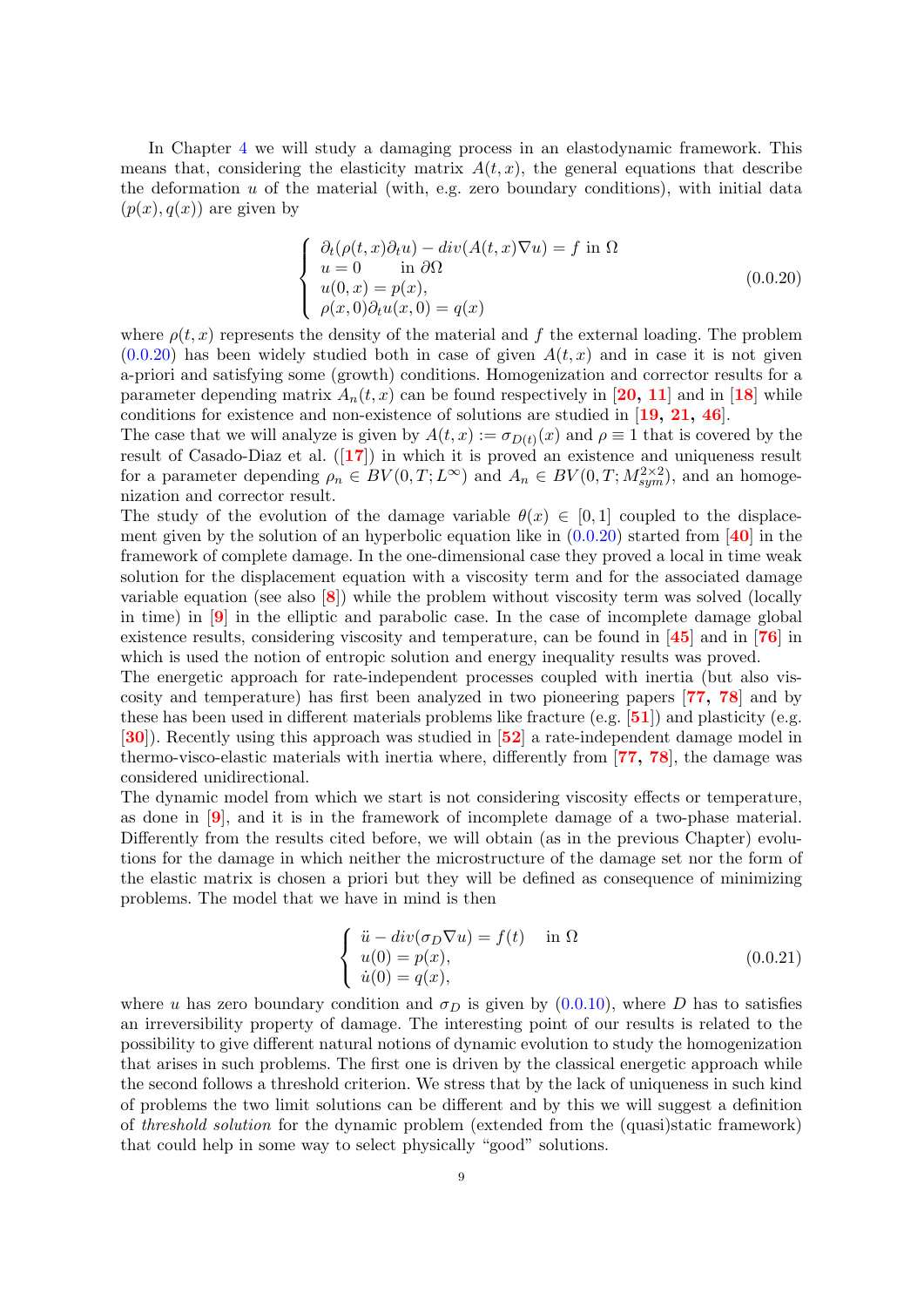In Chapter 4 we will study a damaging process in an elastodynamic framework. This means that, considering the elasticity matrix $A(t,x)$, the general equations that describe the deformation $u$ of the material (with, e.g. zero boundary conditions), with initial data $(p(x), q(x))$ are given by

$$\left\{ \begin{array}{l} \partial_t(\rho(t,x)\partial_t u) - div(A(t,x)\nabla u) = f \text{ in } \Omega \\ u = 0 \qquad \text{in } \partial\Omega \\ u(0,x) = p(x), \\ \rho(x,0)\partial_t u(x,0) = q(x) \end{array} \right. \tag{0.0.20}$$

where $\rho(t,x)$ represents the density of the material and $f$ the external loading. The problem (0.0.20) has been widely studied both in case of given $A(t,x)$ and in case it is not given a-priori and satisfying some (growth) conditions. Homogenization and corrector results for a parameter depending matrix $A_n(t,x)$ can be found respectively in [20, 11] and in [18] while conditions for existence and non-existence of solutions are studied in [19, 21, 46].
The case that we will analyze is given by $A(t,x) := \sigma_{D(t)}(x)$ and $\rho \equiv 1$ that is covered by the result of Casado-Diaz et al. ([17]) in which it is proved an existence and uniqueness result for a parameter depending $\rho_n \in BV(0,T;L^\infty)$ and $A_n \in BV(0,T;M^{2\times2}_{sym})$, and an homogenization and corrector result.
The study of the evolution of the damage variable $\theta(x) \in [0,1]$ coupled to the displacement given by the solution of an hyperbolic equation like in (0.0.20) started from [40] in the framework of complete damage. In the one-dimensional case they proved a local in time weak solution for the displacement equation with a viscosity term and for the associated damage variable equation (see also [8]) while the problem without viscosity term was solved (locally in time) in [9] in the elliptic and parabolic case. In the case of incomplete damage global existence results, considering viscosity and temperature, can be found in [45] and in [76] in which is used the notion of entropic solution and energy inequality results was proved.
The energetic approach for rate-independent processes coupled with inertia (but also viscosity and temperature) has first been analyzed in two pioneering papers [77, 78] and by these has been used in different materials problems like fracture (e.g. [51]) and plasticity (e.g. [30]). Recently using this approach was studied in [52] a rate-independent damage model in thermo-visco-elastic materials with inertia where, differently from [77, 78], the damage was considered unidirectional.
The dynamic model from which we start is not considering viscosity effects or temperature, as done in [9], and it is in the framework of incomplete damage of a two-phase material. Differently from the results cited before, we will obtain (as in the previous Chapter) evolutions for the damage in which neither the microstructure of the damage set nor the form of the elastic matrix is chosen a priori but they will be defined as consequence of minimizing problems. The model that we have in mind is then

$$\left\{ \begin{array}{ll} \ddot{u} - div(\sigma_D \nabla u) = f(t) & \text{in } \Omega \\ u(0) = p(x), & \\ \dot{u}(0) = q(x), & \end{array} \right. \tag{0.0.21}$$

where $u$ has zero boundary condition and $\sigma_D$ is given by (0.0.10), where $D$ has to satisfies an irreversibility property of damage. The interesting point of our results is related to the possibility to give different natural notions of dynamic evolution to study the homogenization that arises in such problems. The first one is driven by the classical energetic approach while the second follows a threshold criterion. We stress that by the lack of uniqueness in such kind of problems the two limit solutions can be different and by this we will suggest a definition of *threshold solution* for the dynamic problem (extended from the (quasi)static framework) that could help in some way to select physically "good" solutions.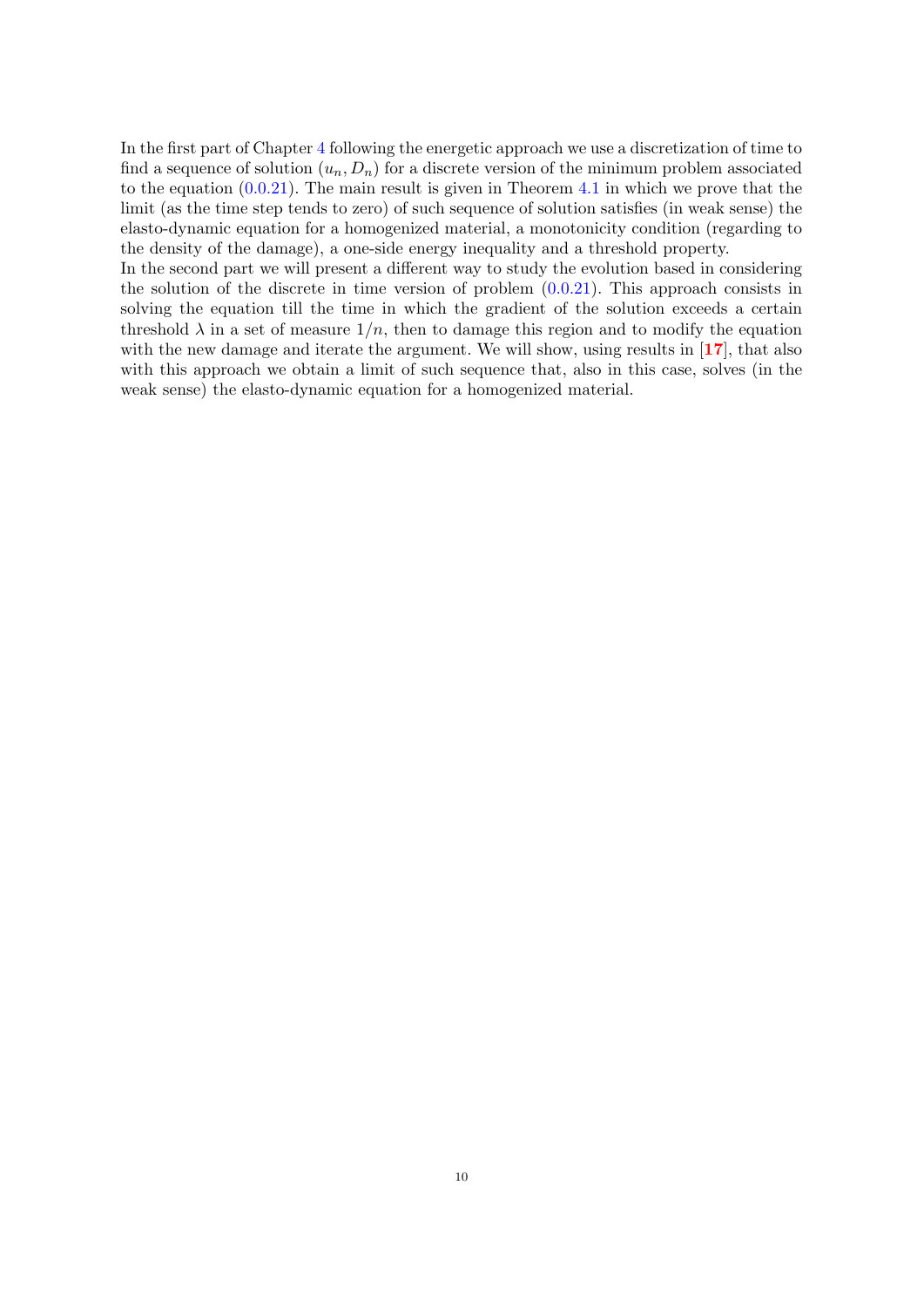In the first part of Chapter 4 following the energetic approach we use a discretization of time to find a sequence of solution $(u_n, D_n)$ for a discrete version of the minimum problem associated to the equation (0.0.21). The main result is given in Theorem 4.1 in which we prove that the limit (as the time step tends to zero) of such sequence of solution satisfies (in weak sense) the elasto-dynamic equation for a homogenized material, a monotonicity condition (regarding to the density of the damage), a one-side energy inequality and a threshold property.
In the second part we will present a different way to study the evolution based in considering the solution of the discrete in time version of problem (0.0.21). This approach consists in solving the equation till the time in which the gradient of the solution exceeds a certain threshold $\lambda$ in a set of measure $1/n$, then to damage this region and to modify the equation with the new damage and iterate the argument. We will show, using results in [**17**], that also with this approach we obtain a limit of such sequence that, also in this case, solves (in the weak sense) the elasto-dynamic equation for a homogenized material.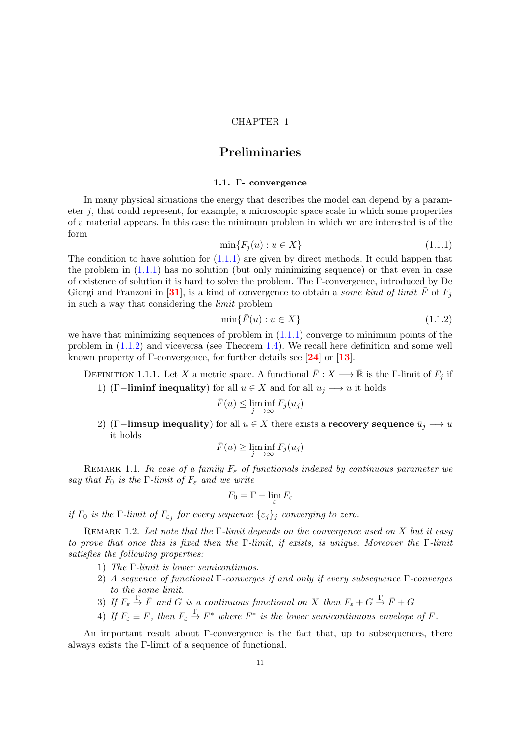# CHAPTER 1

# Preliminaries

## 1.1. Γ- convergence

In many physical situations the energy that describes the model can depend by a parameter $j$, that could represent, for example, a microscopic space scale in which some properties of a material appears. In this case the minimum problem in which we are interested is of the form

$$\min\{F_j(u) : u \in X\} \tag{1.1.1}$$

The condition to have solution for (1.1.1) are given by direct methods. It could happen that the problem in (1.1.1) has no solution (but only minimizing sequence) or that even in case of existence of solution it is hard to solve the problem. The Γ-convergence, introduced by De Giorgi and Franzoni in [31], is a kind of convergence to obtain a *some kind of limit* $\bar{F}$ of $F_j$ in such a way that considering the *limit* problem

$$\min\{\bar{F}(u) : u \in X\} \tag{1.1.2}$$

we have that minimizing sequences of problem in (1.1.1) converge to minimum points of the problem in (1.1.2) and viceversa (see Theorem 1.4). We recall here definition and some well known property of Γ-convergence, for further details see [24] or [13].

Definition 1.1.1. Let $X$ a metric space. A functional $\bar{F} : X \longrightarrow \bar{\mathbb{R}}$ is the Γ-limit of $F_j$ if

1) (**Γ−liminf inequality**) for all $u \in X$ and for all $u_j \longrightarrow u$ it holds
$$\bar{F}(u) \leq \liminf_{j \longrightarrow \infty} F_j(u_j)$$
2) (**Γ−limsup inequality**) for all $u \in X$ there exists a **recovery sequence** $\bar{u}_j \longrightarrow u$ it holds
$$\bar{F}(u) \geq \liminf_{j \longrightarrow \infty} F_j(u_j)$$

Remark 1.1. *In case of a family $F_\varepsilon$ of functionals indexed by continuous parameter we say that $F_0$ is the Γ-limit of $F_\varepsilon$ and we write*

$$F_0 = \Gamma - \lim_{\varepsilon} F_\varepsilon$$

*if $F_0$ is the Γ-limit of $F_{\varepsilon_j}$ for every sequence $\{\varepsilon_j\}_j$ converging to zero.*

Remark 1.2. *Let note that the Γ-limit depends on the convergence used on $X$ but it easy to prove that once this is fixed then the Γ-limit, if exists, is unique. Moreover the Γ-limit satisfies the following properties:*

1) *The Γ-limit is lower semicontinuos.*
2) *A sequence of functional Γ-converges if and only if every subsequence Γ-converges to the same limit.*
3) *If $F_\varepsilon \xrightarrow{\Gamma} \bar{F}$ and $G$ is a continuous functional on $X$ then $F_\varepsilon + G \xrightarrow{\Gamma} \bar{F} + G$*
4) *If $F_\varepsilon \equiv F$, then $F_\varepsilon \xrightarrow{\Gamma} F^*$ where $F^*$ is the lower semicontinuous envelope of $F$.*

An important result about Γ-convergence is the fact that, up to subsequences, there always exists the Γ-limit of a sequence of functional.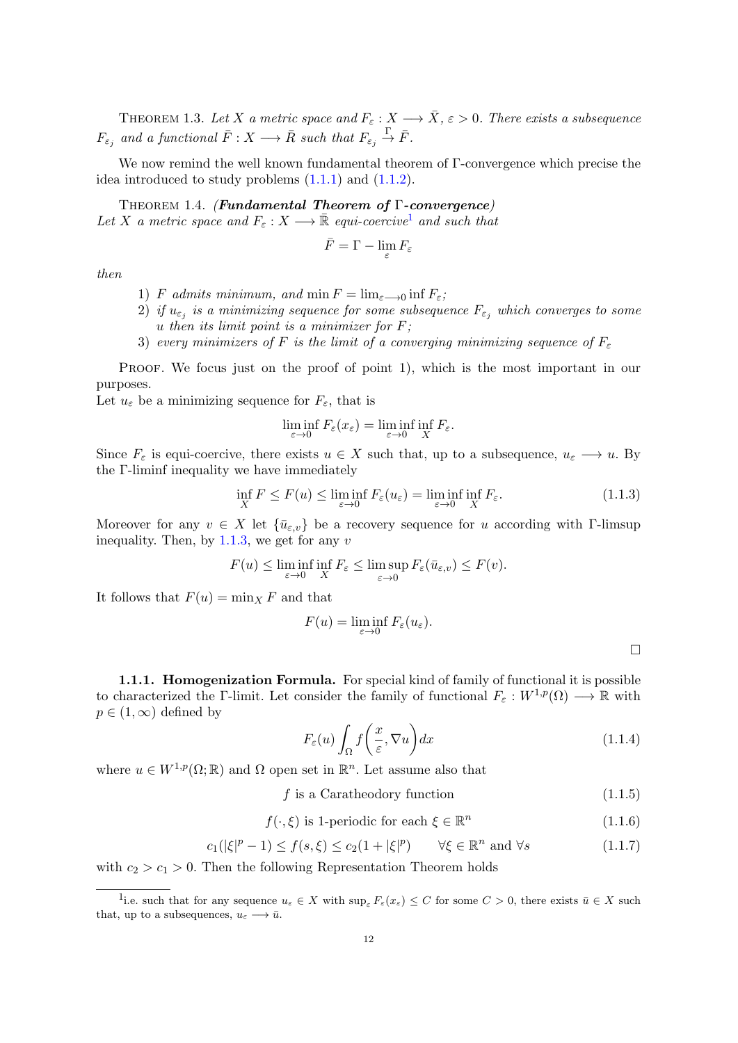THEOREM 1.3. *Let $X$ a metric space and $F_\varepsilon : X \longrightarrow \bar{X}$, $\varepsilon > 0$. There exists a subsequence $F_{\varepsilon_j}$ and a functional $\bar{F} : X \longrightarrow \bar{R}$ such that $F_{\varepsilon_j} \xrightarrow{\Gamma} \bar{F}$.*

We now remind the well known fundamental theorem of $\Gamma$-convergence which precise the idea introduced to study problems (1.1.1) and (1.1.2).

THEOREM 1.4. ***(Fundamental Theorem of $\Gamma$-convergence)***
*Let $X$ a metric space and $F_\varepsilon : X \longrightarrow \bar{\mathbb{R}}$ equi-coercive*[1] *and such that*

$$\bar{F} = \Gamma - \lim_{\varepsilon} F_\varepsilon$$

*then*

1) *$F$ admits minimum, and $\min F = \lim_{\varepsilon \longrightarrow 0} \inf F_\varepsilon$;*
2) *if $u_{\varepsilon_j}$ is a minimizing sequence for some subsequence $F_{\varepsilon_j}$ which converges to some $u$ then its limit point is a minimizer for $F$;*
3) *every minimizers of $F$ is the limit of a converging minimizing sequence of $F_\varepsilon$*

PROOF. We focus just on the proof of point 1), which is the most important in our purposes.
Let $u_\varepsilon$ be a minimizing sequence for $F_\varepsilon$, that is

$$\liminf_{\varepsilon \to 0} F_\varepsilon(x_\varepsilon) = \liminf_{\varepsilon \to 0} \inf_X F_\varepsilon.$$

Since $F_\varepsilon$ is equi-coercive, there exists $u \in X$ such that, up to a subsequence, $u_\varepsilon \longrightarrow u$. By the $\Gamma$-liminf inequality we have immediately

$$\inf_X F \leq F(u) \leq \liminf_{\varepsilon \to 0} F_\varepsilon(u_\varepsilon) = \liminf_{\varepsilon \to 0} \inf_X F_\varepsilon. \tag{1.1.3}$$

Moreover for any $v \in X$ let $\{\bar{u}_{\varepsilon,v}\}$ be a recovery sequence for $u$ according with $\Gamma$-limsup inequality. Then, by 1.1.3, we get for any $v$

$$F(u) \leq \liminf_{\varepsilon \to 0} \inf_X F_\varepsilon \leq \limsup_{\varepsilon \to 0} F_\varepsilon(\bar{u}_{\varepsilon,v}) \leq F(v).$$

It follows that $F(u) = \min_X F$ and that

$$F(u) = \liminf_{\varepsilon \to 0} F_\varepsilon(u_\varepsilon).$$

□

**1.1.1. Homogenization Formula.** For special kind of family of functional it is possible to characterized the $\Gamma$-limit. Let consider the family of functional $F_\varepsilon : W^{1,p}(\Omega) \longrightarrow \mathbb{R}$ with $p \in (1, \infty)$ defined by

$$F_\varepsilon(u) \int_\Omega f\left(\frac{x}{\varepsilon}, \nabla u\right) dx \tag{1.1.4}$$

where $u \in W^{1,p}(\Omega; \mathbb{R})$ and $\Omega$ open set in $\mathbb{R}^n$. Let assume also that

$$f \text{ is a Caratheodory function} \tag{1.1.5}$$

$$f(\cdot, \xi) \text{ is 1-periodic for each } \xi \in \mathbb{R}^n \tag{1.1.6}$$

$$c_1(|\xi|^p - 1) \leq f(s, \xi) \leq c_2(1 + |\xi|^p) \qquad \forall \xi \in \mathbb{R}^n \text{ and } \forall s \tag{1.1.7}$$

with $c_2 > c_1 > 0$. Then the following Representation Theorem holds

[1] i.e. such that for any sequence $u_\varepsilon \in X$ with $\sup_\varepsilon F_\varepsilon(x_\varepsilon) \leq C$ for some $C > 0$, there exists $\bar{u} \in X$ such that, up to a subsequences, $u_\varepsilon \longrightarrow \bar{u}$.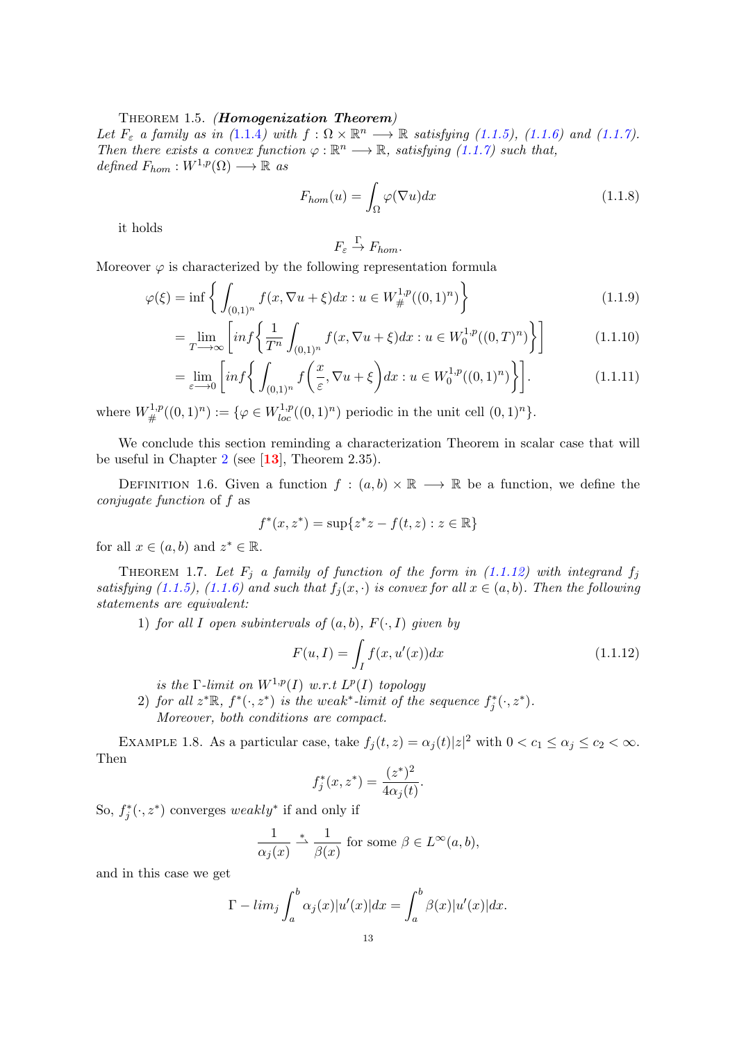Theorem 1.5. ***(Homogenization Theorem)***
*Let $F_\varepsilon$ a family as in (1.1.4) with $f : \Omega \times \mathbb{R}^n \longrightarrow \mathbb{R}$ satisfying (1.1.5), (1.1.6) and (1.1.7). Then there exists a convex function $\varphi : \mathbb{R}^n \longrightarrow \mathbb{R}$, satisfying (1.1.7) such that, defined $F_{hom} : W^{1,p}(\Omega) \longrightarrow \mathbb{R}$ as*

$$F_{hom}(u) = \int_\Omega \varphi(\nabla u)dx \tag{1.1.8}$$

it holds

$$F_\varepsilon \xrightarrow{\Gamma} F_{hom}.$$

Moreover $\varphi$ is characterized by the following representation formula

$$\varphi(\xi) = \inf\left\{ \int_{(0,1)^n} f(x, \nabla u + \xi)dx : u \in W^{1,p}_{\#}((0,1)^n) \right\} \tag{1.1.9}$$

$$= \lim_{T \longrightarrow \infty} \left[ inf\left\{ \frac{1}{T^n} \int_{(0,1)^n} f(x, \nabla u + \xi)dx : u \in W^{1,p}_0((0,T)^n) \right\} \right] \tag{1.1.10}$$

$$= \lim_{\varepsilon \longrightarrow 0} \left[ inf\left\{ \int_{(0,1)^n} f\left(\frac{x}{\varepsilon}, \nabla u + \xi\right)dx : u \in W^{1,p}_0((0,1)^n) \right\} \right]. \tag{1.1.11}$$

where $W^{1,p}_{\#}((0,1)^n) := \{\varphi \in W^{1,p}_{loc}((0,1)^n)$ periodic in the unit cell $(0,1)^n\}$.

We conclude this section reminding a characterization Theorem in scalar case that will be useful in Chapter 2 (see [13], Theorem 2.35).

Definition 1.6. Given a function $f : (a,b) \times \mathbb{R} \longrightarrow \mathbb{R}$ be a function, we define the *conjugate function* of $f$ as

$$f^*(x, z^*) = \sup\{z^* z - f(t,z) : z \in \mathbb{R}\}$$

for all $x \in (a,b)$ and $z^* \in \mathbb{R}$.

Theorem 1.7. *Let $F_j$ a family of function of the form in (1.1.12) with integrand $f_j$ satisfying (1.1.5), (1.1.6) and such that $f_j(x,\cdot)$ is convex for all $x \in (a,b)$. Then the following statements are equivalent:*

1) *for all $I$ open subintervals of $(a,b)$, $F(\cdot, I)$ given by*

$$F(u, I) = \int_I f(x, u'(x))dx \tag{1.1.12}$$

*is the $\Gamma$-limit on $W^{1,p}(I)$ w.r.t $L^p(I)$ topology*

2) *for all $z^*\mathbb{R}$, $f^*(\cdot, z^*)$ is the weak$^*$-limit of the sequence $f^*_j(\cdot, z^*)$. Moreover, both conditions are compact.*

Example 1.8. As a particular case, take $f_j(t,z) = \alpha_j(t)|z|^2$ with $0 < c_1 \le \alpha_j \le c_2 < \infty$. Then

$$f^*_j(x, z^*) = \frac{(z^*)^2}{4\alpha_j(t)}.$$

So, $f^*_j(\cdot, z^*)$ converges *weakly*$^*$ if and only if

$$\frac{1}{\alpha_j(x)} \xrightarrow{*} \frac{1}{\beta(x)} \text{ for some } \beta \in L^\infty(a,b),$$

and in this case we get

$$\Gamma - lim_j \int_a^b \alpha_j(x)|u'(x)|dx = \int_a^b \beta(x)|u'(x)|dx.$$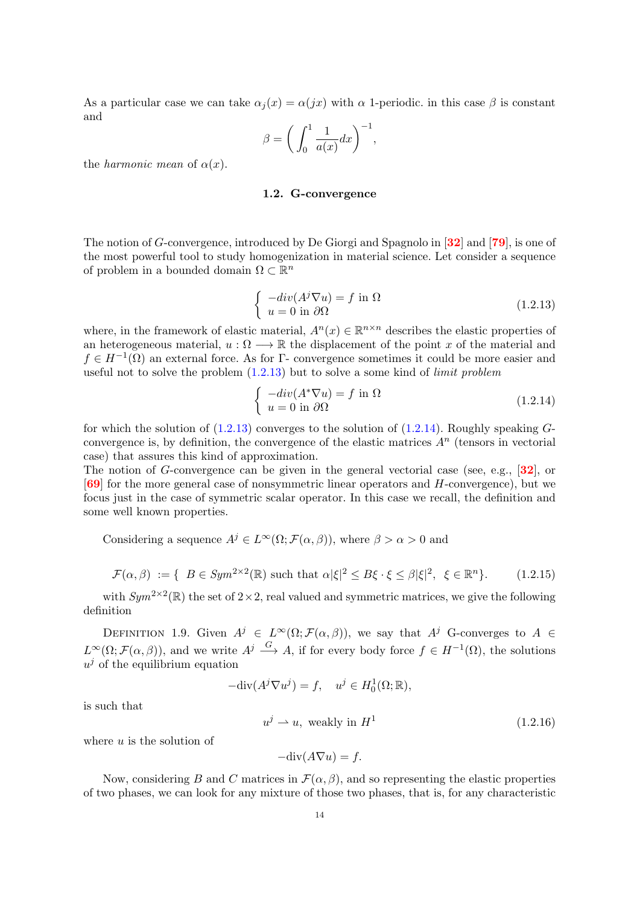As a particular case we can take $\alpha_j(x) = \alpha(jx)$ with $\alpha$ 1-periodic. in this case $\beta$ is constant and

$$\beta = \left( \int_0^1 \frac{1}{a(x)} dx \right)^{-1},$$

the *harmonic mean* of $\alpha(x)$.

### 1.2. G-convergence

The notion of $G$-convergence, introduced by De Giorgi and Spagnolo in [32] and [79], is one of the most powerful tool to study homogenization in material science. Let consider a sequence of problem in a bounded domain $\Omega \subset \mathbb{R}^n$

$$\begin{cases} -div(A^j \nabla u) = f \text{ in } \Omega \\ u = 0 \text{ in } \partial\Omega \end{cases} \tag{1.2.13}$$

where, in the framework of elastic material, $A^n(x) \in \mathbb{R}^{n \times n}$ describes the elastic properties of an heterogeneous material, $u : \Omega \longrightarrow \mathbb{R}$ the displacement of the point $x$ of the material and $f \in H^{-1}(\Omega)$ an external force. As for $\Gamma$- convergence sometimes it could be more easier and useful not to solve the problem (1.2.13) but to solve a some kind of *limit problem*

$$\begin{cases} -div(A^* \nabla u) = f \text{ in } \Omega \\ u = 0 \text{ in } \partial\Omega \end{cases} \tag{1.2.14}$$

for which the solution of (1.2.13) converges to the solution of (1.2.14). Roughly speaking $G$-convergence is, by definition, the convergence of the elastic matrices $A^n$ (tensors in vectorial case) that assures this kind of approximation.
The notion of $G$-convergence can be given in the general vectorial case (see, e.g., [32], or [69] for the more general case of nonsymmetric linear operators and $H$-convergence), but we focus just in the case of symmetric scalar operator. In this case we recall, the definition and some well known properties.

Considering a sequence $A^j \in L^\infty(\Omega; \mathcal{F}(\alpha, \beta))$, where $\beta > \alpha > 0$ and

$$\mathcal{F}(\alpha, \beta) := \{ \ B \in Sym^{2\times 2}(\mathbb{R}) \text{ such that } \alpha|\xi|^2 \leq B\xi \cdot \xi \leq \beta|\xi|^2, \ \ \xi \in \mathbb{R}^n \}. \tag{1.2.15}$$

with $Sym^{2\times 2}(\mathbb{R})$ the set of $2\times 2$, real valued and symmetric matrices, we give the following definition

Definition 1.9. Given $A^j \in L^\infty(\Omega; \mathcal{F}(\alpha, \beta))$, we say that $A^j$ G-converges to $A \in L^\infty(\Omega; \mathcal{F}(\alpha, \beta))$, and we write $A^j \xrightarrow{G} A$, if for every body force $f \in H^{-1}(\Omega)$, the solutions $u^j$ of the equilibrium equation

$$-\text{div}(A^j \nabla u^j) = f, \quad u^j \in H^1_0(\Omega; \mathbb{R}),$$

is such that

$$u^j \rightharpoonup u, \text{ weakly in } H^1 \tag{1.2.16}$$

where $u$ is the solution of

$$-\text{div}(A \nabla u) = f.$$

Now, considering $B$ and $C$ matrices in $\mathcal{F}(\alpha, \beta)$, and so representing the elastic properties of two phases, we can look for any mixture of those two phases, that is, for any characteristic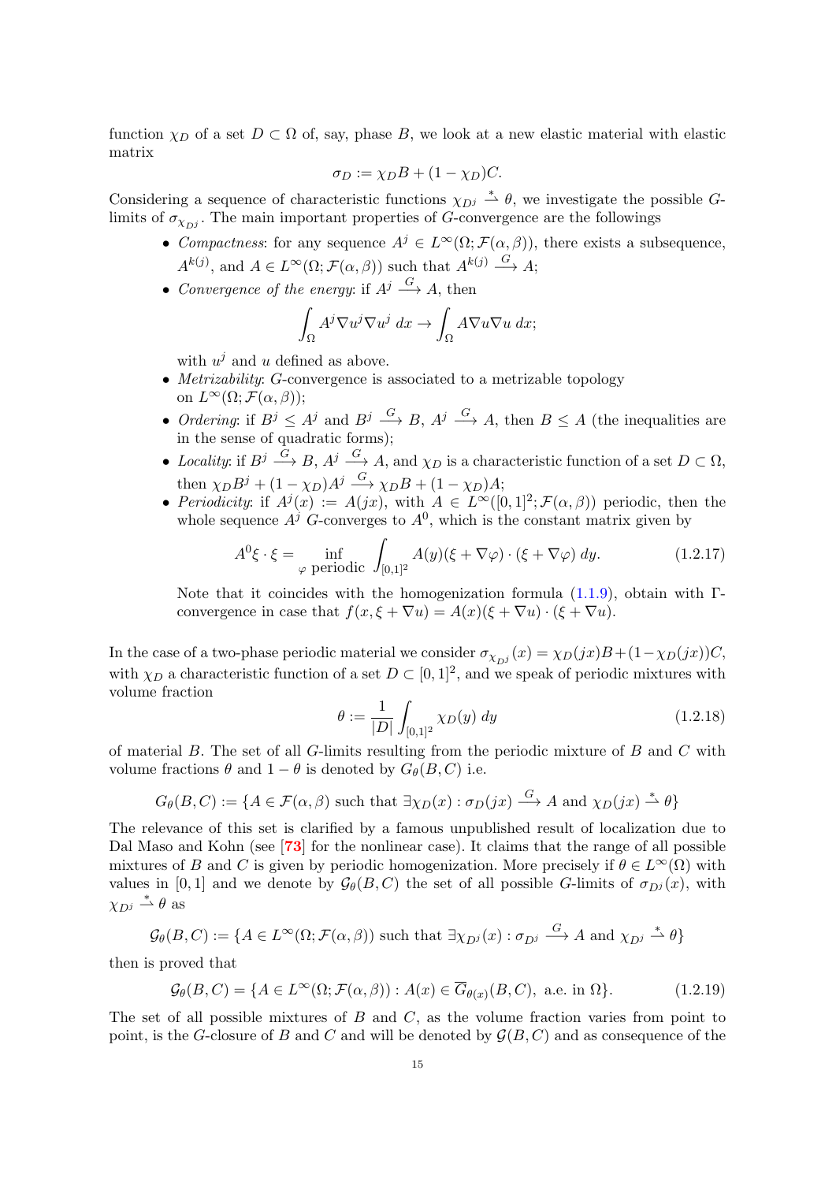function $\chi_D$ of a set $D \subset \Omega$ of, say, phase $B$, we look at a new elastic material with elastic matrix

$$\sigma_D := \chi_D B + (1 - \chi_D) C.$$

Considering a sequence of characteristic functions $\chi_{D^j} \overset{*}{\rightharpoonup} \theta$, we investigate the possible $G$-limits of $\sigma_{\chi_{D^j}}$. The main important properties of $G$-convergence are the followings

- *Compactness*: for any sequence $A^j \in L^\infty(\Omega; \mathcal{F}(\alpha, \beta))$, there exists a subsequence, $A^{k(j)}$, and $A \in L^\infty(\Omega; \mathcal{F}(\alpha, \beta))$ such that $A^{k(j)} \xrightarrow{G} A$;
- *Convergence of the energy*: if $A^j \xrightarrow{G} A$, then
$$\int_\Omega A^j \nabla u^j \nabla u^j \, dx \to \int_\Omega A \nabla u \nabla u \, dx;$$
with $u^j$ and $u$ defined as above.
- *Metrizability*: $G$-convergence is associated to a metrizable topology on $L^\infty(\Omega; \mathcal{F}(\alpha, \beta))$;
- *Ordering*: if $B^j \leq A^j$ and $B^j \xrightarrow{G} B$, $A^j \xrightarrow{G} A$, then $B \leq A$ (the inequalities are in the sense of quadratic forms);
- *Locality*: if $B^j \xrightarrow{G} B$, $A^j \xrightarrow{G} A$, and $\chi_D$ is a characteristic function of a set $D \subset \Omega$, then $\chi_D B^j + (1 - \chi_D) A^j \xrightarrow{G} \chi_D B + (1 - \chi_D) A$;
- *Periodicity*: if $A^j(x) := A(jx)$, with $A \in L^\infty([0,1]^2; \mathcal{F}(\alpha, \beta))$ periodic, then the whole sequence $A^j$ $G$-converges to $A^0$, which is the constant matrix given by
$$A^0 \xi \cdot \xi = \inf_{\varphi \text{ periodic}} \int_{[0,1]^2} A(y)(\xi + \nabla \varphi) \cdot (\xi + \nabla \varphi) \, dy. \tag{1.2.17}$$
Note that it coincides with the homogenization formula (1.1.9), obtain with $\Gamma$-convergence in case that $f(x, \xi + \nabla u) = A(x)(\xi + \nabla u) \cdot (\xi + \nabla u)$.

In the case of a two-phase periodic material we consider $\sigma_{\chi_{D^j}}(x) = \chi_D(jx) B + (1 - \chi_D(jx)) C$, with $\chi_D$ a characteristic function of a set $D \subset [0,1]^2$, and we speak of periodic mixtures with volume fraction

$$\theta := \frac{1}{|D|} \int_{[0,1]^2} \chi_D(y) \, dy \tag{1.2.18}$$

of material $B$. The set of all $G$-limits resulting from the periodic mixture of $B$ and $C$ with volume fractions $\theta$ and $1 - \theta$ is denoted by $G_\theta(B, C)$ i.e.

$$G_\theta(B, C) := \{A \in \mathcal{F}(\alpha, \beta) \text{ such that } \exists \chi_D(x) : \sigma_D(jx) \xrightarrow{G} A \text{ and } \chi_D(jx) \overset{*}{\rightharpoonup} \theta\}$$

The relevance of this set is clarified by a famous unpublished result of localization due to Dal Maso and Kohn (see [73] for the nonlinear case). It claims that the range of all possible mixtures of $B$ and $C$ is given by periodic homogenization. More precisely if $\theta \in L^\infty(\Omega)$ with values in $[0,1]$ and we denote by $\mathcal{G}_\theta(B, C)$ the set of all possible $G$-limits of $\sigma_{D^j}(x)$, with $\chi_{D^j} \overset{*}{\rightharpoonup} \theta$ as

$$\mathcal{G}_\theta(B, C) := \{A \in L^\infty(\Omega; \mathcal{F}(\alpha, \beta)) \text{ such that } \exists \chi_{D^j}(x) : \sigma_{D^j} \xrightarrow{G} A \text{ and } \chi_{D^j} \overset{*}{\rightharpoonup} \theta\}$$

then is proved that

$$\mathcal{G}_\theta(B, C) = \{A \in L^\infty(\Omega; \mathcal{F}(\alpha, \beta)) : A(x) \in \overline{G}_{\theta(x)}(B, C), \text{ a.e. in } \Omega\}. \tag{1.2.19}$$

The set of all possible mixtures of $B$ and $C$, as the volume fraction varies from point to point, is the $G$-closure of $B$ and $C$ and will be denoted by $\mathcal{G}(B, C)$ and as consequence of the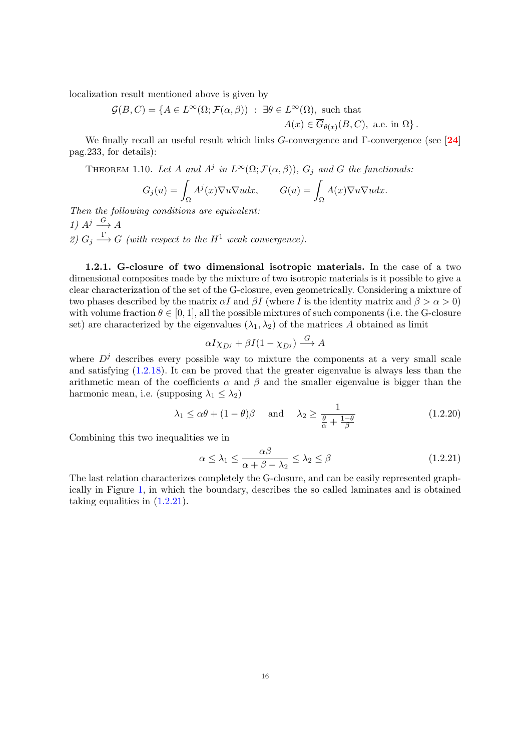localization result mentioned above is given by

$$\mathcal{G}(B,C) = \{A \in L^\infty(\Omega; \mathcal{F}(\alpha,\beta)) \ : \ \exists \theta \in L^\infty(\Omega), \text{ such that} \\ A(x) \in \overline{G}_{\theta(x)}(B,C), \text{ a.e. in } \Omega\}.$$

We finally recall an useful result which links $G$-convergence and $\Gamma$-convergence (see [24] pag.233, for details):

THEOREM 1.10. *Let $A$ and $A^j$ in $L^\infty(\Omega; \mathcal{F}(\alpha,\beta))$, $G_j$ and $G$ the functionals:*

$$G_j(u) = \int_\Omega A^j(x)\nabla u \nabla u dx, \qquad G(u) = \int_\Omega A(x)\nabla u \nabla u dx.$$

*Then the following conditions are equivalent:*
*1) $A^j \xrightarrow{G} A$*
*2) $G_j \xrightarrow{\Gamma} G$ (with respect to the $H^1$ weak convergence).*

**1.2.1. G-closure of two dimensional isotropic materials.** In the case of a two dimensional composites made by the mixture of two isotropic materials is it possible to give a clear characterization of the set of the G-closure, even geometrically. Considering a mixture of two phases described by the matrix $\alpha I$ and $\beta I$ (where $I$ is the identity matrix and $\beta > \alpha > 0$) with volume fraction $\theta \in [0,1]$, all the possible mixtures of such components (i.e. the G-closure set) are characterized by the eigenvalues $(\lambda_1, \lambda_2)$ of the matrices $A$ obtained as limit

$$\alpha I \chi_{D^j} + \beta I(1 - \chi_{D^j}) \xrightarrow{G} A$$

where $D^j$ describes every possible way to mixture the components at a very small scale and satisfying (1.2.18). It can be proved that the greater eigenvalue is always less than the arithmetic mean of the coefficients $\alpha$ and $\beta$ and the smaller eigenvalue is bigger than the harmonic mean, i.e. (supposing $\lambda_1 \leq \lambda_2$)

$$\lambda_1 \leq \alpha\theta + (1-\theta)\beta \quad \text{ and } \quad \lambda_2 \geq \frac{1}{\frac{\theta}{\alpha} + \frac{1-\theta}{\beta}} \tag{1.2.20}$$

Combining this two inequalities we in

$$\alpha \leq \lambda_1 \leq \frac{\alpha\beta}{\alpha + \beta - \lambda_2} \leq \lambda_2 \leq \beta \tag{1.2.21}$$

The last relation characterizes completely the G-closure, and can be easily represented graphically in Figure 1, in which the boundary, describes the so called laminates and is obtained taking equalities in (1.2.21).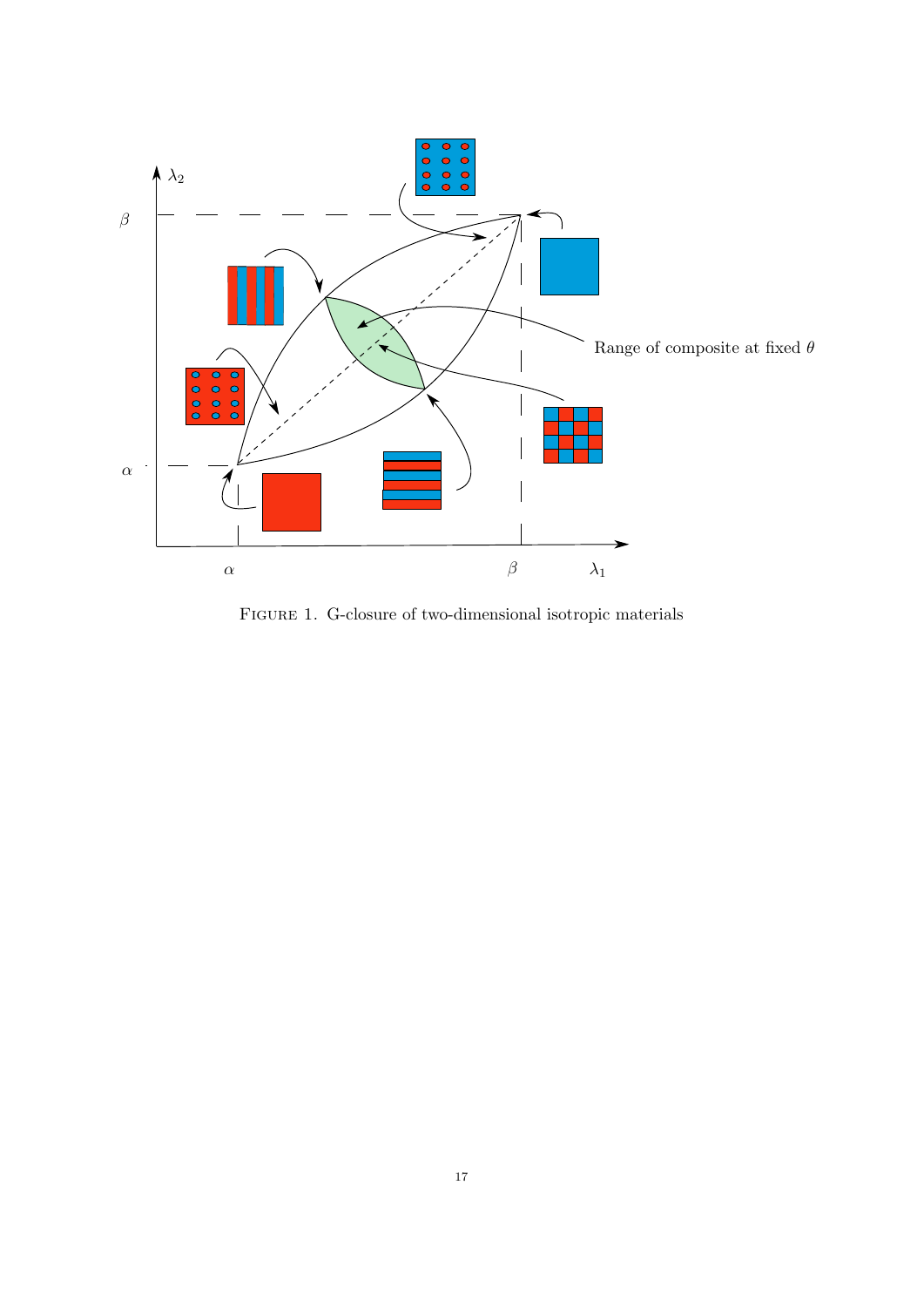Figure 1. G-closure of two-dimensional isotropic materials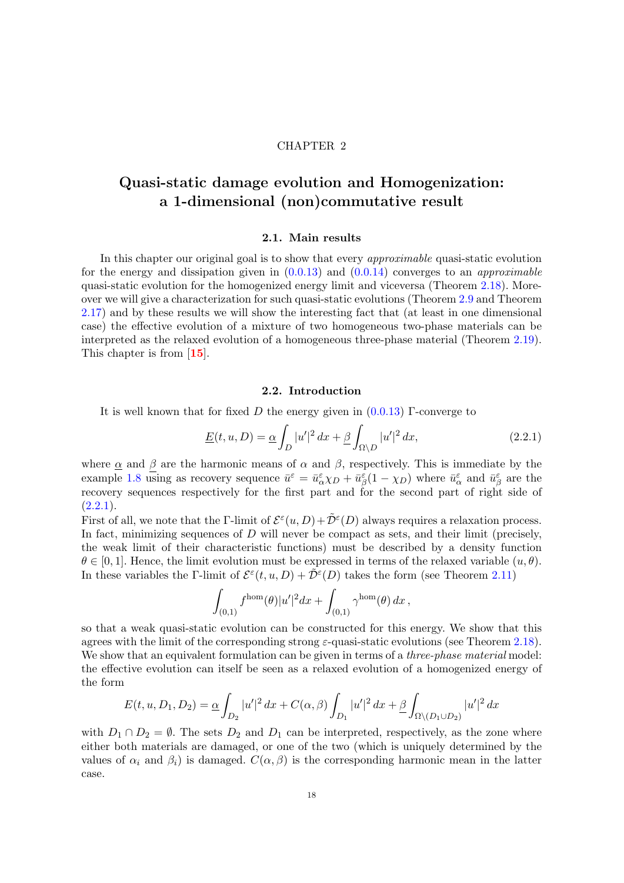CHAPTER 2

# Quasi-static damage evolution and Homogenization: a 1-dimensional (non)commutative result

## 2.1. Main results

In this chapter our original goal is to show that every *approximable* quasi-static evolution for the energy and dissipation given in (0.0.13) and (0.0.14) converges to an *approximable* quasi-static evolution for the homogenized energy limit and viceversa (Theorem 2.18). Moreover we will give a characterization for such quasi-static evolutions (Theorem 2.9 and Theorem 2.17) and by these results we will show the interesting fact that (at least in one dimensional case) the effective evolution of a mixture of two homogeneous two-phase materials can be interpreted as the relaxed evolution of a homogeneous three-phase material (Theorem 2.19). This chapter is from [15].

## 2.2. Introduction

It is well known that for fixed $D$ the energy given in (0.0.13) $\Gamma$-converge to

$$\underline{E}(t,u,D) = \underline{\alpha}\int_D |u'|^2\,dx + \underline{\beta}\int_{\Omega\setminus D} |u'|^2\,dx, \tag{2.2.1}$$

where $\underline{\alpha}$ and $\underline{\beta}$ are the harmonic means of $\alpha$ and $\beta$, respectively. This is immediate by the example 1.8 using as recovery sequence $\bar{u}^\varepsilon = \bar{u}^\varepsilon_\alpha \chi_D + \bar{u}^\varepsilon_\beta(1-\chi_D)$ where $\bar{u}^\varepsilon_\alpha$ and $\bar{u}^\varepsilon_\beta$ are the recovery sequences respectively for the first part and for the second part of right side of (2.2.1).

First of all, we note that the $\Gamma$-limit of $\mathcal{E}^\varepsilon(u,D)+\tilde{\mathcal{D}}^\varepsilon(D)$ always requires a relaxation process. In fact, minimizing sequences of $D$ will never be compact as sets, and their limit (precisely, the weak limit of their characteristic functions) must be described by a density function $\theta\in[0,1]$. Hence, the limit evolution must be expressed in terms of the relaxed variable $(u,\theta)$. In these variables the $\Gamma$-limit of $\mathcal{E}^\varepsilon(t,u,D)+\tilde{\mathcal{D}}^\varepsilon(D)$ takes the form (see Theorem 2.11)

$$\int_{(0,1)} f^{\rm hom}(\theta)|u'|^2 dx + \int_{(0,1)} \gamma^{\rm hom}(\theta)\,dx\,,$$

so that a weak quasi-static evolution can be constructed for this energy. We show that this agrees with the limit of the corresponding strong $\varepsilon$-quasi-static evolutions (see Theorem 2.18). We show that an equivalent formulation can be given in terms of a *three-phase material* model: the effective evolution can itself be seen as a relaxed evolution of a homogenized energy of the form

$$E(t,u,D_1,D_2) = \underline{\alpha}\int_{D_2} |u'|^2\,dx + C(\alpha,\beta)\int_{D_1} |u'|^2\,dx + \underline{\beta}\int_{\Omega\setminus(D_1\cup D_2)} |u'|^2\,dx$$

with $D_1\cap D_2=\emptyset$. The sets $D_2$ and $D_1$ can be interpreted, respectively, as the zone where either both materials are damaged, or one of the two (which is uniquely determined by the values of $\alpha_i$ and $\beta_i$) is damaged. $C(\alpha,\beta)$ is the corresponding harmonic mean in the latter case.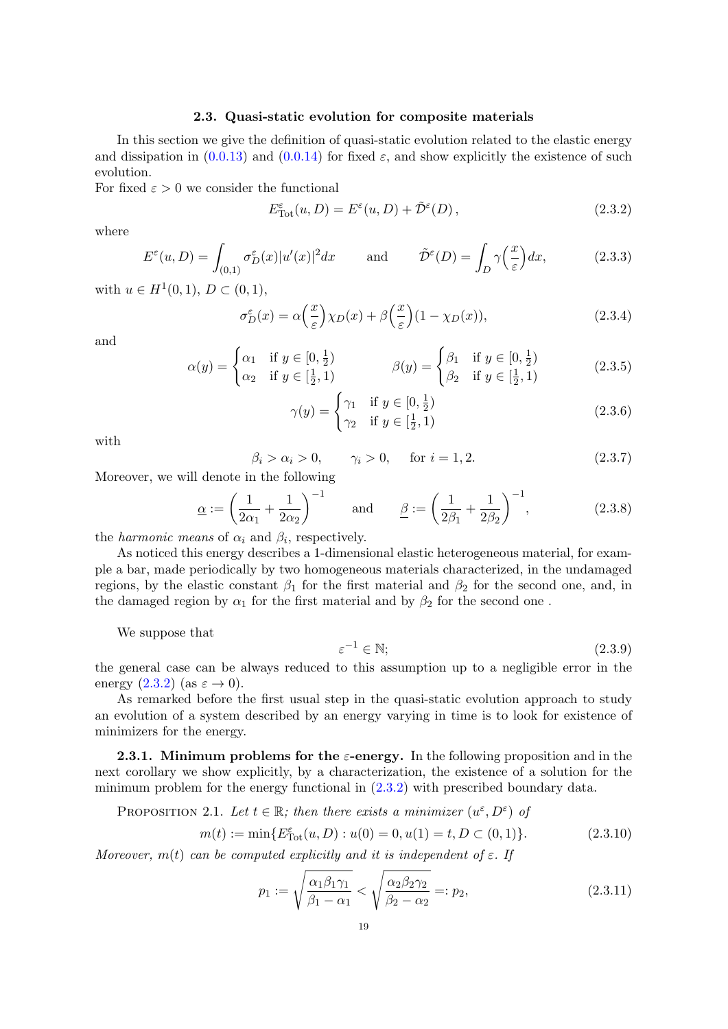### 2.3. Quasi-static evolution for composite materials

In this section we give the definition of quasi-static evolution related to the elastic energy and dissipation in (0.0.13) and (0.0.14) for fixed $\varepsilon$, and show explicitly the existence of such evolution.

For fixed $\varepsilon > 0$ we consider the functional

$$E^{\varepsilon}_{\text{Tot}}(u, D) = E^{\varepsilon}(u, D) + \tilde{\mathcal{D}}^{\varepsilon}(D)\,, \tag{2.3.2}$$

where

$$E^{\varepsilon}(u, D) = \int_{(0,1)} \sigma^{\varepsilon}_{D}(x)|u'(x)|^2 dx \qquad \text{and} \qquad \tilde{\mathcal{D}}^{\varepsilon}(D) = \int_{D} \gamma\Big(\frac{x}{\varepsilon}\Big) dx, \tag{2.3.3}$$

with $u \in H^1(0,1)$, $D \subset (0,1)$,

$$\sigma^{\varepsilon}_{D}(x) = \alpha\Big(\frac{x}{\varepsilon}\Big)\chi_D(x) + \beta\Big(\frac{x}{\varepsilon}\Big)(1 - \chi_D(x)), \tag{2.3.4}$$

and

$$\alpha(y) = \begin{cases} \alpha_1 & \text{if } y \in [0, \frac{1}{2}) \\ \alpha_2 & \text{if } y \in [\frac{1}{2}, 1) \end{cases} \qquad\qquad \beta(y) = \begin{cases} \beta_1 & \text{if } y \in [0, \frac{1}{2}) \\ \beta_2 & \text{if } y \in [\frac{1}{2}, 1) \end{cases} \tag{2.3.5}$$

$$\gamma(y) = \begin{cases} \gamma_1 & \text{if } y \in [0, \frac{1}{2}) \\ \gamma_2 & \text{if } y \in [\frac{1}{2}, 1) \end{cases} \tag{2.3.6}$$

with

$$\beta_i > \alpha_i > 0, \qquad \gamma_i > 0, \qquad \text{for } i = 1, 2. \tag{2.3.7}$$

Moreover, we will denote in the following

$$\underline{\alpha} := \left(\frac{1}{2\alpha_1} + \frac{1}{2\alpha_2}\right)^{-1} \qquad \text{and} \qquad \underline{\beta} := \left(\frac{1}{2\beta_1} + \frac{1}{2\beta_2}\right)^{-1}, \tag{2.3.8}$$

the *harmonic means* of $\alpha_i$ and $\beta_i$, respectively.

As noticed this energy describes a 1-dimensional elastic heterogeneous material, for example a bar, made periodically by two homogeneous materials characterized, in the undamaged regions, by the elastic constant $\beta_1$ for the first material and $\beta_2$ for the second one, and, in the damaged region by $\alpha_1$ for the first material and by $\beta_2$ for the second one .

We suppose that

$$\varepsilon^{-1} \in \mathbb{N}; \tag{2.3.9}$$

the general case can be always reduced to this assumption up to a negligible error in the energy (2.3.2) (as $\varepsilon \to 0$).

As remarked before the first usual step in the quasi-static evolution approach to study an evolution of a system described by an energy varying in time is to look for existence of minimizers for the energy.

**2.3.1. Minimum problems for the $\varepsilon$-energy.** In the following proposition and in the next corollary we show explicitly, by a characterization, the existence of a solution for the minimum problem for the energy functional in (2.3.2) with prescribed boundary data.

Proposition 2.1. *Let $t \in \mathbb{R}$; then there exists a minimizer $(u^{\varepsilon}, D^{\varepsilon})$ of*

$$m(t) := \min\{E^{\varepsilon}_{\text{Tot}}(u, D) : u(0) = 0, u(1) = t, D \subset (0,1)\}. \tag{2.3.10}$$

*Moreover, $m(t)$ can be computed explicitly and it is independent of $\varepsilon$. If*

$$p_1 := \sqrt{\frac{\alpha_1\beta_1\gamma_1}{\beta_1 - \alpha_1}} < \sqrt{\frac{\alpha_2\beta_2\gamma_2}{\beta_2 - \alpha_2}} =: p_2, \tag{2.3.11}$$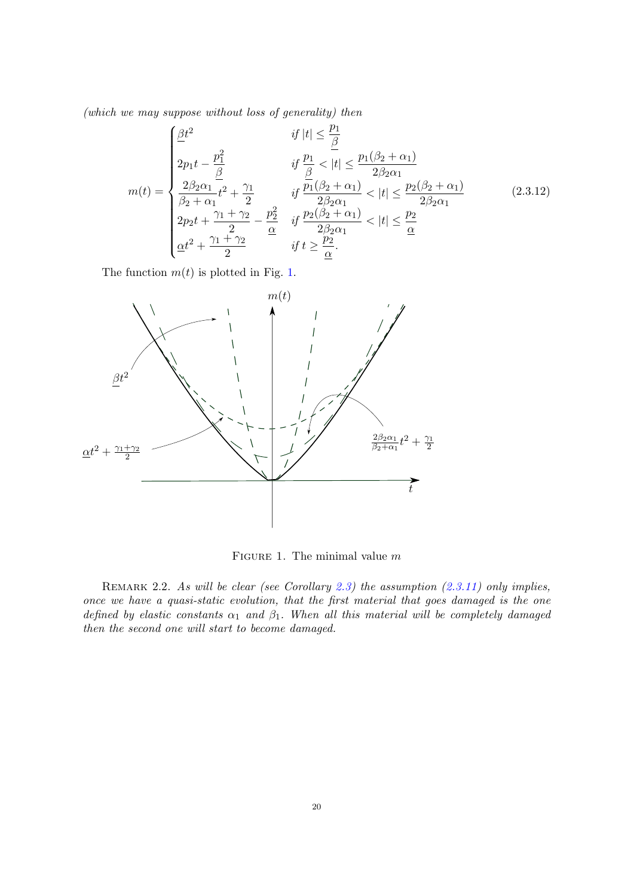*(which we may suppose without loss of generality) then*

$$m(t) = \begin{cases} \underline{\beta} t^2 & \textit{if } |t| \le \dfrac{p_1}{\underline{\beta}} \\ 2p_1 t - \dfrac{p_1^2}{\underline{\beta}} & \textit{if } \dfrac{p_1}{\underline{\beta}} < |t| \le \dfrac{p_1(\beta_2+\alpha_1)}{2\beta_2\alpha_1} \\ \dfrac{2\beta_2\alpha_1}{\beta_2+\alpha_1} t^2 + \dfrac{\gamma_1}{2} & \textit{if } \dfrac{p_1(\beta_2+\alpha_1)}{2\beta_2\alpha_1} < |t| \le \dfrac{p_2(\beta_2+\alpha_1)}{2\beta_2\alpha_1} \\ 2p_2 t + \dfrac{\gamma_1+\gamma_2}{2} - \dfrac{p_2^2}{\underline{\alpha}} & \textit{if } \dfrac{p_2(\beta_2+\alpha_1)}{2\beta_2\alpha_1} < |t| \le \dfrac{p_2}{\underline{\alpha}} \\ \underline{\alpha} t^2 + \dfrac{\gamma_1+\gamma_2}{2} & \textit{if } t \ge \dfrac{p_2}{\underline{\alpha}}. \end{cases} \tag{2.3.12}$$

The function $m(t)$ is plotted in Fig. 1.

FIGURE 1. The minimal value $m$

REMARK 2.2. *As will be clear (see Corollary 2.3) the assumption (2.3.11) only implies, once we have a quasi-static evolution, that the first material that goes damaged is the one defined by elastic constants $\alpha_1$ and $\beta_1$. When all this material will be completely damaged then the second one will start to become damaged.*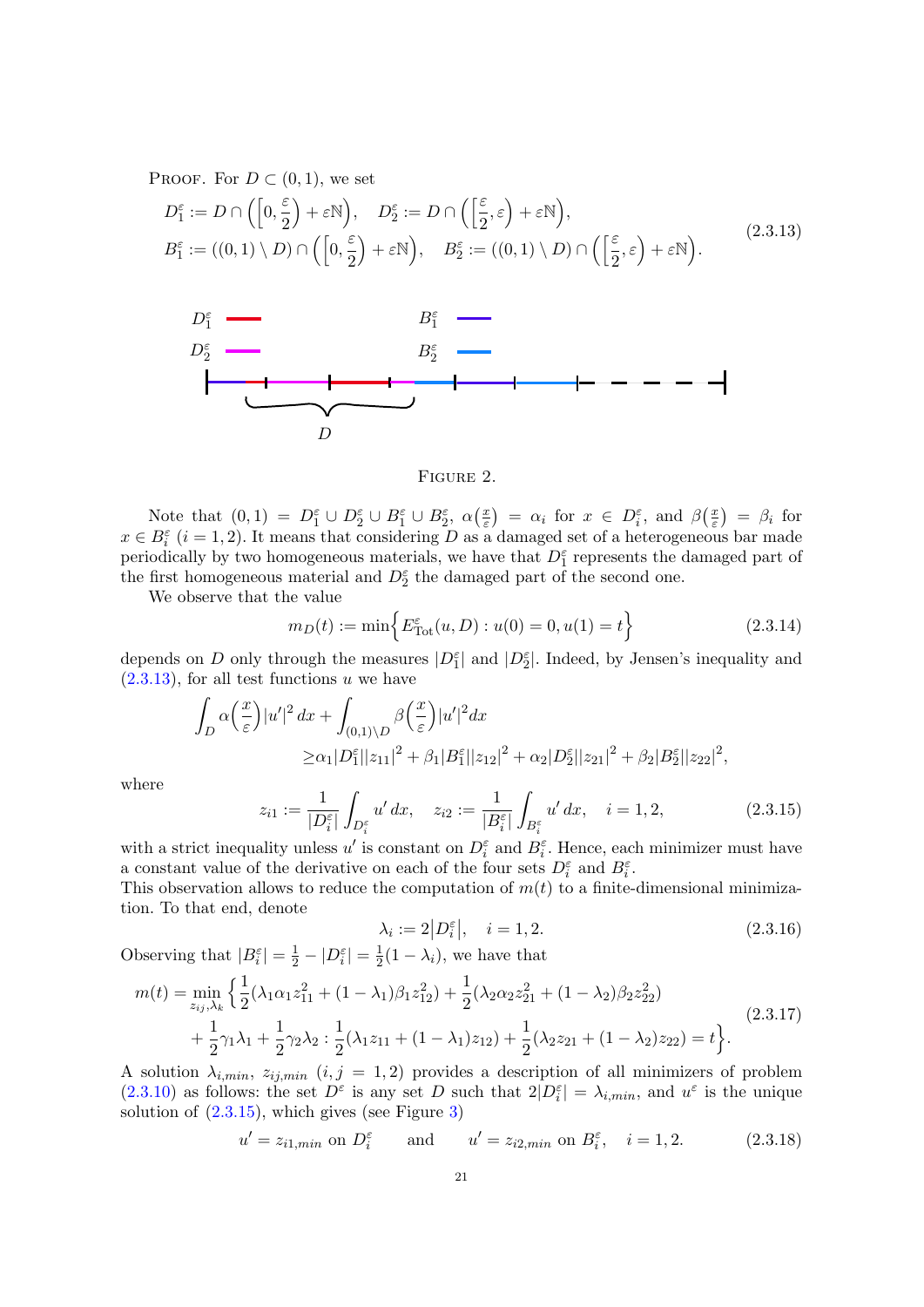PROOF. For $D \subset (0,1)$, we set

$$
\begin{aligned}
D_1^\varepsilon &:= D \cap \Big(\Big[0, \frac{\varepsilon}{2}\Big) + \varepsilon\mathbb{N}\Big), \quad D_2^\varepsilon := D \cap \Big(\Big[\frac{\varepsilon}{2}, \varepsilon\Big) + \varepsilon\mathbb{N}\Big), \\
B_1^\varepsilon &:= ((0,1)\setminus D) \cap \Big(\Big[0, \frac{\varepsilon}{2}\Big) + \varepsilon\mathbb{N}\Big), \quad B_2^\varepsilon := ((0,1)\setminus D) \cap \Big(\Big[\frac{\varepsilon}{2}, \varepsilon\Big) + \varepsilon\mathbb{N}\Big).
\end{aligned}
\tag{2.3.13}
$$

FIGURE 2.

Note that $(0,1) = D_1^\varepsilon \cup D_2^\varepsilon \cup B_1^\varepsilon \cup B_2^\varepsilon$, $\alpha\big(\frac{x}{\varepsilon}\big) = \alpha_i$ for $x \in D_i^\varepsilon$, and $\beta\big(\frac{x}{\varepsilon}\big) = \beta_i$ for $x \in B_i^\varepsilon$ $(i = 1,2)$. It means that considering $D$ as a damaged set of a heterogeneous bar made periodically by two homogeneous materials, we have that $D_1^\varepsilon$ represents the damaged part of the first homogeneous material and $D_2^\varepsilon$ the damaged part of the second one.

We observe that the value

$$
m_D(t) := \min\Big\{ E_{\mathrm{Tot}}^\varepsilon(u, D) : u(0) = 0, u(1) = t \Big\}
\tag{2.3.14}
$$

depends on $D$ only through the measures $|D_1^\varepsilon|$ and $|D_2^\varepsilon|$. Indeed, by Jensen's inequality and (2.3.13), for all test functions $u$ we have

$$
\begin{aligned}
\int_D \alpha\Big(\frac{x}{\varepsilon}\Big)|u'|^2\,dx &+ \int_{(0,1)\setminus D} \beta\Big(\frac{x}{\varepsilon}\Big)|u'|^2 dx \\
&\geq \alpha_1 |D_1^\varepsilon||z_{11}|^2 + \beta_1 |B_1^\varepsilon||z_{12}|^2 + \alpha_2 |D_2^\varepsilon||z_{21}|^2 + \beta_2 |B_2^\varepsilon||z_{22}|^2,
\end{aligned}
$$

where

$$
z_{i1} := \frac{1}{|D_i^\varepsilon|}\int_{D_i^\varepsilon} u'\,dx, \quad z_{i2} := \frac{1}{|B_i^\varepsilon|}\int_{B_i^\varepsilon} u'\,dx, \quad i = 1,2,
\tag{2.3.15}
$$

with a strict inequality unless $u'$ is constant on $D_i^\varepsilon$ and $B_i^\varepsilon$. Hence, each minimizer must have a constant value of the derivative on each of the four sets $D_i^\varepsilon$ and $B_i^\varepsilon$.
This observation allows to reduce the computation of $m(t)$ to a finite-dimensional minimization. To that end, denote

$$
\lambda_i := 2\big|D_i^\varepsilon\big|, \quad i = 1,2.
\tag{2.3.16}
$$

Observing that $|B_i^\varepsilon| = \frac{1}{2} - |D_i^\varepsilon| = \frac{1}{2}(1-\lambda_i)$, we have that

$$
\begin{aligned}
m(t) = \min_{z_{ij},\lambda_k} \Big\{ &\frac{1}{2}(\lambda_1\alpha_1 z_{11}^2 + (1-\lambda_1)\beta_1 z_{12}^2) + \frac{1}{2}(\lambda_2\alpha_2 z_{21}^2 + (1-\lambda_2)\beta_2 z_{22}^2) \\
&+ \frac{1}{2}\gamma_1\lambda_1 + \frac{1}{2}\gamma_2\lambda_2 : \frac{1}{2}(\lambda_1 z_{11} + (1-\lambda_1)z_{12}) + \frac{1}{2}(\lambda_2 z_{21} + (1-\lambda_2)z_{22}) = t \Big\}.
\end{aligned}
\tag{2.3.17}
$$

A solution $\lambda_{i,min}$, $z_{ij,min}$ $(i,j = 1,2)$ provides a description of all minimizers of problem (2.3.10) as follows: the set $D^\varepsilon$ is any set $D$ such that $2|D_i^\varepsilon| = \lambda_{i,min}$, and $u^\varepsilon$ is the unique solution of (2.3.15), which gives (see Figure 3)

$$
u' = z_{i1,min} \text{ on } D_i^\varepsilon \qquad \text{and} \qquad u' = z_{i2,min} \text{ on } B_i^\varepsilon, \quad i = 1,2.
\tag{2.3.18}
$$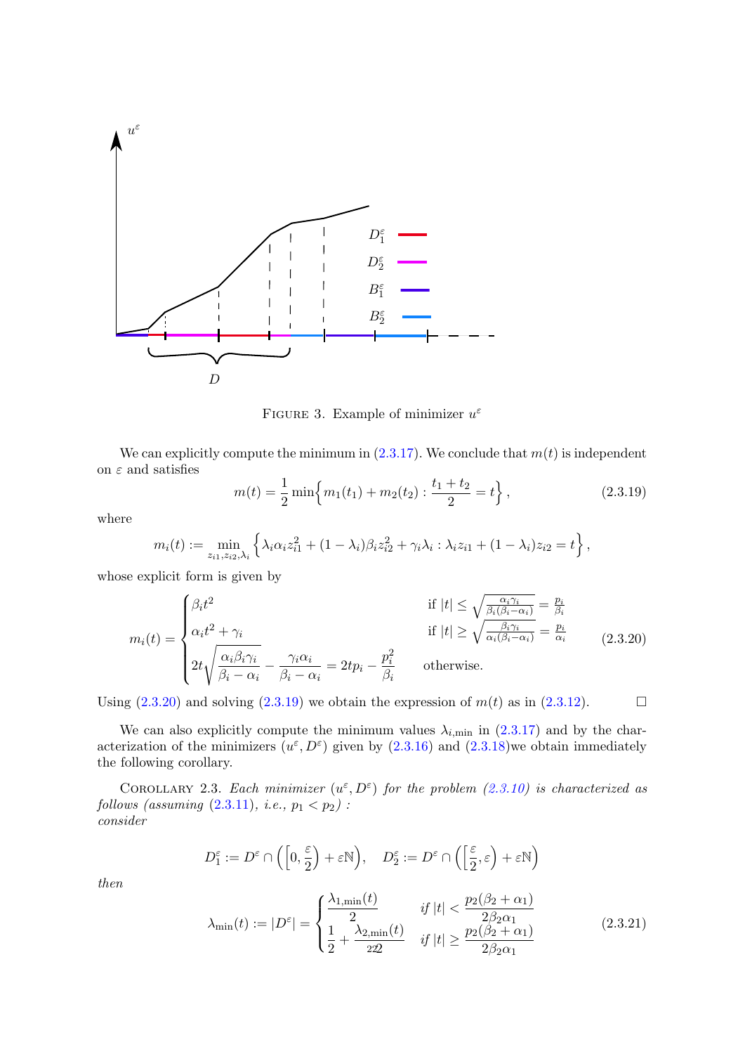FIGURE 3. Example of minimizer $u^\varepsilon$

We can explicitly compute the minimum in (2.3.17). We conclude that $m(t)$ is independent on $\varepsilon$ and satisfies

$$m(t) = \frac{1}{2}\min\Big\{m_1(t_1) + m_2(t_2) : \frac{t_1+t_2}{2} = t\Big\}, \tag{2.3.19}$$

where

$$m_i(t) := \min_{z_{i1},z_{i2},\lambda_i}\Big\{\lambda_i\alpha_i z_{i1}^2 + (1-\lambda_i)\beta_i z_{i2}^2 + \gamma_i\lambda_i : \lambda_i z_{i1} + (1-\lambda_i)z_{i2} = t\Big\},$$

whose explicit form is given by

$$m_i(t) = \begin{cases} \beta_i t^2 & \text{if } |t| \le \sqrt{\frac{\alpha_i\gamma_i}{\beta_i(\beta_i-\alpha_i)}} = \frac{p_i}{\beta_i} \\ \alpha_i t^2 + \gamma_i & \text{if } |t| \ge \sqrt{\frac{\beta_i\gamma_i}{\alpha_i(\beta_i-\alpha_i)}} = \frac{p_i}{\alpha_i} \\ 2t\sqrt{\dfrac{\alpha_i\beta_i\gamma_i}{\beta_i-\alpha_i}} - \dfrac{\gamma_i\alpha_i}{\beta_i-\alpha_i} = 2tp_i - \dfrac{p_i^2}{\beta_i} & \text{otherwise.} \end{cases} \tag{2.3.20}$$

Using (2.3.20) and solving (2.3.19) we obtain the expression of $m(t)$ as in (2.3.12). $\square$

We can also explicitly compute the minimum values $\lambda_{i,\min}$ in (2.3.17) and by the characterization of the minimizers $(u^\varepsilon, D^\varepsilon)$ given by (2.3.16) and (2.3.18)we obtain immediately the following corollary.

COROLLARY 2.3. *Each minimizer $(u^\varepsilon, D^\varepsilon)$ for the problem (2.3.10) is characterized as follows (assuming (2.3.11), i.e., $p_1 < p_2$) : consider*

$$D_1^\varepsilon := D^\varepsilon \cap \Big(\Big[0,\frac{\varepsilon}{2}\Big) + \varepsilon\mathbb{N}\Big), \quad D_2^\varepsilon := D^\varepsilon \cap \Big(\Big[\frac{\varepsilon}{2},\varepsilon\Big) + \varepsilon\mathbb{N}\Big)$$

*then*

$$\lambda_{\min}(t) := |D^\varepsilon| = \begin{cases} \dfrac{\lambda_{1,\min}(t)}{2} & \text{if } |t| < \dfrac{p_2(\beta_2+\alpha_1)}{2\beta_2\alpha_1} \\ \dfrac{1}{2} + \dfrac{\lambda_{2,\min}(t)}{2} & \text{if } |t| \ge \dfrac{p_2(\beta_2+\alpha_1)}{2\beta_2\alpha_1} \end{cases} \tag{2.3.21}$$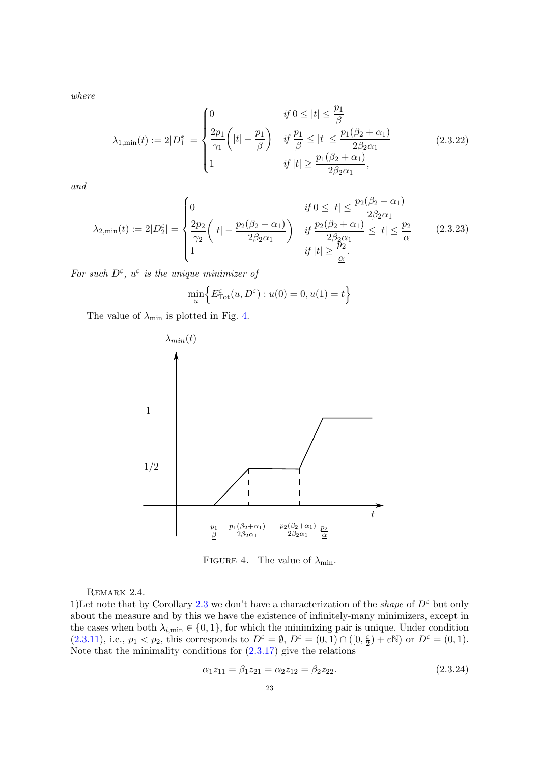*where*

$$\lambda_{1,\min}(t) := 2|D_1^\varepsilon| = \begin{cases} 0 & \text{if } 0 \le |t| \le \dfrac{p_1}{\underline{\beta}} \\ \dfrac{2p_1}{\gamma_1}\left(|t| - \dfrac{p_1}{\underline{\beta}}\right) & \text{if } \dfrac{p_1}{\underline{\beta}} \le |t| \le \dfrac{p_1(\beta_2+\alpha_1)}{2\beta_2\alpha_1} \\ 1 & \text{if } |t| \ge \dfrac{p_1(\beta_2+\alpha_1)}{2\beta_2\alpha_1}, \end{cases} \tag{2.3.22}$$

*and*

$$\lambda_{2,\min}(t) := 2|D_2^\varepsilon| = \begin{cases} 0 & \text{if } 0 \le |t| \le \dfrac{p_2(\beta_2+\alpha_1)}{2\beta_2\alpha_1} \\ \dfrac{2p_2}{\gamma_2}\left(|t| - \dfrac{p_2(\beta_2+\alpha_1)}{2\beta_2\alpha_1}\right) & \text{if } \dfrac{p_2(\beta_2+\alpha_1)}{2\beta_2\alpha_1} \le |t| \le \dfrac{p_2}{\underline{\alpha}} \\ 1 & \text{if } |t| \ge \dfrac{p_2}{\underline{\alpha}}. \end{cases} \tag{2.3.23}$$

*For such $D^\varepsilon$, $u^\varepsilon$ is the unique minimizer of*

$$\min_u \Big\{ E^\varepsilon_{\text{Tot}}(u, D^\varepsilon) : u(0) = 0, u(1) = t \Big\}$$

The value of $\lambda_{\min}$ is plotted in Fig. 4.

FIGURE 4. The value of $\lambda_{\min}$.

REMARK 2.4.
1)Let note that by Corollary 2.3 we don't have a characterization of the *shape* of $D^\varepsilon$ but only about the measure and by this we have the existence of infinitely-many minimizers, except in the cases when both $\lambda_{i,\min} \in \{0, 1\}$, for which the minimizing pair is unique. Under condition (2.3.11), i.e., $p_1 < p_2$, this corresponds to $D^\varepsilon = \emptyset$, $D^\varepsilon = (0,1) \cap ([0, \frac{\varepsilon}{2}) + \varepsilon\mathbb{N})$ or $D^\varepsilon = (0,1)$. Note that the minimality conditions for (2.3.17) give the relations

$$\alpha_1 z_{11} = \beta_1 z_{21} = \alpha_2 z_{12} = \beta_2 z_{22}. \tag{2.3.24}$$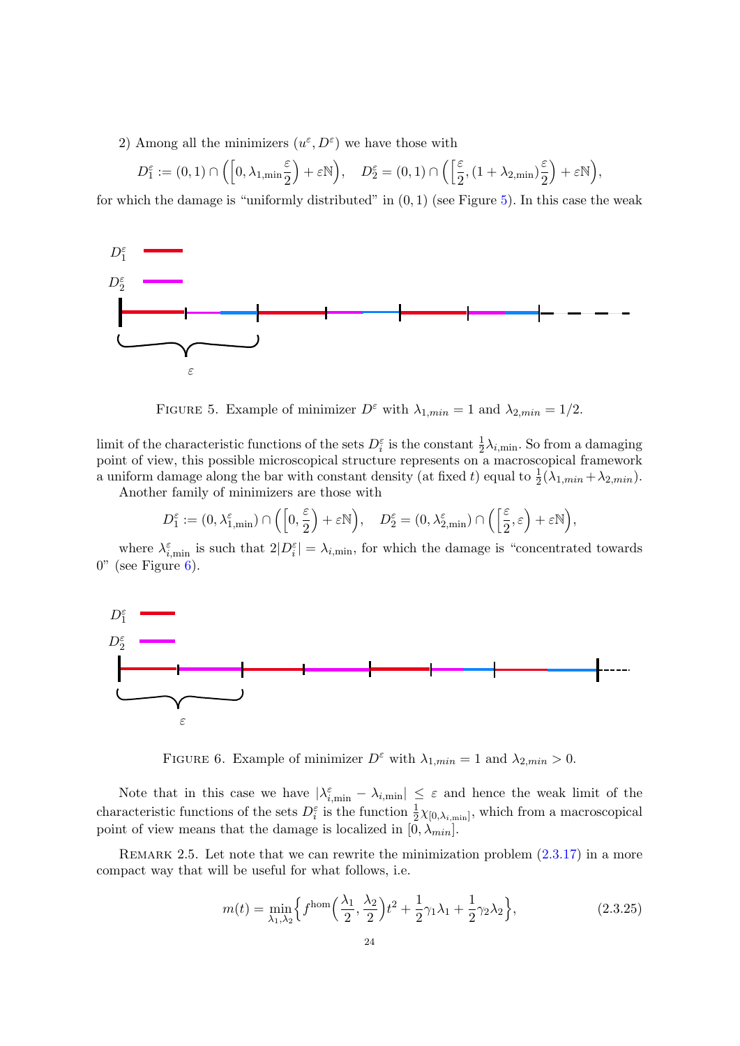2) Among all the minimizers $(u^\varepsilon, D^\varepsilon)$ we have those with

$$D_1^\varepsilon := (0,1) \cap \Big( \Big[0, \lambda_{1,\min}\frac{\varepsilon}{2}\Big) + \varepsilon\mathbb{N}\Big), \quad D_2^\varepsilon = (0,1) \cap \Big( \Big[\frac{\varepsilon}{2}, (1+\lambda_{2,\min})\frac{\varepsilon}{2}\Big) + \varepsilon\mathbb{N}\Big),$$

for which the damage is "uniformly distributed" in $(0,1)$ (see Figure 5). In this case the weak

FIGURE 5. Example of minimizer $D^\varepsilon$ with $\lambda_{1,min} = 1$ and $\lambda_{2,min} = 1/2$.

limit of the characteristic functions of the sets $D_i^\varepsilon$ is the constant $\frac{1}{2}\lambda_{i,\min}$. So from a damaging point of view, this possible microscopical structure represents on a macroscopical framework a uniform damage along the bar with constant density (at fixed $t$) equal to $\frac{1}{2}(\lambda_{1,min}+\lambda_{2,min})$.

Another family of minimizers are those with

$$D_1^\varepsilon := (0, \lambda_{1,\min}^\varepsilon) \cap \Big( \Big[0, \frac{\varepsilon}{2}\Big) + \varepsilon\mathbb{N}\Big), \quad D_2^\varepsilon = (0, \lambda_{2,\min}^\varepsilon) \cap \Big( \Big[\frac{\varepsilon}{2}, \varepsilon\Big) + \varepsilon\mathbb{N}\Big),$$

where $\lambda_{i,\min}^\varepsilon$ is such that $2|D_i^\varepsilon| = \lambda_{i,\min}$, for which the damage is "concentrated towards 0" (see Figure 6).

FIGURE 6. Example of minimizer $D^\varepsilon$ with $\lambda_{1,min} = 1$ and $\lambda_{2,min} > 0$.

Note that in this case we have $|\lambda_{i,\min}^\varepsilon - \lambda_{i,\min}| \leq \varepsilon$ and hence the weak limit of the characteristic functions of the sets $D_i^\varepsilon$ is the function $\frac{1}{2}\chi_{[0,\lambda_{i,\min}]}$, which from a macroscopical point of view means that the damage is localized in $[0, \lambda_{min}]$.

REMARK 2.5. Let note that we can rewrite the minimization problem (2.3.17) in a more compact way that will be useful for what follows, i.e.

$$m(t) = \min_{\lambda_1,\lambda_2} \Big\{ f^{\text{hom}}\Big(\frac{\lambda_1}{2}, \frac{\lambda_2}{2}\Big)t^2 + \frac{1}{2}\gamma_1\lambda_1 + \frac{1}{2}\gamma_2\lambda_2 \Big\}, \tag{2.3.25}$$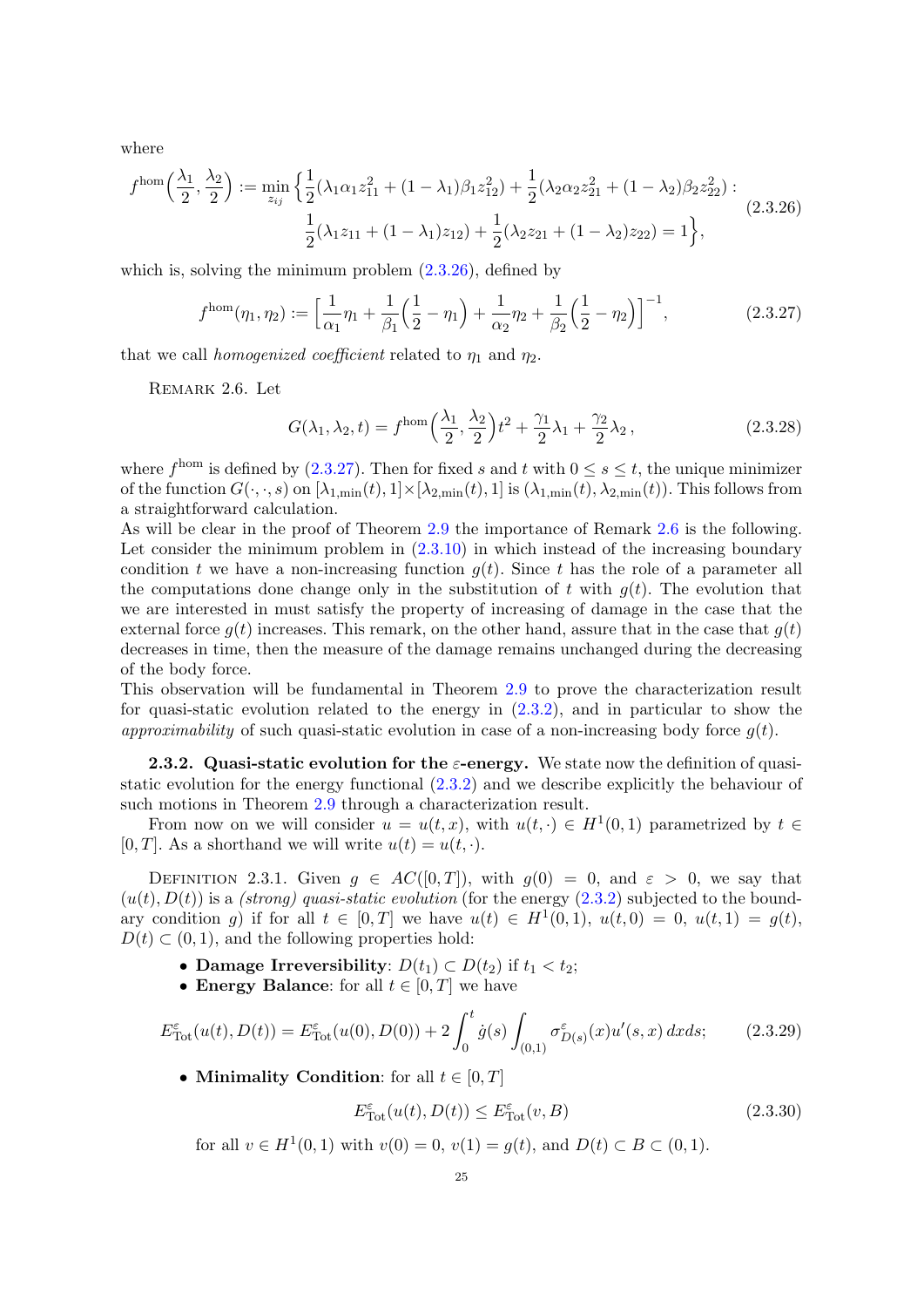where

$$f^{\hom}\Big(\frac{\lambda_1}{2},\frac{\lambda_2}{2}\Big) := \min_{z_{ij}} \Big\{ \frac{1}{2}(\lambda_1\alpha_1 z_{11}^2 + (1-\lambda_1)\beta_1 z_{12}^2) + \frac{1}{2}(\lambda_2\alpha_2 z_{21}^2 + (1-\lambda_2)\beta_2 z_{22}^2) : \\ \frac{1}{2}(\lambda_1 z_{11} + (1-\lambda_1)z_{12}) + \frac{1}{2}(\lambda_2 z_{21} + (1-\lambda_2)z_{22}) = 1 \Big\}, \tag{2.3.26}$$

which is, solving the minimum problem (2.3.26), defined by

$$f^{\hom}(\eta_1,\eta_2) := \Big[\frac{1}{\alpha_1}\eta_1 + \frac{1}{\beta_1}\Big(\frac{1}{2}-\eta_1\Big) + \frac{1}{\alpha_2}\eta_2 + \frac{1}{\beta_2}\Big(\frac{1}{2}-\eta_2\Big)\Big]^{-1}, \tag{2.3.27}$$

that we call *homogenized coefficient* related to $\eta_1$ and $\eta_2$.

REMARK 2.6. Let

$$G(\lambda_1,\lambda_2,t) = f^{\hom}\Big(\frac{\lambda_1}{2},\frac{\lambda_2}{2}\Big)t^2 + \frac{\gamma_1}{2}\lambda_1 + \frac{\gamma_2}{2}\lambda_2\,, \tag{2.3.28}$$

where $f^{\hom}$ is defined by (2.3.27). Then for fixed $s$ and $t$ with $0 \le s \le t$, the unique minimizer of the function $G(\cdot,\cdot,s)$ on $[\lambda_{1,\min}(t),1]\times[\lambda_{2,\min}(t),1]$ is $(\lambda_{1,\min}(t),\lambda_{2,\min}(t))$. This follows from a straightforward calculation.
As will be clear in the proof of Theorem 2.9 the importance of Remark 2.6 is the following. Let consider the minimum problem in (2.3.10) in which instead of the increasing boundary condition $t$ we have a non-increasing function $g(t)$. Since $t$ has the role of a parameter all the computations done change only in the substitution of $t$ with $g(t)$. The evolution that we are interested in must satisfy the property of increasing of damage in the case that the external force $g(t)$ increases. This remark, on the other hand, assure that in the case that $g(t)$ decreases in time, then the measure of the damage remains unchanged during the decreasing of the body force.
This observation will be fundamental in Theorem 2.9 to prove the characterization result for quasi-static evolution related to the energy in (2.3.2), and in particular to show the *approximability* of such quasi-static evolution in case of a non-increasing body force $g(t)$.

### 2.3.2. Quasi-static evolution for the $\varepsilon$-energy.

We state now the definition of quasi-static evolution for the energy functional (2.3.2) and we describe explicitly the behaviour of such motions in Theorem 2.9 through a characterization result.

From now on we will consider $u = u(t,x)$, with $u(t,\cdot) \in H^1(0,1)$ parametrized by $t \in [0,T]$. As a shorthand we will write $u(t) = u(t,\cdot)$.

DEFINITION 2.3.1. Given $g \in AC([0,T])$, with $g(0) = 0$, and $\varepsilon > 0$, we say that $(u(t),D(t))$ is a *(strong) quasi-static evolution* (for the energy (2.3.2) subjected to the boundary condition $g$) if for all $t \in [0,T]$ we have $u(t) \in H^1(0,1)$, $u(t,0) = 0$, $u(t,1) = g(t)$, $D(t) \subset (0,1)$, and the following properties hold:

- **Damage Irreversibility**: $D(t_1) \subset D(t_2)$ if $t_1 < t_2$;
- **Energy Balance**: for all $t \in [0,T]$ we have

$$E^{\varepsilon}_{\mathrm{Tot}}(u(t),D(t)) = E^{\varepsilon}_{\mathrm{Tot}}(u(0),D(0)) + 2\int_0^t \dot g(s)\int_{(0,1)} \sigma^{\varepsilon}_{D(s)}(x)u'(s,x)\,dxds; \tag{2.3.29}$$

- **Minimality Condition**: for all $t \in [0,T]$

$$E^{\varepsilon}_{\mathrm{Tot}}(u(t),D(t)) \le E^{\varepsilon}_{\mathrm{Tot}}(v,B) \tag{2.3.30}$$

for all $v \in H^1(0,1)$ with $v(0) = 0$, $v(1) = g(t)$, and $D(t) \subset B \subset (0,1)$.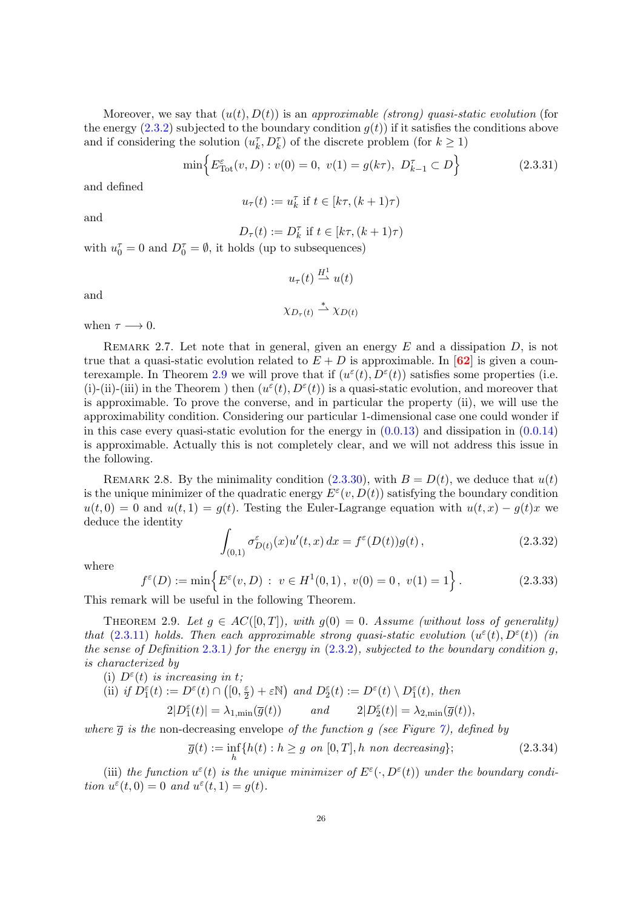Moreover, we say that $(u(t), D(t))$ is an *approximable (strong) quasi-static evolution* (for the energy (2.3.2) subjected to the boundary condition $g(t)$) if it satisfies the conditions above and if considering the solution $(u^\tau_k, D^\tau_k)$ of the discrete problem (for $k \geq 1$)

$$\min\Big\{ E^\varepsilon_{\mathrm{Tot}}(v, D) : v(0) = 0,\ v(1) = g(k\tau),\ D^\tau_{k-1} \subset D \Big\} \tag{2.3.31}$$

and defined

$$u_\tau(t) := u^\tau_k \text{ if } t \in [k\tau, (k+1)\tau)$$

and

$$D_\tau(t) := D^\tau_k \text{ if } t \in [k\tau, (k+1)\tau)$$

with $u^\tau_0 = 0$ and $D^\tau_0 = \emptyset$, it holds (up to subsequences)

$$u_\tau(t) \overset{H^1}{\rightharpoonup} u(t)$$

and

$$\chi_{D_\tau(t)} \overset{*}{\rightharpoonup} \chi_{D(t)}$$

when $\tau \longrightarrow 0$.

Remark 2.7. Let note that in general, given an energy $E$ and a dissipation $D$, is not true that a quasi-static evolution related to $E + D$ is approximable. In [62] is given a counterexample. In Theorem 2.9 we will prove that if $(u^\varepsilon(t), D^\varepsilon(t))$ satisfies some properties (i.e. (i)-(ii)-(iii) in the Theorem ) then $(u^\varepsilon(t), D^\varepsilon(t))$ is a quasi-static evolution, and moreover that is approximable. To prove the converse, and in particular the property (ii), we will use the approximability condition. Considering our particular 1-dimensional case one could wonder if in this case every quasi-static evolution for the energy in (0.0.13) and dissipation in (0.0.14) is approximable. Actually this is not completely clear, and we will not address this issue in the following.

Remark 2.8. By the minimality condition (2.3.30), with $B = D(t)$, we deduce that $u(t)$ is the unique minimizer of the quadratic energy $E^\varepsilon(v, D(t))$ satisfying the boundary condition $u(t, 0) = 0$ and $u(t, 1) = g(t)$. Testing the Euler-Lagrange equation with $u(t, x) - g(t)x$ we deduce the identity

$$\int_{(0,1)} \sigma^\varepsilon_{D(t)}(x) u'(t, x)\, dx = f^\varepsilon(D(t)) g(t)\,, \tag{2.3.32}$$

where

$$f^\varepsilon(D) := \min\Big\{ E^\varepsilon(v, D) \,:\, v \in H^1(0,1)\,,\ v(0) = 0\,,\ v(1) = 1 \Big\}\,. \tag{2.3.33}$$

This remark will be useful in the following Theorem.

Theorem 2.9. *Let $g \in AC([0, T])$, with $g(0) = 0$. Assume (without loss of generality) that (2.3.11) holds. Then each approximable strong quasi-static evolution $(u^\varepsilon(t), D^\varepsilon(t))$ (in the sense of Definition 2.3.1) for the energy in (2.3.2), subjected to the boundary condition $g$, is characterized by*

(i) *$D^\varepsilon(t)$ is increasing in $t$;*

(ii) *if $D^\varepsilon_1(t) := D^\varepsilon(t) \cap \big([0, \frac{\varepsilon}{2}) + \varepsilon\mathbb{N}\big)$ and $D^\varepsilon_2(t) := D^\varepsilon(t) \setminus D^\varepsilon_1(t)$, then*

$$2|D^\varepsilon_1(t)| = \lambda_{1,\min}(\overline{g}(t)) \qquad \text{and} \qquad 2|D^\varepsilon_2(t)| = \lambda_{2,\min}(\overline{g}(t)),$$

*where $\overline{g}$ is the* non-decreasing envelope *of the function $g$ (see Figure 7), defined by*

$$\overline{g}(t) := \inf_h \{ h(t) : h \geq g \text{ on } [0, T], h \text{ non decreasing} \}; \tag{2.3.34}$$

(iii) *the function $u^\varepsilon(t)$ is the unique minimizer of $E^\varepsilon(\cdot, D^\varepsilon(t))$ under the boundary condition $u^\varepsilon(t, 0) = 0$ and $u^\varepsilon(t, 1) = g(t)$.*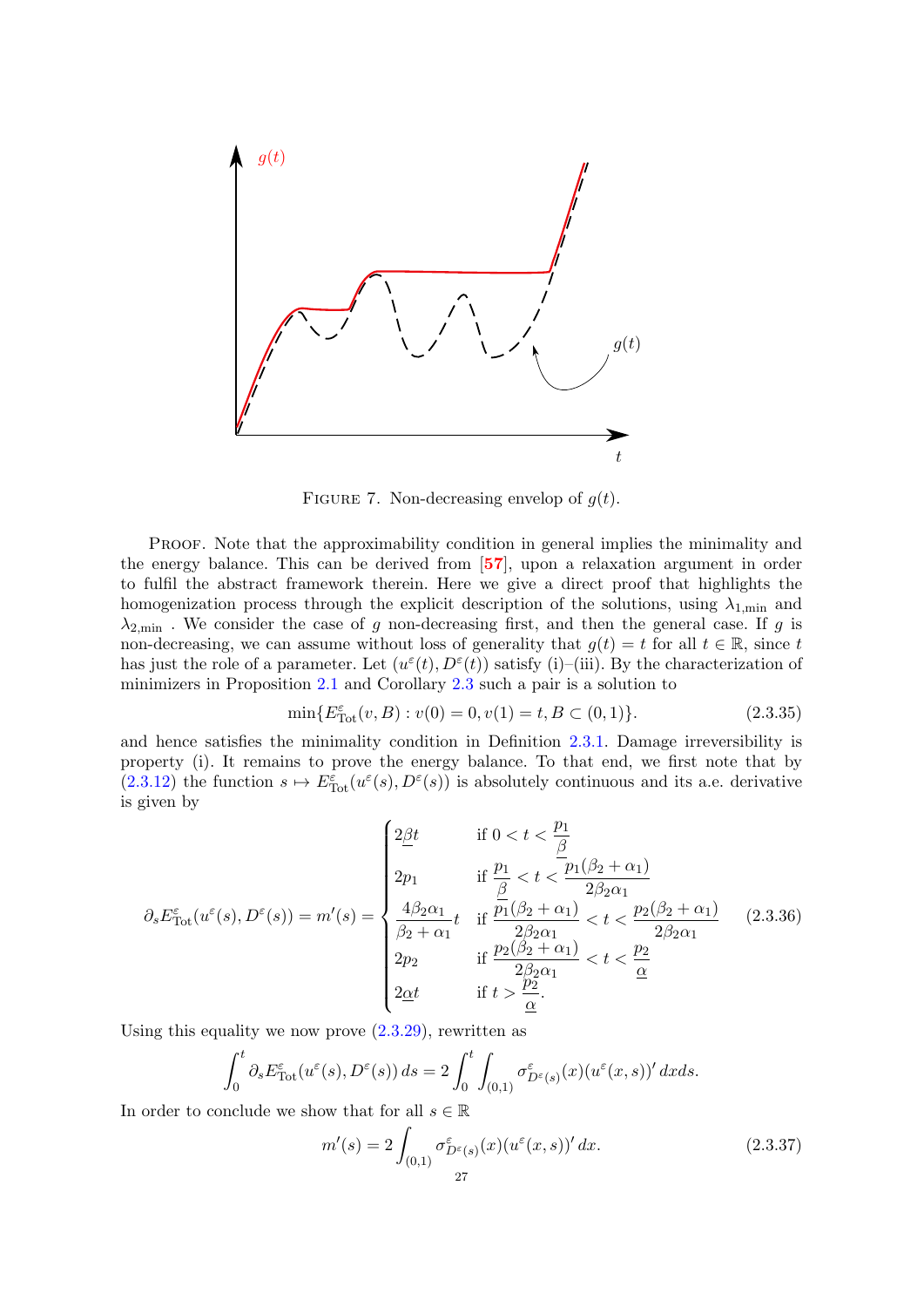FIGURE 7. Non-decreasing envelop of $g(t)$.

PROOF. Note that the approximability condition in general implies the minimality and the energy balance. This can be derived from [57], upon a relaxation argument in order to fulfil the abstract framework therein. Here we give a direct proof that highlights the homogenization process through the explicit description of the solutions, using $\lambda_{1,\min}$ and $\lambda_{2,\min}$ . We consider the case of $g$ non-decreasing first, and then the general case. If $g$ is non-decreasing, we can assume without loss of generality that $g(t) = t$ for all $t \in \mathbb{R}$, since $t$ has just the role of a parameter. Let $(u^\varepsilon(t), D^\varepsilon(t))$ satisfy (i)–(iii). By the characterization of minimizers in Proposition 2.1 and Corollary 2.3 such a pair is a solution to

$$\min\{E^\varepsilon_{\rm Tot}(v, B) : v(0) = 0, v(1) = t, B \subset (0,1)\}. \tag{2.3.35}$$

and hence satisfies the minimality condition in Definition 2.3.1. Damage irreversibility is property (i). It remains to prove the energy balance. To that end, we first note that by (2.3.12) the function $s \mapsto E^\varepsilon_{\rm Tot}(u^\varepsilon(s), D^\varepsilon(s))$ is absolutely continuous and its a.e. derivative is given by

$$\partial_s E^\varepsilon_{\rm Tot}(u^\varepsilon(s), D^\varepsilon(s)) = m'(s) = \begin{cases} 2\underline{\beta}t & \text{if } 0 < t < \dfrac{p_1}{\underline{\beta}} \\ 2p_1 & \text{if } \dfrac{p_1}{\underline{\beta}} < t < \dfrac{p_1(\beta_2+\alpha_1)}{2\beta_2\alpha_1} \\ \dfrac{4\beta_2\alpha_1}{\beta_2+\alpha_1}t & \text{if } \dfrac{p_1(\beta_2+\alpha_1)}{2\beta_2\alpha_1} < t < \dfrac{p_2(\beta_2+\alpha_1)}{2\beta_2\alpha_1} \\ 2p_2 & \text{if } \dfrac{p_2(\beta_2+\alpha_1)}{2\beta_2\alpha_1} < t < \dfrac{p_2}{\underline{\alpha}} \\ 2\underline{\alpha}t & \text{if } t > \dfrac{p_2}{\underline{\alpha}}. \end{cases} \tag{2.3.36}$$

Using this equality we now prove (2.3.29), rewritten as

$$\int_0^t \partial_s E^\varepsilon_{\rm Tot}(u^\varepsilon(s), D^\varepsilon(s))\,ds = 2\int_0^t \int_{(0,1)} \sigma^\varepsilon_{D^\varepsilon(s)}(x)(u^\varepsilon(x,s))'\,dxds.$$

In order to conclude we show that for all $s \in \mathbb{R}$

$$m'(s) = 2\int_{(0,1)} \sigma^\varepsilon_{D^\varepsilon(s)}(x)(u^\varepsilon(x,s))'\,dx. \tag{2.3.37}$$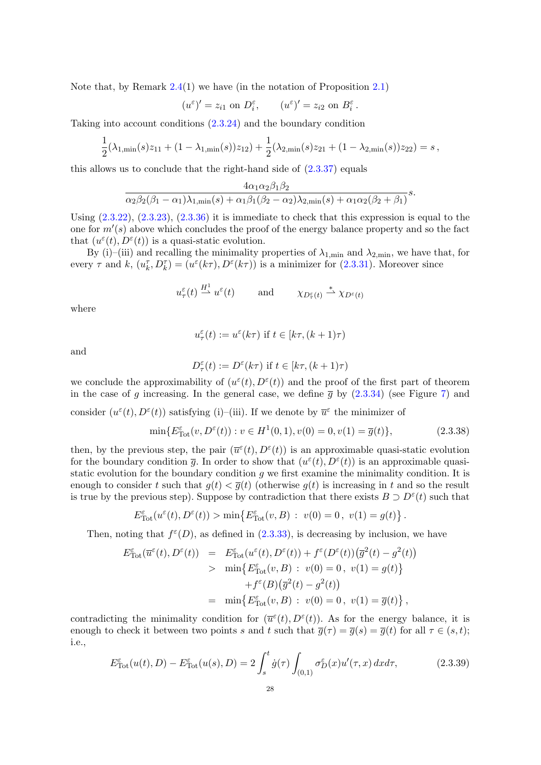Note that, by Remark 2.4(1) we have (in the notation of Proposition 2.1)

$$(u^\varepsilon)' = z_{i1} \text{ on } D_i^\varepsilon, \qquad (u^\varepsilon)' = z_{i2} \text{ on } B_i^\varepsilon\,.$$

Taking into account conditions (2.3.24) and the boundary condition

$$\frac{1}{2}(\lambda_{1,\min}(s)z_{11} + (1-\lambda_{1,\min}(s))z_{12}) + \frac{1}{2}(\lambda_{2,\min}(s)z_{21} + (1-\lambda_{2,\min}(s))z_{22}) = s\,,$$

this allows us to conclude that the right-hand side of (2.3.37) equals

$$\frac{4\alpha_1\alpha_2\beta_1\beta_2}{\alpha_2\beta_2(\beta_1-\alpha_1)\lambda_{1,\min}(s) + \alpha_1\beta_1(\beta_2-\alpha_2)\lambda_{2,\min}(s) + \alpha_1\alpha_2(\beta_2+\beta_1)}s.$$

Using (2.3.22), (2.3.23), (2.3.36) it is immediate to check that this expression is equal to the one for $m'(s)$ above which concludes the proof of the energy balance property and so the fact that $(u^\varepsilon(t), D^\varepsilon(t))$ is a quasi-static evolution.

By (i)–(iii) and recalling the minimality properties of $\lambda_{1,\min}$ and $\lambda_{2,\min}$, we have that, for every $\tau$ and $k$, $(u_k^\tau, D_k^\tau) = (u^\varepsilon(k\tau), D^\varepsilon(k\tau))$ is a minimizer for (2.3.31). Moreover since

$$u_\tau^\varepsilon(t) \overset{H^1}{\rightharpoonup} u^\varepsilon(t) \qquad \text{and} \qquad \chi_{D_\tau^\varepsilon(t)} \overset{*}{\rightharpoonup} \chi_{D^\varepsilon(t)}$$

where

$$u_\tau^\varepsilon(t) := u^\varepsilon(k\tau) \text{ if } t \in [k\tau, (k+1)\tau)$$

and

$$D_\tau^\varepsilon(t) := D^\varepsilon(k\tau) \text{ if } t \in [k\tau, (k+1)\tau)$$

we conclude the approximability of $(u^\varepsilon(t), D^\varepsilon(t))$ and the proof of the first part of theorem in the case of $g$ increasing. In the general case, we define $\overline{g}$ by (2.3.34) (see Figure 7) and consider $(u^\varepsilon(t), D^\varepsilon(t))$ satisfying (i)–(iii). If we denote by $\overline{u}^\varepsilon$ the minimizer of

$$\min\{E^\varepsilon_{\rm Tot}(v, D^\varepsilon(t)) : v \in H^1(0,1), v(0) = 0, v(1) = \overline{g}(t)\}, \tag{2.3.38}$$

then, by the previous step, the pair $(\overline{u}^\varepsilon(t), D^\varepsilon(t))$ is an approximable quasi-static evolution for the boundary condition $\overline{g}$. In order to show that $(u^\varepsilon(t), D^\varepsilon(t))$ is an approximable quasi-static evolution for the boundary condition $g$ we first examine the minimality condition. It is enough to consider $t$ such that $g(t) < \overline{g}(t)$ (otherwise $g(t)$ is increasing in $t$ and so the result is true by the previous step). Suppose by contradiction that there exists $B \supset D^\varepsilon(t)$ such that

$$E^\varepsilon_{\rm Tot}(u^\varepsilon(t), D^\varepsilon(t)) > \min\big\{E^\varepsilon_{\rm Tot}(v, B) \,:\, v(0) = 0\,,\ v(1) = g(t)\big\}\,.$$

Then, noting that $f^\varepsilon(D)$, as defined in (2.3.33), is decreasing by inclusion, we have

$$\begin{aligned}
E^\varepsilon_{\rm Tot}(\overline{u}^\varepsilon(t), D^\varepsilon(t)) &= E^\varepsilon_{\rm Tot}(u^\varepsilon(t), D^\varepsilon(t)) + f^\varepsilon(D^\varepsilon(t))\big(\overline{g}^2(t) - g^2(t)\big) \\
&> \min\big\{E^\varepsilon_{\rm Tot}(v, B) \,:\, v(0) = 0\,,\ v(1) = g(t)\big\} \\
&\quad + f^\varepsilon(B)\big(\overline{g}^2(t) - g^2(t)\big) \\
&= \min\big\{E^\varepsilon_{\rm Tot}(v, B) \,:\, v(0) = 0\,,\ v(1) = \overline{g}(t)\big\}\,,
\end{aligned}$$

contradicting the minimality condition for $(\overline{u}^\varepsilon(t), D^\varepsilon(t))$. As for the energy balance, it is enough to check it between two points $s$ and $t$ such that $\overline{g}(\tau) = \overline{g}(s) = \overline{g}(t)$ for all $\tau \in (s,t)$; i.e.,

$$E^\varepsilon_{\rm Tot}(u(t), D) - E^\varepsilon_{\rm Tot}(u(s), D) = 2\int_s^t \dot{g}(\tau)\int_{(0,1)} \sigma^\varepsilon_D(x) u'(\tau, x)\, dx d\tau, \tag{2.3.39}$$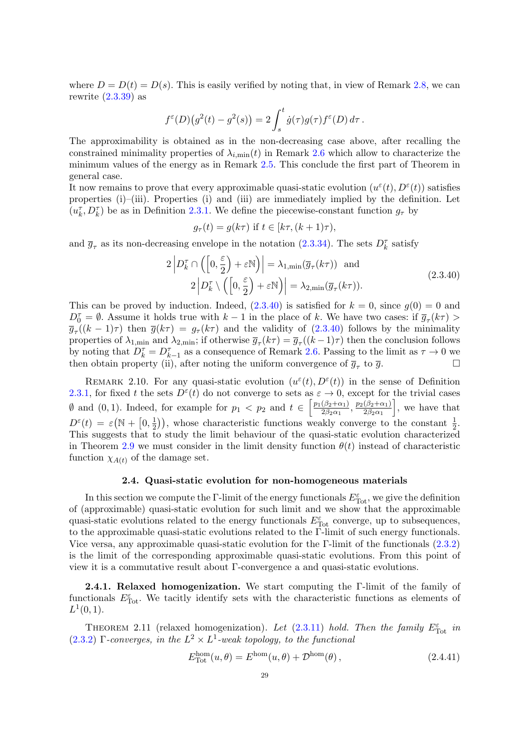where $D = D(t) = D(s)$. This is easily verified by noting that, in view of Remark 2.8, we can rewrite (2.3.39) as

$$f^\varepsilon(D)\big(g^2(t) - g^2(s)\big) = 2\int_s^t \dot g(\tau)g(\tau)f^\varepsilon(D)\,d\tau\,.$$

The approximability is obtained as in the non-decreasing case above, after recalling the constrained minimality properties of $\lambda_{i,\min}(t)$ in Remark 2.6 which allow to characterize the minimum values of the energy as in Remark 2.5. This conclude the first part of Theorem in general case.

It now remains to prove that every approximable quasi-static evolution $(u^\varepsilon(t), D^\varepsilon(t))$ satisfies properties (i)–(iii). Properties (i) and (iii) are immediately implied by the definition. Let $(u_k^\tau, D_k^\tau)$ be as in Definition 2.3.1. We define the piecewise-constant function $g_\tau$ by

$$g_\tau(t) = g(k\tau) \text{ if } t \in [k\tau,(k+1)\tau),$$

and $\overline{g}_\tau$ as its non-decreasing envelope in the notation (2.3.34). The sets $D_k^\tau$ satisfy

$$\begin{gathered} 2\left|D_k^\tau \cap \left(\left[0,\frac{\varepsilon}{2}\right) + \varepsilon\mathbb{N}\right)\right| = \lambda_{1,\min}(\overline{g}_\tau(k\tau)) \ \text{ and} \\ 2\left|D_k^\tau \setminus \left(\left[0,\frac{\varepsilon}{2}\right) + \varepsilon\mathbb{N}\right)\right| = \lambda_{2,\min}(\overline{g}_\tau(k\tau)). \end{gathered} \tag{2.3.40}$$

This can be proved by induction. Indeed, (2.3.40) is satisfied for $k = 0$, since $g(0) = 0$ and $D_0^\tau = \emptyset$. Assume it holds true with $k-1$ in the place of $k$. We have two cases: if $\overline{g}_\tau(k\tau) > \overline{g}_\tau((k-1)\tau)$ then $\overline{g}(k\tau) = g_\tau(k\tau)$ and the validity of (2.3.40) follows by the minimality properties of $\lambda_{1,\min}$ and $\lambda_{2,\min}$; if otherwise $\overline{g}_\tau(k\tau) = \overline{g}_\tau((k-1)\tau)$ then the conclusion follows by noting that $D_k^\tau = D_{k-1}^\tau$ as a consequence of Remark 2.6. Passing to the limit as $\tau \to 0$ we then obtain property (ii), after noting the uniform convergence of $\overline{g}_\tau$ to $\overline{g}$. $\square$

Remark 2.10. For any quasi-static evolution $(u^\varepsilon(t), D^\varepsilon(t))$ in the sense of Definition 2.3.1, for fixed $t$ the sets $D^\varepsilon(t)$ do not converge to sets as $\varepsilon \to 0$, except for the trivial cases $\emptyset$ and $(0,1)$. Indeed, for example for $p_1 < p_2$ and $t \in \left[\frac{p_1(\beta_2+\alpha_1)}{2\beta_2\alpha_1}, \frac{p_2(\beta_2+\alpha_1)}{2\beta_2\alpha_1}\right]$, we have that $D^\varepsilon(t) = \varepsilon\big(\mathbb{N} + \big[0,\frac{1}{2}\big)\big)$, whose characteristic functions weakly converge to the constant $\frac{1}{2}$. This suggests that to study the limit behaviour of the quasi-static evolution characterized in Theorem 2.9 we must consider in the limit density function $\theta(t)$ instead of characteristic function $\chi_{A(t)}$ of the damage set.

### 2.4. Quasi-static evolution for non-homogeneous materials

In this section we compute the Γ-limit of the energy functionals $E^\varepsilon_{\rm Tot}$, we give the definition of (approximable) quasi-static evolution for such limit and we show that the approximable quasi-static evolutions related to the energy functionals $E^\varepsilon_{\rm Tot}$ converge, up to subsequences, to the approximable quasi-static evolutions related to the Γ-limit of such energy functionals. Vice versa, any approximable quasi-static evolution for the Γ-limit of the functionals (2.3.2) is the limit of the corresponding approximable quasi-static evolutions. From this point of view it is a commutative result about Γ-convergence a and quasi-static evolutions.

**2.4.1. Relaxed homogenization.** We start computing the Γ-limit of the family of functionals $E^\varepsilon_{\rm Tot}$. We tacitly identify sets with the characteristic functions as elements of $L^1(0,1)$.

Theorem 2.11 (relaxed homogenization). *Let (2.3.11) hold. Then the family $E^\varepsilon_{\rm Tot}$ in (2.3.2) Γ-converges, in the $L^2 \times L^1$-weak topology, to the functional*

$$E^{\rm hom}_{\rm Tot}(u,\theta) = E^{\rm hom}(u,\theta) + \mathcal{D}^{\rm hom}(\theta)\,, \tag{2.4.41}$$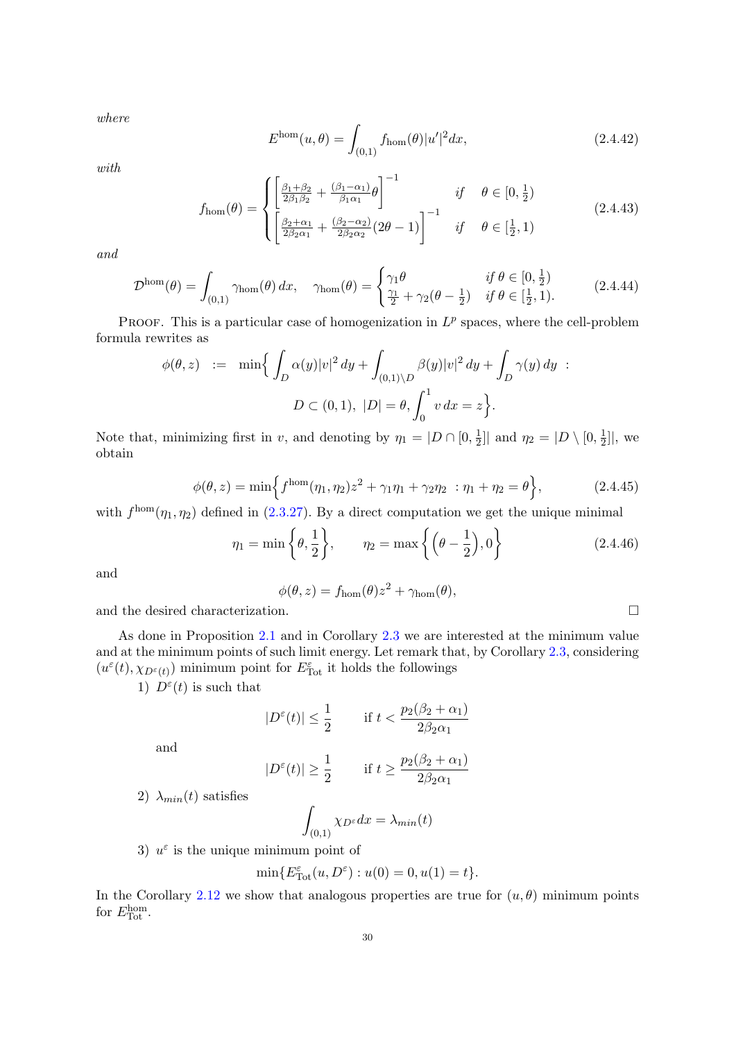*where*

$$E^{\mathrm{hom}}(u,\theta) = \int_{(0,1)} f_{\mathrm{hom}}(\theta)|u'|^2 dx, \tag{2.4.42}$$

*with*

$$f_{\mathrm{hom}}(\theta) = \begin{cases} \left[\frac{\beta_1+\beta_2}{2\beta_1\beta_2} + \frac{(\beta_1-\alpha_1)}{\beta_1\alpha_1}\theta\right]^{-1} & \text{if} \quad \theta \in [0,\frac{1}{2}) \\ \left[\frac{\beta_2+\alpha_1}{2\beta_2\alpha_1} + \frac{(\beta_2-\alpha_2)}{2\beta_2\alpha_2}(2\theta-1)\right]^{-1} & \text{if} \quad \theta \in [\frac{1}{2},1) \end{cases} \tag{2.4.43}$$

*and*

$$\mathcal{D}^{\mathrm{hom}}(\theta) = \int_{(0,1)} \gamma_{\mathrm{hom}}(\theta)\, dx, \quad \gamma_{\mathrm{hom}}(\theta) = \begin{cases} \gamma_1\theta & \text{if } \theta \in [0,\frac{1}{2}) \\ \frac{\gamma_1}{2} + \gamma_2(\theta-\frac{1}{2}) & \text{if } \theta \in [\frac{1}{2},1). \end{cases} \tag{2.4.44}$$

Proof. This is a particular case of homogenization in $L^p$ spaces, where the cell-problem formula rewrites as

$$\begin{aligned}\phi(\theta,z) \ := \ \min\Big\{ \int_D \alpha(y)|v|^2\,dy + \int_{(0,1)\setminus D} \beta(y)|v|^2\,dy + \int_D \gamma(y)\,dy \ : \\ D \subset (0,1),\ |D| = \theta, \int_0^1 v\,dx = z\Big\}.\end{aligned}$$

Note that, minimizing first in $v$, and denoting by $\eta_1 = |D \cap [0,\frac{1}{2}]|$ and $\eta_2 = |D \setminus [0,\frac{1}{2}]|$, we obtain

$$\phi(\theta,z) = \min\Big\{ f^{\mathrm{hom}}(\eta_1,\eta_2)z^2 + \gamma_1\eta_1 + \gamma_2\eta_2 \ : \eta_1+\eta_2 = \theta\Big\}, \tag{2.4.45}$$

with $f^{\mathrm{hom}}(\eta_1,\eta_2)$ defined in (2.3.27). By a direct computation we get the unique minimal

$$\eta_1 = \min\Big\{\theta, \frac{1}{2}\Big\}, \qquad \eta_2 = \max\Big\{\Big(\theta - \frac{1}{2}\Big), 0\Big\} \tag{2.4.46}$$

and

$$\phi(\theta,z) = f_{\mathrm{hom}}(\theta)z^2 + \gamma_{\mathrm{hom}}(\theta),$$

and the desired characterization. □

As done in Proposition 2.1 and in Corollary 2.3 we are interested at the minimum value and at the minimum points of such limit energy. Let remark that, by Corollary 2.3, considering $(u^\varepsilon(t), \chi_{D^\varepsilon(t)})$ minimum point for $E^\varepsilon_{\mathrm{Tot}}$ it holds the followings

1) $D^\varepsilon(t)$ is such that

$$|D^\varepsilon(t)| \leq \frac{1}{2} \qquad \text{if } t < \frac{p_2(\beta_2+\alpha_1)}{2\beta_2\alpha_1}$$

and

$$|D^\varepsilon(t)| \geq \frac{1}{2} \qquad \text{if } t \geq \frac{p_2(\beta_2+\alpha_1)}{2\beta_2\alpha_1}$$

2) $\lambda_{min}(t)$ satisfies

$$\int_{(0,1)} \chi_{D^\varepsilon}\,dx = \lambda_{min}(t)$$

3) $u^\varepsilon$ is the unique minimum point of

$$\min\{E^\varepsilon_{\mathrm{Tot}}(u,D^\varepsilon) : u(0) = 0, u(1) = t\}.$$

In the Corollary 2.12 we show that analogous properties are true for $(u,\theta)$ minimum points for $E^{\mathrm{hom}}_{\mathrm{Tot}}$.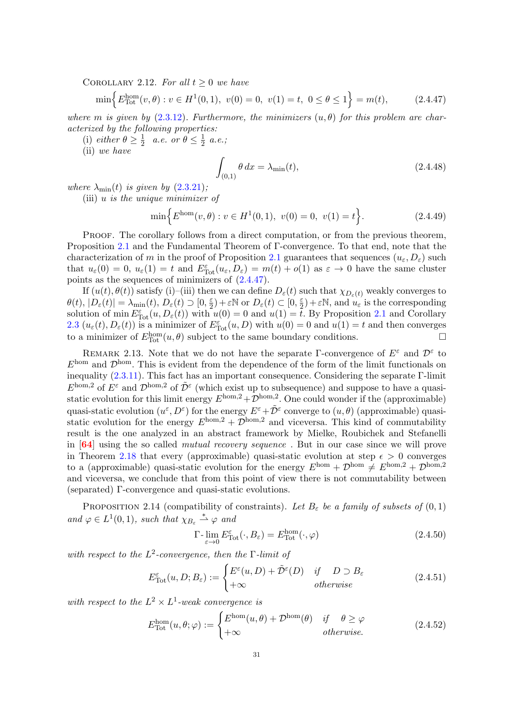Corollary 2.12. *For all $t \geq 0$ we have*

$$\min\Big\{ E^{\rm hom}_{\rm Tot}(v,\theta) : v \in H^1(0,1),\ v(0)=0,\ v(1)=t,\ 0\leq\theta\leq 1\Big\} = m(t), \tag{2.4.47}$$

*where $m$ is given by (2.3.12). Furthermore, the minimizers $(u,\theta)$ for this problem are characterized by the following properties:*

(i) *either $\theta \geq \frac12$ a.e. or $\theta \leq \frac12$ a.e.;*

(ii) *we have*

$$\int_{(0,1)} \theta\, dx = \lambda_{\min}(t), \tag{2.4.48}$$

*where $\lambda_{\min}(t)$ is given by (2.3.21);*

(iii) *$u$ is the unique minimizer of*

$$\min\Big\{ E^{\rm hom}(v,\theta) : v \in H^1(0,1),\ v(0)=0,\ v(1)=t\Big\}. \tag{2.4.49}$$

Proof. The corollary follows from a direct computation, or from the previous theorem, Proposition 2.1 and the Fundamental Theorem of Γ-convergence. To that end, note that the characterization of $m$ in the proof of Proposition 2.1 guarantees that sequences $(u_\varepsilon, D_\varepsilon)$ such that $u_\varepsilon(0)=0$, $u_\varepsilon(1)=t$ and $E^\varepsilon_{\rm Tot}(u_\varepsilon,D_\varepsilon) = m(t)+o(1)$ as $\varepsilon\to 0$ have the same cluster points as the sequences of minimizers of (2.4.47).

If $(u(t),\theta(t))$ satisfy (i)–(iii) then we can define $D_\varepsilon(t)$ such that $\chi_{D_\varepsilon(t)}$ weakly converges to $\theta(t)$, $|D_\varepsilon(t)| = \lambda_{\min}(t)$, $D_\varepsilon(t)\supset [0,\frac{\varepsilon}{2})+\varepsilon\mathbb{N}$ or $D_\varepsilon(t)\subset[0,\frac{\varepsilon}{2})+\varepsilon\mathbb{N}$, and $u_\varepsilon$ is the corresponding solution of $\min E^\varepsilon_{\rm Tot}(u,D_\varepsilon(t))$ with $u(0)=0$ and $u(1)=t$. By Proposition 2.1 and Corollary 2.3 $(u_\varepsilon(t),D_\varepsilon(t))$ is a minimizer of $E^\varepsilon_{\rm Tot}(u,D)$ with $u(0)=0$ and $u(1)=t$ and then converges to a minimizer of $E^{\rm hom}_{\rm Tot}(u,\theta)$ subject to the same boundary conditions. □

Remark 2.13. Note that we do not have the separate Γ-convergence of $E^\varepsilon$ and $\mathcal{D}^\varepsilon$ to $E^{\rm hom}$ and $\mathcal{D}^{\rm hom}$. This is evident from the dependence of the form of the limit functionals on inequality (2.3.11). This fact has an important consequence. Considering the separate Γ-limit $E^{\rm hom,2}$ of $E^\varepsilon$ and $\mathcal{D}^{\rm hom,2}$ of $\tilde{\mathcal{D}}^\varepsilon$ (which exist up to subsequence) and suppose to have a quasi-static evolution for this limit energy $E^{\rm hom,2}+\mathcal{D}^{\rm hom,2}$. One could wonder if the (approximable) quasi-static evolution $(u^\varepsilon, D^\varepsilon)$ for the energy $E^\varepsilon+\tilde{\mathcal{D}}^\varepsilon$ converge to $(u,\theta)$ (approximable) quasi-static evolution for the energy $E^{\rm hom,2}+\mathcal{D}^{\rm hom,2}$ and viceversa. This kind of commutability result is the one analyzed in an abstract framework by Mielke, Roubichek and Stefanelli in [64] using the so called *mutual recovery sequence* . But in our case since we will prove in Theorem 2.18 that every (approximable) quasi-static evolution at step $\epsilon>0$ converges to a (approximable) quasi-static evolution for the energy $E^{\rm hom}+\mathcal{D}^{\rm hom}\neq E^{\rm hom,2}+\mathcal{D}^{\rm hom,2}$ and viceversa, we conclude that from this point of view there is not commutability between (separated) Γ-convergence and quasi-static evolutions.

Proposition 2.14 (compatibility of constraints). *Let $B_\varepsilon$ be a family of subsets of $(0,1)$ and $\varphi\in L^1(0,1)$, such that $\chi_{B_\varepsilon}\overset{*}{\rightharpoonup}\varphi$ and*

$$\Gamma\text{-}\lim_{\varepsilon\to 0} E^\varepsilon_{\rm Tot}(\cdot,B_\varepsilon) = E^{\rm hom}_{\rm Tot}(\cdot,\varphi) \tag{2.4.50}$$

*with respect to the $L^2$-convergence, then the Γ-limit of*

$$E^\varepsilon_{\rm Tot}(u,D;B_\varepsilon) := \begin{cases} E^\varepsilon(u,D)+\tilde{\mathcal{D}}^\varepsilon(D) & \text{if} \quad D\supset B_\varepsilon \\ +\infty & \text{otherwise}\end{cases} \tag{2.4.51}$$

*with respect to the $L^2\times L^1$-weak convergence is*

$$E^{\rm hom}_{\rm Tot}(u,\theta;\varphi) := \begin{cases} E^{\rm hom}(u,\theta)+\mathcal{D}^{\rm hom}(\theta) & \text{if} \quad \theta\geq\varphi \\ +\infty & \text{otherwise.}\end{cases} \tag{2.4.52}$$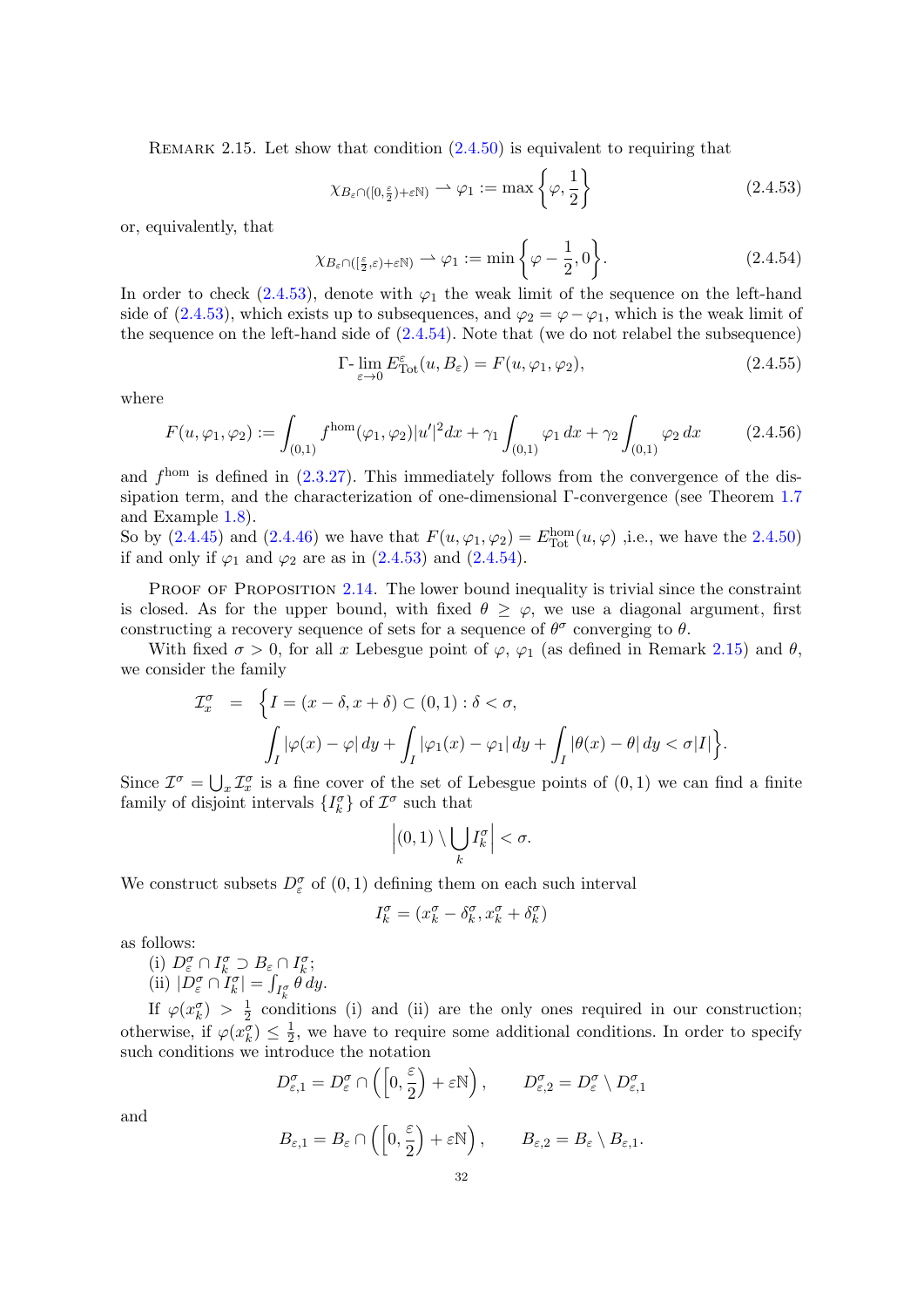REMARK 2.15. Let show that condition (2.4.50) is equivalent to requiring that

$$\chi_{B_\varepsilon \cap ([0,\frac{\varepsilon}{2})+\varepsilon\mathbb{N})} \rightharpoonup \varphi_1 := \max\left\{\varphi, \frac{1}{2}\right\} \tag{2.4.53}$$

or, equivalently, that

$$\chi_{B_\varepsilon \cap ([\frac{\varepsilon}{2},\varepsilon)+\varepsilon\mathbb{N})} \rightharpoonup \varphi_1 := \min\left\{\varphi - \frac{1}{2}, 0\right\}. \tag{2.4.54}$$

In order to check (2.4.53), denote with $\varphi_1$ the weak limit of the sequence on the left-hand side of (2.4.53), which exists up to subsequences, and $\varphi_2 = \varphi - \varphi_1$, which is the weak limit of the sequence on the left-hand side of (2.4.54). Note that (we do not relabel the subsequence)

$$\Gamma\text{-}\lim_{\varepsilon\to 0} E^\varepsilon_{\rm Tot}(u, B_\varepsilon) = F(u, \varphi_1, \varphi_2), \tag{2.4.55}$$

where

$$F(u, \varphi_1, \varphi_2) := \int_{(0,1)} f^{\rm hom}(\varphi_1, \varphi_2)|u'|^2 dx + \gamma_1 \int_{(0,1)} \varphi_1\, dx + \gamma_2 \int_{(0,1)} \varphi_2\, dx \tag{2.4.56}$$

and $f^{\rm hom}$ is defined in (2.3.27). This immediately follows from the convergence of the dissipation term, and the characterization of one-dimensional Γ-convergence (see Theorem 1.7 and Example 1.8).
So by (2.4.45) and (2.4.46) we have that $F(u, \varphi_1, \varphi_2) = E^{\rm hom}_{\rm Tot}(u, \varphi)$ ,i.e., we have the 2.4.50) if and only if $\varphi_1$ and $\varphi_2$ are as in (2.4.53) and (2.4.54).

PROOF OF PROPOSITION 2.14. The lower bound inequality is trivial since the constraint is closed. As for the upper bound, with fixed $\theta \geq \varphi$, we use a diagonal argument, first constructing a recovery sequence of sets for a sequence of $\theta^\sigma$ converging to $\theta$.

With fixed $\sigma > 0$, for all $x$ Lebesgue point of $\varphi$, $\varphi_1$ (as defined in Remark 2.15) and $\theta$, we consider the family

$$\begin{aligned}\mathcal{I}^\sigma_x &= \Big\{ I = (x-\delta, x+\delta) \subset (0,1) : \delta < \sigma, \\ &\qquad \int_I |\varphi(x) - \varphi|\, dy + \int_I |\varphi_1(x) - \varphi_1|\, dy + \int_I |\theta(x) - \theta|\, dy < \sigma |I| \Big\}.\end{aligned}$$

Since $\mathcal{I}^\sigma = \bigcup_x \mathcal{I}^\sigma_x$ is a fine cover of the set of Lebesgue points of $(0,1)$ we can find a finite family of disjoint intervals $\{I^\sigma_k\}$ of $\mathcal{I}^\sigma$ such that

$$\Big|(0,1) \setminus \bigcup_k I^\sigma_k\Big| < \sigma.$$

We construct subsets $D^\sigma_\varepsilon$ of $(0,1)$ defining them on each such interval

$$I^\sigma_k = (x^\sigma_k - \delta^\sigma_k, x^\sigma_k + \delta^\sigma_k)$$

as follows:
(i) $D^\sigma_\varepsilon \cap I^\sigma_k \supset B_\varepsilon \cap I^\sigma_k$;
(ii) $|D^\sigma_\varepsilon \cap I^\sigma_k| = \int_{I^\sigma_k} \theta\, dy$.

If $\varphi(x^\sigma_k) > \frac{1}{2}$ conditions (i) and (ii) are the only ones required in our construction; otherwise, if $\varphi(x^\sigma_k) \leq \frac{1}{2}$, we have to require some additional conditions. In order to specify such conditions we introduce the notation

$$D^\sigma_{\varepsilon,1} = D^\sigma_\varepsilon \cap \left(\left[0, \frac{\varepsilon}{2}\right) + \varepsilon\mathbb{N}\right), \qquad D^\sigma_{\varepsilon,2} = D^\sigma_\varepsilon \setminus D^\sigma_{\varepsilon,1}$$

and

$$B_{\varepsilon,1} = B_\varepsilon \cap \left(\left[0, \frac{\varepsilon}{2}\right) + \varepsilon\mathbb{N}\right), \qquad B_{\varepsilon,2} = B_\varepsilon \setminus B_{\varepsilon,1}.$$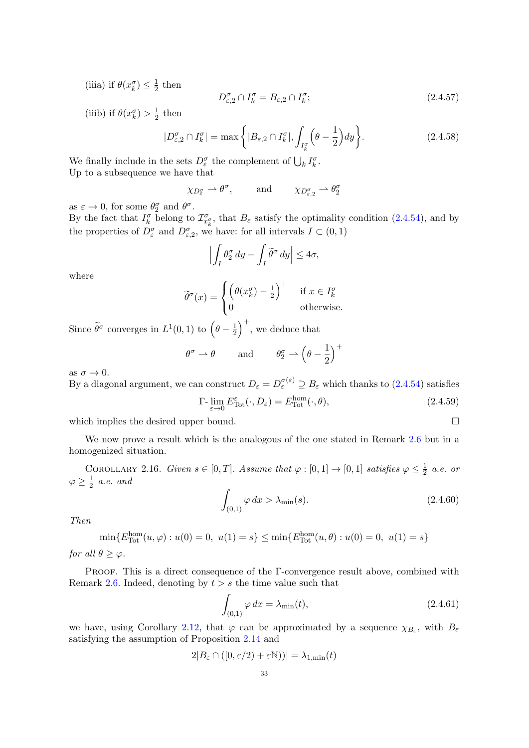(iiia) if $\theta(x_k^\sigma) \le \frac{1}{2}$ then

$$D_{\varepsilon,2}^\sigma \cap I_k^\sigma = B_{\varepsilon,2} \cap I_k^\sigma; \tag{2.4.57}$$

(iiib) if $\theta(x_k^\sigma) > \frac{1}{2}$ then

$$|D_{\varepsilon,2}^\sigma \cap I_k^\sigma| = \max\left\{ |B_{\varepsilon,2} \cap I_k^\sigma|, \int_{I_k^\sigma} \Big(\theta - \frac{1}{2}\Big) dy \right\}. \tag{2.4.58}$$

We finally include in the sets $D_\varepsilon^\sigma$ the complement of $\bigcup_k I_k^\sigma$.
Up to a subsequence we have that

$$\chi_{D_\varepsilon^\sigma} \rightharpoonup \theta^\sigma, \qquad \text{and} \qquad \chi_{D_{\varepsilon,2}^\sigma} \rightharpoonup \theta_2^\sigma$$

as $\varepsilon \to 0$, for some $\theta_2^\sigma$ and $\theta^\sigma$.
By the fact that $I_k^\sigma$ belong to $\mathcal{I}^\sigma_{x_k^\sigma}$, that $B_\varepsilon$ satisfy the optimality condition (2.4.54), and by the properties of $D_\varepsilon^\sigma$ and $D_{\varepsilon,2}^\sigma$, we have: for all intervals $I \subset (0,1)$

$$\Big| \int_I \theta_2^\sigma \, dy - \int_I \widetilde{\theta}^\sigma \, dy \Big| \le 4\sigma,$$

where

$$\widetilde{\theta}^\sigma(x) = \begin{cases} \Big(\theta(x_k^\sigma) - \frac{1}{2}\Big)^+ & \text{if } x \in I_k^\sigma \\ 0 & \text{otherwise.} \end{cases}$$

Since $\widetilde{\theta}^\sigma$ converges in $L^1(0,1)$ to $\Big(\theta - \frac{1}{2}\Big)^+$, we deduce that

$$\theta^\sigma \rightharpoonup \theta \qquad \text{and} \qquad \theta_2^\sigma \rightharpoonup \Big(\theta - \frac{1}{2}\Big)^+$$

as $\sigma \to 0$.
By a diagonal argument, we can construct $D_\varepsilon = D_\varepsilon^{\sigma(\varepsilon)} \supseteq B_\varepsilon$ which thanks to (2.4.54) satisfies

$$\Gamma\text{-}\lim_{\varepsilon \to 0} E^\varepsilon_{\rm Tot}(\cdot, D_\varepsilon) = E^{\rm hom}_{\rm Tot}(\cdot, \theta), \tag{2.4.59}$$

which implies the desired upper bound. $\square$

We now prove a result which is the analogous of the one stated in Remark 2.6 but in a homogenized situation.

Corollary 2.16. *Given $s \in [0,T]$. Assume that $\varphi : [0,1] \to [0,1]$ satisfies $\varphi \le \frac{1}{2}$ a.e. or $\varphi \ge \frac{1}{2}$ a.e. and*

$$\int_{(0,1)} \varphi \, dx > \lambda_{\min}(s). \tag{2.4.60}$$

*Then*

$$\min\{E^{\rm hom}_{\rm Tot}(u, \varphi) : u(0) = 0,\ u(1) = s\} \le \min\{E^{\rm hom}_{\rm Tot}(u, \theta) : u(0) = 0,\ u(1) = s\}$$

*for all $\theta \ge \varphi$.*

Proof. This is a direct consequence of the Γ-convergence result above, combined with Remark 2.6. Indeed, denoting by $t > s$ the time value such that

$$\int_{(0,1)} \varphi \, dx = \lambda_{\min}(t), \tag{2.4.61}$$

we have, using Corollary 2.12, that $\varphi$ can be approximated by a sequence $\chi_{B_\varepsilon}$, with $B_\varepsilon$ satisfying the assumption of Proposition 2.14 and

$$2|B_\varepsilon \cap ([0, \varepsilon/2) + \varepsilon\mathbb{N})| = \lambda_{1,\min}(t)$$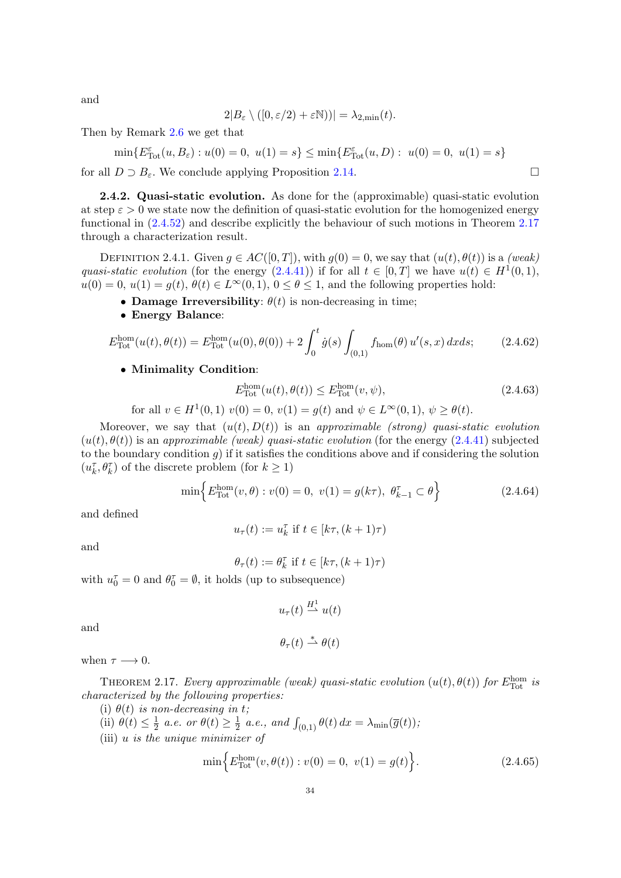and

$$2|B_\varepsilon \setminus ([0, \varepsilon/2) + \varepsilon\mathbb{N})| = \lambda_{2,\min}(t).$$

Then by Remark 2.6 we get that

$$\min\{E^\varepsilon_{\rm Tot}(u, B_\varepsilon) : u(0) = 0,\ u(1) = s\} \le \min\{E^\varepsilon_{\rm Tot}(u, D) :\ u(0) = 0,\ u(1) = s\}$$

for all $D \supset B_\varepsilon$. We conclude applying Proposition 2.14. □

**2.4.2. Quasi-static evolution.** As done for the (approximable) quasi-static evolution at step $\varepsilon > 0$ we state now the definition of quasi-static evolution for the homogenized energy functional in (2.4.52) and describe explicitly the behaviour of such motions in Theorem 2.17 through a characterization result.

Definition 2.4.1. Given $g \in AC([0,T])$, with $g(0) = 0$, we say that $(u(t), \theta(t))$ is a *(weak) quasi-static evolution* (for the energy (2.4.41)) if for all $t \in [0,T]$ we have $u(t) \in H^1(0,1)$, $u(0) = 0$, $u(1) = g(t)$, $\theta(t) \in L^\infty(0,1)$, $0 \le \theta \le 1$, and the following properties hold:

- **Damage Irreversibility**: $\theta(t)$ is non-decreasing in time;
- **Energy Balance**:

$$E^{\rm hom}_{\rm Tot}(u(t), \theta(t)) = E^{\rm hom}_{\rm Tot}(u(0), \theta(0)) + 2\int_0^t \dot{g}(s) \int_{(0,1)} f_{\rm hom}(\theta)\, u'(s,x)\, dx ds; \tag{2.4.62}$$

- **Minimality Condition**:

$$E^{\rm hom}_{\rm Tot}(u(t), \theta(t)) \le E^{\rm hom}_{\rm Tot}(v, \psi), \tag{2.4.63}$$

for all $v \in H^1(0,1)$ $v(0) = 0$, $v(1) = g(t)$ and $\psi \in L^\infty(0,1)$, $\psi \ge \theta(t)$.

Moreover, we say that $(u(t), D(t))$ is an *approximable (strong) quasi-static evolution* $(u(t), \theta(t))$ is an *approximable (weak) quasi-static evolution* (for the energy (2.4.41) subjected to the boundary condition $g$) if it satisfies the conditions above and if considering the solution $(u^\tau_k, \theta^\tau_k)$ of the discrete problem (for $k \ge 1$)

$$\min\Big\{E^{\rm hom}_{\rm Tot}(v, \theta) : v(0) = 0,\ v(1) = g(k\tau),\ \theta^\tau_{k-1} \subset \theta\Big\} \tag{2.4.64}$$

and defined

$$u_\tau(t) := u^\tau_k \text{ if } t \in [k\tau, (k+1)\tau)$$

and

$$\theta_\tau(t) := \theta^\tau_k \text{ if } t \in [k\tau, (k+1)\tau)$$

with $u^\tau_0 = 0$ and $\theta^\tau_0 = \emptyset$, it holds (up to subsequence)

$$u_\tau(t) \overset{H^1}{\rightharpoonup} u(t)$$

and

$$\theta_\tau(t) \overset{*}{\rightharpoonup} \theta(t)$$

when $\tau \longrightarrow 0$.

Theorem 2.17. *Every approximable (weak) quasi-static evolution $(u(t), \theta(t))$ for $E^{\rm hom}_{\rm Tot}$ is characterized by the following properties:*

(i) *$\theta(t)$ is non-decreasing in $t$;*
(ii) *$\theta(t) \le \frac{1}{2}$ a.e. or $\theta(t) \ge \frac{1}{2}$ a.e., and $\int_{(0,1)} \theta(t)\, dx = \lambda_{\min}(\overline{g}(t))$;*
(iii) *$u$ is the unique minimizer of*

$$\min\Big\{E^{\rm hom}_{\rm Tot}(v, \theta(t)) : v(0) = 0,\ v(1) = g(t)\Big\}. \tag{2.4.65}$$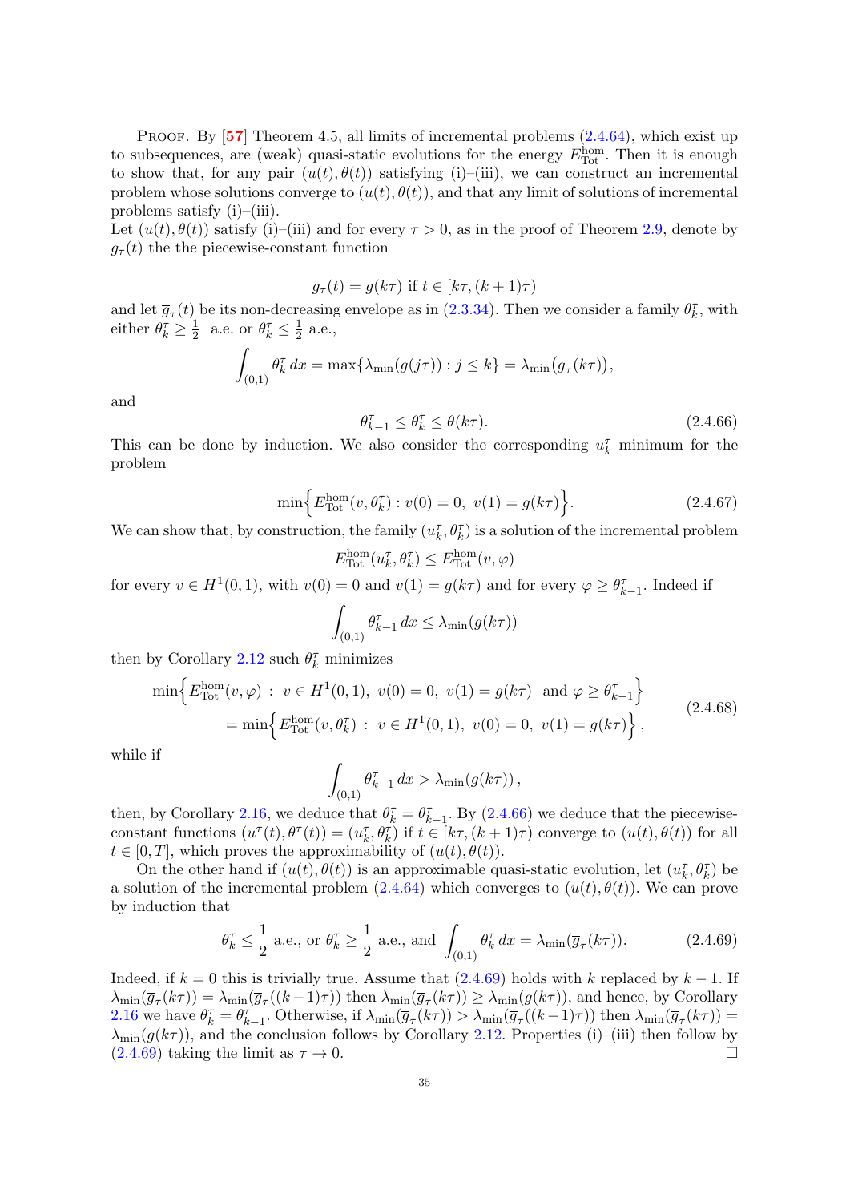Proof. By [57] Theorem 4.5, all limits of incremental problems (2.4.64), which exist up to subsequences, are (weak) quasi-static evolutions for the energy $E^{\rm hom}_{\rm Tot}$. Then it is enough to show that, for any pair $(u(t),\theta(t))$ satisfying (i)–(iii), we can construct an incremental problem whose solutions converge to $(u(t),\theta(t))$, and that any limit of solutions of incremental problems satisfy (i)–(iii).
Let $(u(t),\theta(t))$ satisfy (i)–(iii) and for every $\tau>0$, as in the proof of Theorem 2.9, denote by $g_\tau(t)$ the the piecewise-constant function

$$g_\tau(t)=g(k\tau) \text{ if } t\in[k\tau,(k+1)\tau)$$

and let $\overline{g}_\tau(t)$ be its non-decreasing envelope as in (2.3.34). Then we consider a family $\theta^\tau_k$, with either $\theta^\tau_k\geq\frac12$ a.e. or $\theta^\tau_k\leq\frac12$ a.e.,

$$\int_{(0,1)}\theta^\tau_k\,dx=\max\{\lambda_{\min}(g(j\tau)):j\leq k\}=\lambda_{\min}\big(\overline{g}_\tau(k\tau)\big),$$

and

$$\theta^\tau_{k-1}\leq\theta^\tau_k\leq\theta(k\tau). \tag{2.4.66}$$

This can be done by induction. We also consider the corresponding $u^\tau_k$ minimum for the problem

$$\min\Big\{E^{\rm hom}_{\rm Tot}(v,\theta^\tau_k):v(0)=0,\ v(1)=g(k\tau)\Big\}. \tag{2.4.67}$$

We can show that, by construction, the family $(u^\tau_k,\theta^\tau_k)$ is a solution of the incremental problem

$$E^{\rm hom}_{\rm Tot}(u^\tau_k,\theta^\tau_k)\leq E^{\rm hom}_{\rm Tot}(v,\varphi)$$

for every $v\in H^1(0,1)$, with $v(0)=0$ and $v(1)=g(k\tau)$ and for every $\varphi\geq\theta^\tau_{k-1}$. Indeed if

$$\int_{(0,1)}\theta^\tau_{k-1}\,dx\leq\lambda_{\min}(g(k\tau))$$

then by Corollary 2.12 such $\theta^\tau_k$ minimizes

$$\begin{aligned}\min\Big\{E^{\rm hom}_{\rm Tot}(v,\varphi)\ :\ v\in H^1(0,1),\ v(0)=0,\ v(1)=g(k\tau)\ \text{ and }\varphi\geq\theta^\tau_{k-1}\Big\}\\ =\min\Big\{E^{\rm hom}_{\rm Tot}(v,\theta^\tau_k)\ :\ v\in H^1(0,1),\ v(0)=0,\ v(1)=g(k\tau)\Big\},\end{aligned} \tag{2.4.68}$$

while if

$$\int_{(0,1)}\theta^\tau_{k-1}\,dx>\lambda_{\min}(g(k\tau)),$$

then, by Corollary 2.16, we deduce that $\theta^\tau_k=\theta^\tau_{k-1}$. By (2.4.66) we deduce that the piecewise-constant functions $(u^\tau(t),\theta^\tau(t))=(u^\tau_k,\theta^\tau_k)$ if $t\in[k\tau,(k+1)\tau)$ converge to $(u(t),\theta(t))$ for all $t\in[0,T]$, which proves the approximability of $(u(t),\theta(t))$.

On the other hand if $(u(t),\theta(t))$ is an approximable quasi-static evolution, let $(u^\tau_k,\theta^\tau_k)$ be a solution of the incremental problem (2.4.64) which converges to $(u(t),\theta(t))$. We can prove by induction that

$$\theta^\tau_k\leq\frac12 \text{ a.e., or } \theta^\tau_k\geq\frac12 \text{ a.e., and } \int_{(0,1)}\theta^\tau_k\,dx=\lambda_{\min}(\overline{g}_\tau(k\tau)). \tag{2.4.69}$$

Indeed, if $k=0$ this is trivially true. Assume that (2.4.69) holds with $k$ replaced by $k-1$. If $\lambda_{\min}(\overline{g}_\tau(k\tau))=\lambda_{\min}(\overline{g}_\tau((k-1)\tau))$ then $\lambda_{\min}(\overline{g}_\tau(k\tau))\geq\lambda_{\min}(g(k\tau))$, and hence, by Corollary 2.16 we have $\theta^\tau_k=\theta^\tau_{k-1}$. Otherwise, if $\lambda_{\min}(\overline{g}_\tau(k\tau))>\lambda_{\min}(\overline{g}_\tau((k-1)\tau))$ then $\lambda_{\min}(\overline{g}_\tau(k\tau))=\lambda_{\min}(g(k\tau))$, and the conclusion follows by Corollary 2.12. Properties (i)–(iii) then follow by (2.4.69) taking the limit as $\tau\to0$. □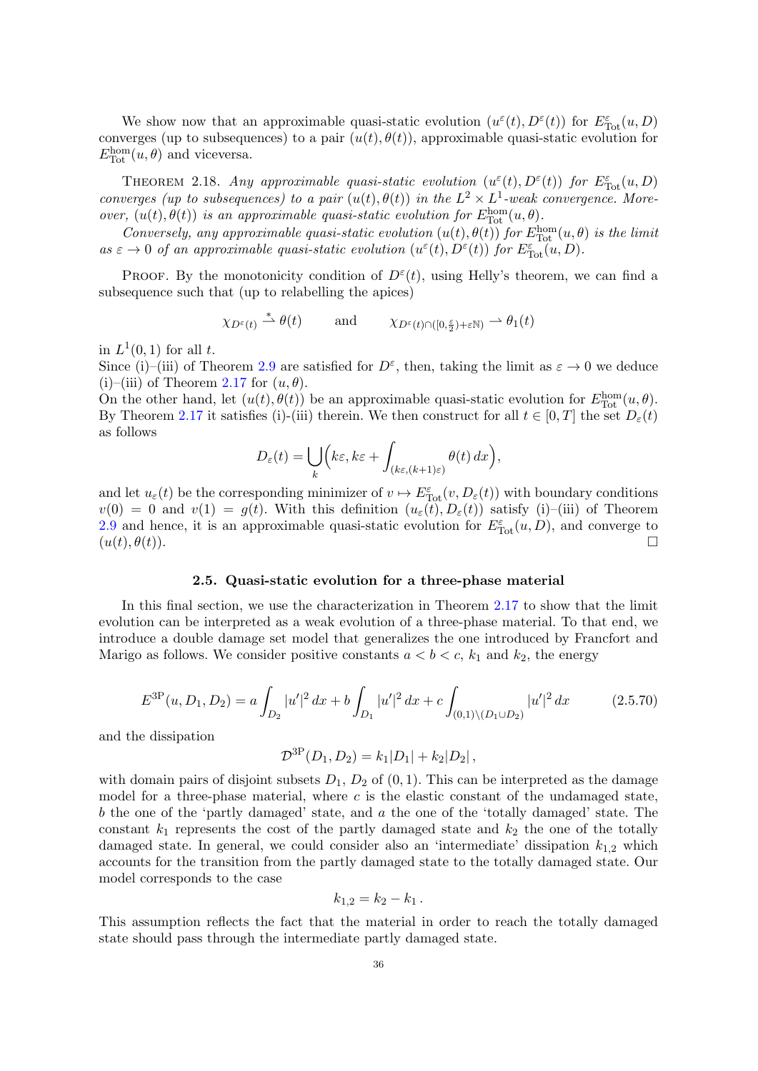We show now that an approximable quasi-static evolution $(u^\varepsilon(t), D^\varepsilon(t))$ for $E^\varepsilon_{\rm Tot}(u, D)$ converges (up to subsequences) to a pair $(u(t), \theta(t))$, approximable quasi-static evolution for $E^{\rm hom}_{\rm Tot}(u, \theta)$ and viceversa.

THEOREM 2.18. *Any approximable quasi-static evolution $(u^\varepsilon(t), D^\varepsilon(t))$ for $E^\varepsilon_{\rm Tot}(u, D)$ converges (up to subsequences) to a pair $(u(t), \theta(t))$ in the $L^2 \times L^1$-weak convergence. Moreover, $(u(t), \theta(t))$ is an approximable quasi-static evolution for $E^{\rm hom}_{\rm Tot}(u, \theta)$.*

*Conversely, any approximable quasi-static evolution $(u(t), \theta(t))$ for $E^{\rm hom}_{\rm Tot}(u, \theta)$ is the limit as $\varepsilon \to 0$ of an approximable quasi-static evolution $(u^\varepsilon(t), D^\varepsilon(t))$ for $E^\varepsilon_{\rm Tot}(u, D)$.*

PROOF. By the monotonicity condition of $D^\varepsilon(t)$, using Helly's theorem, we can find a subsequence such that (up to relabelling the apices)

$$\chi_{D^\varepsilon(t)} \stackrel{*}{\rightharpoonup} \theta(t) \qquad \text{and} \qquad \chi_{D^\varepsilon(t) \cap ([0, \frac{\varepsilon}{2}) + \varepsilon\mathbb{N})} \rightharpoonup \theta_1(t)$$

in $L^1(0, 1)$ for all $t$.
Since (i)–(iii) of Theorem 2.9 are satisfied for $D^\varepsilon$, then, taking the limit as $\varepsilon \to 0$ we deduce (i)–(iii) of Theorem 2.17 for $(u, \theta)$.
On the other hand, let $(u(t), \theta(t))$ be an approximable quasi-static evolution for $E^{\rm hom}_{\rm Tot}(u, \theta)$. By Theorem 2.17 it satisfies (i)-(iii) therein. We then construct for all $t \in [0, T]$ the set $D_\varepsilon(t)$ as follows

$$D_\varepsilon(t) = \bigcup_k \Big( k\varepsilon, k\varepsilon + \int_{(k\varepsilon, (k+1)\varepsilon)} \theta(t)\, dx \Big),$$

and let $u_\varepsilon(t)$ be the corresponding minimizer of $v \mapsto E^\varepsilon_{\rm Tot}(v, D_\varepsilon(t))$ with boundary conditions $v(0) = 0$ and $v(1) = g(t)$. With this definition $(u_\varepsilon(t), D_\varepsilon(t))$ satisfy (i)–(iii) of Theorem 2.9 and hence, it is an approximable quasi-static evolution for $E^\varepsilon_{\rm Tot}(u, D)$, and converge to $(u(t), \theta(t))$. □

## 2.5. Quasi-static evolution for a three-phase material

In this final section, we use the characterization in Theorem 2.17 to show that the limit evolution can be interpreted as a weak evolution of a three-phase material. To that end, we introduce a double damage set model that generalizes the one introduced by Francfort and Marigo as follows. We consider positive constants $a < b < c$, $k_1$ and $k_2$, the energy

$$E^{\rm 3P}(u, D_1, D_2) = a \int_{D_2} |u'|^2\, dx + b \int_{D_1} |u'|^2\, dx + c \int_{(0,1)\setminus(D_1 \cup D_2)} |u'|^2\, dx \tag{2.5.70}$$

and the dissipation

$$\mathcal{D}^{\rm 3P}(D_1, D_2) = k_1 |D_1| + k_2 |D_2|\,,$$

with domain pairs of disjoint subsets $D_1$, $D_2$ of $(0, 1)$. This can be interpreted as the damage model for a three-phase material, where $c$ is the elastic constant of the undamaged state, $b$ the one of the 'partly damaged' state, and $a$ the one of the 'totally damaged' state. The constant $k_1$ represents the cost of the partly damaged state and $k_2$ the one of the totally damaged state. In general, we could consider also an 'intermediate' dissipation $k_{1,2}$ which accounts for the transition from the partly damaged state to the totally damaged state. Our model corresponds to the case

$$k_{1,2} = k_2 - k_1\,.$$

This assumption reflects the fact that the material in order to reach the totally damaged state should pass through the intermediate partly damaged state.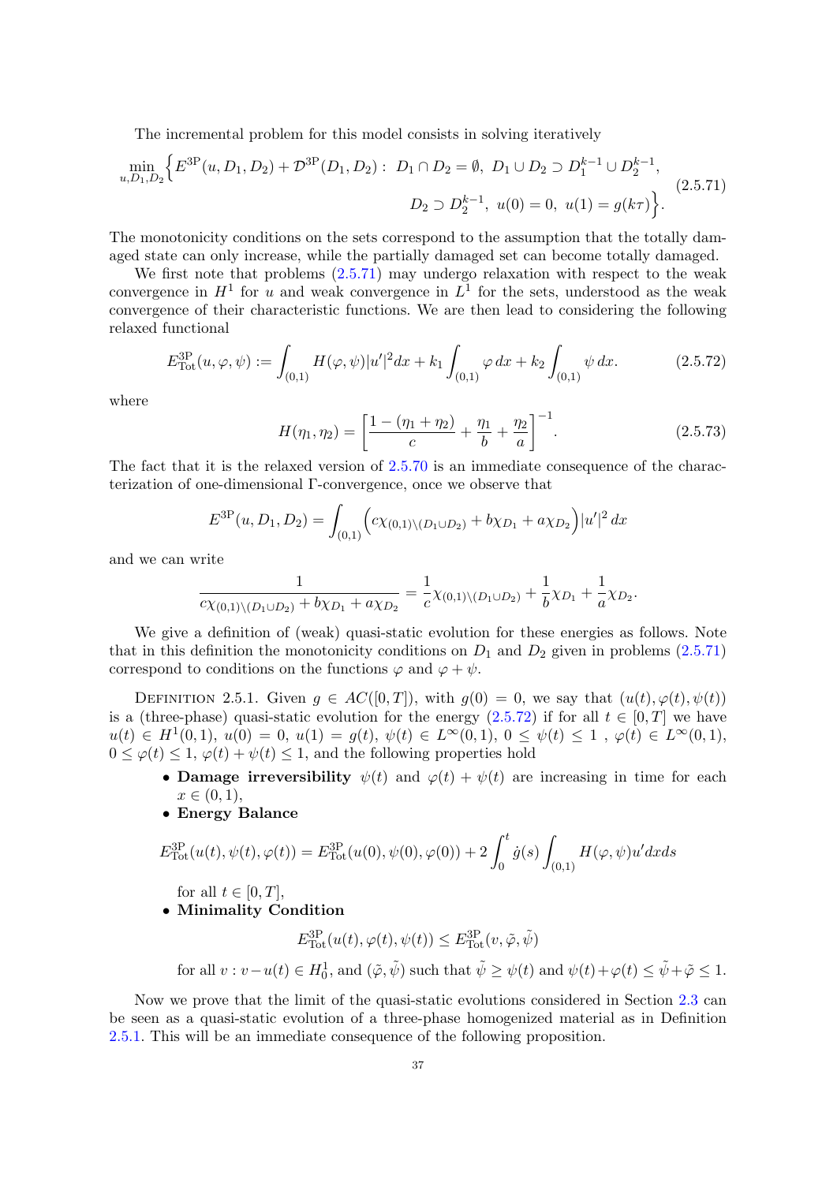The incremental problem for this model consists in solving iteratively

$$
\min_{u,D_1,D_2}\Big\{E^{3\mathrm{P}}(u,D_1,D_2)+\mathcal{D}^{3\mathrm{P}}(D_1,D_2):\ D_1\cap D_2=\emptyset,\ D_1\cup D_2\supset D_1^{k-1}\cup D_2^{k-1},\\ D_2\supset D_2^{k-1},\ u(0)=0,\ u(1)=g(k\tau)\Big\}. \tag{2.5.71}
$$

The monotonicity conditions on the sets correspond to the assumption that the totally damaged state can only increase, while the partially damaged set can become totally damaged.

We first note that problems (2.5.71) may undergo relaxation with respect to the weak convergence in $H^1$ for $u$ and weak convergence in $L^1$ for the sets, understood as the weak convergence of their characteristic functions. We are then lead to considering the following relaxed functional

$$
E^{3\mathrm{P}}_{\mathrm{Tot}}(u,\varphi,\psi):=\int_{(0,1)}H(\varphi,\psi)|u'|^2dx+k_1\int_{(0,1)}\varphi\,dx+k_2\int_{(0,1)}\psi\,dx. \tag{2.5.72}
$$

where

$$
H(\eta_1,\eta_2)=\left[\frac{1-(\eta_1+\eta_2)}{c}+\frac{\eta_1}{b}+\frac{\eta_2}{a}\right]^{-1}. \tag{2.5.73}
$$

The fact that it is the relaxed version of 2.5.70 is an immediate consequence of the characterization of one-dimensional Γ-convergence, once we observe that

$$
E^{3\mathrm{P}}(u,D_1,D_2)=\int_{(0,1)}\Big(c\chi_{(0,1)\setminus(D_1\cup D_2)}+b\chi_{D_1}+a\chi_{D_2}\Big)|u'|^2\,dx
$$

and we can write

$$
\frac{1}{c\chi_{(0,1)\setminus(D_1\cup D_2)}+b\chi_{D_1}+a\chi_{D_2}}=\frac{1}{c}\chi_{(0,1)\setminus(D_1\cup D_2)}+\frac{1}{b}\chi_{D_1}+\frac{1}{a}\chi_{D_2}.
$$

We give a definition of (weak) quasi-static evolution for these energies as follows. Note that in this definition the monotonicity conditions on $D_1$ and $D_2$ given in problems (2.5.71) correspond to conditions on the functions $\varphi$ and $\varphi+\psi$.

DEFINITION 2.5.1. Given $g\in AC([0,T])$, with $g(0)=0$, we say that $(u(t),\varphi(t),\psi(t))$ is a (three-phase) quasi-static evolution for the energy (2.5.72) if for all $t\in[0,T]$ we have $u(t)\in H^1(0,1)$, $u(0)=0$, $u(1)=g(t)$, $\psi(t)\in L^\infty(0,1)$, $0\le\psi(t)\le 1$ , $\varphi(t)\in L^\infty(0,1)$, $0\le\varphi(t)\le 1$, $\varphi(t)+\psi(t)\le 1$, and the following properties hold

- **Damage irreversibility** $\psi(t)$ and $\varphi(t)+\psi(t)$ are increasing in time for each $x\in(0,1)$,
- **Energy Balance**

$$
E^{3\mathrm{P}}_{\mathrm{Tot}}(u(t),\psi(t),\varphi(t))=E^{3\mathrm{P}}_{\mathrm{Tot}}(u(0),\psi(0),\varphi(0))+2\int_0^t\dot g(s)\int_{(0,1)}H(\varphi,\psi)u'dxds
$$

  for all $t\in[0,T]$,
- **Minimality Condition**

$$
E^{3\mathrm{P}}_{\mathrm{Tot}}(u(t),\varphi(t),\psi(t))\le E^{3\mathrm{P}}_{\mathrm{Tot}}(v,\tilde\varphi,\tilde\psi)
$$

  for all $v: v-u(t)\in H^1_0$, and $(\tilde\varphi,\tilde\psi)$ such that $\tilde\psi\ge\psi(t)$ and $\psi(t)+\varphi(t)\le\tilde\psi+\tilde\varphi\le 1$.

Now we prove that the limit of the quasi-static evolutions considered in Section 2.3 can be seen as a quasi-static evolution of a three-phase homogenized material as in Definition 2.5.1. This will be an immediate consequence of the following proposition.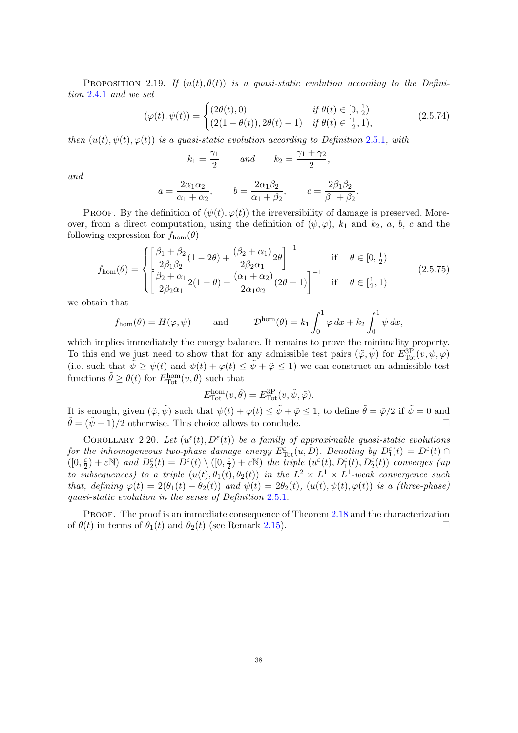PROPOSITION 2.19. *If $(u(t), \theta(t))$ is a quasi-static evolution according to the Definition 2.4.1 and we set*

$$(\varphi(t), \psi(t)) = \begin{cases} (2\theta(t), 0) & \text{if } \theta(t) \in [0, \frac{1}{2}) \\ (2(1-\theta(t)), 2\theta(t) - 1) & \text{if } \theta(t) \in [\frac{1}{2}, 1), \end{cases} \tag{2.5.74}$$

*then $(u(t), \psi(t), \varphi(t))$ is a quasi-static evolution according to Definition 2.5.1, with*

$$k_1 = \frac{\gamma_1}{2} \qquad \text{and} \qquad k_2 = \frac{\gamma_1 + \gamma_2}{2},$$

*and*

$$a = \frac{2\alpha_1 \alpha_2}{\alpha_1 + \alpha_2}, \qquad b = \frac{2\alpha_1 \beta_2}{\alpha_1 + \beta_2}, \qquad c = \frac{2\beta_1 \beta_2}{\beta_1 + \beta_2}.$$

PROOF. By the definition of $(\psi(t), \varphi(t))$ the irreversibility of damage is preserved. Moreover, from a direct computation, using the definition of $(\psi, \varphi)$, $k_1$ and $k_2$, $a$, $b$, $c$ and the following expression for $f_{\text{hom}}(\theta)$

$$f_{\text{hom}}(\theta) = \begin{cases} \left[ \dfrac{\beta_1 + \beta_2}{2\beta_1 \beta_2}(1 - 2\theta) + \dfrac{(\beta_2 + \alpha_1)}{2\beta_2 \alpha_1} 2\theta \right]^{-1} & \text{if } \quad \theta \in [0, \frac{1}{2}) \\ \left[ \dfrac{\beta_2 + \alpha_1}{2\beta_2 \alpha_1} 2(1 - \theta) + \dfrac{(\alpha_1 + \alpha_2)}{2\alpha_1 \alpha_2}(2\theta - 1) \right]^{-1} & \text{if } \quad \theta \in [\frac{1}{2}, 1) \end{cases} \tag{2.5.75}$$

we obtain that

$$f_{\text{hom}}(\theta) = H(\varphi, \psi) \qquad \text{and} \qquad \mathcal{D}^{\text{hom}}(\theta) = k_1 \int_0^1 \varphi \, dx + k_2 \int_0^1 \psi \, dx,$$

which implies immediately the energy balance. It remains to prove the minimality property. To this end we just need to show that for any admissible test pairs $(\tilde{\varphi}, \tilde{\psi})$ for $E^{\text{3P}}_{\text{Tot}}(v, \psi, \varphi)$ (i.e. such that $\tilde{\psi} \geq \psi(t)$ and $\psi(t) + \varphi(t) \leq \tilde{\psi} + \tilde{\varphi} \leq 1$) we can construct an admissible test functions $\tilde{\theta} \geq \theta(t)$ for $E^{\text{hom}}_{\text{Tot}}(v, \theta)$ such that

$$E^{\text{hom}}_{\text{Tot}}(v, \tilde{\theta}) = E^{\text{3P}}_{\text{Tot}}(v, \tilde{\psi}, \tilde{\varphi}).$$

It is enough, given $(\tilde{\varphi}, \tilde{\psi})$ such that $\psi(t) + \varphi(t) \leq \tilde{\psi} + \tilde{\varphi} \leq 1$, to define $\tilde{\theta} = \tilde{\varphi}/2$ if $\tilde{\psi} = 0$ and $\tilde{\theta} = (\tilde{\psi} + 1)/2$ otherwise. This choice allows to conclude. $\square$

COROLLARY 2.20. *Let $(u^\varepsilon(t), D^\varepsilon(t))$ be a family of approximable quasi-static evolutions for the inhomogeneous two-phase damage energy $E^\varepsilon_{\text{Tot}}(u, D)$. Denoting by $D^\varepsilon_1(t) = D^\varepsilon(t) \cap ([0, \frac{\varepsilon}{2}) + \varepsilon\mathbb{N})$ and $D^\varepsilon_2(t) = D^\varepsilon(t) \setminus ([0, \frac{\varepsilon}{2}) + \varepsilon\mathbb{N})$ the triple $(u^\varepsilon(t), D^\varepsilon_1(t), D^\varepsilon_2(t))$ converges (up to subsequences) to a triple $(u(t), \theta_1(t), \theta_2(t))$ in the $L^2 \times L^1 \times L^1$-weak convergence such that, defining $\varphi(t) = 2(\theta_1(t) - \theta_2(t))$ and $\psi(t) = 2\theta_2(t)$, $(u(t), \psi(t), \varphi(t))$ is a (three-phase) quasi-static evolution in the sense of Definition 2.5.1.*

PROOF. The proof is an immediate consequence of Theorem 2.18 and the characterization of $\theta(t)$ in terms of $\theta_1(t)$ and $\theta_2(t)$ (see Remark 2.15). $\square$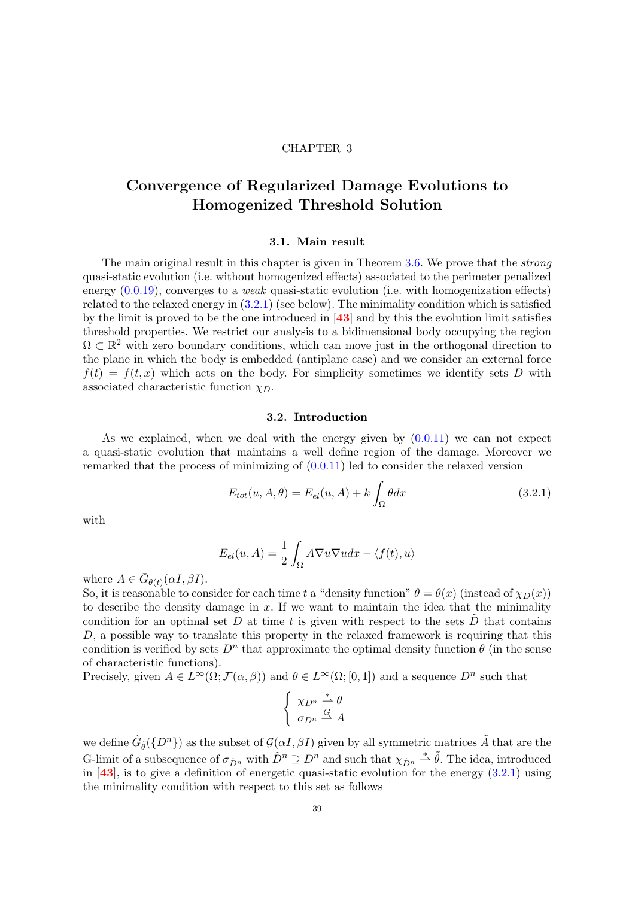CHAPTER 3

# Convergence of Regularized Damage Evolutions to Homogenized Threshold Solution

## 3.1. Main result

The main original result in this chapter is given in Theorem 3.6. We prove that the *strong* quasi-static evolution (i.e. without homogenized effects) associated to the perimeter penalized energy (0.0.19), converges to a *weak* quasi-static evolution (i.e. with homogenization effects) related to the relaxed energy in (3.2.1) (see below). The minimality condition which is satisfied by the limit is proved to be the one introduced in [43] and by this the evolution limit satisfies threshold properties. We restrict our analysis to a bidimensional body occupying the region $\Omega \subset \mathbb{R}^2$ with zero boundary conditions, which can move just in the orthogonal direction to the plane in which the body is embedded (antiplane case) and we consider an external force $f(t) = f(t,x)$ which acts on the body. For simplicity sometimes we identify sets $D$ with associated characteristic function $\chi_D$.

## 3.2. Introduction

As we explained, when we deal with the energy given by (0.0.11) we can not expect a quasi-static evolution that maintains a well define region of the damage. Moreover we remarked that the process of minimizing of (0.0.11) led to consider the relaxed version

$$E_{tot}(u, A, \theta) = E_{el}(u, A) + k \int_\Omega \theta dx \tag{3.2.1}$$

with

$$E_{el}(u, A) = \frac{1}{2} \int_\Omega A \nabla u \nabla u dx - \langle f(t), u \rangle$$

where $A \in \bar{G}_{\theta(t)}(\alpha I, \beta I)$.
So, it is reasonable to consider for each time $t$ a "density function" $\theta = \theta(x)$ (instead of $\chi_D(x)$) to describe the density damage in $x$. If we want to maintain the idea that the minimality condition for an optimal set $D$ at time $t$ is given with respect to the sets $\tilde{D}$ that contains $D$, a possible way to translate this property in the relaxed framework is requiring that this condition is verified by sets $D^n$ that approximate the optimal density function $\theta$ (in the sense of characteristic functions).
Precisely, given $A \in L^\infty(\Omega; \mathcal{F}(\alpha, \beta))$ and $\theta \in L^\infty(\Omega; [0,1])$ and a sequence $D^n$ such that

$$\begin{cases} \chi_{D^n} \overset{*}{\rightharpoonup} \theta \\ \sigma_{D^n} \overset{G}{\rightharpoonup} A \end{cases}$$

we define $\hat{G}_{\tilde{\theta}}(\{D^n\})$ as the subset of $\mathcal{G}(\alpha I, \beta I)$ given by all symmetric matrices $\tilde{A}$ that are the G-limit of a subsequence of $\sigma_{\tilde{D}^n}$ with $\tilde{D}^n \supseteq D^n$ and such that $\chi_{\tilde{D}^n} \overset{*}{\rightharpoonup} \tilde{\theta}$. The idea, introduced in [43], is to give a definition of energetic quasi-static evolution for the energy (3.2.1) using the minimality condition with respect to this set as follows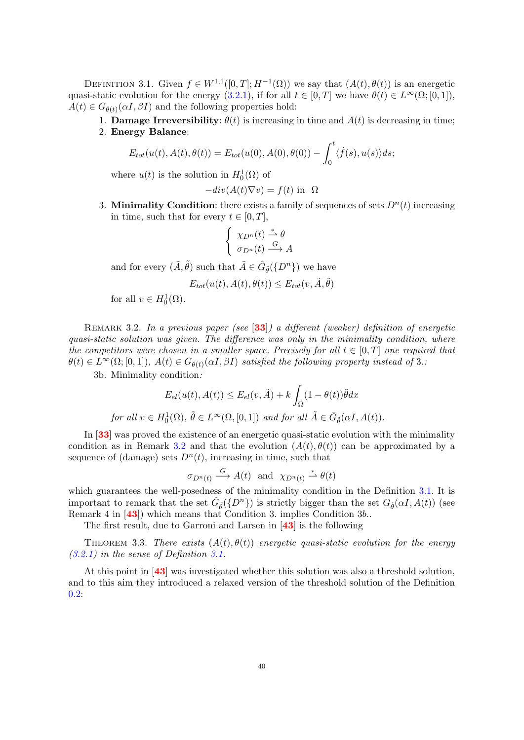Definition 3.1. Given $f \in W^{1,1}([0,T]; H^{-1}(\Omega))$ we say that $(A(t), \theta(t))$ is an energetic quasi-static evolution for the energy (3.2.1), if for all $t \in [0,T]$ we have $\theta(t) \in L^\infty(\Omega; [0,1])$, $A(t) \in G_{\theta(t)}(\alpha I, \beta I)$ and the following properties hold:

1. **Damage Irreversibility**: $\theta(t)$ is increasing in time and $A(t)$ is decreasing in time;
2. **Energy Balance**:
$$E_{tot}(u(t), A(t), \theta(t)) = E_{tot}(u(0), A(0), \theta(0)) - \int_0^t \langle \dot{f}(s), u(s) \rangle ds;$$
where $u(t)$ is the solution in $H_0^1(\Omega)$ of
$$-div(A(t)\nabla v) = f(t) \text{ in } \ \Omega$$
3. **Minimality Condition**: there exists a family of sequences of sets $D^n(t)$ increasing in time, such that for every $t \in [0,T]$,
$$\begin{cases} \chi_{D^n}(t) \overset{*}{\rightharpoonup} \theta \\ \sigma_{D^n}(t) \overset{G}{\longrightarrow} A \end{cases}$$
and for every $(\tilde{A}, \tilde{\theta})$ such that $\tilde{A} \in \hat{G}_{\tilde{\theta}}(\{D^n\})$ we have
$$E_{tot}(u(t), A(t), \theta(t)) \le E_{tot}(v, \tilde{A}, \tilde{\theta})$$
for all $v \in H_0^1(\Omega)$.

Remark 3.2. *In a previous paper (see [33]) a different (weaker) definition of energetic quasi-static solution was given. The difference was only in the minimality condition, where the competitors were chosen in a smaller space. Precisely for all $t \in [0,T]$ one required that $\theta(t) \in L^\infty(\Omega; [0,1])$, $A(t) \in G_{\theta(t)}(\alpha I, \beta I)$ satisfied the following property instead of 3.:*

3b. Minimality condition*:*
$$E_{el}(u(t), A(t)) \le E_{el}(v, \tilde{A}) + k \int_\Omega (1-\theta(t))\tilde{\theta} dx$$
*for all $v \in H_0^1(\Omega)$, $\tilde{\theta} \in L^\infty(\Omega, [0,1])$ and for all $\tilde{A} \in \bar{G}_{\tilde{\theta}}(\alpha I, A(t))$.*

In [33] was proved the existence of an energetic quasi-static evolution with the minimality condition as in Remark 3.2 and that the evolution $(A(t), \theta(t))$ can be approximated by a sequence of (damage) sets $D^n(t)$, increasing in time, such that
$$\sigma_{D^n(t)} \overset{G}{\longrightarrow} A(t) \ \text{ and } \ \chi_{D^n(t)} \overset{*}{\rightharpoonup} \theta(t)$$
which guarantees the well-posedness of the minimality condition in the Definition 3.1. It is important to remark that the set $\hat{G}_{\tilde{\theta}}(\{D^n\})$ is strictly bigger than the set $G_{\tilde{\theta}}(\alpha I, A(t))$ (see Remark 4 in [43]) which means that Condition 3. implies Condition 3*b*..

The first result, due to Garroni and Larsen in [43] is the following

Theorem 3.3. *There exists $(A(t), \theta(t))$ energetic quasi-static evolution for the energy (3.2.1) in the sense of Definition 3.1.*

At this point in [43] was investigated whether this solution was also a threshold solution, and to this aim they introduced a relaxed version of the threshold solution of the Definition 0.2: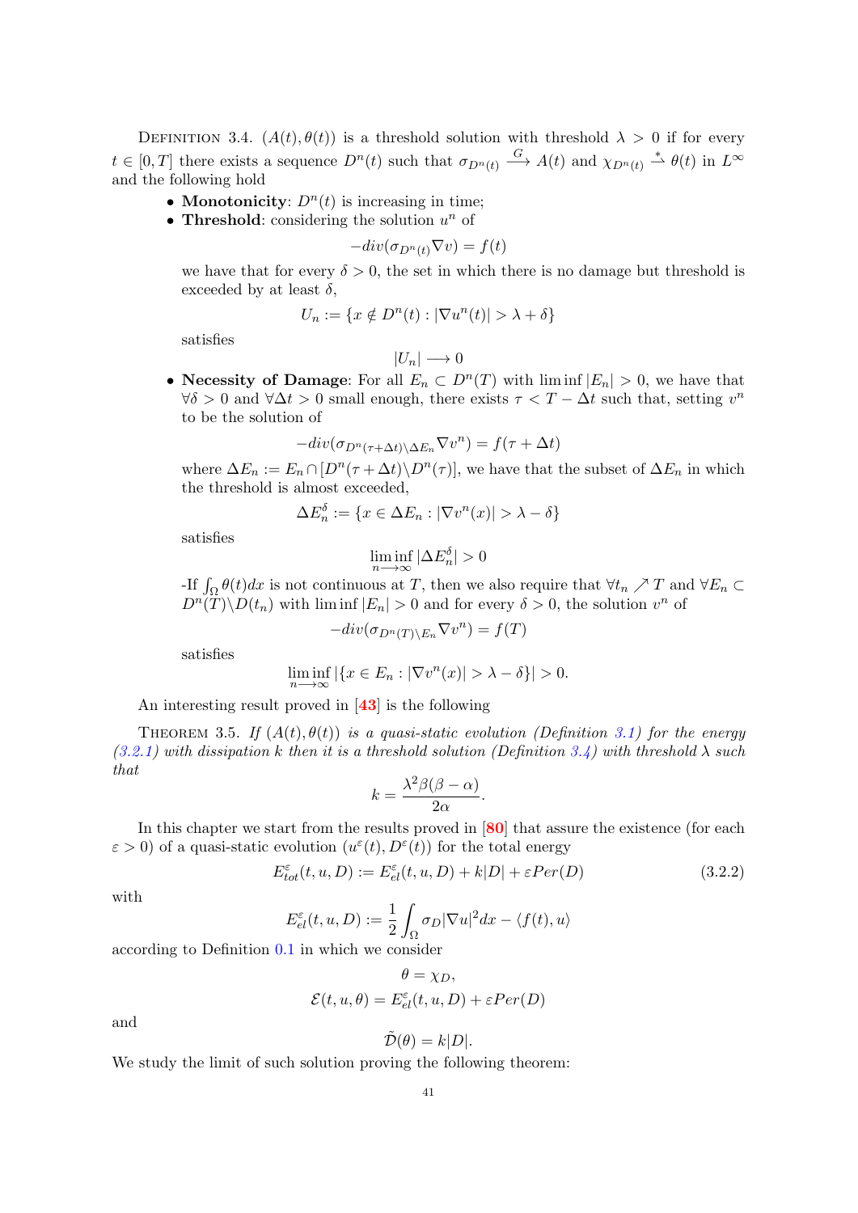Definition 3.4. $(A(t), \theta(t))$ is a threshold solution with threshold $\lambda > 0$ if for every $t \in [0, T]$ there exists a sequence $D^n(t)$ such that $\sigma_{D^n(t)} \xrightarrow{G} A(t)$ and $\chi_{D^n(t)} \overset{*}{\rightharpoonup} \theta(t)$ in $L^\infty$ and the following hold

- **Monotonicity**: $D^n(t)$ is increasing in time;
- **Threshold**: considering the solution $u^n$ of
$$-div(\sigma_{D^n(t)} \nabla v) = f(t)$$
we have that for every $\delta > 0$, the set in which there is no damage but threshold is exceeded by at least $\delta$,
$$U_n := \{x \notin D^n(t) : |\nabla u^n(t)| > \lambda + \delta\}$$
satisfies
$$|U_n| \longrightarrow 0$$
- **Necessity of Damage**: For all $E_n \subset D^n(T)$ with $\liminf |E_n| > 0$, we have that $\forall \delta > 0$ and $\forall \Delta t > 0$ small enough, there exists $\tau < T - \Delta t$ such that, setting $v^n$ to be the solution of
$$-div(\sigma_{D^n(\tau+\Delta t)\setminus \Delta E_n} \nabla v^n) = f(\tau + \Delta t)$$
where $\Delta E_n := E_n \cap [D^n(\tau + \Delta t) \setminus D^n(\tau)]$, we have that the subset of $\Delta E_n$ in which the threshold is almost exceeded,
$$\Delta E_n^\delta := \{x \in \Delta E_n : |\nabla v^n(x)| > \lambda - \delta\}$$
satisfies
$$\liminf_{n \longrightarrow \infty} |\Delta E_n^\delta| > 0$$
-If $\int_\Omega \theta(t)dx$ is not continuous at $T$, then we also require that $\forall t_n \nearrow T$ and $\forall E_n \subset D^n(T) \setminus D(t_n)$ with $\liminf |E_n| > 0$ and for every $\delta > 0$, the solution $v^n$ of
$$-div(\sigma_{D^n(T)\setminus E_n} \nabla v^n) = f(T)$$
satisfies
$$\liminf_{n \longrightarrow \infty} |\{x \in E_n : |\nabla v^n(x)| > \lambda - \delta\}| > 0.$$

An interesting result proved in [43] is the following

Theorem 3.5. *If $(A(t), \theta(t))$ is a quasi-static evolution (Definition 3.1) for the energy (3.2.1) with dissipation $k$ then it is a threshold solution (Definition 3.4) with threshold $\lambda$ such that*
$$k = \frac{\lambda^2 \beta(\beta - \alpha)}{2\alpha}.$$

In this chapter we start from the results proved in [80] that assure the existence (for each $\varepsilon > 0$) of a quasi-static evolution $(u^\varepsilon(t), D^\varepsilon(t))$ for the total energy
$$E_{tot}^\varepsilon(t, u, D) := E_{el}^\varepsilon(t, u, D) + k|D| + \varepsilon Per(D) \tag{3.2.2}$$
with
$$E_{el}^\varepsilon(t, u, D) := \frac{1}{2} \int_\Omega \sigma_D |\nabla u|^2 dx - \langle f(t), u \rangle$$
according to Definition 0.1 in which we consider
$$\theta = \chi_D,$$
$$\mathcal{E}(t, u, \theta) = E_{el}^\varepsilon(t, u, D) + \varepsilon Per(D)$$
and
$$\tilde{\mathcal{D}}(\theta) = k|D|.$$
We study the limit of such solution proving the following theorem: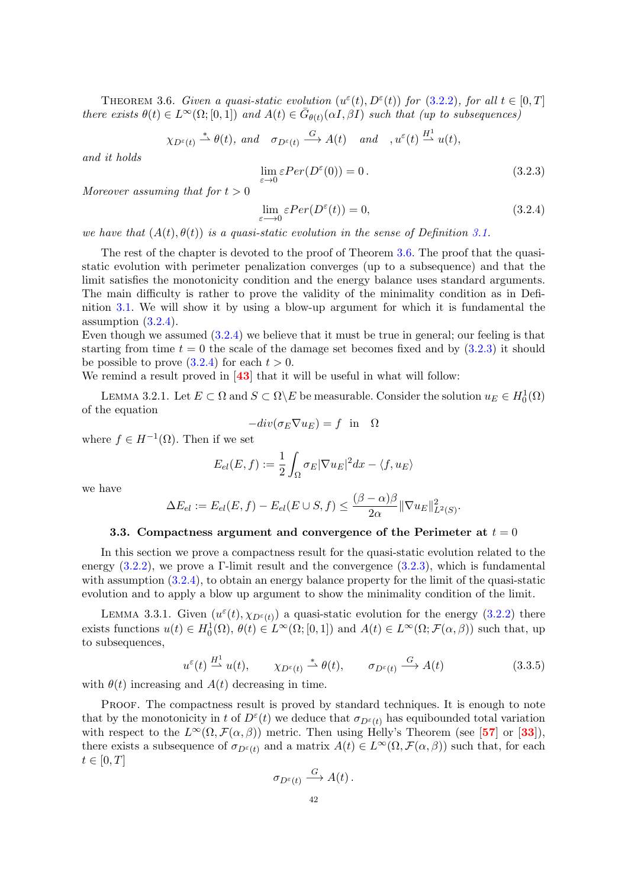Theorem 3.6. *Given a quasi-static evolution $(u^\varepsilon(t), D^\varepsilon(t))$ for (3.2.2), for all $t \in [0,T]$ there exists $\theta(t) \in L^\infty(\Omega;[0,1])$ and $A(t) \in \bar{G}_{\theta(t)}(\alpha I, \beta I)$ such that (up to subsequences)*

$$\chi_{D^\varepsilon(t)} \overset{*}{\rightharpoonup} \theta(t), \text{ and } \quad \sigma_{D^\varepsilon(t)} \overset{G}{\longrightarrow} A(t) \quad \text{and} \quad , u^\varepsilon(t) \overset{H^1}{\rightharpoonup} u(t),$$

*and it holds*

$$\lim_{\varepsilon \to 0} \varepsilon Per(D^\varepsilon(0)) = 0\,. \tag{3.2.3}$$

*Moreover assuming that for $t > 0$*

$$\lim_{\varepsilon \longrightarrow 0} \varepsilon Per(D^\varepsilon(t)) = 0, \tag{3.2.4}$$

*we have that $(A(t), \theta(t))$ is a quasi-static evolution in the sense of Definition 3.1.*

The rest of the chapter is devoted to the proof of Theorem 3.6. The proof that the quasi-static evolution with perimeter penalization converges (up to a subsequence) and that the limit satisfies the monotonicity condition and the energy balance uses standard arguments. The main difficulty is rather to prove the validity of the minimality condition as in Definition 3.1. We will show it by using a blow-up argument for which it is fundamental the assumption (3.2.4).
Even though we assumed (3.2.4) we believe that it must be true in general; our feeling is that starting from time $t = 0$ the scale of the damage set becomes fixed and by (3.2.3) it should be possible to prove (3.2.4) for each $t > 0$.
We remind a result proved in [43] that it will be useful in what will follow:

Lemma 3.2.1. Let $E \subset \Omega$ and $S \subset \Omega \backslash E$ be measurable. Consider the solution $u_E \in H^1_0(\Omega)$ of the equation

$$-div(\sigma_E \nabla u_E) = f \quad \text{in} \quad \Omega$$

where $f \in H^{-1}(\Omega)$. Then if we set

$$E_{el}(E,f) := \frac{1}{2}\int_\Omega \sigma_E |\nabla u_E|^2 dx - \langle f, u_E \rangle$$

we have

$$\Delta E_{el} := E_{el}(E,f) - E_{el}(E \cup S, f) \leq \frac{(\beta-\alpha)\beta}{2\alpha} \|\nabla u_E\|^2_{L^2(S)}.$$

## 3.3. Compactness argument and convergence of the Perimeter at $t = 0$

In this section we prove a compactness result for the quasi-static evolution related to the energy (3.2.2), we prove a $\Gamma$-limit result and the convergence (3.2.3), which is fundamental with assumption (3.2.4), to obtain an energy balance property for the limit of the quasi-static evolution and to apply a blow up argument to show the minimality condition of the limit.

Lemma 3.3.1. Given $(u^\varepsilon(t), \chi_{D^\varepsilon(t)})$ a quasi-static evolution for the energy (3.2.2) there exists functions $u(t) \in H^1_0(\Omega)$, $\theta(t) \in L^\infty(\Omega;[0,1])$ and $A(t) \in L^\infty(\Omega; \mathcal{F}(\alpha,\beta))$ such that, up to subsequences,

$$u^\varepsilon(t) \overset{H^1}{\rightharpoonup} u(t), \qquad \chi_{D^\varepsilon(t)} \overset{*}{\rightharpoonup} \theta(t), \qquad \sigma_{D^\varepsilon(t)} \overset{G}{\longrightarrow} A(t) \tag{3.3.5}$$

with $\theta(t)$ increasing and $A(t)$ decreasing in time.

Proof. The compactness result is proved by standard techniques. It is enough to note that by the monotonicity in $t$ of $D^\varepsilon(t)$ we deduce that $\sigma_{D^\varepsilon(t)}$ has equibounded total variation with respect to the $L^\infty(\Omega, \mathcal{F}(\alpha,\beta))$ metric. Then using Helly's Theorem (see [57] or [33]), there exists a subsequence of $\sigma_{D^\varepsilon(t)}$ and a matrix $A(t) \in L^\infty(\Omega, \mathcal{F}(\alpha,\beta))$ such that, for each $t \in [0,T]$

$$\sigma_{D^\varepsilon(t)} \overset{G}{\longrightarrow} A(t)\,.$$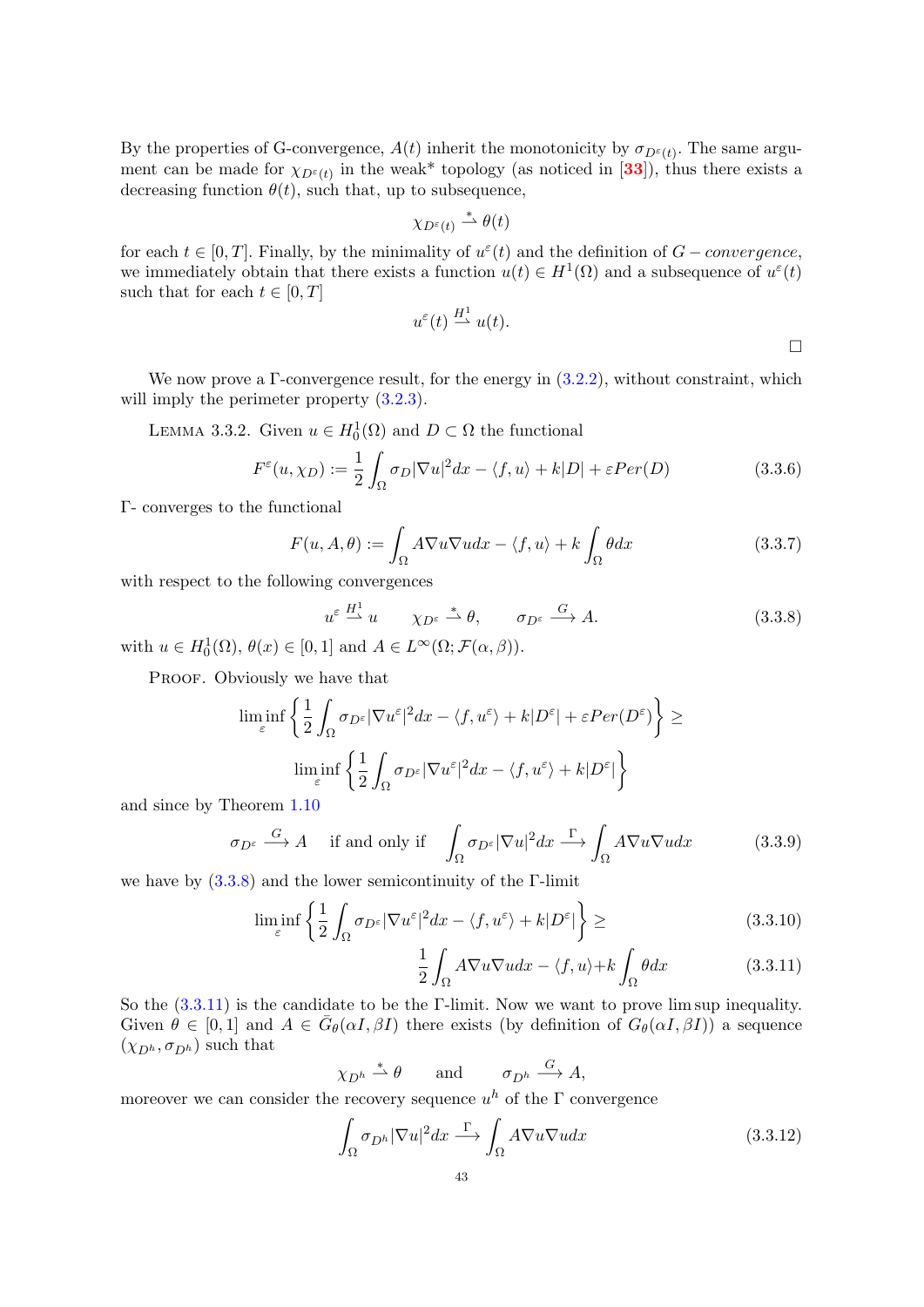By the properties of G-convergence, $A(t)$ inherit the monotonicity by $\sigma_{D^\varepsilon(t)}$. The same argument can be made for $\chi_{D^\varepsilon(t)}$ in the weak* topology (as noticed in [33]), thus there exists a decreasing function $\theta(t)$, such that, up to subsequence,

$$\chi_{D^\varepsilon(t)} \overset{*}{\rightharpoonup} \theta(t)$$

for each $t \in [0,T]$. Finally, by the minimality of $u^\varepsilon(t)$ and the definition of $G-convergence$, we immediately obtain that there exists a function $u(t) \in H^1(\Omega)$ and a subsequence of $u^\varepsilon(t)$ such that for each $t \in [0,T]$

$$u^\varepsilon(t) \overset{H^1}{\rightharpoonup} u(t).$$

□

We now prove a Γ-convergence result, for the energy in (3.2.2), without constraint, which will imply the perimeter property (3.2.3).

LEMMA 3.3.2. Given $u \in H^1_0(\Omega)$ and $D \subset \Omega$ the functional

$$F^\varepsilon(u, \chi_D) := \frac{1}{2}\int_\Omega \sigma_D |\nabla u|^2 dx - \langle f, u\rangle + k|D| + \varepsilon Per(D) \tag{3.3.6}$$

Γ- converges to the functional

$$F(u, A, \theta) := \int_\Omega A\nabla u \nabla u dx - \langle f, u\rangle + k\int_\Omega \theta dx \tag{3.3.7}$$

with respect to the following convergences

$$u^\varepsilon \overset{H^1}{\rightharpoonup} u \qquad \chi_{D^\varepsilon} \overset{*}{\rightharpoonup} \theta, \qquad \sigma_{D^\varepsilon} \overset{G}{\longrightarrow} A. \tag{3.3.8}$$

with $u \in H^1_0(\Omega)$, $\theta(x) \in [0,1]$ and $A \in L^\infty(\Omega; \mathcal{F}(\alpha, \beta))$.

PROOF. Obviously we have that

$$\liminf_\varepsilon \left\{ \frac{1}{2}\int_\Omega \sigma_{D^\varepsilon} |\nabla u^\varepsilon|^2 dx - \langle f, u^\varepsilon\rangle + k|D^\varepsilon| + \varepsilon Per(D^\varepsilon) \right\} \geq$$

$$\liminf_\varepsilon \left\{ \frac{1}{2}\int_\Omega \sigma_{D^\varepsilon} |\nabla u^\varepsilon|^2 dx - \langle f, u^\varepsilon\rangle + k|D^\varepsilon| \right\}$$

and since by Theorem 1.10

$$\sigma_{D^\varepsilon} \overset{G}{\longrightarrow} A \quad \text{ if and only if } \quad \int_\Omega \sigma_{D^\varepsilon} |\nabla u|^2 dx \overset{\Gamma}{\longrightarrow} \int_\Omega A\nabla u \nabla u dx \tag{3.3.9}$$

we have by (3.3.8) and the lower semicontinuity of the Γ-limit

$$\liminf_\varepsilon \left\{ \frac{1}{2}\int_\Omega \sigma_{D^\varepsilon} |\nabla u^\varepsilon|^2 dx - \langle f, u^\varepsilon\rangle + k|D^\varepsilon| \right\} \geq \tag{3.3.10}$$

$$\frac{1}{2}\int_\Omega A\nabla u \nabla u dx - \langle f, u\rangle + k\int_\Omega \theta dx \tag{3.3.11}$$

So the (3.3.11) is the candidate to be the Γ-limit. Now we want to prove lim sup inequality. Given $\theta \in [0,1]$ and $A \in \bar{G}_\theta(\alpha I, \beta I)$ there exists (by definition of $G_\theta(\alpha I, \beta I)$) a sequence $(\chi_{D^h}, \sigma_{D^h})$ such that

$$\chi_{D^h} \overset{*}{\rightharpoonup} \theta \qquad \text{and} \qquad \sigma_{D^h} \overset{G}{\longrightarrow} A,$$

moreover we can consider the recovery sequence $u^h$ of the Γ convergence

$$\int_\Omega \sigma_{D^h} |\nabla u|^2 dx \overset{\Gamma}{\longrightarrow} \int_\Omega A\nabla u \nabla u dx \tag{3.3.12}$$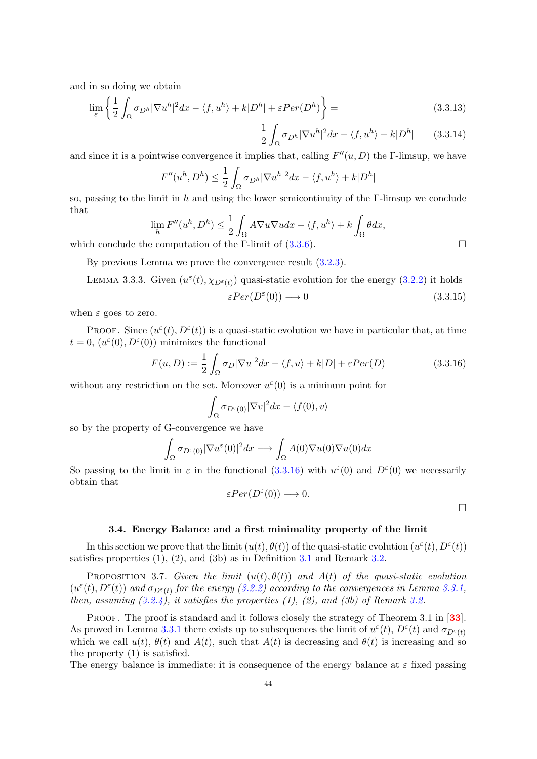and in so doing we obtain

$$\lim_{\varepsilon} \left\{ \frac{1}{2} \int_\Omega \sigma_{D^h} |\nabla u^h|^2 dx - \langle f, u^h \rangle + k|D^h| + \varepsilon Per(D^h) \right\} = \tag{3.3.13}$$

$$\frac{1}{2} \int_\Omega \sigma_{D^h} |\nabla u^h|^2 dx - \langle f, u^h \rangle + k|D^h| \tag{3.3.14}$$

and since it is a pointwise convergence it implies that, calling $F''(u, D)$ the Γ-limsup, we have

$$F''(u^h, D^h) \leq \frac{1}{2} \int_\Omega \sigma_{D^h} |\nabla u^h|^2 dx - \langle f, u^h \rangle + k|D^h|$$

so, passing to the limit in $h$ and using the lower semicontinuity of the Γ-limsup we conclude that

$$\lim_h F''(u^h, D^h) \leq \frac{1}{2} \int_\Omega A \nabla u \nabla u dx - \langle f, u^h \rangle + k \int_\Omega \theta dx,$$

which conclude the computation of the Γ-limit of (3.3.6). □

By previous Lemma we prove the convergence result (3.2.3).

Lemma 3.3.3. Given $(u^\varepsilon(t), \chi_{D^\varepsilon(t)})$ quasi-static evolution for the energy (3.2.2) it holds

$$\varepsilon Per(D^\varepsilon(0)) \longrightarrow 0 \tag{3.3.15}$$

when $\varepsilon$ goes to zero.

Proof. Since $(u^\varepsilon(t), D^\varepsilon(t))$ is a quasi-static evolution we have in particular that, at time $t = 0$, $(u^\varepsilon(0), D^\varepsilon(0))$ minimizes the functional

$$F(u, D) := \frac{1}{2} \int_\Omega \sigma_D |\nabla u|^2 dx - \langle f, u \rangle + k|D| + \varepsilon Per(D) \tag{3.3.16}$$

without any restriction on the set. Moreover $u^\varepsilon(0)$ is a mininum point for

$$\int_\Omega \sigma_{D^\varepsilon(0)} |\nabla v|^2 dx - \langle f(0), v \rangle$$

so by the property of G-convergence we have

$$\int_\Omega \sigma_{D^\varepsilon(0)} |\nabla u^\varepsilon(0)|^2 dx \longrightarrow \int_\Omega A(0) \nabla u(0) \nabla u(0) dx$$

So passing to the limit in $\varepsilon$ in the functional (3.3.16) with $u^\varepsilon(0)$ and $D^\varepsilon(0)$ we necessarily obtain that

$$\varepsilon Per(D^\varepsilon(0)) \longrightarrow 0.$$

□

### 3.4. Energy Balance and a first minimality property of the limit

In this section we prove that the limit $(u(t), \theta(t))$ of the quasi-static evolution $(u^\varepsilon(t), D^\varepsilon(t))$ satisfies properties (1), (2), and (3b) as in Definition 3.1 and Remark 3.2.

Proposition 3.7. *Given the limit $(u(t), \theta(t))$ and $A(t)$ of the quasi-static evolution $(u^\varepsilon(t), D^\varepsilon(t))$ and $\sigma_{D^\varepsilon(t)}$ for the energy (3.2.2) according to the convergences in Lemma 3.3.1, then, assuming (3.2.4), it satisfies the properties (1), (2), and (3b) of Remark 3.2.*

Proof. The proof is standard and it follows closely the strategy of Theorem 3.1 in [33]. As proved in Lemma 3.3.1 there exists up to subsequences the limit of $u^\varepsilon(t)$, $D^\varepsilon(t)$ and $\sigma_{D^\varepsilon(t)}$ which we call $u(t)$, $\theta(t)$ and $A(t)$, such that $A(t)$ is decreasing and $\theta(t)$ is increasing and so the property (1) is satisfied.
The energy balance is immediate: it is consequence of the energy balance at $\varepsilon$ fixed passing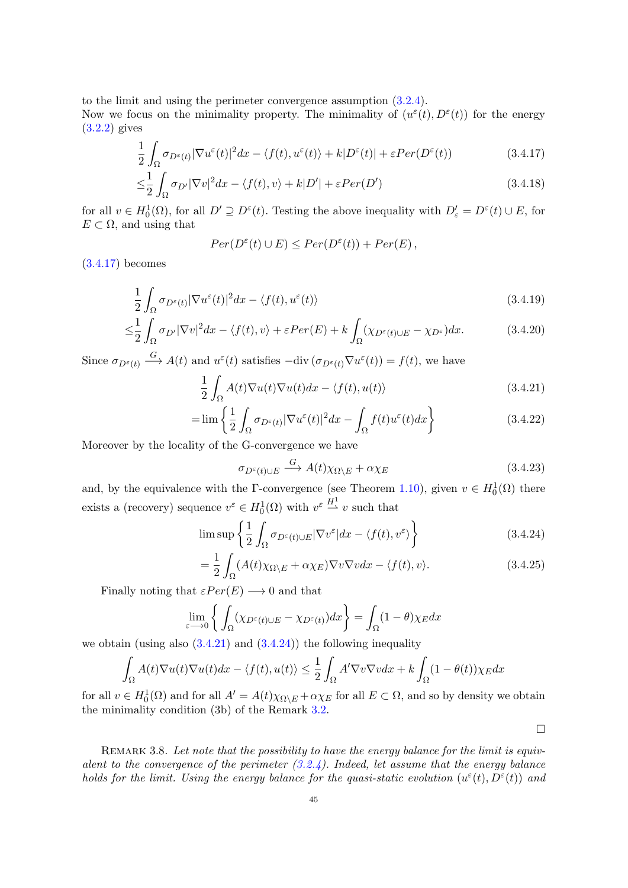to the limit and using the perimeter convergence assumption (3.2.4).
Now we focus on the minimality property. The minimality of $(u^\varepsilon(t), D^\varepsilon(t))$ for the energy (3.2.2) gives

$$\frac{1}{2}\int_\Omega \sigma_{D^\varepsilon(t)}|\nabla u^\varepsilon(t)|^2 dx - \langle f(t), u^\varepsilon(t)\rangle + k|D^\varepsilon(t)| + \varepsilon Per(D^\varepsilon(t)) \tag{3.4.17}$$

$$\leq \frac{1}{2}\int_\Omega \sigma_{D'}|\nabla v|^2 dx - \langle f(t), v\rangle + k|D'| + \varepsilon Per(D') \tag{3.4.18}$$

for all $v \in H_0^1(\Omega)$, for all $D' \supseteq D^\varepsilon(t)$. Testing the above inequality with $D'_\varepsilon = D^\varepsilon(t) \cup E$, for $E \subset \Omega$, and using that

$$Per(D^\varepsilon(t) \cup E) \leq Per(D^\varepsilon(t)) + Per(E)\,,$$

(3.4.17) becomes

$$\frac{1}{2}\int_\Omega \sigma_{D^\varepsilon(t)}|\nabla u^\varepsilon(t)|^2 dx - \langle f(t), u^\varepsilon(t)\rangle \tag{3.4.19}$$

$$\leq \frac{1}{2}\int_\Omega \sigma_{D'}|\nabla v|^2 dx - \langle f(t), v\rangle + \varepsilon Per(E) + k\int_\Omega (\chi_{D^\varepsilon(t)\cup E} - \chi_{D^\varepsilon})dx. \tag{3.4.20}$$

Since $\sigma_{D^\varepsilon(t)} \xrightarrow{G} A(t)$ and $u^\varepsilon(t)$ satisfies $-\mathrm{div}\,(\sigma_{D^\varepsilon(t)}\nabla u^\varepsilon(t)) = f(t)$, we have

$$\frac{1}{2}\int_\Omega A(t)\nabla u(t)\nabla u(t) dx - \langle f(t), u(t)\rangle \tag{3.4.21}$$

$$= \lim\left\{\frac{1}{2}\int_\Omega \sigma_{D^\varepsilon(t)}|\nabla u^\varepsilon(t)|^2 dx - \int_\Omega f(t)u^\varepsilon(t)dx\right\} \tag{3.4.22}$$

Moreover by the locality of the G-convergence we have

$$\sigma_{D^\varepsilon(t)\cup E} \xrightarrow{G} A(t)\chi_{\Omega\setminus E} + \alpha\chi_E \tag{3.4.23}$$

and, by the equivalence with the Γ-convergence (see Theorem 1.10), given $v \in H_0^1(\Omega)$ there exists a (recovery) sequence $v^\varepsilon \in H_0^1(\Omega)$ with $v^\varepsilon \overset{H^1}{\rightharpoonup} v$ such that

$$\limsup\left\{\frac{1}{2}\int_\Omega \sigma_{D^\varepsilon(t)\cup E}|\nabla v^\varepsilon| dx - \langle f(t), v^\varepsilon\rangle\right\} \tag{3.4.24}$$

$$= \frac{1}{2}\int_\Omega (A(t)\chi_{\Omega\setminus E} + \alpha\chi_E)\nabla v\nabla v dx - \langle f(t), v\rangle. \tag{3.4.25}$$

Finally noting that $\varepsilon Per(E) \longrightarrow 0$ and that

$$\lim_{\varepsilon\longrightarrow 0}\left\{\int_\Omega (\chi_{D^\varepsilon(t)\cup E} - \chi_{D^\varepsilon(t)})dx\right\} = \int_\Omega (1-\theta)\chi_E dx$$

we obtain (using also (3.4.21) and (3.4.24)) the following inequality

$$\int_\Omega A(t)\nabla u(t)\nabla u(t) dx - \langle f(t), u(t)\rangle \leq \frac{1}{2}\int_\Omega A'\nabla v\nabla v dx + k\int_\Omega (1-\theta(t))\chi_E dx$$

for all $v \in H_0^1(\Omega)$ and for all $A' = A(t)\chi_{\Omega\setminus E} + \alpha\chi_E$ for all $E \subset \Omega$, and so by density we obtain the minimality condition (3b) of the Remark 3.2.

□

Remark 3.8. *Let note that the possibility to have the energy balance for the limit is equivalent to the convergence of the perimeter (3.2.4). Indeed, let assume that the energy balance holds for the limit. Using the energy balance for the quasi-static evolution $(u^\varepsilon(t), D^\varepsilon(t))$ and*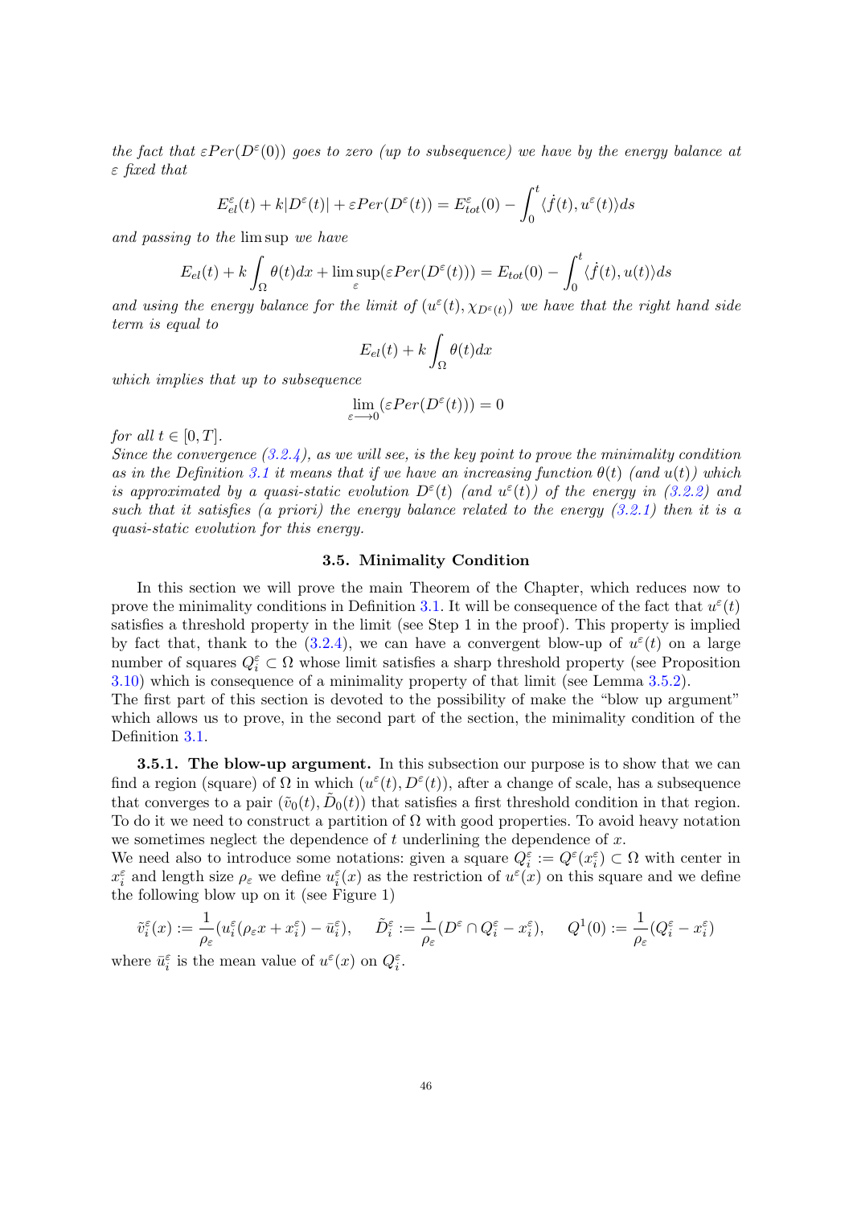*the fact that $\varepsilon Per(D^\varepsilon(0))$ goes to zero (up to subsequence) we have by the energy balance at $\varepsilon$ fixed that*

$$E^\varepsilon_{el}(t) + k|D^\varepsilon(t)| + \varepsilon Per(D^\varepsilon(t)) = E^\varepsilon_{tot}(0) - \int_0^t \langle \dot{f}(t), u^\varepsilon(t) \rangle ds$$

*and passing to the* lim sup *we have*

$$E_{el}(t) + k\int_\Omega \theta(t)dx + \limsup_\varepsilon (\varepsilon Per(D^\varepsilon(t))) = E_{tot}(0) - \int_0^t \langle \dot{f}(t), u(t) \rangle ds$$

*and using the energy balance for the limit of $(u^\varepsilon(t), \chi_{D^\varepsilon(t)})$ we have that the right hand side term is equal to*

$$E_{el}(t) + k\int_\Omega \theta(t)dx$$

*which implies that up to subsequence*

$$\lim_{\varepsilon \longrightarrow 0} (\varepsilon Per(D^\varepsilon(t))) = 0$$

*for all $t \in [0,T]$.*

*Since the convergence (3.2.4), as we will see, is the key point to prove the minimality condition as in the Definition 3.1 it means that if we have an increasing function $\theta(t)$ (and $u(t)$) which is approximated by a quasi-static evolution $D^\varepsilon(t)$ (and $u^\varepsilon(t)$) of the energy in (3.2.2) and such that it satisfies (a priori) the energy balance related to the energy (3.2.1) then it is a quasi-static evolution for this energy.*

### 3.5. Minimality Condition

In this section we will prove the main Theorem of the Chapter, which reduces now to prove the minimality conditions in Definition 3.1. It will be consequence of the fact that $u^\varepsilon(t)$ satisfies a threshold property in the limit (see Step 1 in the proof). This property is implied by fact that, thank to the (3.2.4), we can have a convergent blow-up of $u^\varepsilon(t)$ on a large number of squares $Q^\varepsilon_i \subset \Omega$ whose limit satisfies a sharp threshold property (see Proposition 3.10) which is consequence of a minimality property of that limit (see Lemma 3.5.2).
The first part of this section is devoted to the possibility of make the "blow up argument" which allows us to prove, in the second part of the section, the minimality condition of the Definition 3.1.

**3.5.1. The blow-up argument.** In this subsection our purpose is to show that we can find a region (square) of $\Omega$ in which $(u^\varepsilon(t), D^\varepsilon(t))$, after a change of scale, has a subsequence that converges to a pair $(\tilde{v}_0(t), \tilde{D}_0(t))$ that satisfies a first threshold condition in that region. To do it we need to construct a partition of $\Omega$ with good properties. To avoid heavy notation we sometimes neglect the dependence of $t$ underlining the dependence of $x$.
We need also to introduce some notations: given a square $Q^\varepsilon_i := Q^\varepsilon(x^\varepsilon_i) \subset \Omega$ with center in $x^\varepsilon_i$ and length size $\rho_\varepsilon$ we define $u^\varepsilon_i(x)$ as the restriction of $u^\varepsilon(x)$ on this square and we define the following blow up on it (see Figure 1)

$$\tilde{v}^\varepsilon_i(x) := \frac{1}{\rho_\varepsilon}(u^\varepsilon_i(\rho_\varepsilon x + x^\varepsilon_i) - \bar{u}^\varepsilon_i), \quad \tilde{D}^\varepsilon_i := \frac{1}{\rho_\varepsilon}(D^\varepsilon \cap Q^\varepsilon_i - x^\varepsilon_i), \quad Q^1(0) := \frac{1}{\rho_\varepsilon}(Q^\varepsilon_i - x^\varepsilon_i)$$

where $\bar{u}^\varepsilon_i$ is the mean value of $u^\varepsilon(x)$ on $Q^\varepsilon_i$.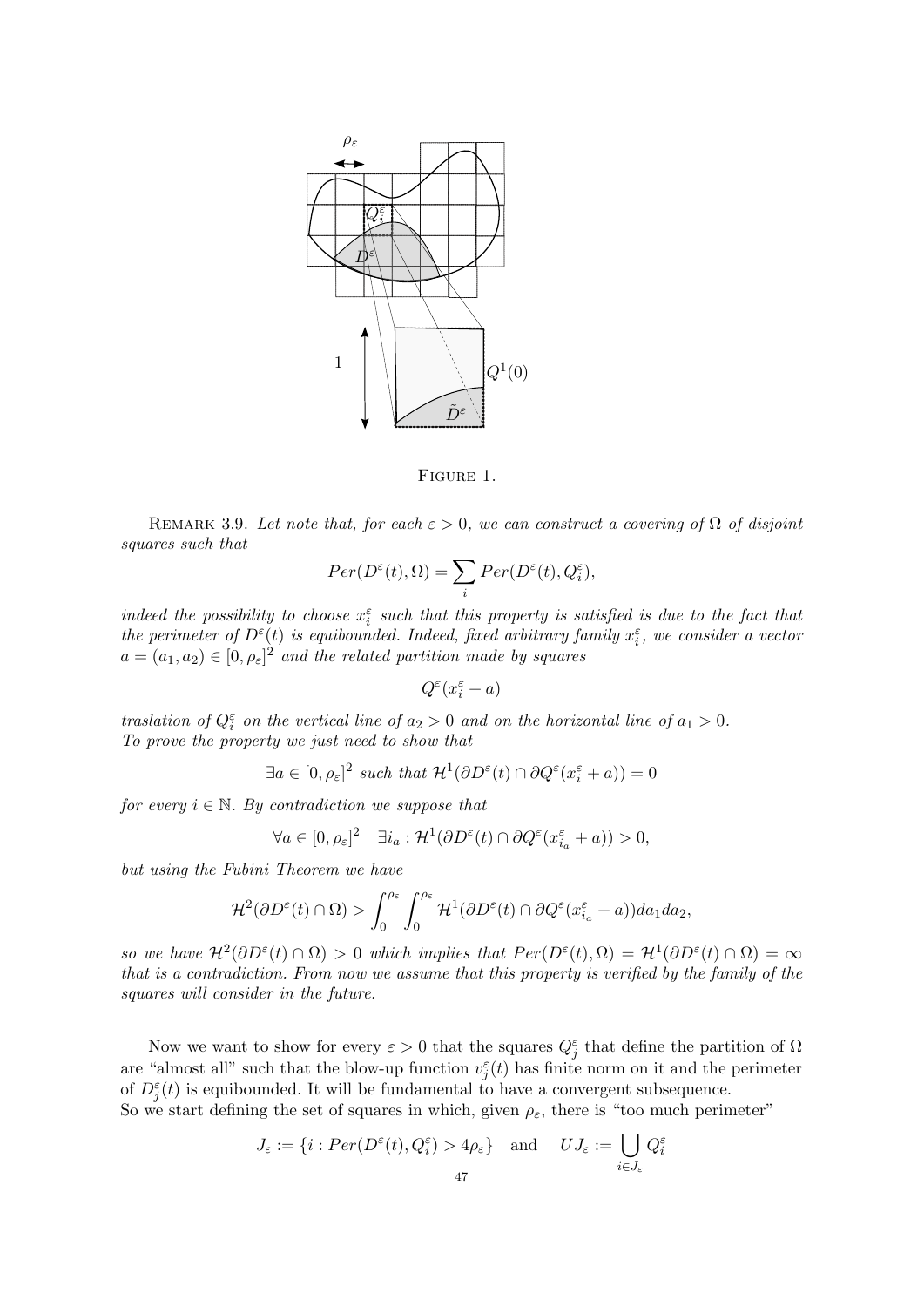FIGURE 1.

REMARK 3.9. *Let note that, for each $\varepsilon > 0$, we can construct a covering of $\Omega$ of disjoint squares such that*

$$Per(D^\varepsilon(t), \Omega) = \sum_i Per(D^\varepsilon(t), Q_i^\varepsilon),$$

*indeed the possibility to choose $x_i^\varepsilon$ such that this property is satisfied is due to the fact that the perimeter of $D^\varepsilon(t)$ is equibounded. Indeed, fixed arbitrary family $x_i^\varepsilon$, we consider a vector $a = (a_1, a_2) \in [0, \rho_\varepsilon]^2$ and the related partition made by squares*

$$Q^\varepsilon(x_i^\varepsilon + a)$$

*traslation of $Q_i^\varepsilon$ on the vertical line of $a_2 > 0$ and on the horizontal line of $a_1 > 0$.*
*To prove the property we just need to show that*

$$\exists a \in [0, \rho_\varepsilon]^2 \text{ such that } \mathcal{H}^1(\partial D^\varepsilon(t) \cap \partial Q^\varepsilon(x_i^\varepsilon + a)) = 0$$

*for every $i \in \mathbb{N}$. By contradiction we suppose that*

$$\forall a \in [0, \rho_\varepsilon]^2 \quad \exists i_a : \mathcal{H}^1(\partial D^\varepsilon(t) \cap \partial Q^\varepsilon(x_{i_a}^\varepsilon + a)) > 0,$$

*but using the Fubini Theorem we have*

$$\mathcal{H}^2(\partial D^\varepsilon(t) \cap \Omega) > \int_0^{\rho_\varepsilon} \int_0^{\rho_\varepsilon} \mathcal{H}^1(\partial D^\varepsilon(t) \cap \partial Q^\varepsilon(x_{i_a}^\varepsilon + a)) da_1 da_2,$$

*so we have $\mathcal{H}^2(\partial D^\varepsilon(t) \cap \Omega) > 0$ which implies that $Per(D^\varepsilon(t), \Omega) = \mathcal{H}^1(\partial D^\varepsilon(t) \cap \Omega) = \infty$ that is a contradiction. From now we assume that this property is verified by the family of the squares will consider in the future.*

Now we want to show for every $\varepsilon > 0$ that the squares $Q_j^\varepsilon$ that define the partition of $\Omega$ are "almost all" such that the blow-up function $v_j^\varepsilon(t)$ has finite norm on it and the perimeter of $D_j^\varepsilon(t)$ is equibounded. It will be fundamental to have a convergent subsequence.
So we start defining the set of squares in which, given $\rho_\varepsilon$, there is "too much perimeter"

$$J_\varepsilon := \{i : Per(D^\varepsilon(t), Q_i^\varepsilon) > 4\rho_\varepsilon\} \quad \text{and} \quad UJ_\varepsilon := \bigcup_{i \in J_\varepsilon} Q_i^\varepsilon$$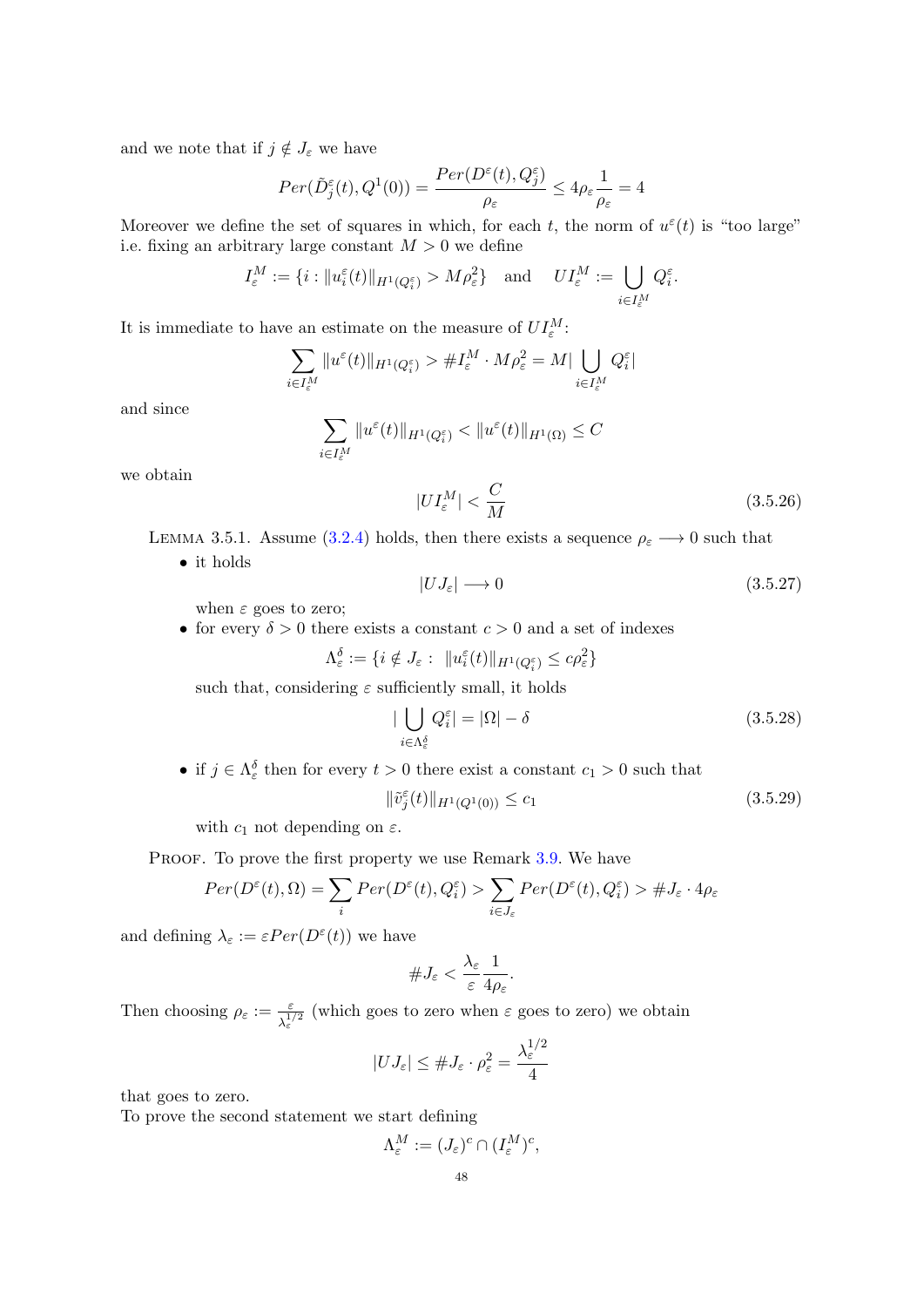and we note that if $j \notin J_\varepsilon$ we have

$$Per(\tilde{D}^\varepsilon_j(t), Q^1(0)) = \frac{Per(D^\varepsilon(t), Q^\varepsilon_j)}{\rho_\varepsilon} \leq 4\rho_\varepsilon \frac{1}{\rho_\varepsilon} = 4$$

Moreover we define the set of squares in which, for each $t$, the norm of $u^\varepsilon(t)$ is "too large" i.e. fixing an arbitrary large constant $M > 0$ we define

$$I^M_\varepsilon := \{i : \|u^\varepsilon_i(t)\|_{H^1(Q^\varepsilon_i)} > M\rho^2_\varepsilon\} \quad \text{and} \quad UI^M_\varepsilon := \bigcup_{i \in I^M_\varepsilon} Q^\varepsilon_i.$$

It is immediate to have an estimate on the measure of $UI^M_\varepsilon$:

$$\sum_{i \in I^M_\varepsilon} \|u^\varepsilon(t)\|_{H^1(Q^\varepsilon_i)} > \#I^M_\varepsilon \cdot M\rho^2_\varepsilon = M|\bigcup_{i \in I^M_\varepsilon} Q^\varepsilon_i|$$

and since

$$\sum_{i \in I^M_\varepsilon} \|u^\varepsilon(t)\|_{H^1(Q^\varepsilon_i)} < \|u^\varepsilon(t)\|_{H^1(\Omega)} \leq C$$

we obtain

$$|UI^M_\varepsilon| < \frac{C}{M} \tag{3.5.26}$$

Lemma 3.5.1. Assume (3.2.4) holds, then there exists a sequence $\rho_\varepsilon \longrightarrow 0$ such that

- it holds
$$|UJ_\varepsilon| \longrightarrow 0 \tag{3.5.27}$$
when $\varepsilon$ goes to zero;
- for every $\delta > 0$ there exists a constant $c > 0$ and a set of indexes
$$\Lambda^\delta_\varepsilon := \{i \notin J_\varepsilon : \ \|u^\varepsilon_i(t)\|_{H^1(Q^\varepsilon_i)} \leq c\rho^2_\varepsilon\}$$
such that, considering $\varepsilon$ sufficiently small, it holds
$$|\bigcup_{i \in \Lambda^\delta_\varepsilon} Q^\varepsilon_i| = |\Omega| - \delta \tag{3.5.28}$$
- if $j \in \Lambda^\delta_\varepsilon$ then for every $t > 0$ there exist a constant $c_1 > 0$ such that
$$\|\tilde{v}^\varepsilon_j(t)\|_{H^1(Q^1(0))} \leq c_1 \tag{3.5.29}$$
with $c_1$ not depending on $\varepsilon$.

Proof. To prove the first property we use Remark 3.9. We have

$$Per(D^\varepsilon(t), \Omega) = \sum_i Per(D^\varepsilon(t), Q^\varepsilon_i) > \sum_{i \in J_\varepsilon} Per(D^\varepsilon(t), Q^\varepsilon_i) > \#J_\varepsilon \cdot 4\rho_\varepsilon$$

and defining $\lambda_\varepsilon := \varepsilon Per(D^\varepsilon(t))$ we have

$$\#J_\varepsilon < \frac{\lambda_\varepsilon}{\varepsilon} \frac{1}{4\rho_\varepsilon}.$$

Then choosing $\rho_\varepsilon := \frac{\varepsilon}{\lambda^{1/2}_\varepsilon}$ (which goes to zero when $\varepsilon$ goes to zero) we obtain

$$|UJ_\varepsilon| \leq \#J_\varepsilon \cdot \rho^2_\varepsilon = \frac{\lambda^{1/2}_\varepsilon}{4}$$

that goes to zero.
To prove the second statement we start defining

$$\Lambda^M_\varepsilon := (J_\varepsilon)^c \cap (I^M_\varepsilon)^c,$$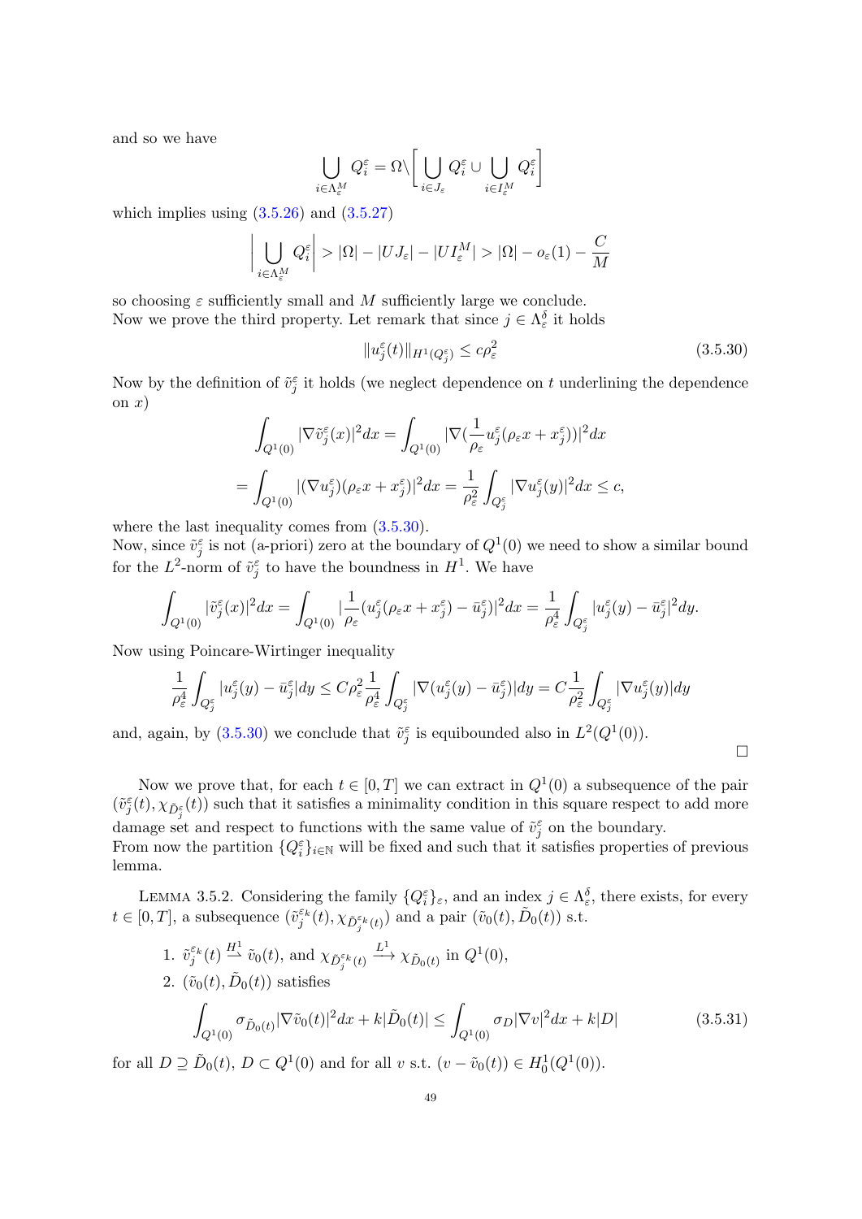and so we have

$$\bigcup_{i\in\Lambda_\varepsilon^M} Q_i^\varepsilon = \Omega\backslash\bigg[\bigcup_{i\in J_\varepsilon} Q_i^\varepsilon \cup \bigcup_{i\in I_\varepsilon^M} Q_i^\varepsilon\bigg]$$

which implies using (3.5.26) and (3.5.27)

$$\bigg|\bigcup_{i\in\Lambda_\varepsilon^M} Q_i^\varepsilon\bigg| > |\Omega| - |UJ_\varepsilon| - |UI_\varepsilon^M| > |\Omega| - o_\varepsilon(1) - \frac{C}{M}$$

so choosing $\varepsilon$ sufficiently small and $M$ sufficiently large we conclude.
Now we prove the third property. Let remark that since $j \in \Lambda_\varepsilon^\delta$ it holds

$$\|u_j^\varepsilon(t)\|_{H^1(Q_j^\varepsilon)} \le c\rho_\varepsilon^2 \tag{3.5.30}$$

Now by the definition of $\tilde{v}_j^\varepsilon$ it holds (we neglect dependence on $t$ underlining the dependence on $x$)

$$\int_{Q^1(0)} |\nabla \tilde{v}_j^\varepsilon(x)|^2 dx = \int_{Q^1(0)} |\nabla(\frac{1}{\rho_\varepsilon} u_j^\varepsilon(\rho_\varepsilon x + x_j^\varepsilon))|^2 dx$$

$$= \int_{Q^1(0)} |(\nabla u_j^\varepsilon)(\rho_\varepsilon x + x_j^\varepsilon)|^2 dx = \frac{1}{\rho_\varepsilon^2}\int_{Q_j^\varepsilon} |\nabla u_j^\varepsilon(y)|^2 dx \le c,$$

where the last inequality comes from (3.5.30).
Now, since $\tilde{v}_j^\varepsilon$ is not (a-priori) zero at the boundary of $Q^1(0)$ we need to show a similar bound for the $L^2$-norm of $\tilde{v}_j^\varepsilon$ to have the boundness in $H^1$. We have

$$\int_{Q^1(0)} |\tilde{v}_j^\varepsilon(x)|^2 dx = \int_{Q^1(0)} |\frac{1}{\rho_\varepsilon}(u_j^\varepsilon(\rho_\varepsilon x + x_j^\varepsilon) - \bar{u}_j^\varepsilon)|^2 dx = \frac{1}{\rho_\varepsilon^4}\int_{Q_j^\varepsilon} |u_j^\varepsilon(y) - \bar{u}_j^\varepsilon|^2 dy.$$

Now using Poincare-Wirtinger inequality

$$\frac{1}{\rho_\varepsilon^4}\int_{Q_j^\varepsilon} |u_j^\varepsilon(y) - \bar{u}_j^\varepsilon| dy \le C\rho_\varepsilon^2 \frac{1}{\rho_\varepsilon^4}\int_{Q_j^\varepsilon} |\nabla(u_j^\varepsilon(y) - \bar{u}_j^\varepsilon)| dy = C\frac{1}{\rho_\varepsilon^2}\int_{Q_j^\varepsilon} |\nabla u_j^\varepsilon(y)| dy$$

and, again, by (3.5.30) we conclude that $\tilde{v}_j^\varepsilon$ is equibounded also in $L^2(Q^1(0))$. □

Now we prove that, for each $t \in [0,T]$ we can extract in $Q^1(0)$ a subsequence of the pair $(\tilde{v}_j^\varepsilon(t), \chi_{\tilde{D}_j^\varepsilon}(t))$ such that it satisfies a minimality condition in this square respect to add more damage set and respect to functions with the same value of $\tilde{v}_j^\varepsilon$ on the boundary.
From now the partition $\{Q_i^\varepsilon\}_{i\in\mathbb{N}}$ will be fixed and such that it satisfies properties of previous lemma.

LEMMA 3.5.2. Considering the family $\{Q_i^\varepsilon\}_\varepsilon$, and an index $j \in \Lambda_\varepsilon^\delta$, there exists, for every $t \in [0,T]$, a subsequence $(\tilde{v}_j^{\varepsilon_k}(t), \chi_{\tilde{D}_j^{\varepsilon_k}(t)})$ and a pair $(\tilde{v}_0(t), \tilde{D}_0(t))$ s.t.

1. $\tilde{v}_j^{\varepsilon_k}(t) \overset{H^1}{\rightharpoonup} \tilde{v}_0(t)$, and $\chi_{\tilde{D}_j^{\varepsilon_k}(t)} \overset{L^1}{\longrightarrow} \chi_{\tilde{D}_0(t)}$ in $Q^1(0)$,
2. $(\tilde{v}_0(t), \tilde{D}_0(t))$ satisfies

$$\int_{Q^1(0)} \sigma_{\tilde{D}_0(t)} |\nabla \tilde{v}_0(t)|^2 dx + k|\tilde{D}_0(t)| \le \int_{Q^1(0)} \sigma_D |\nabla v|^2 dx + k|D| \tag{3.5.31}$$

for all $D \supseteq \tilde{D}_0(t)$, $D \subset Q^1(0)$ and for all $v$ s.t. $(v - \tilde{v}_0(t)) \in H_0^1(Q^1(0))$.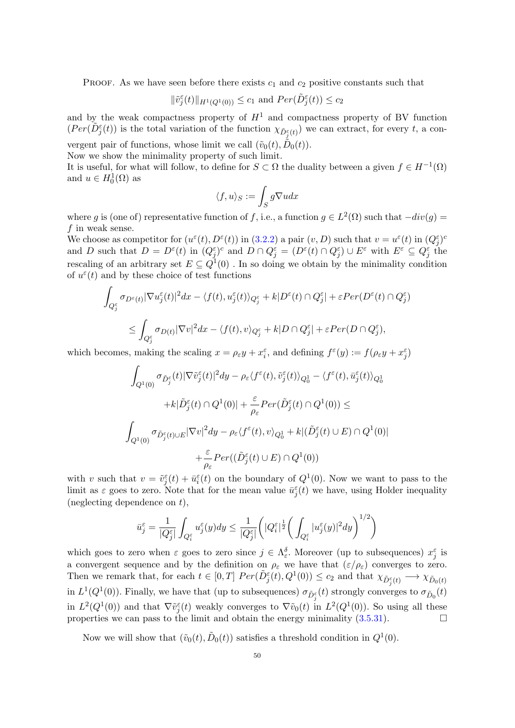PROOF. As we have seen before there exists $c_1$ and $c_2$ positive constants such that

$$\|\tilde{v}_j^\varepsilon(t)\|_{H^1(Q^1(0))} \le c_1 \text{ and } Per(\tilde{D}_j^\varepsilon(t)) \le c_2$$

and by the weak compactness property of $H^1$ and compactness property of BV function ($Per(\tilde{D}_j^\varepsilon(t))$ is the total variation of the function $\chi_{\tilde{D}_j^\varepsilon(t)}$) we can extract, for every $t$, a convergent pair of functions, whose limit we call $(\tilde{v}_0(t), \tilde{D}_0(t))$.

Now we show the minimality property of such limit.

It is useful, for what will follow, to define for $S \subset \Omega$ the duality between a given $f \in H^{-1}(\Omega)$ and $u \in H_0^1(\Omega)$ as

$$\langle f, u\rangle_S := \int_S g\nabla u dx$$

where $g$ is (one of) representative function of $f$, i.e., a function $g \in L^2(\Omega)$ such that $-div(g) = f$ in weak sense.

We choose as competitor for $(u^\varepsilon(t), D^\varepsilon(t))$ in (3.2.2) a pair $(v, D)$ such that $v = u^\varepsilon(t)$ in $(Q_j^\varepsilon)^c$ and $D$ such that $D = D^\varepsilon(t)$ in $(Q_j^\varepsilon)^c$ and $D \cap Q_j^\varepsilon = (D^\varepsilon(t) \cap Q_j^\varepsilon) \cup E^\varepsilon$ with $E^\varepsilon \subseteq Q_j^\varepsilon$ the rescaling of an arbitrary set $E \subseteq Q^1(0)$ . In so doing we obtain by the minimality condition of $u^\varepsilon(t)$ and by these choice of test functions

$$\int_{Q_j^\varepsilon} \sigma_{D^\varepsilon(t)} |\nabla u_j^\varepsilon(t)|^2 dx - \langle f(t), u_j^\varepsilon(t)\rangle_{Q_j^\varepsilon} + k|D^\varepsilon(t) \cap Q_j^\varepsilon| + \varepsilon Per(D^\varepsilon(t) \cap Q_j^\varepsilon)$$

$$\le \int_{Q_j^\varepsilon} \sigma_{D(t)} |\nabla v|^2 dx - \langle f(t), v\rangle_{Q_j^\varepsilon} + k|D \cap Q_j^\varepsilon| + \varepsilon Per(D \cap Q_j^\varepsilon),$$

which becomes, making the scaling $x = \rho_\varepsilon y + x_i^\varepsilon$, and defining $f^\varepsilon(y) := f(\rho_\varepsilon y + x_j^\varepsilon)$

$$\int_{Q^1(0)} \sigma_{\tilde{D}_j^\varepsilon}(t) |\nabla \tilde{v}_j^\varepsilon(t)|^2 dy - \rho_\varepsilon \langle f^\varepsilon(t), \tilde{v}_j^\varepsilon(t)\rangle_{Q_0^1} - \langle f^\varepsilon(t), \bar{u}_j^\varepsilon(t)\rangle_{Q_0^1}$$

$$+k|\tilde{D}_j^\varepsilon(t) \cap Q^1(0)| + \frac{\varepsilon}{\rho_\varepsilon} Per(\tilde{D}_j^\varepsilon(t) \cap Q^1(0)) \le$$

$$\int_{Q^1(0)} \sigma_{\tilde{D}_j^\varepsilon(t) \cup E} |\nabla v|^2 dy - \rho_\varepsilon \langle f^\varepsilon(t), v\rangle_{Q_0^1} + k|(\tilde{D}_j^\varepsilon(t) \cup E) \cap Q^1(0)|$$

$$+ \frac{\varepsilon}{\rho_\varepsilon} Per((\tilde{D}_j^\varepsilon(t) \cup E) \cap Q^1(0))$$

with $v$ such that $v = \tilde{v}_j^\varepsilon(t) + \bar{u}_i^\varepsilon(t)$ on the boundary of $Q^1(0)$. Now we want to pass to the limit as $\varepsilon$ goes to zero. Note that for the mean value $\bar{u}_j^\varepsilon(t)$ we have, using Holder inequality (neglecting dependence on $t$),

$$\bar{u}_j^\varepsilon = \frac{1}{|Q_j^\varepsilon|} \int_{Q_i^\varepsilon} u_j^\varepsilon(y) dy \le \frac{1}{|Q_j^\varepsilon|} \left( |Q_i^\varepsilon|^{\frac{1}{2}} \left( \int_{Q_i^\varepsilon} |u_j^\varepsilon(y)|^2 dy \right)^{1/2} \right)$$

which goes to zero when $\varepsilon$ goes to zero since $j \in \Lambda_\varepsilon^\delta$. Moreover (up to subsequences) $x_j^\varepsilon$ is a convergent sequence and by the definition on $\rho_\varepsilon$ we have that $(\varepsilon/\rho_\varepsilon)$ converges to zero. Then we remark that, for each $t \in [0, T]$ $Per(\tilde{D}_j^\varepsilon(t), Q^1(0)) \le c_2$ and that $\chi_{\tilde{D}_j^\varepsilon(t)} \longrightarrow \chi_{\tilde{D}_0(t)}$ in $L^1(Q^1(0))$. Finally, we have that (up to subsequences) $\sigma_{\tilde{D}_j^\varepsilon}(t)$ strongly converges to $\sigma_{\tilde{D}_0}(t)$ in $L^2(Q^1(0))$ and that $\nabla \tilde{v}_j^\varepsilon(t)$ weakly converges to $\nabla \tilde{v}_0(t)$ in $L^2(Q^1(0))$. So using all these properties we can pass to the limit and obtain the energy minimality (3.5.31). $\square$

Now we will show that $(\tilde{v}_0(t), \tilde{D}_0(t))$ satisfies a threshold condition in $Q^1(0)$.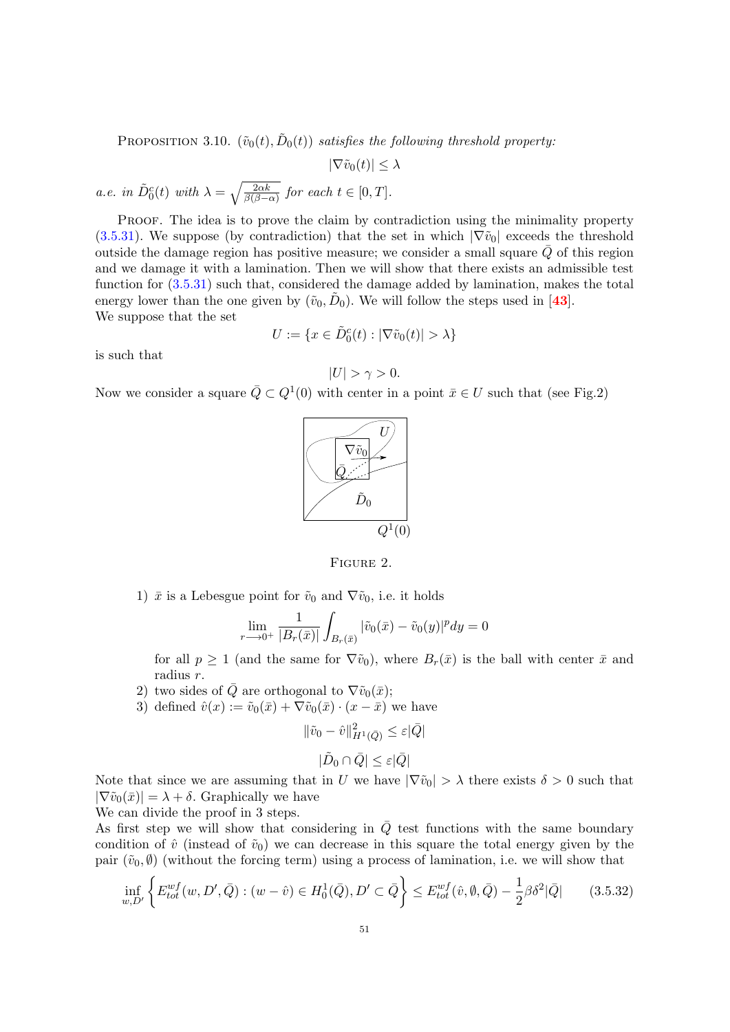Proposition 3.10. *$(\tilde{v}_0(t), \tilde{D}_0(t))$ satisfies the following threshold property:*

$$|\nabla \tilde{v}_0(t)| \leq \lambda$$

*a.e. in $\tilde{D}_0^c(t)$ with $\lambda = \sqrt{\frac{2\alpha k}{\beta(\beta-\alpha)}}$ for each $t \in [0, T]$.*

Proof. The idea is to prove the claim by contradiction using the minimality property (3.5.31). We suppose (by contradiction) that the set in which $|\nabla \tilde{v}_0|$ exceeds the threshold outside the damage region has positive measure; we consider a small square $\bar{Q}$ of this region and we damage it with a lamination. Then we will show that there exists an admissible test function for (3.5.31) such that, considered the damage added by lamination, makes the total energy lower than the one given by $(\tilde{v}_0, \tilde{D}_0)$. We will follow the steps used in [43].
We suppose that the set

$$U := \{x \in \tilde{D}_0^c(t) : |\nabla \tilde{v}_0(t)| > \lambda\}$$

is such that

$$|U| > \gamma > 0.$$

Now we consider a square $\bar{Q} \subset Q^1(0)$ with center in a point $\bar{x} \in U$ such that (see Fig.2)

Figure 2.

1) $\bar{x}$ is a Lebesgue point for $\tilde{v}_0$ and $\nabla \tilde{v}_0$, i.e. it holds

$$\lim_{r \longrightarrow 0^+} \frac{1}{|B_r(\bar{x})|} \int_{B_r(\bar{x})} |\tilde{v}_0(\bar{x}) - \tilde{v}_0(y)|^p dy = 0$$

for all $p \geq 1$ (and the same for $\nabla \tilde{v}_0$), where $B_r(\bar{x})$ is the ball with center $\bar{x}$ and radius $r$.
2) two sides of $\bar{Q}$ are orthogonal to $\nabla \tilde{v}_0(\bar{x})$;
3) defined $\hat{v}(x) := \tilde{v}_0(\bar{x}) + \nabla \tilde{v}_0(\bar{x}) \cdot (x - \bar{x})$ we have

$$\|\tilde{v}_0 - \hat{v}\|^2_{H^1(\bar{Q})} \leq \varepsilon |\bar{Q}|$$

$$|\tilde{D}_0 \cap \bar{Q}| \leq \varepsilon |\bar{Q}|$$

Note that since we are assuming that in $U$ we have $|\nabla \tilde{v}_0| > \lambda$ there exists $\delta > 0$ such that $|\nabla \tilde{v}_0(\bar{x})| = \lambda + \delta$. Graphically we have
We can divide the proof in 3 steps.
As first step we will show that considering in $\bar{Q}$ test functions with the same boundary condition of $\hat{v}$ (instead of $\tilde{v}_0$) we can decrease in this square the total energy given by the pair $(\tilde{v}_0, \emptyset)$ (without the forcing term) using a process of lamination, i.e. we will show that

$$\inf_{w, D'} \left\{ E^{wf}_{tot}(w, D', \bar{Q}) : (w - \hat{v}) \in H^1_0(\bar{Q}), D' \subset \bar{Q} \right\} \leq E^{wf}_{tot}(\hat{v}, \emptyset, \bar{Q}) - \frac{1}{2}\beta\delta^2|\bar{Q}| \qquad (3.5.32)$$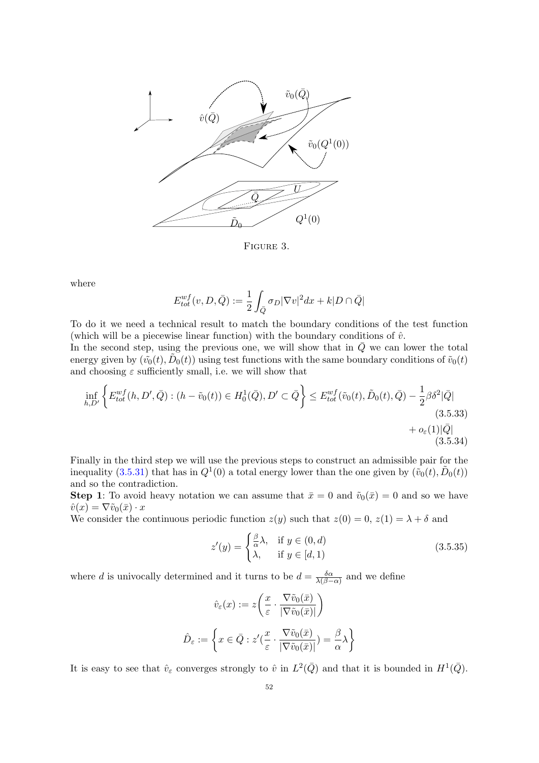FIGURE 3.

where

$$E_{tot}^{wf}(v, D, \bar{Q}) := \frac{1}{2}\int_{\bar{Q}} \sigma_D |\nabla v|^2 dx + k|D \cap \bar{Q}|$$

To do it we need a technical result to match the boundary conditions of the test function (which will be a piecewise linear function) with the boundary conditions of $\hat{v}$.
In the second step, using the previous one, we will show that in $\bar{Q}$ we can lower the total energy given by $(\tilde{v_0}(t), \tilde{D}_0(t))$ using test functions with the same boundary conditions of $\tilde{v}_0(t)$ and choosing $\varepsilon$ sufficiently small, i.e. we will show that

$$\inf_{h,D'} \left\{ E_{tot}^{wf}(h, D', \bar{Q}) : (h - \tilde{v}_0(t)) \in H_0^1(\bar{Q}), D' \subset \bar{Q} \right\} \leq E_{tot}^{wf}(\tilde{v}_0(t), \tilde{D}_0(t), \bar{Q}) - \frac{1}{2}\beta\delta^2|\bar{Q}| \tag{3.5.33}$$

$$+ o_\varepsilon(1)|\bar{Q}| \tag{3.5.34}$$

Finally in the third step we will use the previous steps to construct an admissible pair for the inequality (3.5.31) that has in $Q^1(0)$ a total energy lower than the one given by $(\tilde{v}_0(t), \tilde{D}_0(t))$ and so the contradiction.

**Step 1**: To avoid heavy notation we can assume that $\bar{x} = 0$ and $\tilde{v}_0(\bar{x}) = 0$ and so we have $\hat{v}(x) = \nabla\tilde{v}_0(\bar{x}) \cdot x$

We consider the continuous periodic function $z(y)$ such that $z(0) = 0$, $z(1) = \lambda + \delta$ and

$$z'(y) = \begin{cases} \frac{\beta}{\alpha}\lambda, & \text{if } y \in (0, d) \\ \lambda, & \text{if } y \in [d, 1) \end{cases} \tag{3.5.35}$$

where $d$ is univocally determined and it turns to be $d = \frac{\delta\alpha}{\lambda(\beta - \alpha)}$ and we define

$$\hat{v}_\varepsilon(x) := z\left(\frac{x}{\varepsilon} \cdot \frac{\nabla\tilde{v}_0(\bar{x})}{|\nabla\tilde{v}_0(\bar{x})|}\right)$$

$$\hat{D}_\varepsilon := \left\{ x \in \bar{Q} : z'(\frac{x}{\varepsilon} \cdot \frac{\nabla\tilde{v}_0(\bar{x})}{|\nabla\tilde{v}_0(\bar{x})|}) = \frac{\beta}{\alpha}\lambda \right\}$$

It is easy to see that $\hat{v}_\varepsilon$ converges strongly to $\hat{v}$ in $L^2(\bar{Q})$ and that it is bounded in $H^1(\bar{Q})$.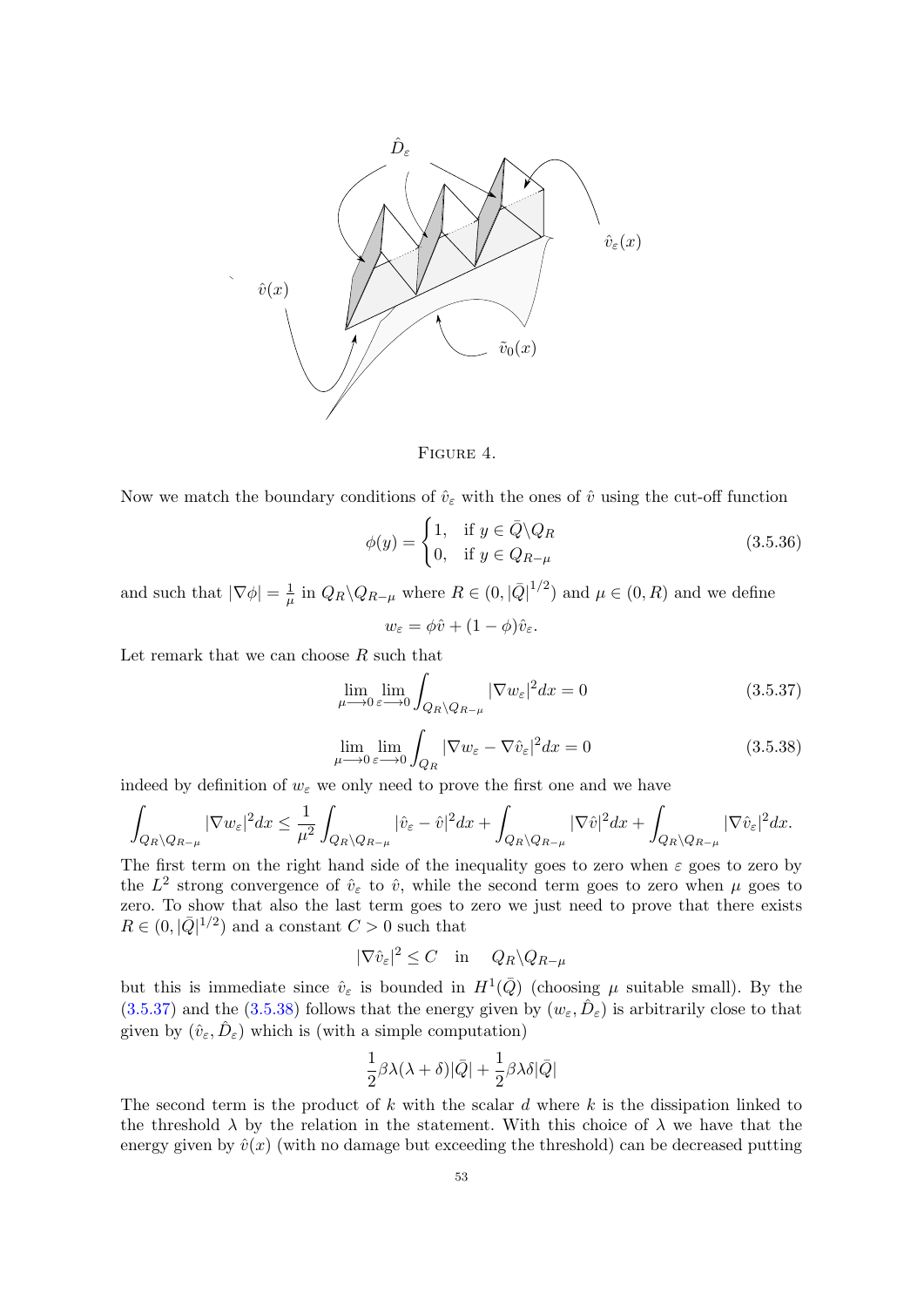FIGURE 4.

Now we match the boundary conditions of $\hat{v}_\varepsilon$ with the ones of $\hat{v}$ using the cut-off function

$$\phi(y) = \begin{cases} 1, & \text{if } y \in \bar{Q}\backslash Q_R \\ 0, & \text{if } y \in Q_{R-\mu} \end{cases} \tag{3.5.36}$$

and such that $|\nabla\phi| = \frac{1}{\mu}$ in $Q_R\backslash Q_{R-\mu}$ where $R \in (0, |\bar{Q}|^{1/2})$ and $\mu \in (0, R)$ and we define

$$w_\varepsilon = \phi\hat{v} + (1-\phi)\hat{v}_\varepsilon.$$

Let remark that we can choose $R$ such that

$$\lim_{\mu \longrightarrow 0} \lim_{\varepsilon \longrightarrow 0} \int_{Q_R\backslash Q_{R-\mu}} |\nabla w_\varepsilon|^2 dx = 0 \tag{3.5.37}$$

$$\lim_{\mu \longrightarrow 0} \lim_{\varepsilon \longrightarrow 0} \int_{Q_R} |\nabla w_\varepsilon - \nabla\hat{v}_\varepsilon|^2 dx = 0 \tag{3.5.38}$$

indeed by definition of $w_\varepsilon$ we only need to prove the first one and we have

$$\int_{Q_R\backslash Q_{R-\mu}} |\nabla w_\varepsilon|^2 dx \leq \frac{1}{\mu^2}\int_{Q_R\backslash Q_{R-\mu}} |\hat{v}_\varepsilon - \hat{v}|^2 dx + \int_{Q_R\backslash Q_{R-\mu}} |\nabla\hat{v}|^2 dx + \int_{Q_R\backslash Q_{R-\mu}} |\nabla\hat{v}_\varepsilon|^2 dx.$$

The first term on the right hand side of the inequality goes to zero when $\varepsilon$ goes to zero by the $L^2$ strong convergence of $\hat{v}_\varepsilon$ to $\hat{v}$, while the second term goes to zero when $\mu$ goes to zero. To show that also the last term goes to zero we just need to prove that there exists $R \in (0, |\bar{Q}|^{1/2})$ and a constant $C > 0$ such that

$$|\nabla\hat{v}_\varepsilon|^2 \leq C \quad \text{in} \quad Q_R\backslash Q_{R-\mu}$$

but this is immediate since $\hat{v}_\varepsilon$ is bounded in $H^1(\bar{Q})$ (choosing $\mu$ suitable small). By the (3.5.37) and the (3.5.38) follows that the energy given by $(w_\varepsilon, \hat{D}_\varepsilon)$ is arbitrarily close to that given by $(\hat{v}_\varepsilon, \hat{D}_\varepsilon)$ which is (with a simple computation)

$$\frac{1}{2}\beta\lambda(\lambda+\delta)|\bar{Q}| + \frac{1}{2}\beta\lambda\delta|\bar{Q}|$$

The second term is the product of $k$ with the scalar $d$ where $k$ is the dissipation linked to the threshold $\lambda$ by the relation in the statement. With this choice of $\lambda$ we have that the energy given by $\hat{v}(x)$ (with no damage but exceeding the threshold) can be decreased putting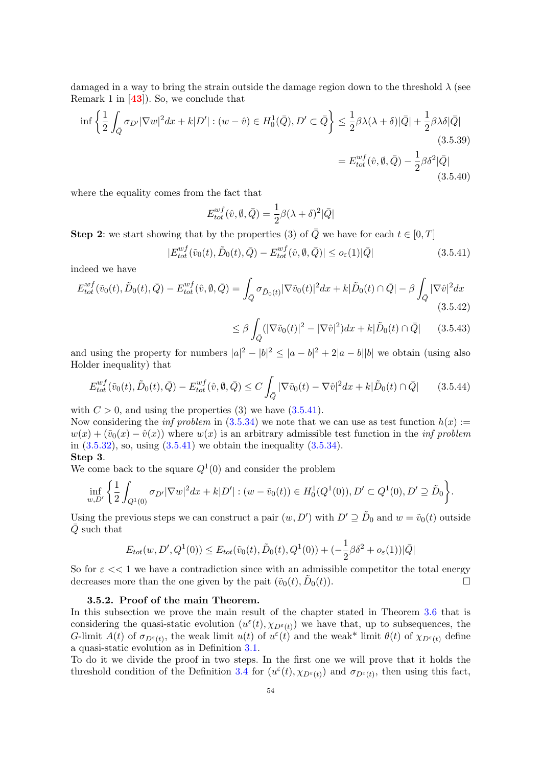damaged in a way to bring the strain outside the damage region down to the threshold $\lambda$ (see Remark 1 in [43]). So, we conclude that

$$\inf\left\{\frac{1}{2}\int_{\bar{Q}}\sigma_{D'}|\nabla w|^2dx + k|D'| : (w-\hat{v})\in H_0^1(\bar{Q}), D'\subset\bar{Q}\right\} \leq \frac{1}{2}\beta\lambda(\lambda+\delta)|\bar{Q}| + \frac{1}{2}\beta\lambda\delta|\bar{Q}| \tag{3.5.39}$$

$$= E_{tot}^{wf}(\hat{v},\emptyset,\bar{Q}) - \frac{1}{2}\beta\delta^2|\bar{Q}| \tag{3.5.40}$$

where the equality comes from the fact that

$$E_{tot}^{wf}(\hat{v},\emptyset,\bar{Q}) = \frac{1}{2}\beta(\lambda+\delta)^2|\bar{Q}|$$

**Step 2**: we start showing that by the properties (3) of $\bar{Q}$ we have for each $t\in[0,T]$

$$|E_{tot}^{wf}(\tilde{v}_0(t),\tilde{D}_0(t),\bar{Q}) - E_{tot}^{wf}(\hat{v},\emptyset,\bar{Q})| \leq o_\varepsilon(1)|\bar{Q}| \tag{3.5.41}$$

indeed we have

$$E_{tot}^{wf}(\tilde{v}_0(t),\tilde{D}_0(t),\bar{Q}) - E_{tot}^{wf}(\hat{v},\emptyset,\bar{Q}) = \int_{\bar{Q}}\sigma_{\tilde{D}_0(t)}|\nabla\tilde{v}_0(t)|^2dx + k|\tilde{D}_0(t)\cap\bar{Q}| - \beta\int_{\bar{Q}}|\nabla\hat{v}|^2dx \tag{3.5.42}$$

$$\leq \beta\int_{\bar{Q}}(|\nabla\tilde{v}_0(t)|^2 - |\nabla\hat{v}|^2)dx + k|\tilde{D}_0(t)\cap\bar{Q}| \tag{3.5.43}$$

and using the property for numbers $|a|^2-|b|^2\leq|a-b|^2+2|a-b||b|$ we obtain (using also Holder inequality) that

$$E_{tot}^{wf}(\tilde{v}_0(t),\tilde{D}_0(t),\bar{Q}) - E_{tot}^{wf}(\hat{v},\emptyset,\bar{Q}) \leq C\int_{\bar{Q}}|\nabla\tilde{v}_0(t)-\nabla\hat{v}|^2dx + k|\tilde{D}_0(t)\cap\bar{Q}| \tag{3.5.44}$$

with $C>0$, and using the properties (3) we have (3.5.41).
Now considering the *inf problem* in (3.5.34) we note that we can use as test function $h(x) := w(x) + (\tilde{v}_0(x)-\hat{v}(x))$ where $w(x)$ is an arbitrary admissible test function in the *inf problem* in (3.5.32), so, using (3.5.41) we obtain the inequality (3.5.34).
**Step 3**.
We come back to the square $Q^1(0)$ and consider the problem

$$\inf_{w,D'}\left\{\frac{1}{2}\int_{Q^1(0)}\sigma_{D'}|\nabla w|^2dx + k|D'| : (w-\tilde{v}_0(t))\in H_0^1(Q^1(0)), D'\subset Q^1(0), D'\supseteq\tilde{D}_0\right\}.$$

Using the previous steps we can construct a pair $(w,D')$ with $D'\supseteq\tilde{D}_0$ and $w=\tilde{v}_0(t)$ outside $\bar{Q}$ such that

$$E_{tot}(w,D',Q^1(0)) \leq E_{tot}(\tilde{v}_0(t),\tilde{D}_0(t),Q^1(0)) + (-\frac{1}{2}\beta\delta^2 + o_\varepsilon(1))|\bar{Q}|$$

So for $\varepsilon << 1$ we have a contradiction since with an admissible competitor the total energy decreases more than the one given by the pait $(\tilde{v}_0(t),\tilde{D}_0(t))$. □

### 3.5.2. Proof of the main Theorem.

In this subsection we prove the main result of the chapter stated in Theorem 3.6 that is considering the quasi-static evolution $(u^\varepsilon(t),\chi_{D^\varepsilon(t)})$ we have that, up to subsequences, the $G$-limit $A(t)$ of $\sigma_{D^\varepsilon(t)}$, the weak limit $u(t)$ of $u^\varepsilon(t)$ and the weak* limit $\theta(t)$ of $\chi_{D^\varepsilon(t)}$ define a quasi-static evolution as in Definition 3.1.
To do it we divide the proof in two steps. In the first one we will prove that it holds the threshold condition of the Definition 3.4 for $(u^\varepsilon(t),\chi_{D^\varepsilon(t)})$ and $\sigma_{D^\varepsilon(t)}$, then using this fact,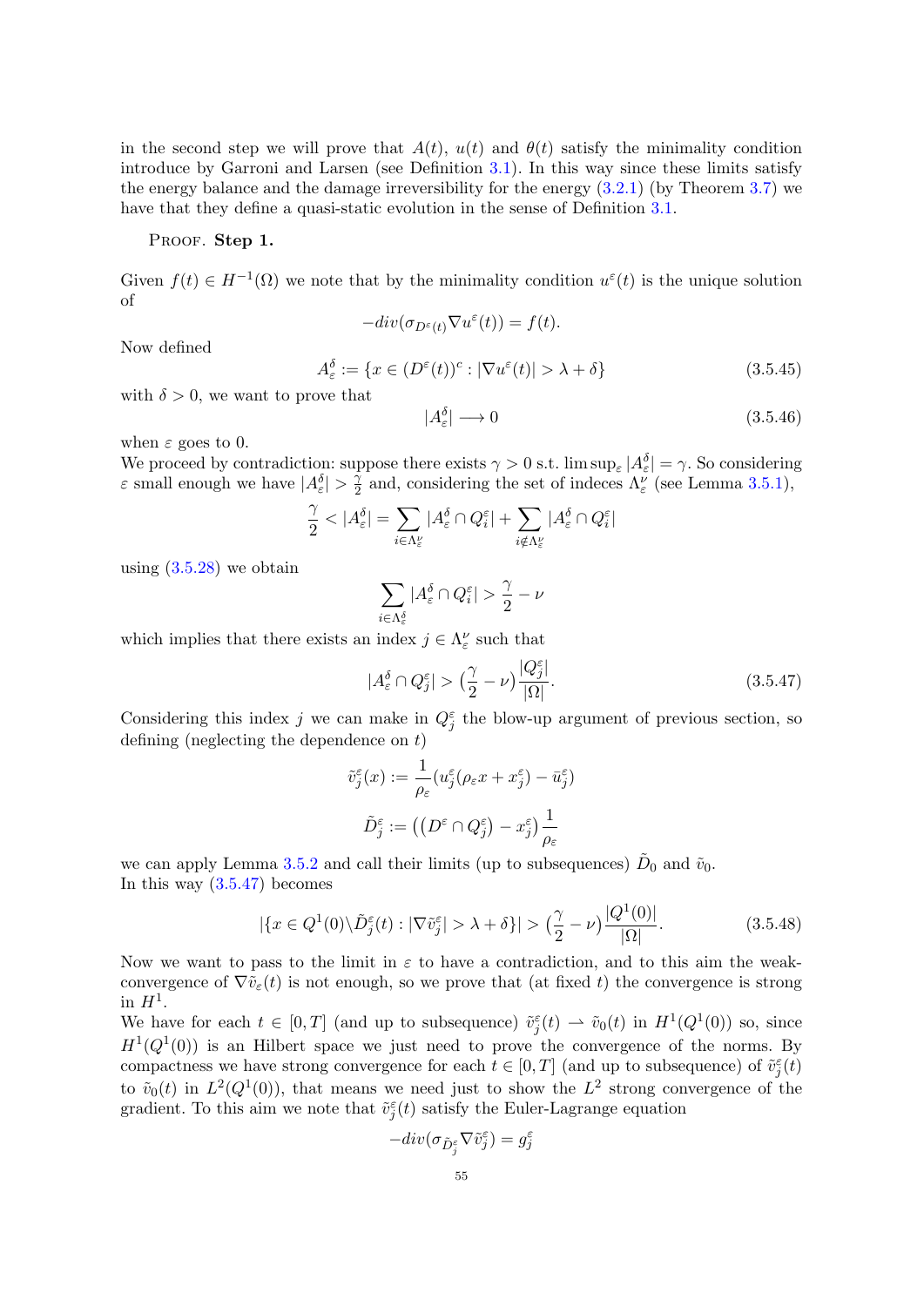in the second step we will prove that $A(t)$, $u(t)$ and $\theta(t)$ satisfy the minimality condition introduce by Garroni and Larsen (see Definition 3.1). In this way since these limits satisfy the energy balance and the damage irreversibility for the energy (3.2.1) (by Theorem 3.7) we have that they define a quasi-static evolution in the sense of Definition 3.1.

PROOF. **Step 1.**

Given $f(t) \in H^{-1}(\Omega)$ we note that by the minimality condition $u^\varepsilon(t)$ is the unique solution of

$$-div(\sigma_{D^\varepsilon(t)} \nabla u^\varepsilon(t)) = f(t).$$

Now defined

$$A^\delta_\varepsilon := \{x \in (D^\varepsilon(t))^c : |\nabla u^\varepsilon(t)| > \lambda + \delta\} \tag{3.5.45}$$

with $\delta > 0$, we want to prove that

$$|A^\delta_\varepsilon| \longrightarrow 0 \tag{3.5.46}$$

when $\varepsilon$ goes to 0.
We proceed by contradiction: suppose there exists $\gamma > 0$ s.t. $\limsup_\varepsilon |A^\delta_\varepsilon| = \gamma$. So considering $\varepsilon$ small enough we have $|A^\delta_\varepsilon| > \frac{\gamma}{2}$ and, considering the set of indeces $\Lambda^\nu_\varepsilon$ (see Lemma 3.5.1),

$$\frac{\gamma}{2} < |A^\delta_\varepsilon| = \sum_{i \in \Lambda^\nu_\varepsilon} |A^\delta_\varepsilon \cap Q^\varepsilon_i| + \sum_{i \notin \Lambda^\nu_\varepsilon} |A^\delta_\varepsilon \cap Q^\varepsilon_i|$$

using (3.5.28) we obtain

$$\sum_{i \in \Lambda^\delta_\varepsilon} |A^\delta_\varepsilon \cap Q^\varepsilon_i| > \frac{\gamma}{2} - \nu$$

which implies that there exists an index $j \in \Lambda^\nu_\varepsilon$ such that

$$|A^\delta_\varepsilon \cap Q^\varepsilon_j| > \big(\frac{\gamma}{2} - \nu\big)\frac{|Q^\varepsilon_j|}{|\Omega|}. \tag{3.5.47}$$

Considering this index $j$ we can make in $Q^\varepsilon_j$ the blow-up argument of previous section, so defining (neglecting the dependence on $t$)

$$\tilde{v}^\varepsilon_j(x) := \frac{1}{\rho_\varepsilon}(u^\varepsilon_j(\rho_\varepsilon x + x^\varepsilon_j) - \bar{u}^\varepsilon_j)$$

$$\tilde{D}^\varepsilon_j := \big(\big(D^\varepsilon \cap Q^\varepsilon_j\big) - x^\varepsilon_j\big)\frac{1}{\rho_\varepsilon}$$

we can apply Lemma 3.5.2 and call their limits (up to subsequences) $\tilde{D}_0$ and $\tilde{v}_0$.
In this way (3.5.47) becomes

$$|\{x \in Q^1(0) \backslash \tilde{D}^\varepsilon_j(t) : |\nabla \tilde{v}^\varepsilon_j| > \lambda + \delta\}| > \big(\frac{\gamma}{2} - \nu\big)\frac{|Q^1(0)|}{|\Omega|}. \tag{3.5.48}$$

Now we want to pass to the limit in $\varepsilon$ to have a contradiction, and to this aim the weak-convergence of $\nabla \tilde{v}_\varepsilon(t)$ is not enough, so we prove that (at fixed $t$) the convergence is strong in $H^1$.
We have for each $t \in [0, T]$ (and up to subsequence) $\tilde{v}^\varepsilon_j(t) \rightharpoonup \tilde{v}_0(t)$ in $H^1(Q^1(0))$ so, since $H^1(Q^1(0))$ is an Hilbert space we just need to prove the convergence of the norms. By compactness we have strong convergence for each $t \in [0, T]$ (and up to subsequence) of $\tilde{v}^\varepsilon_j(t)$ to $\tilde{v}_0(t)$ in $L^2(Q^1(0))$, that means we need just to show the $L^2$ strong convergence of the gradient. To this aim we note that $\tilde{v}^\varepsilon_j(t)$ satisfy the Euler-Lagrange equation

$$-div(\sigma_{\tilde{D}^\varepsilon_j} \nabla \tilde{v}^\varepsilon_j) = g^\varepsilon_j$$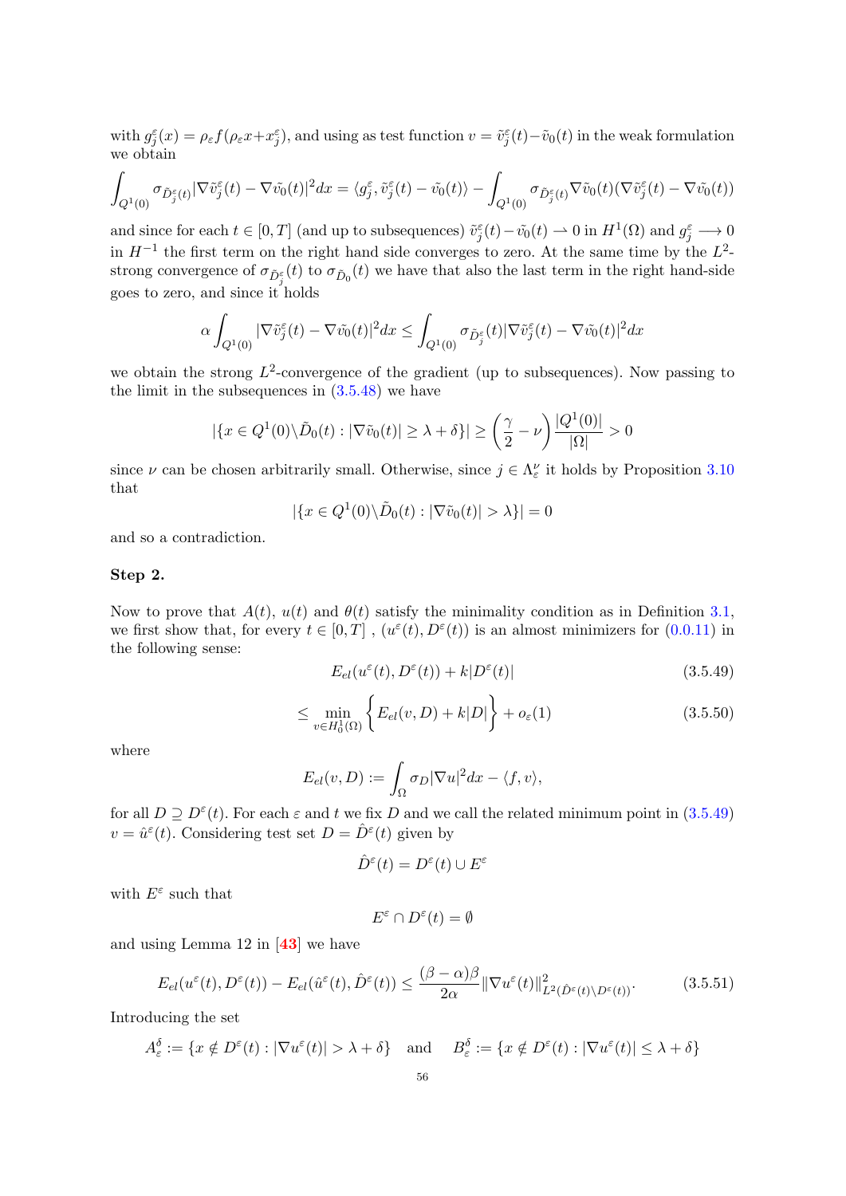with $g_j^\varepsilon(x) = \rho_\varepsilon f(\rho_\varepsilon x + x_j^\varepsilon)$, and using as test function $v = \tilde{v}_j^\varepsilon(t) - \tilde{v}_0(t)$ in the weak formulation we obtain

$$\int_{Q^1(0)} \sigma_{\tilde{D}_j^\varepsilon(t)} |\nabla \tilde{v}_j^\varepsilon(t) - \nabla \tilde{v}_0(t)|^2 dx = \langle g_j^\varepsilon, \tilde{v}_j^\varepsilon(t) - \tilde{v}_0(t) \rangle - \int_{Q^1(0)} \sigma_{\tilde{D}_j^\varepsilon(t)} \nabla \tilde{v}_0(t) (\nabla \tilde{v}_j^\varepsilon(t) - \nabla \tilde{v}_0(t))$$

and since for each $t \in [0,T]$ (and up to subsequences) $\tilde{v}_j^\varepsilon(t) - \tilde{v}_0(t) \rightharpoonup 0$ in $H^1(\Omega)$ and $g_j^\varepsilon \longrightarrow 0$ in $H^{-1}$ the first term on the right hand side converges to zero. At the same time by the $L^2$-strong convergence of $\sigma_{\tilde{D}_j^\varepsilon}(t)$ to $\sigma_{\tilde{D}_0}(t)$ we have that also the last term in the right hand-side goes to zero, and since it holds

$$\alpha \int_{Q^1(0)} |\nabla \tilde{v}_j^\varepsilon(t) - \nabla \tilde{v}_0(t)|^2 dx \leq \int_{Q^1(0)} \sigma_{\tilde{D}_j^\varepsilon}(t) |\nabla \tilde{v}_j^\varepsilon(t) - \nabla \tilde{v}_0(t)|^2 dx$$

we obtain the strong $L^2$-convergence of the gradient (up to subsequences). Now passing to the limit in the subsequences in (3.5.48) we have

$$|\{x \in Q^1(0) \backslash \tilde{D}_0(t) : |\nabla \tilde{v}_0(t)| \geq \lambda + \delta\}| \geq \left(\frac{\gamma}{2} - \nu\right) \frac{|Q^1(0)|}{|\Omega|} > 0$$

since $\nu$ can be chosen arbitrarily small. Otherwise, since $j \in \Lambda_\varepsilon^\nu$ it holds by Proposition 3.10 that

$$|\{x \in Q^1(0) \backslash \tilde{D}_0(t) : |\nabla \tilde{v}_0(t)| > \lambda\}| = 0$$

and so a contradiction.

**Step 2.**

Now to prove that $A(t)$, $u(t)$ and $\theta(t)$ satisfy the minimality condition as in Definition 3.1, we first show that, for every $t \in [0,T]$ , $(u^\varepsilon(t), D^\varepsilon(t))$ is an almost minimizers for (0.0.11) in the following sense:

$$E_{el}(u^\varepsilon(t), D^\varepsilon(t)) + k|D^\varepsilon(t)| \tag{3.5.49}$$

$$\leq \min_{v \in H_0^1(\Omega)} \left\{ E_{el}(v, D) + k|D| \right\} + o_\varepsilon(1) \tag{3.5.50}$$

where

$$E_{el}(v, D) := \int_\Omega \sigma_D |\nabla u|^2 dx - \langle f, v \rangle,$$

for all $D \supseteq D^\varepsilon(t)$. For each $\varepsilon$ and $t$ we fix $D$ and we call the related minimum point in (3.5.49) $v = \hat{u}^\varepsilon(t)$. Considering test set $D = \hat{D}^\varepsilon(t)$ given by

$$\hat{D}^\varepsilon(t) = D^\varepsilon(t) \cup E^\varepsilon$$

with $E^\varepsilon$ such that

$$E^\varepsilon \cap D^\varepsilon(t) = \emptyset$$

and using Lemma 12 in [43] we have

$$E_{el}(u^\varepsilon(t), D^\varepsilon(t)) - E_{el}(\hat{u}^\varepsilon(t), \hat{D}^\varepsilon(t)) \leq \frac{(\beta - \alpha)\beta}{2\alpha} \|\nabla u^\varepsilon(t)\|^2_{L^2(\hat{D}^\varepsilon(t) \backslash D^\varepsilon(t))}. \tag{3.5.51}$$

Introducing the set

$$A_\varepsilon^\delta := \{x \notin D^\varepsilon(t) : |\nabla u^\varepsilon(t)| > \lambda + \delta\} \quad \text{and} \quad B_\varepsilon^\delta := \{x \notin D^\varepsilon(t) : |\nabla u^\varepsilon(t)| \leq \lambda + \delta\}$$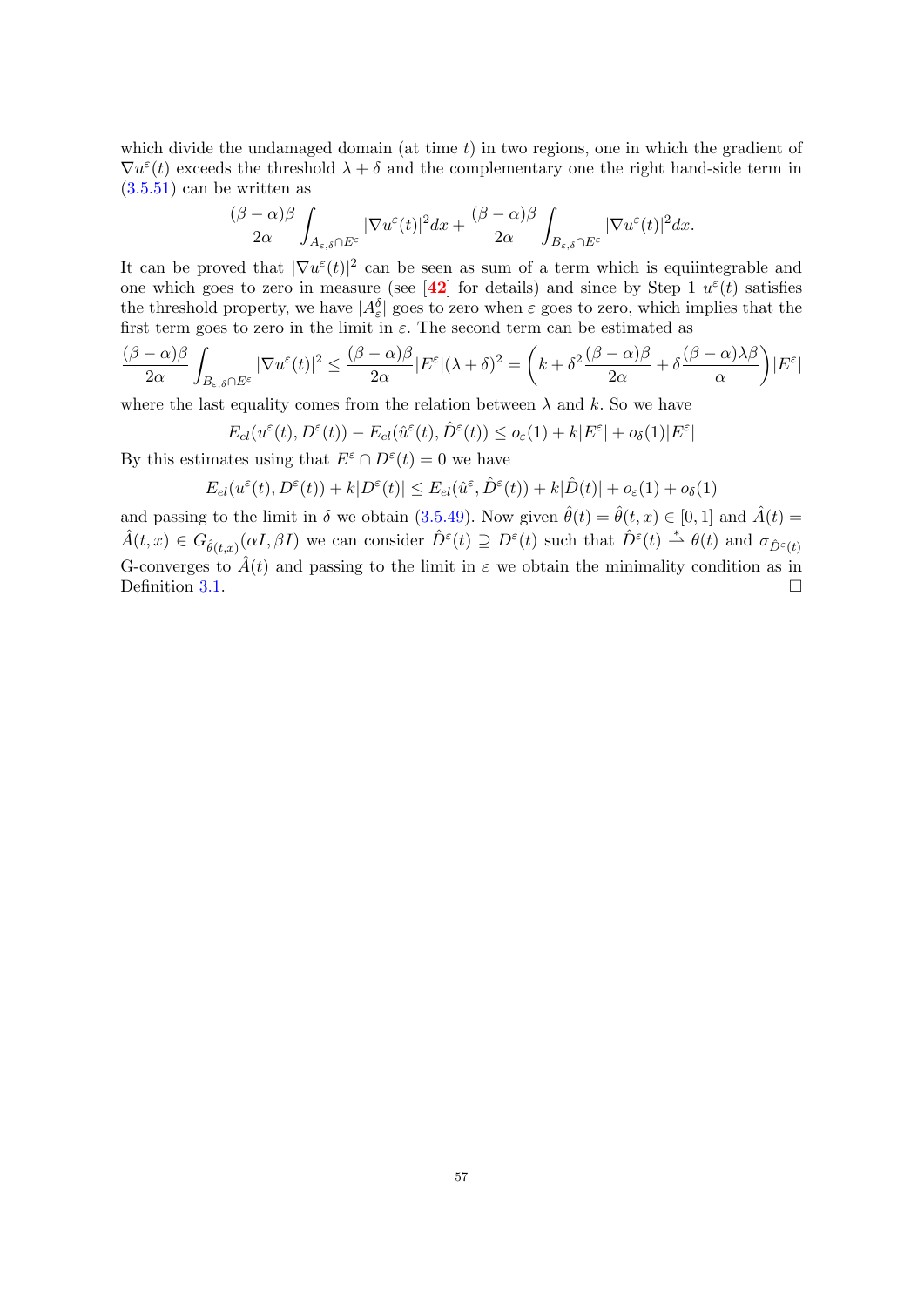which divide the undamaged domain (at time $t$) in two regions, one in which the gradient of $\nabla u^\varepsilon(t)$ exceeds the threshold $\lambda + \delta$ and the complementary one the right hand-side term in (3.5.51) can be written as

$$\frac{(\beta-\alpha)\beta}{2\alpha}\int_{A_{\varepsilon,\delta}\cap E^\varepsilon}|\nabla u^\varepsilon(t)|^2dx + \frac{(\beta-\alpha)\beta}{2\alpha}\int_{B_{\varepsilon,\delta}\cap E^\varepsilon}|\nabla u^\varepsilon(t)|^2dx.$$

It can be proved that $|\nabla u^\varepsilon(t)|^2$ can be seen as sum of a term which is equiintegrable and one which goes to zero in measure (see [42] for details) and since by Step 1 $u^\varepsilon(t)$ satisfies the threshold property, we have $|A^\delta_\varepsilon|$ goes to zero when $\varepsilon$ goes to zero, which implies that the first term goes to zero in the limit in $\varepsilon$. The second term can be estimated as

$$\frac{(\beta-\alpha)\beta}{2\alpha}\int_{B_{\varepsilon,\delta}\cap E^\varepsilon}|\nabla u^\varepsilon(t)|^2 \leq \frac{(\beta-\alpha)\beta}{2\alpha}|E^\varepsilon|(\lambda+\delta)^2 = \left(k + \delta^2\frac{(\beta-\alpha)\beta}{2\alpha} + \delta\frac{(\beta-\alpha)\lambda\beta}{\alpha}\right)|E^\varepsilon|$$

where the last equality comes from the relation between $\lambda$ and $k$. So we have

$$E_{el}(u^\varepsilon(t), D^\varepsilon(t)) - E_{el}(\hat{u}^\varepsilon(t), \hat{D}^\varepsilon(t)) \leq o_\varepsilon(1) + k|E^\varepsilon| + o_\delta(1)|E^\varepsilon|$$

By this estimates using that $E^\varepsilon \cap D^\varepsilon(t) = 0$ we have

$$E_{el}(u^\varepsilon(t), D^\varepsilon(t)) + k|D^\varepsilon(t)| \leq E_{el}(\hat{u}^\varepsilon, \hat{D}^\varepsilon(t)) + k|\hat{D}(t)| + o_\varepsilon(1) + o_\delta(1)$$

and passing to the limit in $\delta$ we obtain (3.5.49). Now given $\hat{\theta}(t) = \hat{\theta}(t,x) \in [0,1]$ and $\hat{A}(t) = \hat{A}(t,x) \in G_{\hat{\theta}(t,x)}(\alpha I, \beta I)$ we can consider $\hat{D}^\varepsilon(t) \supseteq D^\varepsilon(t)$ such that $\hat{D}^\varepsilon(t) \overset{*}{\rightharpoonup} \theta(t)$ and $\sigma_{\hat{D}^\varepsilon(t)}$ G-converges to $\hat{A}(t)$ and passing to the limit in $\varepsilon$ we obtain the minimality condition as in Definition 3.1. $\square$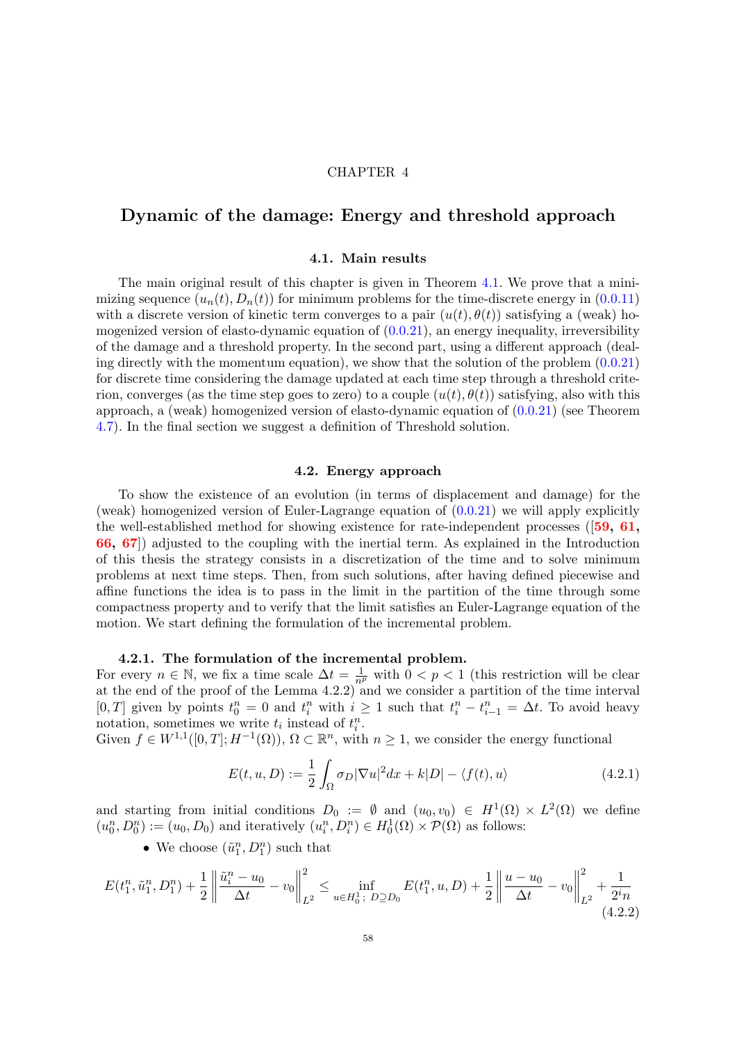CHAPTER 4

# Dynamic of the damage: Energy and threshold approach

## 4.1. Main results

The main original result of this chapter is given in Theorem 4.1. We prove that a minimizing sequence $(u_n(t), D_n(t))$ for minimum problems for the time-discrete energy in (0.0.11) with a discrete version of kinetic term converges to a pair $(u(t), \theta(t))$ satisfying a (weak) homogenized version of elasto-dynamic equation of (0.0.21), an energy inequality, irreversibility of the damage and a threshold property. In the second part, using a different approach (dealing directly with the momentum equation), we show that the solution of the problem (0.0.21) for discrete time considering the damage updated at each time step through a threshold criterion, converges (as the time step goes to zero) to a couple $(u(t), \theta(t))$ satisfying, also with this approach, a (weak) homogenized version of elasto-dynamic equation of (0.0.21) (see Theorem 4.7). In the final section we suggest a definition of Threshold solution.

## 4.2. Energy approach

To show the existence of an evolution (in terms of displacement and damage) for the (weak) homogenized version of Euler-Lagrange equation of (0.0.21) we will apply explicitly the well-established method for showing existence for rate-independent processes ([**59, 61, 66, 67**]) adjusted to the coupling with the inertial term. As explained in the Introduction of this thesis the strategy consists in a discretization of the time and to solve minimum problems at next time steps. Then, from such solutions, after having defined piecewise and affine functions the idea is to pass in the limit in the partition of the time through some compactness property and to verify that the limit satisfies an Euler-Lagrange equation of the motion. We start defining the formulation of the incremental problem.

### 4.2.1. The formulation of the incremental problem.

For every $n \in \mathbb{N}$, we fix a time scale $\Delta t = \frac{1}{n^p}$ with $0 < p < 1$ (this restriction will be clear at the end of the proof of the Lemma 4.2.2) and we consider a partition of the time interval $[0, T]$ given by points $t_0^n = 0$ and $t_i^n$ with $i \geq 1$ such that $t_i^n - t_{i-1}^n = \Delta t$. To avoid heavy notation, sometimes we write $t_i$ instead of $t_i^n$.

Given $f \in W^{1,1}([0, T]; H^{-1}(\Omega))$, $\Omega \subset \mathbb{R}^n$, with $n \geq 1$, we consider the energy functional

$$E(t, u, D) := \frac{1}{2} \int_\Omega \sigma_D |\nabla u|^2 dx + k|D| - \langle f(t), u \rangle \tag{4.2.1}$$

and starting from initial conditions $D_0 := \emptyset$ and $(u_0, v_0) \in H^1(\Omega) \times L^2(\Omega)$ we define $(u_0^n, D_0^n) := (u_0, D_0)$ and iteratively $(u_i^n, D_i^n) \in H_0^1(\Omega) \times \mathcal{P}(\Omega)$ as follows:

- We choose $(\tilde{u}_1^n, D_1^n)$ such that

$$E(t_1^n, \tilde{u}_1^n, D_1^n) + \frac{1}{2} \left\| \frac{\tilde{u}_i^n - u_0}{\Delta t} - v_0 \right\|_{L^2}^2 \leq \inf_{u \in H_0^1;\ D \supseteq D_0} E(t_1^n, u, D) + \frac{1}{2} \left\| \frac{u - u_0}{\Delta t} - v_0 \right\|_{L^2}^2 + \frac{1}{2^i n} \tag{4.2.2}$$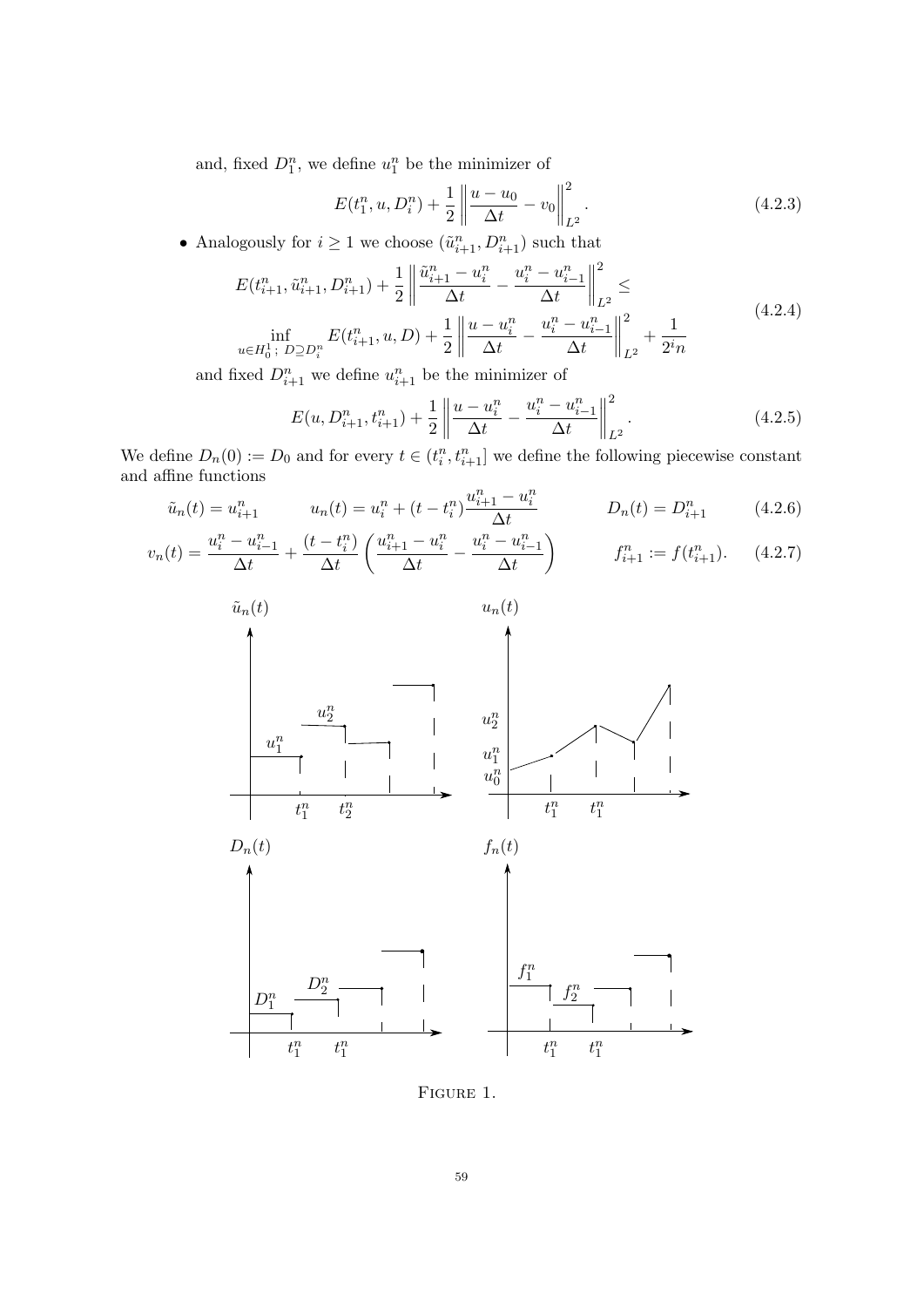and, fixed $D_1^n$, we define $u_1^n$ be the minimizer of

$$E(t_1^n, u, D_i^n) + \frac{1}{2}\left\|\frac{u - u_0}{\Delta t} - v_0\right\|_{L^2}^2. \tag{4.2.3}$$

- Analogously for $i \geq 1$ we choose $(\tilde{u}_{i+1}^n, D_{i+1}^n)$ such that

$$\begin{aligned} &E(t_{i+1}^n, \tilde{u}_{i+1}^n, D_{i+1}^n) + \frac{1}{2}\left\|\frac{\tilde{u}_{i+1}^n - u_i^n}{\Delta t} - \frac{u_i^n - u_{i-1}^n}{\Delta t}\right\|_{L^2}^2 \leq \\ &\inf_{u \in H_0^1;\ D \supseteq D_i^n} E(t_{i+1}^n, u, D) + \frac{1}{2}\left\|\frac{u - u_i^n}{\Delta t} - \frac{u_i^n - u_{i-1}^n}{\Delta t}\right\|_{L^2}^2 + \frac{1}{2^i n} \end{aligned} \tag{4.2.4}$$

and fixed $D_{i+1}^n$ we define $u_{i+1}^n$ be the minimizer of

$$E(u, D_{i+1}^n, t_{i+1}^n) + \frac{1}{2}\left\|\frac{u - u_i^n}{\Delta t} - \frac{u_i^n - u_{i-1}^n}{\Delta t}\right\|_{L^2}^2. \tag{4.2.5}$$

We define $D_n(0) := D_0$ and for every $t \in (t_i^n, t_{i+1}^n]$ we define the following piecewise constant and affine functions

$$\tilde{u}_n(t) = u_{i+1}^n \qquad u_n(t) = u_i^n + (t - t_i^n)\frac{u_{i+1}^n - u_i^n}{\Delta t} \qquad D_n(t) = D_{i+1}^n \tag{4.2.6}$$

$$v_n(t) = \frac{u_i^n - u_{i-1}^n}{\Delta t} + \frac{(t - t_i^n)}{\Delta t}\left(\frac{u_{i+1}^n - u_i^n}{\Delta t} - \frac{u_i^n - u_{i-1}^n}{\Delta t}\right) \qquad f_{i+1}^n := f(t_{i+1}^n). \tag{4.2.7}$$

Figure 1.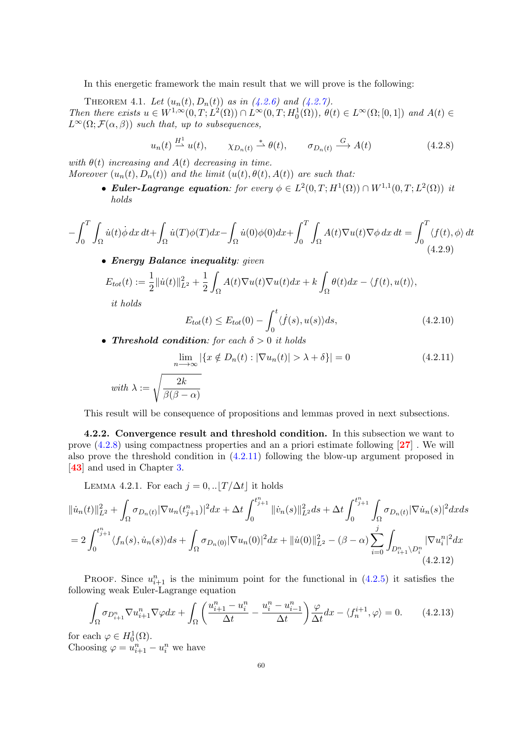In this energetic framework the main result that we will prove is the following:

THEOREM 4.1. *Let $(u_n(t), D_n(t))$ as in (4.2.6) and (4.2.7). Then there exists $u \in W^{1,\infty}(0,T;L^2(\Omega)) \cap L^\infty(0,T;H^1_0(\Omega))$, $\theta(t) \in L^\infty(\Omega;[0,1])$ and $A(t) \in L^\infty(\Omega;\mathcal{F}(\alpha,\beta))$ such that, up to subsequences,*

$$u_n(t) \overset{H^1}{\rightharpoonup} u(t), \qquad \chi_{D_n(t)} \overset{*}{\rightharpoonup} \theta(t), \qquad \sigma_{D_n(t)} \overset{G}{\longrightarrow} A(t) \tag{4.2.8}$$

*with $\theta(t)$ increasing and $A(t)$ decreasing in time.*
*Moreover $(u_n(t), D_n(t))$ and the limit $(u(t), \theta(t), A(t))$ are such that:*

- ***Euler-Lagrange equation**: for every $\phi \in L^2(0,T;H^1(\Omega)) \cap W^{1,1}(0,T;L^2(\Omega))$ it holds*

$$-\int_0^T\int_\Omega \dot{u}(t)\dot{\phi}\,dx\,dt + \int_\Omega \dot{u}(T)\phi(T)dx - \int_\Omega \dot{u}(0)\phi(0)dx + \int_0^T\int_\Omega A(t)\nabla u(t)\nabla\phi\,dx\,dt = \int_0^T \langle f(t),\phi\rangle\,dt \tag{4.2.9}$$

- ***Energy Balance inequality**: given*

$$E_{tot}(t) := \frac{1}{2}\|\dot{u}(t)\|^2_{L^2} + \frac{1}{2}\int_\Omega A(t)\nabla u(t)\nabla u(t)dx + k\int_\Omega \theta(t)dx - \langle f(t), u(t)\rangle,$$

  *it holds*

$$E_{tot}(t) \le E_{tot}(0) - \int_0^t \langle \dot{f}(s), u(s)\rangle ds, \tag{4.2.10}$$

- ***Threshold condition**: for each $\delta > 0$ it holds*

$$\lim_{n\longrightarrow\infty} |\{x \notin D_n(t) : |\nabla u_n(t)| > \lambda + \delta\}| = 0 \tag{4.2.11}$$

  *with $\lambda := \sqrt{\dfrac{2k}{\beta(\beta-\alpha)}}$*

This result will be consequence of propositions and lemmas proved in next subsections.

**4.2.2. Convergence result and threshold condition.** In this subsection we want to prove (4.2.8) using compactness properties and an a priori estimate following [**27**] . We will also prove the threshold condition in (4.2.11) following the blow-up argument proposed in [**43**] and used in Chapter 3.

LEMMA 4.2.1. For each $j = 0,..\lfloor T/\Delta t\rfloor$ it holds

$$\|\dot{u}_n(t)\|^2_{L^2} + \int_\Omega \sigma_{D_n(t)}|\nabla u_n(t^n_{j+1})|^2dx + \Delta t\int_0^{t^n_{j+1}} \|\dot{v}_n(s)\|^2_{L^2}ds + \Delta t\int_0^{t^n_{j+1}}\int_\Omega \sigma_{D_n(t)}|\nabla\dot{u}_n(s)|^2dxds$$
$$= 2\int_0^{t^n_{j+1}}\langle f_n(s),\dot{u}_n(s)\rangle ds + \int_\Omega \sigma_{D_n(0)}|\nabla u_n(0)|^2dx + \|\dot{u}(0)\|^2_{L^2} - (\beta-\alpha)\sum_{i=0}^{j}\int_{D^n_{i+1}\setminus D^n_i}|\nabla u^n_i|^2dx \tag{4.2.12}$$

PROOF. Since $u^n_{i+1}$ is the minimum point for the functional in (4.2.5) it satisfies the following weak Euler-Lagrange equation

$$\int_\Omega \sigma_{D^n_{i+1}}\nabla u^n_{i+1}\nabla\varphi dx + \int_\Omega\left(\frac{u^n_{i+1}-u^n_i}{\Delta t} - \frac{u^n_i - u^n_{i-1}}{\Delta t}\right)\frac{\varphi}{\Delta t}dx - \langle f^{i+1}_n, \varphi\rangle = 0. \tag{4.2.13}$$

for each $\varphi \in H^1_0(\Omega)$.
Choosing $\varphi = u^n_{i+1} - u^n_i$ we have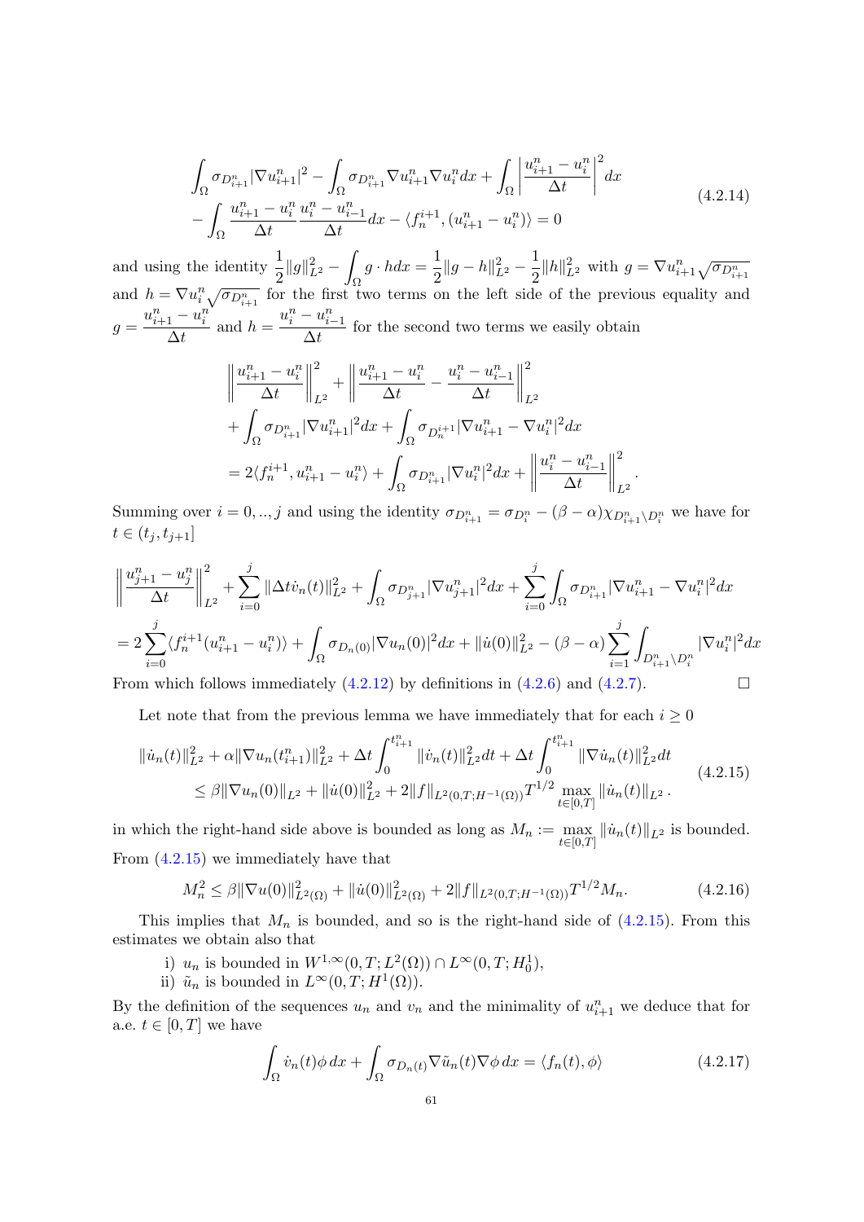$$
\begin{aligned}
&\int_\Omega \sigma_{D^n_{i+1}} |\nabla u^n_{i+1}|^2 - \int_\Omega \sigma_{D^n_{i+1}} \nabla u^n_{i+1} \nabla u^n_i dx + \int_\Omega \left| \frac{u^n_{i+1} - u^n_i}{\Delta t} \right|^2 dx \\
&- \int_\Omega \frac{u^n_{i+1} - u^n_i}{\Delta t} \frac{u^n_i - u^n_{i-1}}{\Delta t} dx - \langle f^{i+1}_n, (u^n_{i+1} - u^n_i) \rangle = 0
\end{aligned}
\tag{4.2.14}
$$

and using the identity $\frac{1}{2}\|g\|^2_{L^2} - \int_\Omega g \cdot h dx = \frac{1}{2}\|g - h\|^2_{L^2} - \frac{1}{2}\|h\|^2_{L^2}$ with $g = \nabla u^n_{i+1} \sqrt{\sigma_{D^n_{i+1}}}$ and $h = \nabla u^n_i \sqrt{\sigma_{D^n_{i+1}}}$ for the first two terms on the left side of the previous equality and $g = \frac{u^n_{i+1} - u^n_i}{\Delta t}$ and $h = \frac{u^n_i - u^n_{i-1}}{\Delta t}$ for the second two terms we easily obtain

$$
\begin{aligned}
&\left\| \frac{u^n_{i+1} - u^n_i}{\Delta t} \right\|^2_{L^2} + \left\| \frac{u^n_{i+1} - u^n_i}{\Delta t} - \frac{u^n_i - u^n_{i-1}}{\Delta t} \right\|^2_{L^2} \\
&+ \int_\Omega \sigma_{D^n_{i+1}} |\nabla u^n_{i+1}|^2 dx + \int_\Omega \sigma_{D^{i+1}_n} |\nabla u^n_{i+1} - \nabla u^n_i|^2 dx \\
&= 2\langle f^{i+1}_n, u^n_{i+1} - u^n_i \rangle + \int_\Omega \sigma_{D^n_{i+1}} |\nabla u^n_i|^2 dx + \left\| \frac{u^n_i - u^n_{i-1}}{\Delta t} \right\|^2_{L^2}.
\end{aligned}
$$

Summing over $i = 0, .., j$ and using the identity $\sigma_{D^n_{i+1}} = \sigma_{D^n_i} - (\beta - \alpha)\chi_{D^n_{i+1} \setminus D^n_i}$ we have for $t \in (t_j, t_{j+1}]$

$$
\begin{aligned}
&\left\| \frac{u^n_{j+1} - u^n_j}{\Delta t} \right\|^2_{L^2} + \sum_{i=0}^{j} \|\Delta t \dot{v}_n(t)\|^2_{L^2} + \int_\Omega \sigma_{D^n_{j+1}} |\nabla u^n_{j+1}|^2 dx + \sum_{i=0}^{j} \int_\Omega \sigma_{D^n_{i+1}} |\nabla u^n_{i+1} - \nabla u^n_i|^2 dx \\
&= 2\sum_{i=0}^{j} \langle f^{i+1}_n (u^n_{i+1} - u^n_i) \rangle + \int_\Omega \sigma_{D_n(0)} |\nabla u_n(0)|^2 dx + \|\dot{u}(0)\|^2_{L^2} - (\beta - \alpha) \sum_{i=1}^{j} \int_{D^n_{i+1} \setminus D^n_i} |\nabla u^n_i|^2 dx
\end{aligned}
$$

From which follows immediately (4.2.12) by definitions in (4.2.6) and (4.2.7). $\square$

Let note that from the previous lemma we have immediately that for each $i \geq 0$

$$
\begin{aligned}
&\|\dot{u}_n(t)\|^2_{L^2} + \alpha \|\nabla u_n(t^n_{i+1})\|^2_{L^2} + \Delta t \int_0^{t^n_{i+1}} \|\dot{v}_n(t)\|^2_{L^2} dt + \Delta t \int_0^{t^n_{i+1}} \|\nabla \dot{u}_n(t)\|^2_{L^2} dt \\
&\leq \beta \|\nabla u_n(0)\|_{L^2} + \|\dot{u}(0)\|^2_{L^2} + 2\|f\|_{L^2(0,T;H^{-1}(\Omega))} T^{1/2} \max_{t \in [0,T]} \|\dot{u}_n(t)\|_{L^2}.
\end{aligned}
\tag{4.2.15}
$$

in which the right-hand side above is bounded as long as $M_n := \max_{t \in [0,T]} \|\dot{u}_n(t)\|_{L^2}$ is bounded. From (4.2.15) we immediately have that

$$
M_n^2 \leq \beta \|\nabla u(0)\|^2_{L^2(\Omega)} + \|\dot{u}(0)\|^2_{L^2(\Omega)} + 2\|f\|_{L^2(0,T;H^{-1}(\Omega))} T^{1/2} M_n. \tag{4.2.16}
$$

This implies that $M_n$ is bounded, and so is the right-hand side of (4.2.15). From this estimates we obtain also that

i) $u_n$ is bounded in $W^{1,\infty}(0, T; L^2(\Omega)) \cap L^\infty(0, T; H^1_0)$,
ii) $\tilde{u}_n$ is bounded in $L^\infty(0, T; H^1(\Omega))$.

By the definition of the sequences $u_n$ and $v_n$ and the minimality of $u^n_{i+1}$ we deduce that for a.e. $t \in [0, T]$ we have

$$
\int_\Omega \dot{v}_n(t) \phi \, dx + \int_\Omega \sigma_{D_n(t)} \nabla \tilde{u}_n(t) \nabla \phi \, dx = \langle f_n(t), \phi \rangle \tag{4.2.17}
$$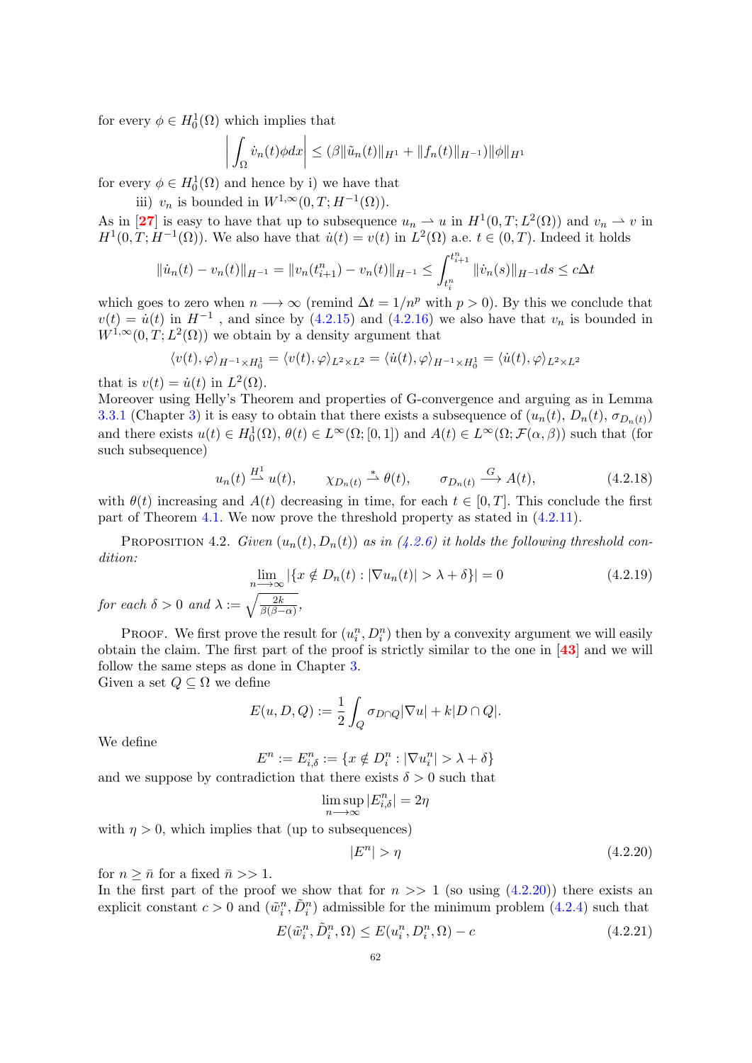for every $\phi \in H_0^1(\Omega)$ which implies that

$$\left| \int_\Omega \dot{v}_n(t)\phi dx \right| \leq (\beta \|\tilde{u}_n(t)\|_{H^1} + \|f_n(t)\|_{H^{-1}})\|\phi\|_{H^1}$$

for every $\phi \in H_0^1(\Omega)$ and hence by i) we have that

iii) $v_n$ is bounded in $W^{1,\infty}(0,T;H^{-1}(\Omega))$.

As in [27] is easy to have that up to subsequence $u_n \rightharpoonup u$ in $H^1(0,T;L^2(\Omega))$ and $v_n \rightharpoonup v$ in $H^1(0,T;H^{-1}(\Omega))$. We also have that $\dot{u}(t) = v(t)$ in $L^2(\Omega)$ a.e. $t \in (0,T)$. Indeed it holds

$$\|\dot{u}_n(t) - v_n(t)\|_{H^{-1}} = \|v_n(t_{i+1}^n) - v_n(t)\|_{H^{-1}} \leq \int_{t_i^n}^{t_{i+1}^n} \|\dot{v}_n(s)\|_{H^{-1}} ds \leq c\Delta t$$

which goes to zero when $n \longrightarrow \infty$ (remind $\Delta t = 1/n^p$ with $p > 0$). By this we conclude that $v(t) = \dot{u}(t)$ in $H^{-1}$ , and since by (4.2.15) and (4.2.16) we also have that $v_n$ is bounded in $W^{1,\infty}(0,T;L^2(\Omega))$ we obtain by a density argument that

$$\langle v(t), \varphi \rangle_{H^{-1} \times H_0^1} = \langle v(t), \varphi \rangle_{L^2 \times L^2} = \langle \dot{u}(t), \varphi \rangle_{H^{-1} \times H_0^1} = \langle \dot{u}(t), \varphi \rangle_{L^2 \times L^2}$$

that is $v(t) = \dot{u}(t)$ in $L^2(\Omega)$.

Moreover using Helly's Theorem and properties of G-convergence and arguing as in Lemma 3.3.1 (Chapter 3) it is easy to obtain that there exists a subsequence of $(u_n(t), D_n(t), \sigma_{D_n(t)})$ and there exists $u(t) \in H_0^1(\Omega)$, $\theta(t) \in L^\infty(\Omega;[0,1])$ and $A(t) \in L^\infty(\Omega;\mathcal{F}(\alpha,\beta))$ such that (for such subsequence)

$$u_n(t) \overset{H_0^1}{\rightharpoonup} u(t), \qquad \chi_{D_n(t)} \overset{*}{\rightharpoonup} \theta(t), \qquad \sigma_{D_n(t)} \overset{G}{\longrightarrow} A(t), \tag{4.2.18}$$

with $\theta(t)$ increasing and $A(t)$ decreasing in time, for each $t \in [0,T]$. This conclude the first part of Theorem 4.1. We now prove the threshold property as stated in (4.2.11).

Proposition 4.2. *Given $(u_n(t), D_n(t))$ as in (4.2.6) it holds the following threshold condition:*

$$\lim_{n \longrightarrow \infty} |\{x \notin D_n(t) : |\nabla u_n(t)| > \lambda + \delta\}| = 0 \tag{4.2.19}$$

*for each $\delta > 0$ and $\lambda := \sqrt{\frac{2k}{\beta(\beta - \alpha)}}$,*

Proof. We first prove the result for $(u_i^n, D_i^n)$ then by a convexity argument we will easily obtain the claim. The first part of the proof is strictly similar to the one in [43] and we will follow the same steps as done in Chapter 3.

Given a set $Q \subseteq \Omega$ we define

$$E(u, D, Q) := \frac{1}{2} \int_Q \sigma_{D \cap Q} |\nabla u| + k|D \cap Q|.$$

We define

$$E^n := E_{i,\delta}^n := \{x \notin D_i^n : |\nabla u_i^n| > \lambda + \delta\}$$

and we suppose by contradiction that there exists $\delta > 0$ such that

$$\limsup_{n \longrightarrow \infty} |E_{i,\delta}^n| = 2\eta$$

with $\eta > 0$, which implies that (up to subsequences)

$$|E^n| > \eta \tag{4.2.20}$$

for $n \geq \bar{n}$ for a fixed $\bar{n} >> 1$.

In the first part of the proof we show that for $n >> 1$ (so using (4.2.20)) there exists an explicit constant $c > 0$ and $(\tilde{w}_i^n, \tilde{D}_i^n)$ admissible for the minimum problem (4.2.4) such that

$$E(\tilde{w}_i^n, \tilde{D}_i^n, \Omega) \leq E(u_i^n, D_i^n, \Omega) - c \tag{4.2.21}$$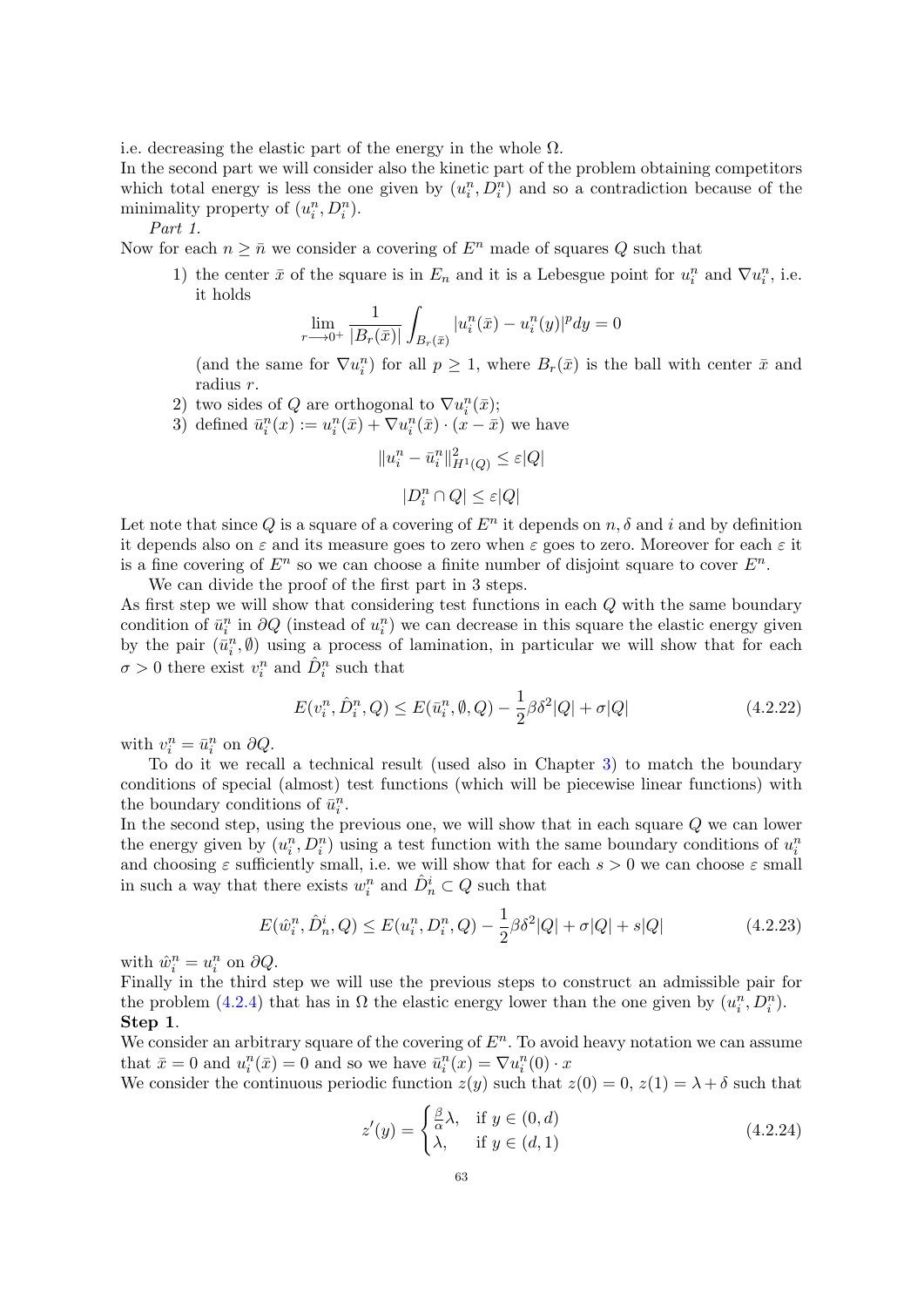i.e. decreasing the elastic part of the energy in the whole $\Omega$.
In the second part we will consider also the kinetic part of the problem obtaining competitors which total energy is less the one given by $(u_i^n, D_i^n)$ and so a contradiction because of the minimality property of $(u_i^n, D_i^n)$.

*Part 1.*

Now for each $n \geq \bar{n}$ we consider a covering of $E^n$ made of squares $Q$ such that

1) the center $\bar{x}$ of the square is in $E_n$ and it is a Lebesgue point for $u_i^n$ and $\nabla u_i^n$, i.e. it holds

$$\lim_{r \longrightarrow 0^+} \frac{1}{|B_r(\bar{x})|} \int_{B_r(\bar{x})} |u_i^n(\bar{x}) - u_i^n(y)|^p dy = 0$$

(and the same for $\nabla u_i^n$) for all $p \geq 1$, where $B_r(\bar{x})$ is the ball with center $\bar{x}$ and radius $r$.

2) two sides of $Q$ are orthogonal to $\nabla u_i^n(\bar{x})$;

3) defined $\bar{u}_i^n(x) := u_i^n(\bar{x}) + \nabla u_i^n(\bar{x}) \cdot (x - \bar{x})$ we have

$$\|u_i^n - \bar{u}_i^n\|^2_{H^1(Q)} \leq \varepsilon |Q|$$

$$|D_i^n \cap Q| \leq \varepsilon |Q|$$

Let note that since $Q$ is a square of a covering of $E^n$ it depends on $n, \delta$ and $i$ and by definition it depends also on $\varepsilon$ and its measure goes to zero when $\varepsilon$ goes to zero. Moreover for each $\varepsilon$ it is a fine covering of $E^n$ so we can choose a finite number of disjoint square to cover $E^n$.

We can divide the proof of the first part in 3 steps.
As first step we will show that considering test functions in each $Q$ with the same boundary condition of $\bar{u}_i^n$ in $\partial Q$ (instead of $u_i^n$) we can decrease in this square the elastic energy given by the pair $(\bar{u}_i^n, \emptyset)$ using a process of lamination, in particular we will show that for each $\sigma > 0$ there exist $v_i^n$ and $\hat{D}_i^n$ such that

$$E(v_i^n, \hat{D}_i^n, Q) \leq E(\bar{u}_i^n, \emptyset, Q) - \frac{1}{2}\beta\delta^2|Q| + \sigma|Q| \tag{4.2.22}$$

with $v_i^n = \bar{u}_i^n$ on $\partial Q$.

To do it we recall a technical result (used also in Chapter 3) to match the boundary conditions of special (almost) test functions (which will be piecewise linear functions) with the boundary conditions of $\bar{u}_i^n$.
In the second step, using the previous one, we will show that in each square $Q$ we can lower the energy given by $(u_i^n, D_i^n)$ using a test function with the same boundary conditions of $u_i^n$ and choosing $\varepsilon$ sufficiently small, i.e. we will show that for each $s > 0$ we can choose $\varepsilon$ small in such a way that there exists $w_i^n$ and $\hat{D}_n^i \subset Q$ such that

$$E(\hat{w}_i^n, \hat{D}_n^i, Q) \leq E(u_i^n, D_i^n, Q) - \frac{1}{2}\beta\delta^2|Q| + \sigma|Q| + s|Q| \tag{4.2.23}$$

with $\hat{w}_i^n = u_i^n$ on $\partial Q$.
Finally in the third step we will use the previous steps to construct an admissible pair for the problem (4.2.4) that has in $\Omega$ the elastic energy lower than the one given by $(u_i^n, D_i^n)$.

**Step 1**.
We consider an arbitrary square of the covering of $E^n$. To avoid heavy notation we can assume that $\bar{x} = 0$ and $u_i^n(\bar{x}) = 0$ and so we have $\bar{u}_i^n(x) = \nabla u_i^n(0) \cdot x$
We consider the continuous periodic function $z(y)$ such that $z(0) = 0$, $z(1) = \lambda + \delta$ such that

$$z'(y) = \begin{cases} \frac{\beta}{\alpha}\lambda, & \text{if } y \in (0, d) \\ \lambda, & \text{if } y \in (d, 1) \end{cases} \tag{4.2.24}$$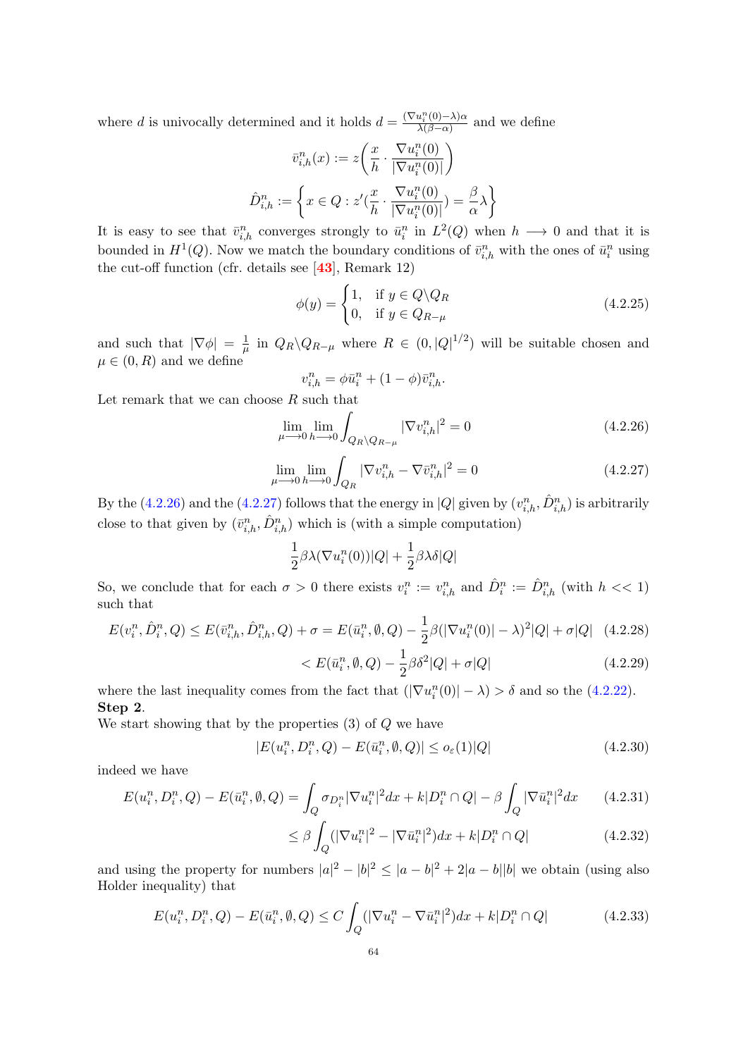where $d$ is univocally determined and it holds $d = \frac{(\nabla u_i^n(0)-\lambda)\alpha}{\lambda(\beta-\alpha)}$ and we define

$$\bar{v}_{i,h}^n(x) := z\bigg(\frac{x}{h} \cdot \frac{\nabla u_i^n(0)}{|\nabla u_i^n(0)|}\bigg)$$

$$\hat{D}_{i,h}^n := \bigg\{ x \in Q : z'(\frac{x}{h} \cdot \frac{\nabla u_i^n(0)}{|\nabla u_i^n(0)|}) = \frac{\beta}{\alpha}\lambda \bigg\}$$

It is easy to see that $\bar{v}_{i,h}^n$ converges strongly to $\bar{u}_i^n$ in $L^2(Q)$ when $h \longrightarrow 0$ and that it is bounded in $H^1(Q)$. Now we match the boundary conditions of $\bar{v}_{i,h}^n$ with the ones of $\bar{u}_i^n$ using the cut-off function (cfr. details see [43], Remark 12)

$$\phi(y) = \begin{cases} 1, & \text{if } y \in Q \backslash Q_R \\ 0, & \text{if } y \in Q_{R-\mu} \end{cases} \tag{4.2.25}$$

and such that $|\nabla \phi| = \frac{1}{\mu}$ in $Q_R \backslash Q_{R-\mu}$ where $R \in (0, |Q|^{1/2})$ will be suitable chosen and $\mu \in (0, R)$ and we define

$$v_{i,h}^n = \phi \bar{u}_i^n + (1-\phi)\bar{v}_{i,h}^n.$$

Let remark that we can choose $R$ such that

$$\lim_{\mu \longrightarrow 0} \lim_{h \longrightarrow 0} \int_{Q_R \backslash Q_{R-\mu}} |\nabla v_{i,h}^n|^2 = 0 \tag{4.2.26}$$

$$\lim_{\mu \longrightarrow 0} \lim_{h \longrightarrow 0} \int_{Q_R} |\nabla v_{i,h}^n - \nabla \bar{v}_{i,h}^n|^2 = 0 \tag{4.2.27}$$

By the (4.2.26) and the (4.2.27) follows that the energy in $|Q|$ given by $(v_{i,h}^n, \hat{D}_{i,h}^n)$ is arbitrarily close to that given by $(\bar{v}_{i,h}^n, \hat{D}_{i,h}^n)$ which is (with a simple computation)

$$\frac{1}{2}\beta\lambda(\nabla u_i^n(0))|Q| + \frac{1}{2}\beta\lambda\delta|Q|$$

So, we conclude that for each $\sigma > 0$ there exists $v_i^n := v_{i,h}^n$ and $\hat{D}_i^n := \hat{D}_{i,h}^n$ (with $h << 1$) such that

$$E(v_i^n, \hat{D}_i^n, Q) \leq E(\bar{v}_{i,h}^n, \hat{D}_{i,h}^n, Q) + \sigma = E(\bar{u}_i^n, \emptyset, Q) - \frac{1}{2}\beta(|\nabla u_i^n(0)| - \lambda)^2|Q| + \sigma|Q| \tag{4.2.28}$$

$$< E(\bar{u}_i^n, \emptyset, Q) - \frac{1}{2}\beta\delta^2|Q| + \sigma|Q| \tag{4.2.29}$$

where the last inequality comes from the fact that $(|\nabla u_i^n(0)| - \lambda) > \delta$ and so the (4.2.22).

**Step 2**.

We start showing that by the properties (3) of $Q$ we have

$$|E(u_i^n, D_i^n, Q) - E(\bar{u}_i^n, \emptyset, Q)| \leq o_\varepsilon(1)|Q| \tag{4.2.30}$$

indeed we have

$$E(u_i^n, D_i^n, Q) - E(\bar{u}_i^n, \emptyset, Q) = \int_Q \sigma_{D_i^n} |\nabla u_i^n|^2 dx + k|D_i^n \cap Q| - \beta \int_Q |\nabla \bar{u}_i^n|^2 dx \tag{4.2.31}$$

$$\leq \beta \int_Q (|\nabla u_i^n|^2 - |\nabla \bar{u}_i^n|^2) dx + k|D_i^n \cap Q| \tag{4.2.32}$$

and using the property for numbers $|a|^2 - |b|^2 \leq |a-b|^2 + 2|a-b||b|$ we obtain (using also Holder inequality) that

$$E(u_i^n, D_i^n, Q) - E(\bar{u}_i^n, \emptyset, Q) \leq C \int_Q (|\nabla u_i^n - \nabla \bar{u}_i^n|^2) dx + k|D_i^n \cap Q| \tag{4.2.33}$$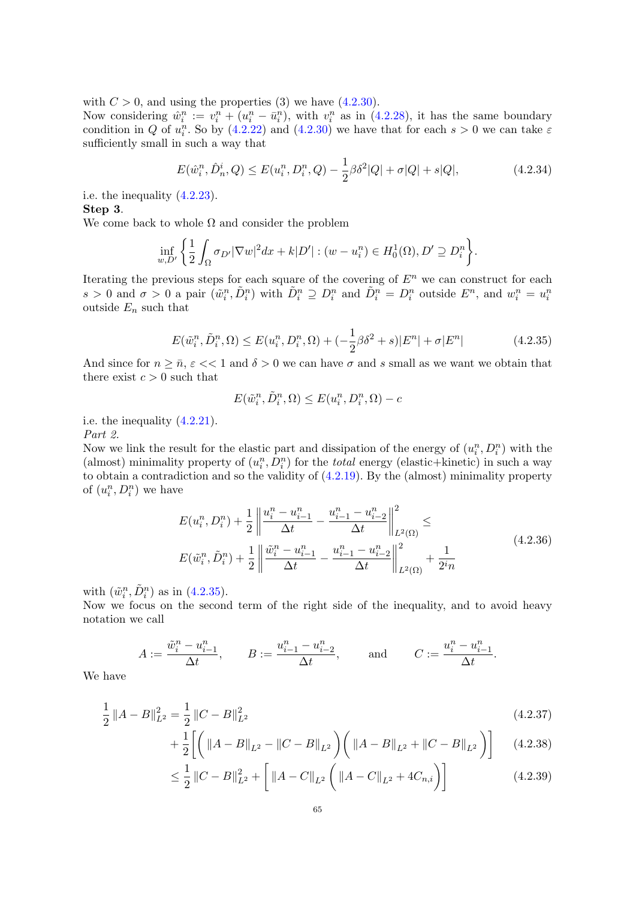with $C > 0$, and using the properties (3) we have (4.2.30).
Now considering $\hat{w}_i^n := v_i^n + (u_i^n - \bar{u}_i^n)$, with $v_i^n$ as in (4.2.28), it has the same boundary condition in $Q$ of $u_i^n$. So by (4.2.22) and (4.2.30) we have that for each $s > 0$ we can take $\varepsilon$ sufficiently small in such a way that

$$E(\hat{w}_i^n, \hat{D}_n^i, Q) \leq E(u_i^n, D_i^n, Q) - \frac{1}{2}\beta\delta^2|Q| + \sigma|Q| + s|Q|, \tag{4.2.34}$$

i.e. the inequality (4.2.23).

**Step 3**.

We come back to whole $\Omega$ and consider the problem

$$\inf_{w,D'}\left\{\frac{1}{2}\int_\Omega \sigma_{D'}|\nabla w|^2 dx + k|D'| : (w - u_i^n) \in H_0^1(\Omega), D' \supseteq D_i^n\right\}.$$

Iterating the previous steps for each square of the covering of $E^n$ we can construct for each $s > 0$ and $\sigma > 0$ a pair $(\tilde{w}_i^n, \tilde{D}_i^n)$ with $\tilde{D}_i^n \supseteq D_i^n$ and $\tilde{D}_i^n = D_i^n$ outside $E^n$, and $w_i^n = u_i^n$ outside $E_n$ such that

$$E(\tilde{w}_i^n, \tilde{D}_i^n, \Omega) \leq E(u_i^n, D_i^n, \Omega) + (-\frac{1}{2}\beta\delta^2 + s)|E^n| + \sigma|E^n| \tag{4.2.35}$$

And since for $n \geq \bar{n}$, $\varepsilon << 1$ and $\delta > 0$ we can have $\sigma$ and $s$ small as we want we obtain that there exist $c > 0$ such that

$$E(\tilde{w}_i^n, \tilde{D}_i^n, \Omega) \leq E(u_i^n, D_i^n, \Omega) - c$$

i.e. the inequality (4.2.21).

*Part 2.*

Now we link the result for the elastic part and dissipation of the energy of $(u_i^n, D_i^n)$ with the (almost) minimality property of $(u_i^n, D_i^n)$ for the *total* energy (elastic+kinetic) in such a way to obtain a contradiction and so the validity of (4.2.19). By the (almost) minimality property of $(u_i^n, D_i^n)$ we have

$$\begin{aligned} &E(u_i^n, D_i^n) + \frac{1}{2}\left\|\frac{u_i^n - u_{i-1}^n}{\Delta t} - \frac{u_{i-1}^n - u_{i-2}^n}{\Delta t}\right\|^2_{L^2(\Omega)} \leq \\ &E(\tilde{w}_i^n, \tilde{D}_i^n) + \frac{1}{2}\left\|\frac{\tilde{w}_i^n - u_{i-1}^n}{\Delta t} - \frac{u_{i-1}^n - u_{i-2}^n}{\Delta t}\right\|^2_{L^2(\Omega)} + \frac{1}{2^i n} \end{aligned} \tag{4.2.36}$$

with $(\tilde{w}_i^n, \tilde{D}_i^n)$ as in (4.2.35).

Now we focus on the second term of the right side of the inequality, and to avoid heavy notation we call

$$A := \frac{\tilde{w}_i^n - u_{i-1}^n}{\Delta t}, \qquad B := \frac{u_{i-1}^n - u_{i-2}^n}{\Delta t}, \qquad \text{and} \qquad C := \frac{u_i^n - u_{i-1}^n}{\Delta t}.$$

We have

$$\frac{1}{2}\|A - B\|^2_{L^2} = \frac{1}{2}\|C - B\|^2_{L^2} \tag{4.2.37}$$

$$+ \frac{1}{2}\left[\left(\|A - B\|_{L^2} - \|C - B\|_{L^2}\right)\left(\|A - B\|_{L^2} + \|C - B\|_{L^2}\right)\right] \tag{4.2.38}$$

$$\leq \frac{1}{2}\|C - B\|^2_{L^2} + \left[\|A - C\|_{L^2}\left(\|A - C\|_{L^2} + 4C_{n,i}\right)\right] \tag{4.2.39}$$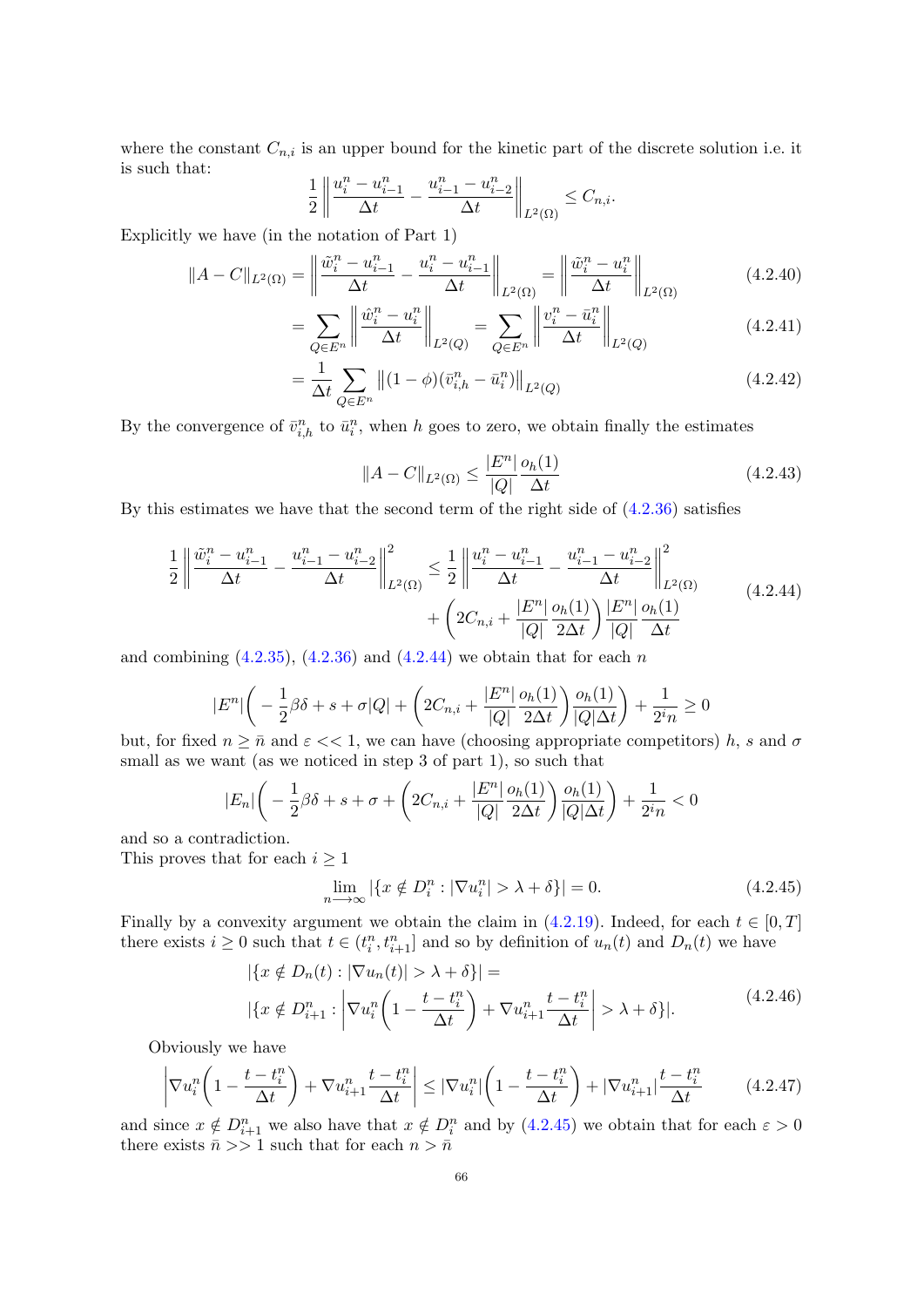where the constant $C_{n,i}$ is an upper bound for the kinetic part of the discrete solution i.e. it is such that:

$$\frac{1}{2}\left\|\frac{u_i^n - u_{i-1}^n}{\Delta t} - \frac{u_{i-1}^n - u_{i-2}^n}{\Delta t}\right\|_{L^2(\Omega)} \leq C_{n,i}.$$

Explicitly we have (in the notation of Part 1)

$$\|A - C\|_{L^2(\Omega)} = \left\|\frac{\tilde{w}_i^n - u_{i-1}^n}{\Delta t} - \frac{u_i^n - u_{i-1}^n}{\Delta t}\right\|_{L^2(\Omega)} = \left\|\frac{\tilde{w}_i^n - u_i^n}{\Delta t}\right\|_{L^2(\Omega)} \tag{4.2.40}$$

$$= \sum_{Q\in E^n}\left\|\frac{\hat{w}_i^n - u_i^n}{\Delta t}\right\|_{L^2(Q)} = \sum_{Q\in E^n}\left\|\frac{v_i^n - \bar{u}_i^n}{\Delta t}\right\|_{L^2(Q)} \tag{4.2.41}$$

$$= \frac{1}{\Delta t}\sum_{Q\in E^n}\left\|(1-\phi)(\bar{v}_{i,h}^n - \bar{u}_i^n)\right\|_{L^2(Q)} \tag{4.2.42}$$

By the convergence of $\bar{v}_{i,h}^n$ to $\bar{u}_i^n$, when $h$ goes to zero, we obtain finally the estimates

$$\|A - C\|_{L^2(\Omega)} \leq \frac{|E^n|}{|Q|}\frac{o_h(1)}{\Delta t} \tag{4.2.43}$$

By this estimates we have that the second term of the right side of (4.2.36) satisfies

$$\begin{aligned}\frac{1}{2}\left\|\frac{\tilde{w}_i^n - u_{i-1}^n}{\Delta t} - \frac{u_{i-1}^n - u_{i-2}^n}{\Delta t}\right\|^2_{L^2(\Omega)} &\leq \frac{1}{2}\left\|\frac{u_i^n - u_{i-1}^n}{\Delta t} - \frac{u_{i-1}^n - u_{i-2}^n}{\Delta t}\right\|^2_{L^2(\Omega)} \\ &\quad + \left(2C_{n,i} + \frac{|E^n|}{|Q|}\frac{o_h(1)}{2\Delta t}\right)\frac{|E^n|}{|Q|}\frac{o_h(1)}{\Delta t}\end{aligned} \tag{4.2.44}$$

and combining (4.2.35), (4.2.36) and (4.2.44) we obtain that for each $n$

$$|E^n|\left(-\frac{1}{2}\beta\delta + s + \sigma|Q| + \left(2C_{n,i} + \frac{|E^n|}{|Q|}\frac{o_h(1)}{2\Delta t}\right)\frac{o_h(1)}{|Q|\Delta t}\right) + \frac{1}{2^i n} \geq 0$$

but, for fixed $n \geq \bar{n}$ and $\varepsilon << 1$, we can have (choosing appropriate competitors) $h$, $s$ and $\sigma$ small as we want (as we noticed in step 3 of part 1), so such that

$$|E_n|\left(-\frac{1}{2}\beta\delta + s + \sigma + \left(2C_{n,i} + \frac{|E^n|}{|Q|}\frac{o_h(1)}{2\Delta t}\right)\frac{o_h(1)}{|Q|\Delta t}\right) + \frac{1}{2^i n} < 0$$

and so a contradiction.
This proves that for each $i \geq 1$

$$\lim_{n\longrightarrow\infty} |\{x \notin D_i^n : |\nabla u_i^n| > \lambda + \delta\}| = 0. \tag{4.2.45}$$

Finally by a convexity argument we obtain the claim in (4.2.19). Indeed, for each $t \in [0, T]$ there exists $i \geq 0$ such that $t \in (t_i^n, t_{i+1}^n]$ and so by definition of $u_n(t)$ and $D_n(t)$ we have

$$\begin{aligned}&|\{x \notin D_n(t) : |\nabla u_n(t)| > \lambda + \delta\}| = \\ &|\{x \notin D_{i+1}^n : \left|\nabla u_i^n\left(1 - \frac{t - t_i^n}{\Delta t}\right) + \nabla u_{i+1}^n \frac{t - t_i^n}{\Delta t}\right| > \lambda + \delta\}|.\end{aligned} \tag{4.2.46}$$

Obviously we have

$$\left|\nabla u_i^n\left(1 - \frac{t - t_i^n}{\Delta t}\right) + \nabla u_{i+1}^n \frac{t - t_i^n}{\Delta t}\right| \leq |\nabla u_i^n|\left(1 - \frac{t - t_i^n}{\Delta t}\right) + |\nabla u_{i+1}^n|\frac{t - t_i^n}{\Delta t} \tag{4.2.47}$$

and since $x \notin D_{i+1}^n$ we also have that $x \notin D_i^n$ and by (4.2.45) we obtain that for each $\varepsilon > 0$ there exists $\bar{n} >> 1$ such that for each $n > \bar{n}$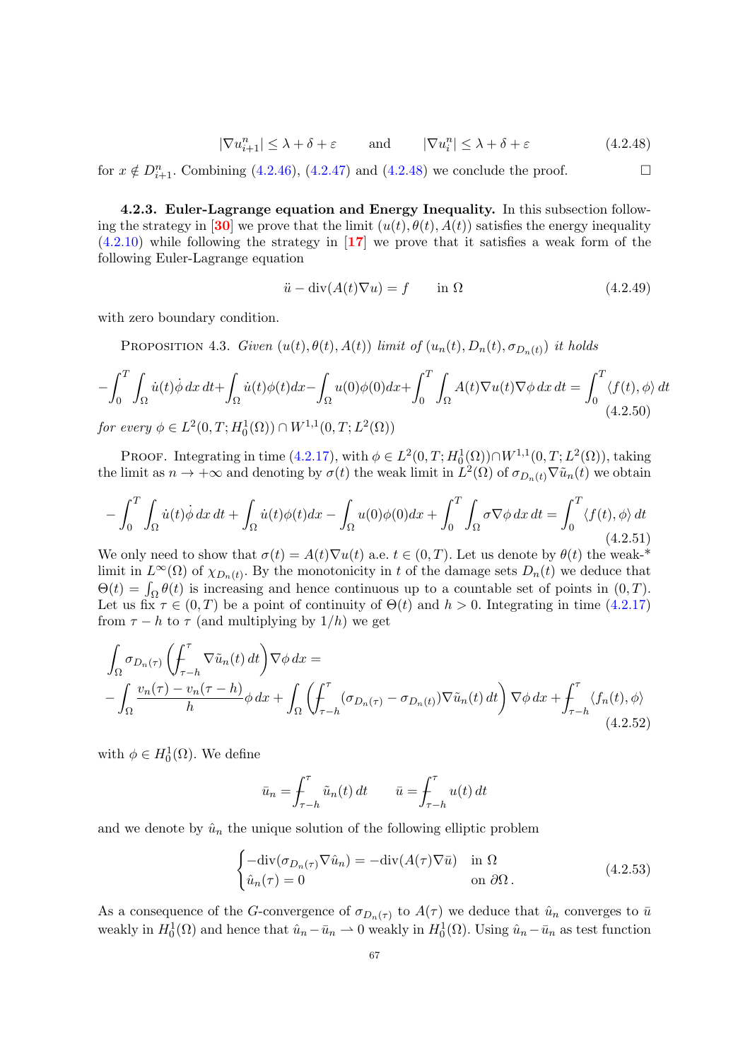$$|\nabla u^n_{i+1}| \leq \lambda + \delta + \varepsilon \qquad \text{and} \qquad |\nabla u^n_i| \leq \lambda + \delta + \varepsilon \tag{4.2.48}$$

for $x \notin D^n_{i+1}$. Combining (4.2.46), (4.2.47) and (4.2.48) we conclude the proof. $\square$

**4.2.3. Euler-Lagrange equation and Energy Inequality.** In this subsection following the strategy in [30] we prove that the limit $(u(t), \theta(t), A(t))$ satisfies the energy inequality (4.2.10) while following the strategy in [17] we prove that it satisfies a weak form of the following Euler-Lagrange equation

$$\ddot{u} - \operatorname{div}(A(t)\nabla u) = f \qquad \text{in } \Omega \tag{4.2.49}$$

with zero boundary condition.

Proposition 4.3. *Given $(u(t), \theta(t), A(t))$ limit of $(u_n(t), D_n(t), \sigma_{D_n(t)})$ it holds*

$$-\int_0^T \int_\Omega \dot{u}(t)\dot{\phi}\, dx\, dt + \int_\Omega \dot{u}(t)\phi(t) dx - \int_\Omega u(0)\phi(0) dx + \int_0^T \int_\Omega A(t)\nabla u(t)\nabla\phi\, dx\, dt = \int_0^T \langle f(t), \phi\rangle\, dt \tag{4.2.50}$$

*for every $\phi \in L^2(0,T; H^1_0(\Omega)) \cap W^{1,1}(0,T; L^2(\Omega))$*

Proof. Integrating in time (4.2.17), with $\phi \in L^2(0,T; H^1_0(\Omega)) \cap W^{1,1}(0,T; L^2(\Omega))$, taking the limit as $n \to +\infty$ and denoting by $\sigma(t)$ the weak limit in $L^2(\Omega)$ of $\sigma_{D_n(t)}\nabla\tilde{u}_n(t)$ we obtain

$$-\int_0^T \int_\Omega \dot{u}(t)\dot{\phi}\, dx\, dt + \int_\Omega \dot{u}(t)\phi(t) dx - \int_\Omega u(0)\phi(0) dx + \int_0^T \int_\Omega \sigma\nabla\phi\, dx\, dt = \int_0^T \langle f(t), \phi\rangle\, dt \tag{4.2.51}$$

We only need to show that $\sigma(t) = A(t)\nabla u(t)$ a.e. $t \in (0,T)$. Let us denote by $\theta(t)$ the weak-* limit in $L^\infty(\Omega)$ of $\chi_{D_n(t)}$. By the monotonicity in $t$ of the damage sets $D_n(t)$ we deduce that $\Theta(t) = \int_\Omega \theta(t)$ is increasing and hence continuous up to a countable set of points in $(0,T)$. Let us fix $\tau \in (0,T)$ be a point of continuity of $\Theta(t)$ and $h > 0$. Integrating in time (4.2.17) from $\tau - h$ to $\tau$ (and multiplying by $1/h$) we get

$$\begin{aligned}
&\int_\Omega \sigma_{D_n(\tau)} \left( ⨍_{\tau-h}^{\tau} \nabla\tilde{u}_n(t)\, dt \right) \nabla\phi\, dx = \\
&-\int_\Omega \frac{v_n(\tau) - v_n(\tau-h)}{h}\phi\, dx + \int_\Omega \left( ⨍_{\tau-h}^{\tau} (\sigma_{D_n(\tau)} - \sigma_{D_n(t)})\nabla\tilde{u}_n(t)\, dt \right) \nabla\phi\, dx + ⨍_{\tau-h}^{\tau} \langle f_n(t), \phi\rangle
\end{aligned} \tag{4.2.52}$$

with $\phi \in H^1_0(\Omega)$. We define

$$\bar{u}_n = ⨍_{\tau-h}^{\tau} \tilde{u}_n(t)\, dt \qquad \bar{u} = ⨍_{\tau-h}^{\tau} u(t)\, dt$$

and we denote by $\hat{u}_n$ the unique solution of the following elliptic problem

$$\begin{cases} -\operatorname{div}(\sigma_{D_n(\tau)}\nabla\hat{u}_n) = -\operatorname{div}(A(\tau)\nabla\bar{u}) & \text{in } \Omega \\ \hat{u}_n(\tau) = 0 & \text{on } \partial\Omega\,. \end{cases} \tag{4.2.53}$$

As a consequence of the $G$-convergence of $\sigma_{D_n(\tau)}$ to $A(\tau)$ we deduce that $\hat{u}_n$ converges to $\bar{u}$ weakly in $H^1_0(\Omega)$ and hence that $\hat{u}_n - \bar{u}_n \rightharpoonup 0$ weakly in $H^1_0(\Omega)$. Using $\hat{u}_n - \bar{u}_n$ as test function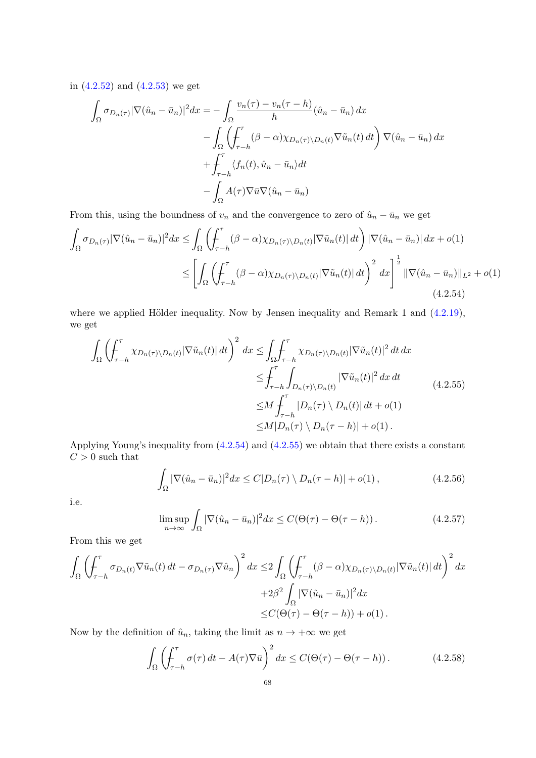in (4.2.52) and (4.2.53) we get

$$
\begin{aligned}
\int_\Omega \sigma_{D_n(\tau)} |\nabla(\hat{u}_n - \bar{u}_n)|^2 dx = & -\int_\Omega \frac{v_n(\tau) - v_n(\tau - h)}{h} (\hat{u}_n - \bar{u}_n)\, dx \\
& - \int_\Omega \left( \fint_{\tau-h}^{\tau} (\beta - \alpha) \chi_{D_n(\tau)\setminus D_n(t)} \nabla \tilde{u}_n(t)\, dt \right) \nabla(\hat{u}_n - \bar{u}_n)\, dx \\
& + \fint_{\tau-h}^{\tau} \langle f_n(t), \hat{u}_n - \bar{u}_n \rangle dt \\
& - \int_\Omega A(\tau) \nabla \bar{u} \nabla(\hat{u}_n - \bar{u}_n)
\end{aligned}
$$

From this, using the boundness of $v_n$ and the convergence to zero of $\hat{u}_n - \bar{u}_n$ we get

$$
\begin{aligned}
\int_\Omega \sigma_{D_n(\tau)} |\nabla(\hat{u}_n - \bar{u}_n)|^2 dx \le & \int_\Omega \left( \fint_{\tau-h}^{\tau} (\beta - \alpha) \chi_{D_n(\tau)\setminus D_n(t)} |\nabla \tilde{u}_n(t)|\, dt \right) |\nabla(\hat{u}_n - \bar{u}_n)|\, dx + o(1) \\
\le & \left[ \int_\Omega \left( \fint_{\tau-h}^{\tau} (\beta - \alpha) \chi_{D_n(\tau)\setminus D_n(t)} |\nabla \tilde{u}_n(t)|\, dt \right)^2 dx \right]^{\frac{1}{2}} \|\nabla(\hat{u}_n - \bar{u}_n)\|_{L^2} + o(1)
\end{aligned} \tag{4.2.54}
$$

where we applied Hölder inequality. Now by Jensen inequality and Remark 1 and (4.2.19), we get

$$
\begin{aligned}
\int_\Omega \left( \fint_{\tau-h}^{\tau} \chi_{D_n(\tau)\setminus D_n(t)} |\nabla \tilde{u}_n(t)|\, dt \right)^2 dx \le & \int_\Omega \fint_{\tau-h}^{\tau} \chi_{D_n(\tau)\setminus D_n(t)} |\nabla \tilde{u}_n(t)|^2\, dt\, dx \\
\le & \fint_{\tau-h}^{\tau} \int_{D_n(\tau)\setminus D_n(t)} |\nabla \tilde{u}_n(t)|^2\, dx\, dt \\
\le & M \fint_{\tau-h}^{\tau} |D_n(\tau) \setminus D_n(t)|\, dt + o(1) \\
\le & M |D_n(\tau) \setminus D_n(\tau - h)| + o(1)\,.
\end{aligned} \tag{4.2.55}
$$

Applying Young's inequality from (4.2.54) and (4.2.55) we obtain that there exists a constant $C > 0$ such that

$$
\int_\Omega |\nabla(\hat{u}_n - \bar{u}_n)|^2 dx \le C |D_n(\tau) \setminus D_n(\tau - h)| + o(1)\,, \tag{4.2.56}
$$

i.e.

$$
\limsup_{n\to\infty} \int_\Omega |\nabla(\hat{u}_n - \bar{u}_n)|^2 dx \le C(\Theta(\tau) - \Theta(\tau - h))\,. \tag{4.2.57}
$$

From this we get

$$
\begin{aligned}
\int_\Omega \left( \fint_{\tau-h}^{\tau} \sigma_{D_n(t)} \nabla \tilde{u}_n(t)\, dt - \sigma_{D_n(\tau)} \nabla \hat{u}_n \right)^2 dx \le & 2 \int_\Omega \left( \fint_{\tau-h}^{\tau} (\beta - \alpha) \chi_{D_n(\tau)\setminus D_n(t)} |\nabla \tilde{u}_n(t)|\, dt \right)^2 dx \\
& + 2\beta^2 \int_\Omega |\nabla(\hat{u}_n - \bar{u}_n)|^2 dx \\
\le & C(\Theta(\tau) - \Theta(\tau - h)) + o(1)\,.
\end{aligned}
$$

Now by the definition of $\hat{u}_n$, taking the limit as $n \to +\infty$ we get

$$
\int_\Omega \left( \fint_{\tau-h}^{\tau} \sigma(\tau)\, dt - A(\tau) \nabla \bar{u} \right)^2 dx \le C(\Theta(\tau) - \Theta(\tau - h))\,. \tag{4.2.58}
$$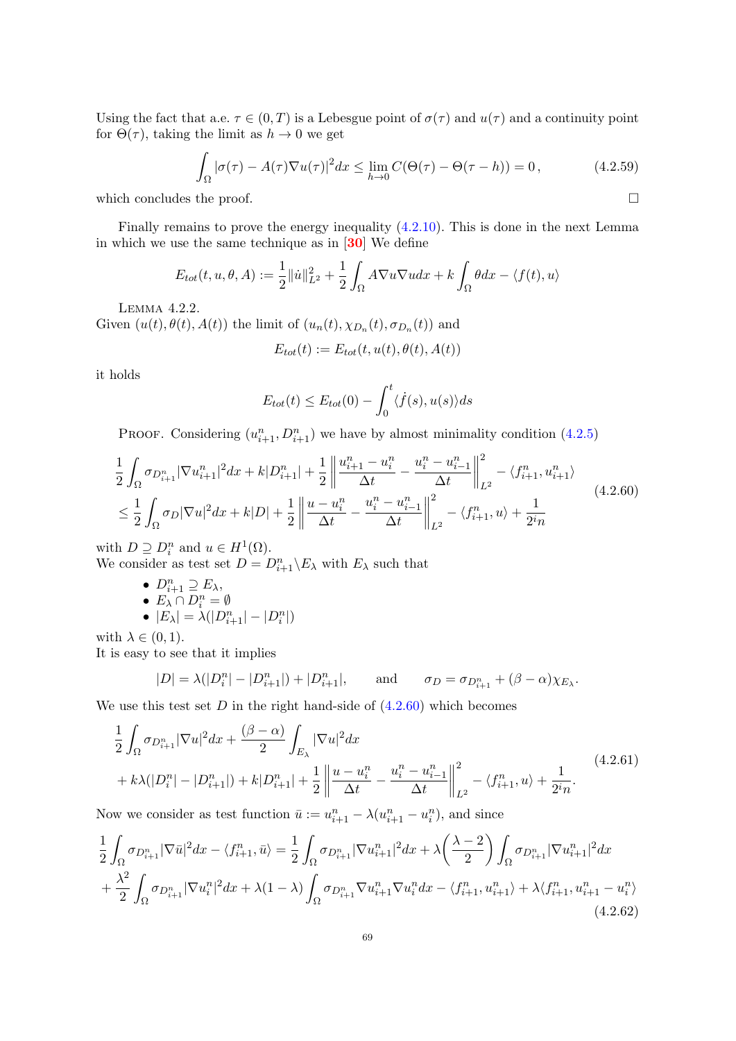Using the fact that a.e. $\tau \in (0,T)$ is a Lebesgue point of $\sigma(\tau)$ and $u(\tau)$ and a continuity point for $\Theta(\tau)$, taking the limit as $h \to 0$ we get

$$\int_\Omega |\sigma(\tau) - A(\tau)\nabla u(\tau)|^2 dx \leq \lim_{h\to 0} C(\Theta(\tau) - \Theta(\tau - h)) = 0\,, \tag{4.2.59}$$

which concludes the proof. $\square$

Finally remains to prove the energy inequality (4.2.10). This is done in the next Lemma in which we use the same technique as in [30] We define

$$E_{tot}(t,u,\theta,A) := \frac{1}{2}\|\dot{u}\|^2_{L^2} + \frac{1}{2}\int_\Omega A\nabla u \nabla u dx + k\int_\Omega \theta dx - \langle f(t), u\rangle$$

Lemma 4.2.2.
Given $(u(t),\theta(t),A(t))$ the limit of $(u_n(t),\chi_{D_n}(t),\sigma_{D_n}(t))$ and

$$E_{tot}(t) := E_{tot}(t,u(t),\theta(t),A(t))$$

it holds

$$E_{tot}(t) \leq E_{tot}(0) - \int_0^t \langle \dot{f}(s), u(s)\rangle ds$$

Proof. Considering $(u^n_{i+1}, D^n_{i+1})$ we have by almost minimality condition (4.2.5)

$$\begin{aligned}
&\frac{1}{2}\int_\Omega \sigma_{D^n_{i+1}}|\nabla u^n_{i+1}|^2 dx + k|D^n_{i+1}| + \frac{1}{2}\left\|\frac{u^n_{i+1}-u^n_i}{\Delta t} - \frac{u^n_i - u^n_{i-1}}{\Delta t}\right\|^2_{L^2} - \langle f^n_{i+1}, u^n_{i+1}\rangle \\
&\leq \frac{1}{2}\int_\Omega \sigma_D|\nabla u|^2 dx + k|D| + \frac{1}{2}\left\|\frac{u-u^n_i}{\Delta t} - \frac{u^n_i - u^n_{i-1}}{\Delta t}\right\|^2_{L^2} - \langle f^n_{i+1}, u\rangle + \frac{1}{2^i n}
\end{aligned} \tag{4.2.60}$$

with $D \supseteq D^n_i$ and $u \in H^1(\Omega)$.
We consider as test set $D = D^n_{i+1}\backslash E_\lambda$ with $E_\lambda$ such that

- $D^n_{i+1} \supseteq E_\lambda$,
- $E_\lambda \cap D^n_i = \emptyset$
- $|E_\lambda| = \lambda(|D^n_{i+1}| - |D^n_i|)$

with $\lambda \in (0,1)$.
It is easy to see that it implies

$$|D| = \lambda(|D^n_i| - |D^n_{i+1}|) + |D^n_{i+1}|, \qquad \text{and} \qquad \sigma_D = \sigma_{D^n_{i+1}} + (\beta-\alpha)\chi_{E_\lambda}.$$

We use this test set $D$ in the right hand-side of (4.2.60) which becomes

$$\begin{aligned}
&\frac{1}{2}\int_\Omega \sigma_{D^n_{i+1}}|\nabla u|^2 dx + \frac{(\beta-\alpha)}{2}\int_{E_\lambda}|\nabla u|^2 dx \\
&+ k\lambda(|D^n_i| - |D^n_{i+1}|) + k|D^n_{i+1}| + \frac{1}{2}\left\|\frac{u-u^n_i}{\Delta t} - \frac{u^n_i - u^n_{i-1}}{\Delta t}\right\|^2_{L^2} - \langle f^n_{i+1}, u\rangle + \frac{1}{2^i n}.
\end{aligned} \tag{4.2.61}$$

Now we consider as test function $\bar{u} := u^n_{i+1} - \lambda(u^n_{i+1} - u^n_i)$, and since

$$\begin{aligned}
\frac{1}{2}\int_\Omega \sigma_{D^n_{i+1}}|\nabla \bar{u}|^2 dx - \langle f^n_{i+1}, \bar{u}\rangle &= \frac{1}{2}\int_\Omega \sigma_{D^n_{i+1}}|\nabla u^n_{i+1}|^2 dx + \lambda\left(\frac{\lambda-2}{2}\right)\int_\Omega \sigma_{D^n_{i+1}}|\nabla u^n_{i+1}|^2 dx \\
+ \frac{\lambda^2}{2}\int_\Omega \sigma_{D^n_{i+1}}|\nabla u^n_i|^2 dx &+ \lambda(1-\lambda)\int_\Omega \sigma_{D^n_{i+1}}\nabla u^n_{i+1}\nabla u^n_i dx - \langle f^n_{i+1}, u^n_{i+1}\rangle + \lambda\langle f^n_{i+1}, u^n_{i+1} - u^n_i\rangle
\end{aligned} \tag{4.2.62}$$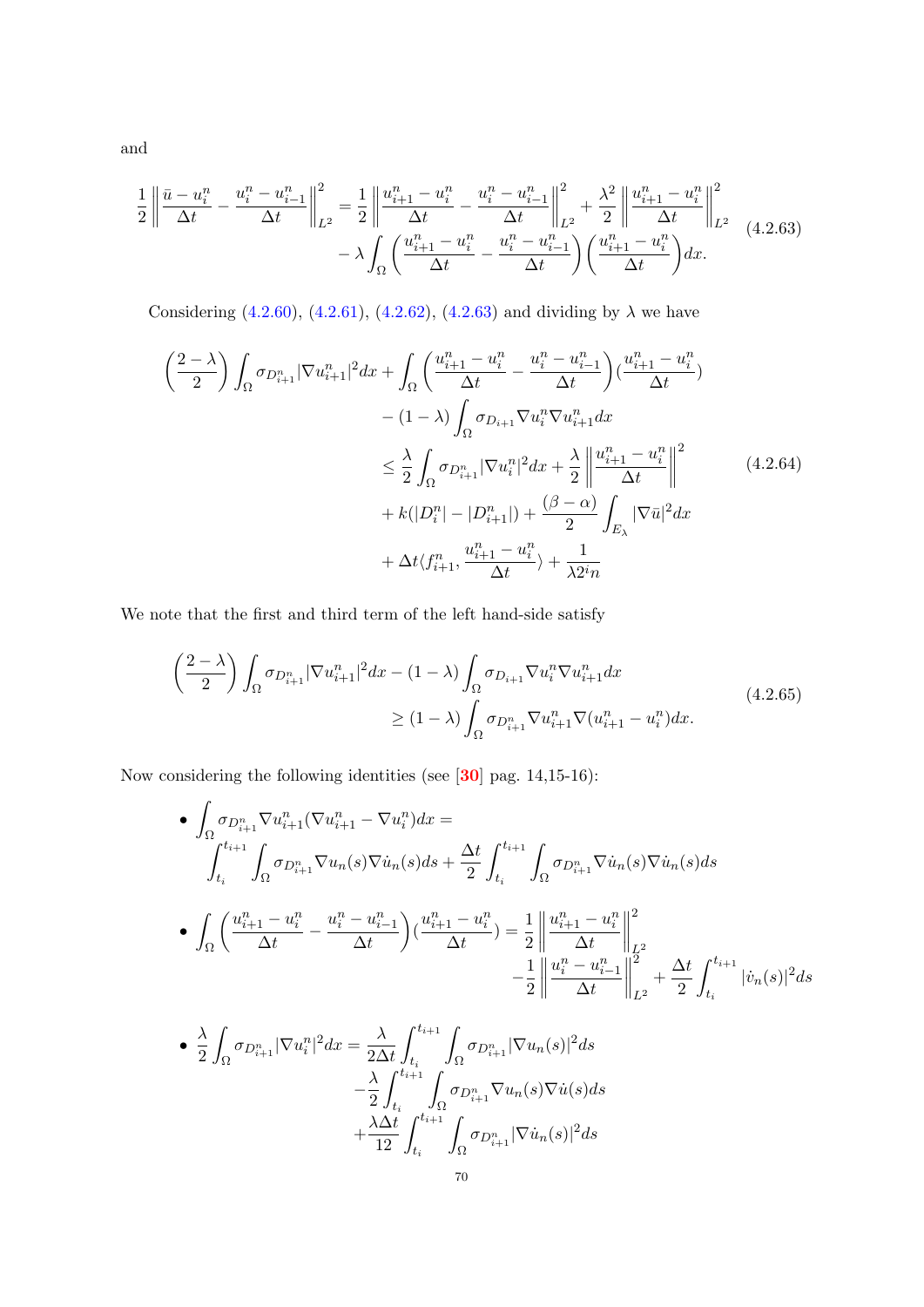and

$$
\frac{1}{2}\left\|\frac{\bar{u}-u_i^n}{\Delta t}-\frac{u_i^n-u_{i-1}^n}{\Delta t}\right\|_{L^2}^2=\frac{1}{2}\left\|\frac{u_{i+1}^n-u_i^n}{\Delta t}-\frac{u_i^n-u_{i-1}^n}{\Delta t}\right\|_{L^2}^2+\frac{\lambda^2}{2}\left\|\frac{u_{i+1}^n-u_i^n}{\Delta t}\right\|_{L^2}^2 \\
-\lambda\int_\Omega\left(\frac{u_{i+1}^n-u_i^n}{\Delta t}-\frac{u_i^n-u_{i-1}^n}{\Delta t}\right)\left(\frac{u_{i+1}^n-u_i^n}{\Delta t}\right)dx. \tag{4.2.63}
$$

Considering (4.2.60), (4.2.61), (4.2.62), (4.2.63) and dividing by $\lambda$ we have

$$
\begin{aligned}
\left(\frac{2-\lambda}{2}\right)\int_\Omega \sigma_{D_{i+1}^n}|\nabla u_{i+1}^n|^2dx &+ \int_\Omega\left(\frac{u_{i+1}^n-u_i^n}{\Delta t}-\frac{u_i^n-u_{i-1}^n}{\Delta t}\right)\left(\frac{u_{i+1}^n-u_i^n}{\Delta t}\right) \\
&-(1-\lambda)\int_\Omega \sigma_{D_{i+1}}\nabla u_i^n\nabla u_{i+1}^n dx \\
&\leq \frac{\lambda}{2}\int_\Omega \sigma_{D_{i+1}^n}|\nabla u_i^n|^2dx+\frac{\lambda}{2}\left\|\frac{u_{i+1}^n-u_i^n}{\Delta t}\right\|^2 \\
&+k(|D_i^n|-|D_{i+1}^n|)+\frac{(\beta-\alpha)}{2}\int_{E_\lambda}|\nabla\bar{u}|^2dx \\
&+\Delta t\langle f_{i+1}^n,\frac{u_{i+1}^n-u_i^n}{\Delta t}\rangle+\frac{1}{\lambda 2^i n}
\end{aligned} \tag{4.2.64}
$$

We note that the first and third term of the left hand-side satisfy

$$
\begin{aligned}
\left(\frac{2-\lambda}{2}\right)\int_\Omega \sigma_{D_{i+1}^n}|\nabla u_{i+1}^n|^2dx &- (1-\lambda)\int_\Omega \sigma_{D_{i+1}}\nabla u_i^n\nabla u_{i+1}^n dx \\
&\geq (1-\lambda)\int_\Omega \sigma_{D_{i+1}^n}\nabla u_{i+1}^n\nabla(u_{i+1}^n-u_i^n)dx.
\end{aligned} \tag{4.2.65}
$$

Now considering the following identities (see [30] pag. 14,15-16):

- $$\int_\Omega \sigma_{D_{i+1}^n}\nabla u_{i+1}^n(\nabla u_{i+1}^n-\nabla u_i^n)dx = \int_{t_i}^{t_{i+1}}\int_\Omega \sigma_{D_{i+1}^n}\nabla u_n(s)\nabla\dot{u}_n(s)ds+\frac{\Delta t}{2}\int_{t_i}^{t_{i+1}}\int_\Omega \sigma_{D_{i+1}^n}\nabla\dot{u}_n(s)\nabla\dot{u}_n(s)ds$$

- $$\int_\Omega\left(\frac{u_{i+1}^n-u_i^n}{\Delta t}-\frac{u_i^n-u_{i-1}^n}{\Delta t}\right)\left(\frac{u_{i+1}^n-u_i^n}{\Delta t}\right)=\frac{1}{2}\left\|\frac{u_{i+1}^n-u_i^n}{\Delta t}\right\|_{L^2}^2-\frac{1}{2}\left\|\frac{u_i^n-u_{i-1}^n}{\Delta t}\right\|_{L^2}^2+\frac{\Delta t}{2}\int_{t_i}^{t_{i+1}}|\dot{v}_n(s)|^2ds$$

- $$\frac{\lambda}{2}\int_\Omega \sigma_{D_{i+1}^n}|\nabla u_i^n|^2dx=\frac{\lambda}{2\Delta t}\int_{t_i}^{t_{i+1}}\int_\Omega \sigma_{D_{i+1}^n}|\nabla u_n(s)|^2ds-\frac{\lambda}{2}\int_{t_i}^{t_{i+1}}\int_\Omega \sigma_{D_{i+1}^n}\nabla u_n(s)\nabla\dot{u}(s)ds+\frac{\lambda\Delta t}{12}\int_{t_i}^{t_{i+1}}\int_\Omega \sigma_{D_{i+1}^n}|\nabla\dot{u}_n(s)|^2ds$$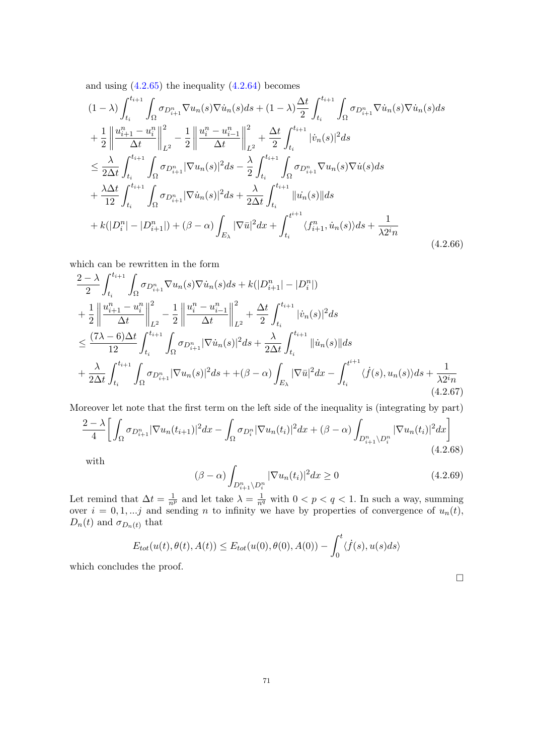and using (4.2.65) the inequality (4.2.64) becomes

$$
\begin{aligned}
&(1-\lambda)\int_{t_i}^{t_{i+1}}\int_\Omega \sigma_{D^n_{i+1}}\nabla u_n(s)\nabla \dot u_n(s)ds + (1-\lambda)\frac{\Delta t}{2}\int_{t_i}^{t_{i+1}}\int_\Omega \sigma_{D^n_{i+1}}\nabla \dot u_n(s)\nabla \dot u_n(s)ds \\
&+\frac{1}{2}\left\|\frac{u^n_{i+1}-u^n_i}{\Delta t}\right\|^2_{L^2} - \frac{1}{2}\left\|\frac{u^n_i-u^n_{i-1}}{\Delta t}\right\|^2_{L^2} + \frac{\Delta t}{2}\int_{t_i}^{t_{i+1}}|\dot v_n(s)|^2 ds \\
&\le \frac{\lambda}{2\Delta t}\int_{t_i}^{t_{i+1}}\int_\Omega \sigma_{D^n_{i+1}}|\nabla u_n(s)|^2 ds - \frac{\lambda}{2}\int_{t_i}^{t_{i+1}}\int_\Omega \sigma_{D^n_{i+1}}\nabla u_n(s)\nabla \dot u(s)ds \\
&+\frac{\lambda\Delta t}{12}\int_{t_i}^{t_{i+1}}\int_\Omega \sigma_{D^n_{i+1}}|\nabla \dot u_n(s)|^2 ds + \frac{\lambda}{2\Delta t}\int_{t_i}^{t_{i+1}}\|\dot{u_n}(s)\|ds \\
&+k(|D^n_i|-|D^n_{i+1}|) + (\beta-\alpha)\int_{E_\lambda}|\nabla\bar u|^2 dx + \int_{t_i}^{t^{i+1}}\langle f^n_{i+1},\dot u_n(s)\rangle ds + \frac{1}{\lambda 2^i n}
\end{aligned}
\tag{4.2.66}
$$

which can be rewritten in the form

$$
\begin{aligned}
&\frac{2-\lambda}{2}\int_{t_i}^{t_{i+1}}\int_\Omega \sigma_{D^n_{i+1}}\nabla u_n(s)\nabla \dot u_n(s)ds + k(|D^n_{i+1}|-|D^n_i|) \\
&+\frac{1}{2}\left\|\frac{u^n_{i+1}-u^n_i}{\Delta t}\right\|^2_{L^2} - \frac{1}{2}\left\|\frac{u^n_i-u^n_{i-1}}{\Delta t}\right\|^2_{L^2} + \frac{\Delta t}{2}\int_{t_i}^{t_{i+1}}|\dot v_n(s)|^2 ds \\
&\le \frac{(7\lambda-6)\Delta t}{12}\int_{t_i}^{t_{i+1}}\int_\Omega \sigma_{D^n_{i+1}}|\nabla \dot u_n(s)|^2 ds + \frac{\lambda}{2\Delta t}\int_{t_i}^{t_{i+1}}\|\dot u_n(s)\|ds \\
&+\frac{\lambda}{2\Delta t}\int_{t_i}^{t_{i+1}}\int_\Omega \sigma_{D^n_{i+1}}|\nabla u_n(s)|^2 ds + +(\beta-\alpha)\int_{E_\lambda}|\nabla\bar u|^2 dx - \int_{t_i}^{t^{i+1}}\langle \dot f(s),u_n(s)\rangle ds + \frac{1}{\lambda 2^i n}
\end{aligned}
\tag{4.2.67}
$$

Moreover let note that the first term on the left side of the inequality is (integrating by part)

$$
\frac{2-\lambda}{4}\left[\int_\Omega \sigma_{D^n_{i+1}}|\nabla u_n(t_{i+1})|^2 dx - \int_\Omega \sigma_{D^n_i}|\nabla u_n(t_i)|^2 dx + (\beta-\alpha)\int_{D^n_{i+1}\setminus D^n_i}|\nabla u_n(t_i)|^2 dx\right]
\tag{4.2.68}
$$

with

$$
(\beta-\alpha)\int_{D^n_{i+1}\setminus D^n_i}|\nabla u_n(t_i)|^2 dx \ge 0
\tag{4.2.69}
$$

Let remind that $\Delta t = \frac{1}{n^p}$ and let take $\lambda = \frac{1}{n^q}$ with $0<p<q<1$. In such a way, summing over $i = 0,1,...j$ and sending $n$ to infinity we have by properties of convergence of $u_n(t)$, $D_n(t)$ and $\sigma_{D_n(t)}$ that

$$
E_{tot}(u(t),\theta(t),A(t)) \le E_{tot}(u(0),\theta(0),A(0)) - \int_0^t \langle \dot f(s), u(s)ds\rangle
$$

which concludes the proof.

□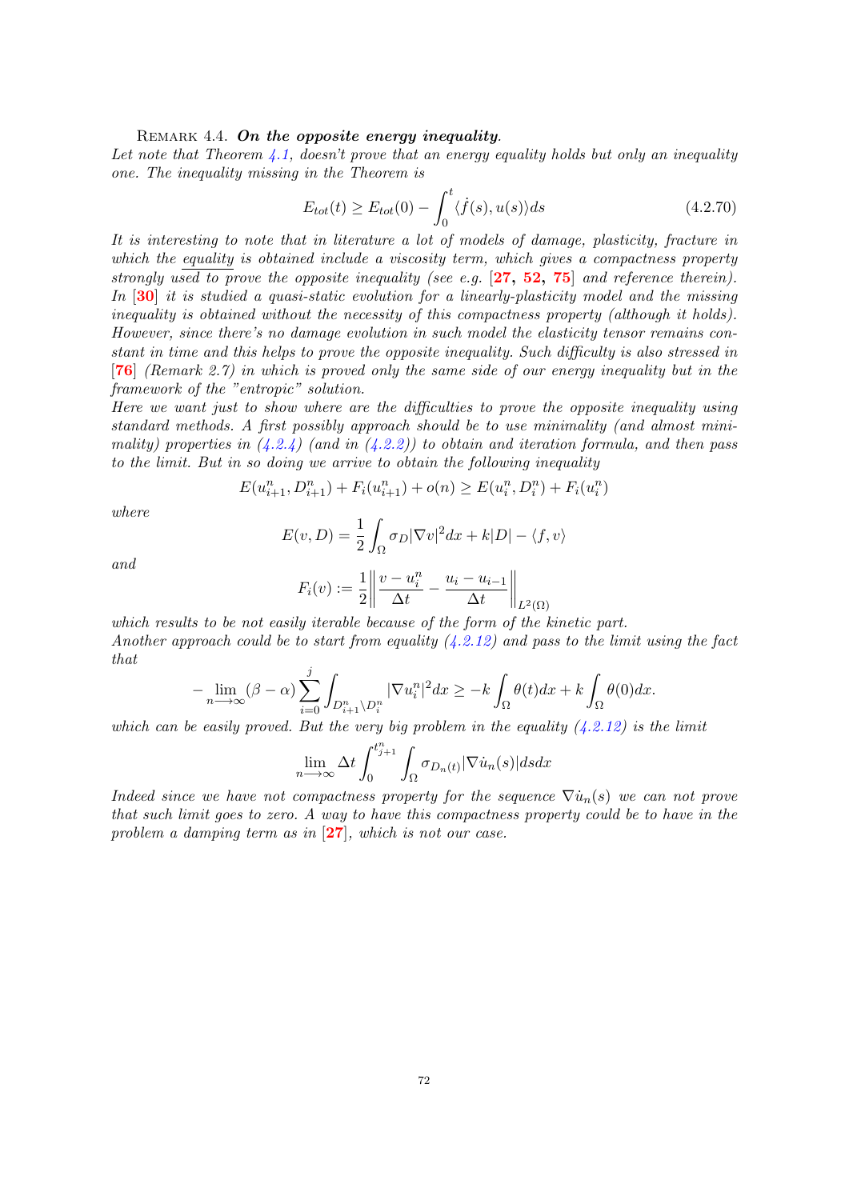Remark 4.4. ***On the opposite energy inequality.***
*Let note that Theorem 4.1, doesn't prove that an energy equality holds but only an inequality one. The inequality missing in the Theorem is*

$$E_{tot}(t) \geq E_{tot}(0) - \int_0^t \langle \dot{f}(s), u(s) \rangle ds \tag{4.2.70}$$

*It is interesting to note that in literature a lot of models of damage, plasticity, fracture in which the* equality *is obtained include a viscosity term, which gives a compactness property strongly used to prove the opposite inequality (see e.g.* [**27, 52, 75**] *and reference therein). In* [**30**] *it is studied a quasi-static evolution for a linearly-plasticity model and the missing inequality is obtained without the necessity of this compactness property (although it holds). However, since there's no damage evolution in such model the elasticity tensor remains constant in time and this helps to prove the opposite inequality. Such difficulty is also stressed in* [**76**] *(Remark 2.7) in which is proved only the same side of our energy inequality but in the framework of the "entropic" solution.*
*Here we want just to show where are the difficulties to prove the opposite inequality using standard methods. A first possibly approach should be to use minimality (and almost minimality) properties in (4.2.4) (and in (4.2.2)) to obtain and iteration formula, and then pass to the limit. But in so doing we arrive to obtain the following inequality*

$$E(u^n_{i+1}, D^n_{i+1}) + F_i(u^n_{i+1}) + o(n) \geq E(u^n_i, D^n_i) + F_i(u^n_i)$$

*where*

$$E(v, D) = \frac{1}{2} \int_\Omega \sigma_D |\nabla v|^2 dx + k|D| - \langle f, v \rangle$$

*and*

$$F_i(v) := \frac{1}{2} \left\| \frac{v - u^n_i}{\Delta t} - \frac{u_i - u_{i-1}}{\Delta t} \right\|_{L^2(\Omega)}$$

*which results to be not easily iterable because of the form of the kinetic part.*
*Another approach could be to start from equality (4.2.12) and pass to the limit using the fact that*

$$-\lim_{n \longrightarrow \infty} (\beta - \alpha) \sum_{i=0}^{j} \int_{D^n_{i+1} \setminus D^n_i} |\nabla u^n_i|^2 dx \geq -k \int_\Omega \theta(t) dx + k \int_\Omega \theta(0) dx.$$

*which can be easily proved. But the very big problem in the equality (4.2.12) is the limit*

$$\lim_{n \longrightarrow \infty} \Delta t \int_0^{t^n_{j+1}} \int_\Omega \sigma_{D_n(t)} |\nabla \dot{u}_n(s)| ds dx$$

*Indeed since we have not compactness property for the sequence $\nabla \dot{u}_n(s)$ we can not prove that such limit goes to zero. A way to have this compactness property could be to have in the problem a damping term as in* [**27**]*, which is not our case.*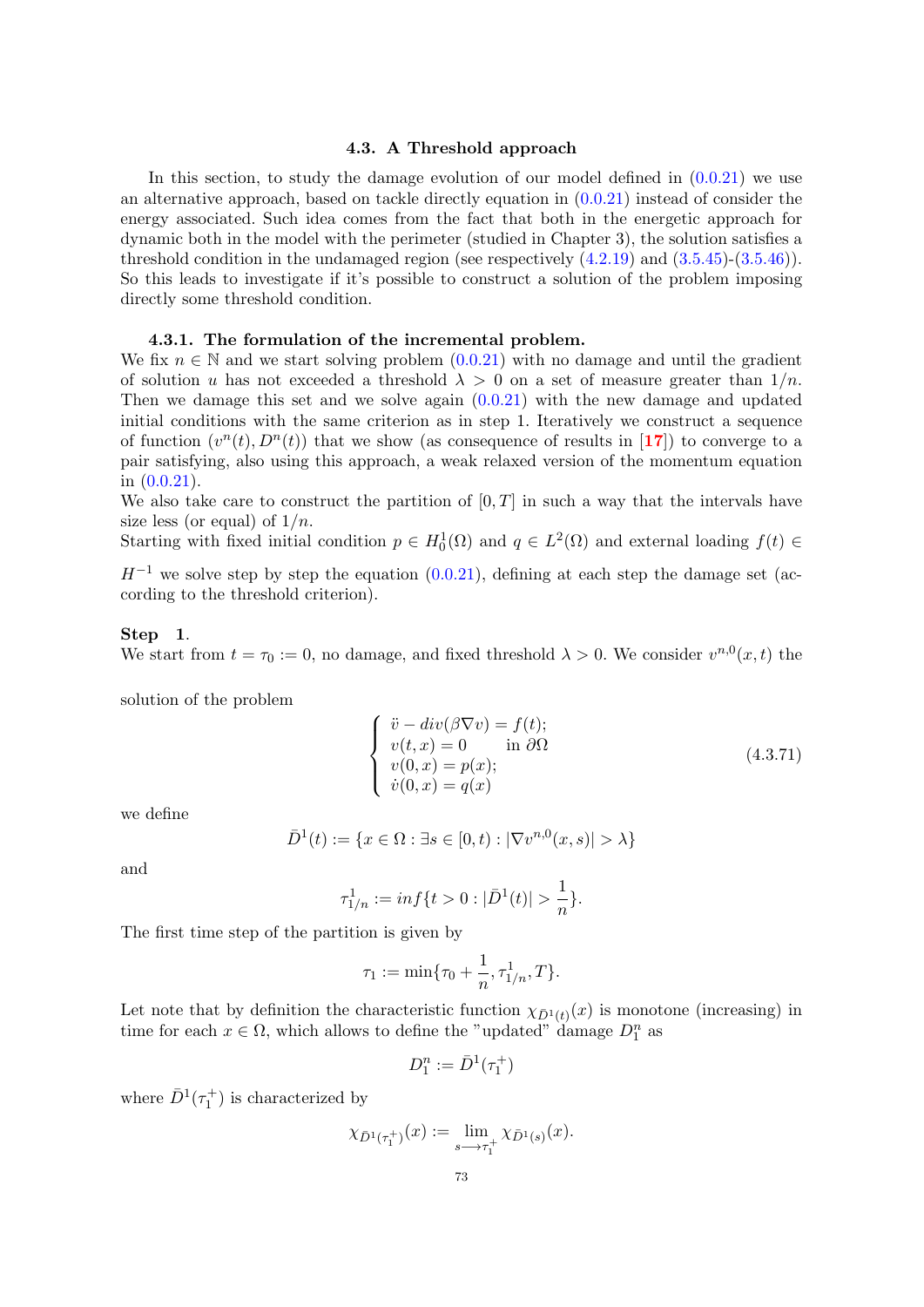### 4.3. A Threshold approach

In this section, to study the damage evolution of our model defined in (0.0.21) we use an alternative approach, based on tackle directly equation in (0.0.21) instead of consider the energy associated. Such idea comes from the fact that both in the energetic approach for dynamic both in the model with the perimeter (studied in Chapter 3), the solution satisfies a threshold condition in the undamaged region (see respectively (4.2.19) and (3.5.45)-(3.5.46)). So this leads to investigate if it's possible to construct a solution of the problem imposing directly some threshold condition.

#### 4.3.1. The formulation of the incremental problem.

We fix $n \in \mathbb{N}$ and we start solving problem (0.0.21) with no damage and until the gradient of solution $u$ has not exceeded a threshold $\lambda > 0$ on a set of measure greater than $1/n$. Then we damage this set and we solve again (0.0.21) with the new damage and updated initial conditions with the same criterion as in step 1. Iteratively we construct a sequence of function $(v^n(t), D^n(t))$ that we show (as consequence of results in [**17**]) to converge to a pair satisfying, also using this approach, a weak relaxed version of the momentum equation in (0.0.21).

We also take care to construct the partition of $[0, T]$ in such a way that the intervals have size less (or equal) of $1/n$.

Starting with fixed initial condition $p \in H_0^1(\Omega)$ and $q \in L^2(\Omega)$ and external loading $f(t) \in H^{-1}$ we solve step by step the equation (0.0.21), defining at each step the damage set (according to the threshold criterion).

**Step 1**.
We start from $t = \tau_0 := 0$, no damage, and fixed threshold $\lambda > 0$. We consider $v^{n,0}(x, t)$ the solution of the problem

$$
\begin{cases}
\ddot{v} - div(\beta \nabla v) = f(t); \\
v(t, x) = 0 \qquad \text{in } \partial\Omega \\
v(0, x) = p(x); \\
\dot{v}(0, x) = q(x)
\end{cases}
\tag{4.3.71}
$$

we define

$$\bar{D}^1(t) := \{x \in \Omega : \exists s \in [0, t) : |\nabla v^{n,0}(x, s)| > \lambda\}$$

and

$$\tau^1_{1/n} := inf\{t > 0 : |\bar{D}^1(t)| > \frac{1}{n}\}.$$

The first time step of the partition is given by

$$\tau_1 := \min\{\tau_0 + \frac{1}{n}, \tau^1_{1/n}, T\}.$$

Let note that by definition the characteristic function $\chi_{\bar{D}^1(t)}(x)$ is monotone (increasing) in time for each $x \in \Omega$, which allows to define the "updated" damage $D^n_1$ as

$$D^n_1 := \bar{D}^1(\tau_1^+)$$

where $\bar{D}^1(\tau_1^+)$ is characterized by

$$\chi_{\bar{D}^1(\tau_1^+)}(x) := \lim_{s \longrightarrow \tau_1^+} \chi_{\bar{D}^1(s)}(x).$$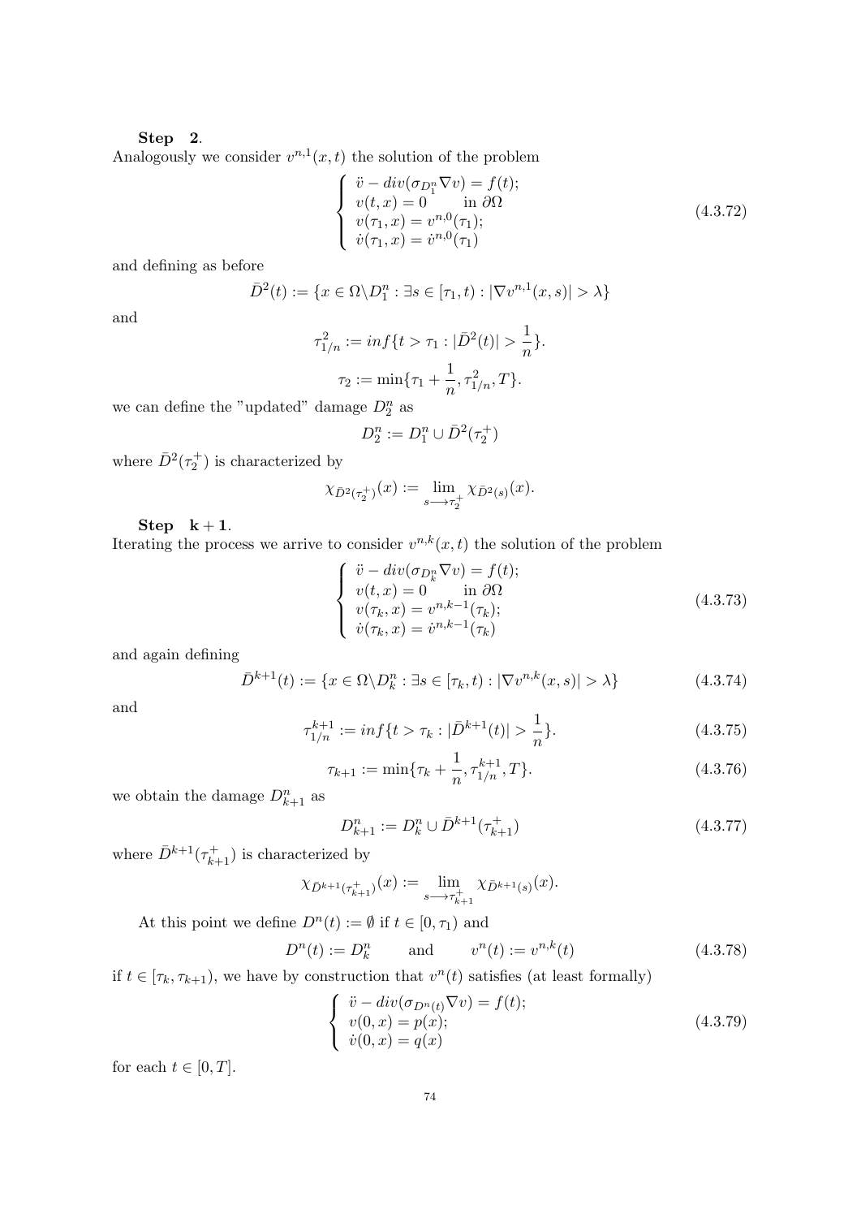**Step 2**.
Analogously we consider $v^{n,1}(x,t)$ the solution of the problem

$$\left\{ \begin{array}{l} \ddot{v} - div(\sigma_{D_1^n} \nabla v) = f(t); \\ v(t,x) = 0 \qquad \text{in } \partial\Omega \\ v(\tau_1, x) = v^{n,0}(\tau_1); \\ \dot{v}(\tau_1, x) = \dot{v}^{n,0}(\tau_1) \end{array} \right. \tag{4.3.72}$$

and defining as before

$$\bar{D}^2(t) := \{x \in \Omega \backslash D_1^n : \exists s \in [\tau_1, t) : |\nabla v^{n,1}(x,s)| > \lambda\}$$

and

$$\tau_{1/n}^2 := inf\{t > \tau_1 : |\bar{D}^2(t)| > \frac{1}{n}\}.$$

$$\tau_2 := \min\{\tau_1 + \frac{1}{n}, \tau_{1/n}^2, T\}.$$

we can define the "updated" damage $D_2^n$ as

$$D_2^n := D_1^n \cup \bar{D}^2(\tau_2^+)$$

where $\bar{D}^2(\tau_2^+)$ is characterized by

$$\chi_{\bar{D}^2(\tau_2^+)}(x) := \lim_{s \longrightarrow \tau_2^+} \chi_{\bar{D}^2(s)}(x).$$

**Step $\mathbf{k+1}$**.
Iterating the process we arrive to consider $v^{n,k}(x,t)$ the solution of the problem

$$\left\{ \begin{array}{l} \ddot{v} - div(\sigma_{D_k^n} \nabla v) = f(t); \\ v(t,x) = 0 \qquad \text{in } \partial\Omega \\ v(\tau_k, x) = v^{n,k-1}(\tau_k); \\ \dot{v}(\tau_k, x) = \dot{v}^{n,k-1}(\tau_k) \end{array} \right. \tag{4.3.73}$$

and again defining

$$\bar{D}^{k+1}(t) := \{x \in \Omega \backslash D_k^n : \exists s \in [\tau_k, t) : |\nabla v^{n,k}(x,s)| > \lambda\} \tag{4.3.74}$$

and

$$\tau_{1/n}^{k+1} := inf\{t > \tau_k : |\bar{D}^{k+1}(t)| > \frac{1}{n}\}. \tag{4.3.75}$$

$$\tau_{k+1} := \min\{\tau_k + \frac{1}{n}, \tau_{1/n}^{k+1}, T\}. \tag{4.3.76}$$

we obtain the damage $D_{k+1}^n$ as

$$D_{k+1}^n := D_k^n \cup \bar{D}^{k+1}(\tau_{k+1}^+) \tag{4.3.77}$$

where $\bar{D}^{k+1}(\tau_{k+1}^+)$ is characterized by

$$\chi_{\bar{D}^{k+1}(\tau_{k+1}^+)}(x) := \lim_{s \longrightarrow \tau_{k+1}^+} \chi_{\bar{D}^{k+1}(s)}(x).$$

At this point we define $D^n(t) := \emptyset$ if $t \in [0, \tau_1)$ and

$$D^n(t) := D_k^n \qquad \text{and} \qquad v^n(t) := v^{n,k}(t) \tag{4.3.78}$$

if $t \in [\tau_k, \tau_{k+1})$, we have by construction that $v^n(t)$ satisfies (at least formally)

$$\left\{ \begin{array}{l} \ddot{v} - div(\sigma_{D^n(t)} \nabla v) = f(t); \\ v(0,x) = p(x); \\ \dot{v}(0,x) = q(x) \end{array} \right. \tag{4.3.79}$$

for each $t \in [0, T]$.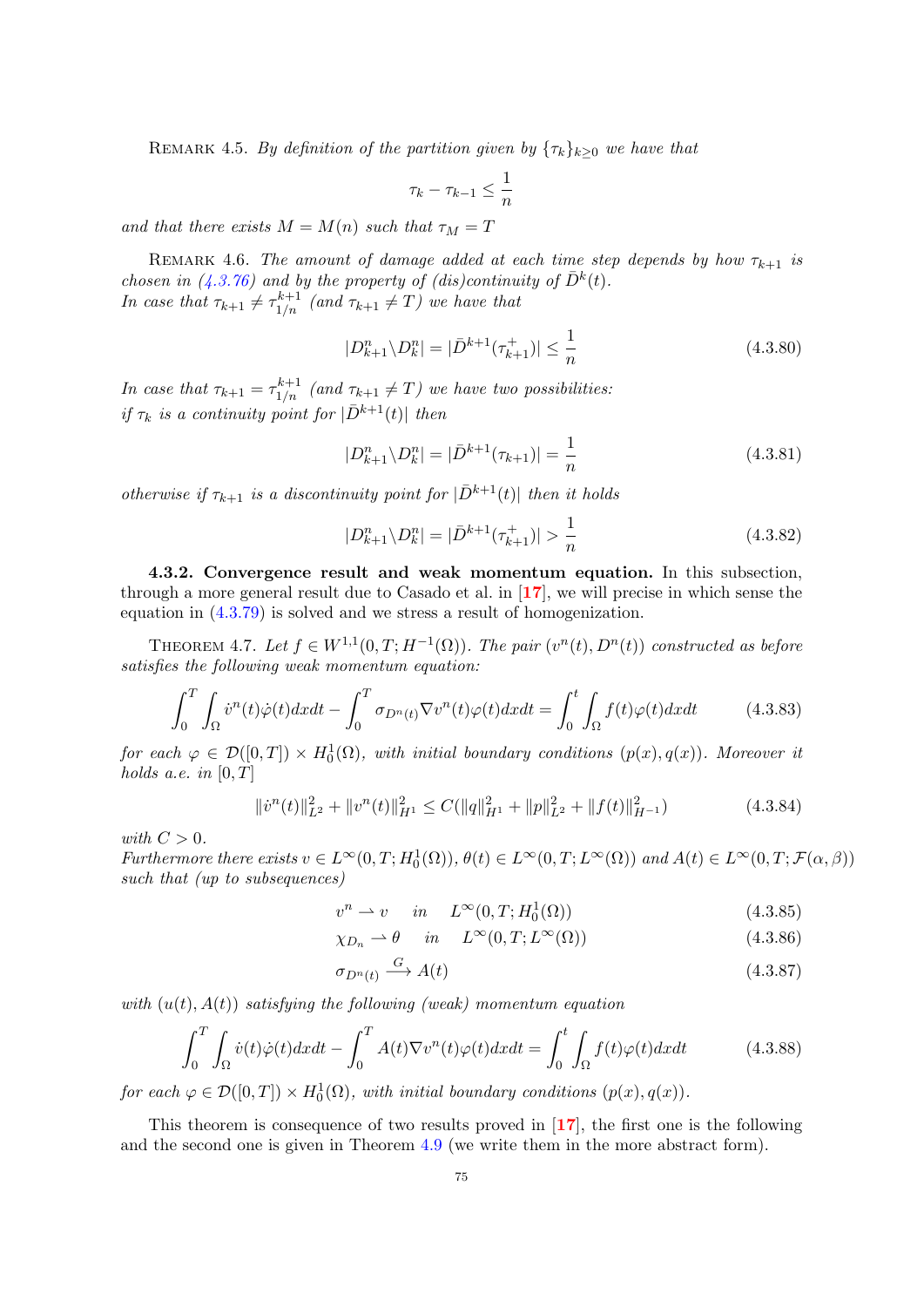Remark 4.5. *By definition of the partition given by $\{\tau_k\}_{k\geq 0}$ we have that*

$$\tau_k - \tau_{k-1} \leq \frac{1}{n}$$

*and that there exists $M = M(n)$ such that $\tau_M = T$*

Remark 4.6. *The amount of damage added at each time step depends by how $\tau_{k+1}$ is chosen in (4.3.76) and by the property of (dis)continuity of $\bar{D}^k(t)$.*
*In case that $\tau_{k+1} \neq \tau_{1/n}^{k+1}$ (and $\tau_{k+1} \neq T$) we have that*

$$|D_{k+1}^n \backslash D_k^n| = |\bar{D}^{k+1}(\tau_{k+1}^+)| \leq \frac{1}{n} \tag{4.3.80}$$

*In case that $\tau_{k+1} = \tau_{1/n}^{k+1}$ (and $\tau_{k+1} \neq T$) we have two possibilities:*
*if $\tau_k$ is a continuity point for $|\bar{D}^{k+1}(t)|$ then*

$$|D_{k+1}^n \backslash D_k^n| = |\bar{D}^{k+1}(\tau_{k+1})| = \frac{1}{n} \tag{4.3.81}$$

*otherwise if $\tau_{k+1}$ is a discontinuity point for $|\bar{D}^{k+1}(t)|$ then it holds*

$$|D_{k+1}^n \backslash D_k^n| = |\bar{D}^{k+1}(\tau_{k+1}^+)| > \frac{1}{n} \tag{4.3.82}$$

**4.3.2. Convergence result and weak momentum equation.** In this subsection, through a more general result due to Casado et al. in [17], we will precise in which sense the equation in (4.3.79) is solved and we stress a result of homogenization.

Theorem 4.7. *Let $f \in W^{1,1}(0,T;H^{-1}(\Omega))$. The pair $(v^n(t), D^n(t))$ constructed as before satisfies the following weak momentum equation:*

$$\int_0^T \int_\Omega \dot{v}^n(t)\dot{\varphi}(t)dxdt - \int_0^T \sigma_{D^n(t)}\nabla v^n(t)\varphi(t)dxdt = \int_0^t \int_\Omega f(t)\varphi(t)dxdt \tag{4.3.83}$$

*for each $\varphi \in \mathcal{D}([0,T]) \times H_0^1(\Omega)$, with initial boundary conditions $(p(x), q(x))$. Moreover it holds a.e. in $[0,T]$*

$$\|\dot{v}^n(t)\|_{L^2}^2 + \|v^n(t)\|_{H^1}^2 \leq C(\|q\|_{H^1}^2 + \|p\|_{L^2}^2 + \|f(t)\|_{H^{-1}}^2) \tag{4.3.84}$$

*with $C > 0$.*
*Furthermore there exists $v \in L^\infty(0,T;H_0^1(\Omega))$, $\theta(t) \in L^\infty(0,T;L^\infty(\Omega))$ and $A(t) \in L^\infty(0,T;\mathcal{F}(\alpha,\beta))$ such that (up to subsequences)*

$$v^n \rightharpoonup v \quad in \quad L^\infty(0,T;H_0^1(\Omega)) \tag{4.3.85}$$

$$\chi_{D_n} \rightharpoonup \theta \quad in \quad L^\infty(0,T;L^\infty(\Omega)) \tag{4.3.86}$$

$$\sigma_{D^n(t)} \xrightarrow{G} A(t) \tag{4.3.87}$$

*with $(u(t), A(t))$ satisfying the following (weak) momentum equation*

$$\int_0^T \int_\Omega \dot{v}(t)\dot{\varphi}(t)dxdt - \int_0^T A(t)\nabla v^n(t)\varphi(t)dxdt = \int_0^t \int_\Omega f(t)\varphi(t)dxdt \tag{4.3.88}$$

*for each $\varphi \in \mathcal{D}([0,T]) \times H_0^1(\Omega)$, with initial boundary conditions $(p(x), q(x))$.*

This theorem is consequence of two results proved in [17], the first one is the following and the second one is given in Theorem 4.9 (we write them in the more abstract form).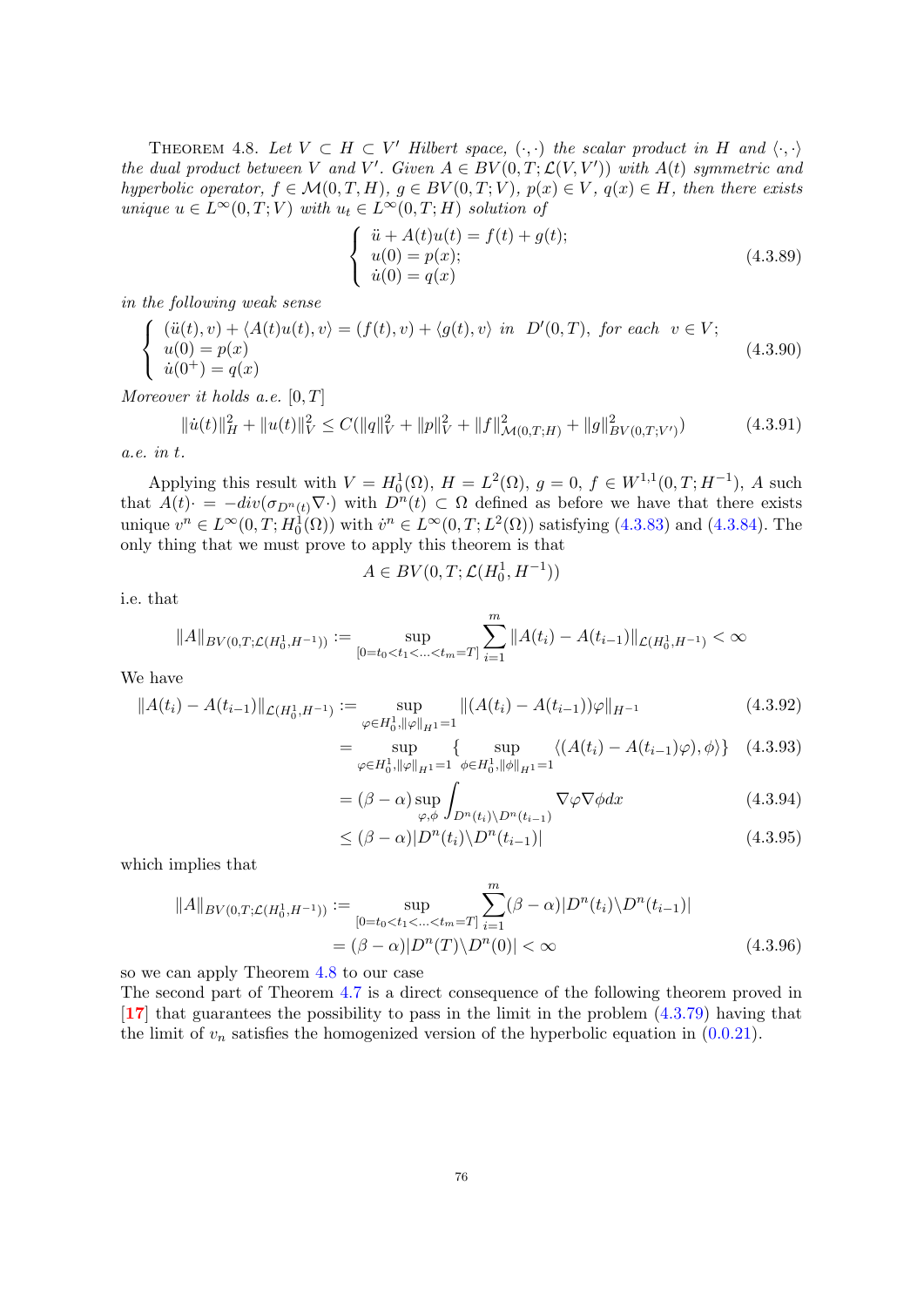THEOREM 4.8. *Let $V \subset H \subset V'$ Hilbert space, $(\cdot,\cdot)$ the scalar product in $H$ and $\langle\cdot,\cdot\rangle$ the dual product between $V$ and $V'$. Given $A \in BV(0,T;\mathcal{L}(V,V'))$ with $A(t)$ symmetric and hyperbolic operator, $f \in \mathcal{M}(0,T,H)$, $g \in BV(0,T;V)$, $p(x) \in V$, $q(x) \in H$, then there exists unique $u \in L^\infty(0,T;V)$ with $u_t \in L^\infty(0,T;H)$ solution of*

$$\begin{cases} \ddot{u} + A(t)u(t) = f(t) + g(t); \\ u(0) = p(x); \\ \dot{u}(0) = q(x) \end{cases} \tag{4.3.89}$$

*in the following weak sense*

$$\begin{cases} (\ddot{u}(t), v) + \langle A(t)u(t), v\rangle = (f(t), v) + \langle g(t), v\rangle \ \text{ in } \ D'(0,T), \text{ for each } \ v \in V; \\ u(0) = p(x) \\ \dot{u}(0^+) = q(x) \end{cases} \tag{4.3.90}$$

*Moreover it holds a.e. $[0,T]$*

$$\|\dot{u}(t)\|_H^2 + \|u(t)\|_V^2 \le C(\|q\|_V^2 + \|p\|_V^2 + \|f\|^2_{\mathcal{M}(0,T;H)} + \|g\|^2_{BV(0,T;V')}) \tag{4.3.91}$$

*a.e. in $t$.*

Applying this result with $V = H_0^1(\Omega)$, $H = L^2(\Omega)$, $g = 0$, $f \in W^{1,1}(0,T;H^{-1})$, $A$ such that $A(t)\cdot = -div(\sigma_{D^n(t)}\nabla\cdot)$ with $D^n(t) \subset \Omega$ defined as before we have that there exists unique $v^n \in L^\infty(0,T;H_0^1(\Omega))$ with $\dot{v}^n \in L^\infty(0,T;L^2(\Omega))$ satisfying (4.3.83) and (4.3.84). The only thing that we must prove to apply this theorem is that

$$A \in BV(0,T;\mathcal{L}(H_0^1,H^{-1}))$$

i.e. that

$$\|A\|_{BV(0,T;\mathcal{L}(H_0^1,H^{-1}))} := \sup_{[0=t_0<t_1<\ldots<t_m=T]} \sum_{i=1}^m \|A(t_i) - A(t_{i-1})\|_{\mathcal{L}(H_0^1,H^{-1})} < \infty$$

We have

$$\|A(t_i) - A(t_{i-1})\|_{\mathcal{L}(H_0^1,H^{-1})} := \sup_{\varphi\in H_0^1, \|\varphi\|_{H^1}=1} \|(A(t_i) - A(t_{i-1}))\varphi\|_{H^{-1}} \tag{4.3.92}$$

$$= \sup_{\varphi\in H_0^1, \|\varphi\|_{H^1}=1} \{ \sup_{\phi\in H_0^1, \|\phi\|_{H^1}=1} \langle (A(t_i) - A(t_{i-1})\varphi), \phi\rangle \} \tag{4.3.93}$$

$$= (\beta - \alpha) \sup_{\varphi,\phi} \int_{D^n(t_i)\setminus D^n(t_{i-1})} \nabla\varphi\nabla\phi dx \tag{4.3.94}$$

$$\le (\beta - \alpha)|D^n(t_i)\setminus D^n(t_{i-1})| \tag{4.3.95}$$

which implies that

$$\begin{aligned} \|A\|_{BV(0,T;\mathcal{L}(H_0^1,H^{-1}))} &:= \sup_{[0=t_0<t_1<\ldots<t_m=T]} \sum_{i=1}^m (\beta - \alpha)|D^n(t_i)\setminus D^n(t_{i-1})| \\ &= (\beta - \alpha)|D^n(T)\setminus D^n(0)| < \infty \end{aligned} \tag{4.3.96}$$

so we can apply Theorem 4.8 to our case

The second part of Theorem 4.7 is a direct consequence of the following theorem proved in [**17**] that guarantees the possibility to pass in the limit in the problem (4.3.79) having that the limit of $v_n$ satisfies the homogenized version of the hyperbolic equation in (0.0.21).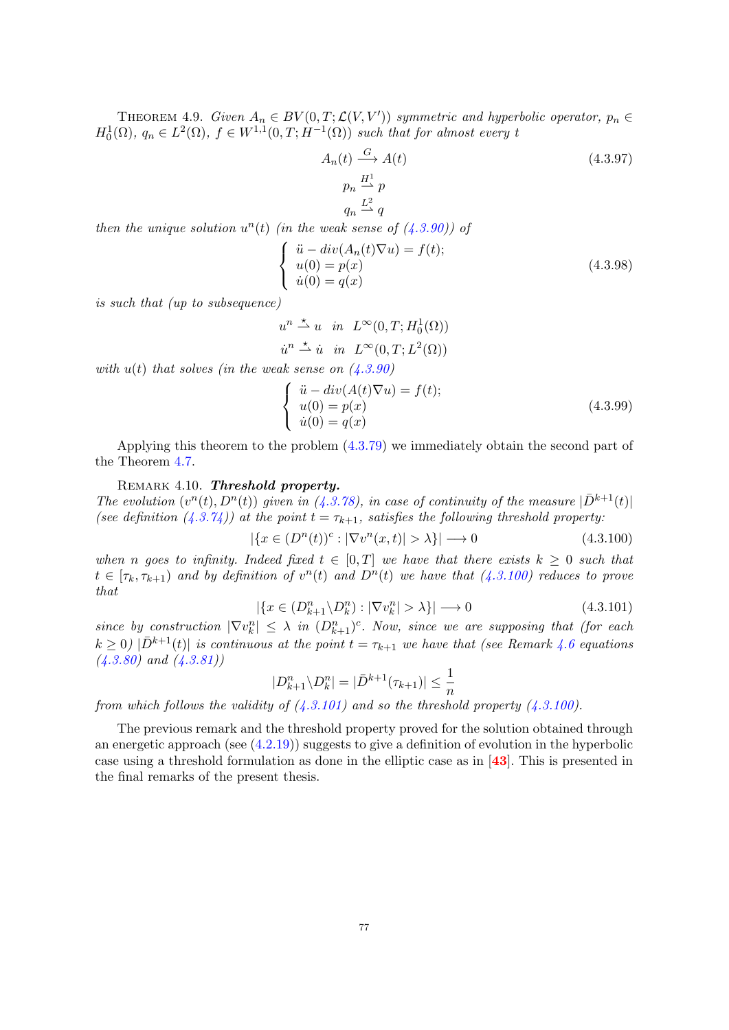THEOREM 4.9. *Given $A_n \in BV(0,T;\mathcal{L}(V,V'))$ symmetric and hyperbolic operator, $p_n \in H_0^1(\Omega)$, $q_n \in L^2(\Omega)$, $f \in W^{1,1}(0,T;H^{-1}(\Omega))$ such that for almost every $t$*

$$
\begin{gathered}
A_n(t) \xrightarrow{G} A(t) \\
p_n \overset{H^1}{\rightharpoonup} p \\
q_n \overset{L^2}{\rightharpoonup} q
\end{gathered}
\tag{4.3.97}
$$

*then the unique solution $u^n(t)$ (in the weak sense of (4.3.90)) of*

$$
\left\{
\begin{array}{l}
\ddot{u} - div(A_n(t)\nabla u) = f(t); \\
u(0) = p(x) \\
\dot{u}(0) = q(x)
\end{array}
\right.
\tag{4.3.98}
$$

*is such that (up to subsequence)*

$$
u^n \overset{\star}{\rightharpoonup} u \quad in \quad L^\infty(0,T;H_0^1(\Omega))
$$

$$
\dot{u}^n \overset{\star}{\rightharpoonup} \dot{u} \quad in \quad L^\infty(0,T;L^2(\Omega))
$$

*with $u(t)$ that solves (in the weak sense on (4.3.90))*

$$
\left\{
\begin{array}{l}
\ddot{u} - div(A(t)\nabla u) = f(t); \\
u(0) = p(x) \\
\dot{u}(0) = q(x)
\end{array}
\right.
\tag{4.3.99}
$$

Applying this theorem to the problem (4.3.79) we immediately obtain the second part of the Theorem 4.7.

REMARK 4.10. ***Threshold property.***
*The evolution $(v^n(t), D^n(t))$ given in (4.3.78), in case of continuity of the measure $|\bar{D}^{k+1}(t)|$ (see definition (4.3.74)) at the point $t = \tau_{k+1}$, satisfies the following threshold property:*

$$
|\{x \in (D^n(t))^c : |\nabla v^n(x,t)| > \lambda\}| \longrightarrow 0 \tag{4.3.100}
$$

*when $n$ goes to infinity. Indeed fixed $t \in [0,T]$ we have that there exists $k \geq 0$ such that $t \in [\tau_k, \tau_{k+1})$ and by definition of $v^n(t)$ and $D^n(t)$ we have that (4.3.100) reduces to prove that*

$$
|\{x \in (D^n_{k+1} \backslash D^n_k) : |\nabla v^n_k| > \lambda\}| \longrightarrow 0 \tag{4.3.101}
$$

*since by construction $|\nabla v^n_k| \leq \lambda$ in $(D^n_{k+1})^c$. Now, since we are supposing that (for each $k \geq 0$) $|\bar{D}^{k+1}(t)|$ is continuous at the point $t = \tau_{k+1}$ we have that (see Remark 4.6 equations (4.3.80) and (4.3.81))*

$$
|D^n_{k+1} \backslash D^n_k| = |\bar{D}^{k+1}(\tau_{k+1})| \leq \frac{1}{n}
$$

*from which follows the validity of (4.3.101) and so the threshold property (4.3.100).*

The previous remark and the threshold property proved for the solution obtained through an energetic approach (see (4.2.19)) suggests to give a definition of evolution in the hyperbolic case using a threshold formulation as done in the elliptic case as in [43]. This is presented in the final remarks of the present thesis.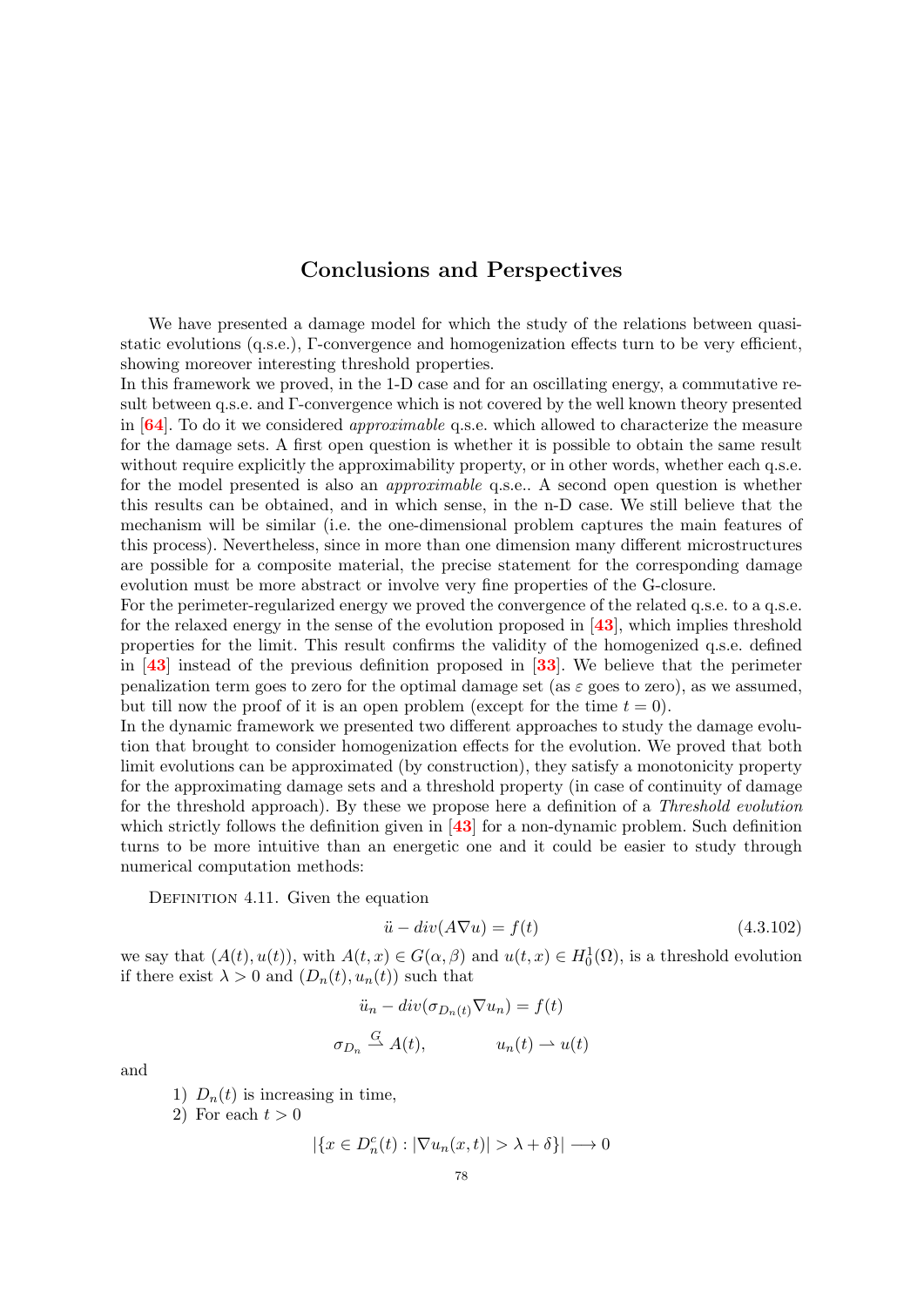# Conclusions and Perspectives

We have presented a damage model for which the study of the relations between quasi-static evolutions (q.s.e.), Γ-convergence and homogenization effects turn to be very efficient, showing moreover interesting threshold properties.
In this framework we proved, in the 1-D case and for an oscillating energy, a commutative result between q.s.e. and Γ-convergence which is not covered by the well known theory presented in [64]. To do it we considered *approximable* q.s.e. which allowed to characterize the measure for the damage sets. A first open question is whether it is possible to obtain the same result without require explicitly the approximability property, or in other words, whether each q.s.e. for the model presented is also an *approximable* q.s.e.. A second open question is whether this results can be obtained, and in which sense, in the n-D case. We still believe that the mechanism will be similar (i.e. the one-dimensional problem captures the main features of this process). Nevertheless, since in more than one dimension many different microstructures are possible for a composite material, the precise statement for the corresponding damage evolution must be more abstract or involve very fine properties of the G-closure.
For the perimeter-regularized energy we proved the convergence of the related q.s.e. to a q.s.e. for the relaxed energy in the sense of the evolution proposed in [43], which implies threshold properties for the limit. This result confirms the validity of the homogenized q.s.e. defined in [43] instead of the previous definition proposed in [33]. We believe that the perimeter penalization term goes to zero for the optimal damage set (as $\varepsilon$ goes to zero), as we assumed, but till now the proof of it is an open problem (except for the time $t = 0$).
In the dynamic framework we presented two different approaches to study the damage evolution that brought to consider homogenization effects for the evolution. We proved that both limit evolutions can be approximated (by construction), they satisfy a monotonicity property for the approximating damage sets and a threshold property (in case of continuity of damage for the threshold approach). By these we propose here a definition of a *Threshold evolution* which strictly follows the definition given in [43] for a non-dynamic problem. Such definition turns to be more intuitive than an energetic one and it could be easier to study through numerical computation methods:

Definition 4.11. Given the equation

$$\ddot{u} - div(A\nabla u) = f(t) \tag{4.3.102}$$

we say that $(A(t), u(t))$, with $A(t,x) \in G(\alpha, \beta)$ and $u(t,x) \in H^1_0(\Omega)$, is a threshold evolution if there exist $\lambda > 0$ and $(D_n(t), u_n(t))$ such that

$$\ddot{u}_n - div(\sigma_{D_n(t)}\nabla u_n) = f(t)$$

$$\sigma_{D_n} \stackrel{G}{\rightharpoonup} A(t), \qquad\qquad u_n(t) \rightharpoonup u(t)$$

and

1) $D_n(t)$ is increasing in time,
2) For each $t > 0$

$$|\{x \in D^c_n(t) : |\nabla u_n(x,t)| > \lambda + \delta\}| \longrightarrow 0$$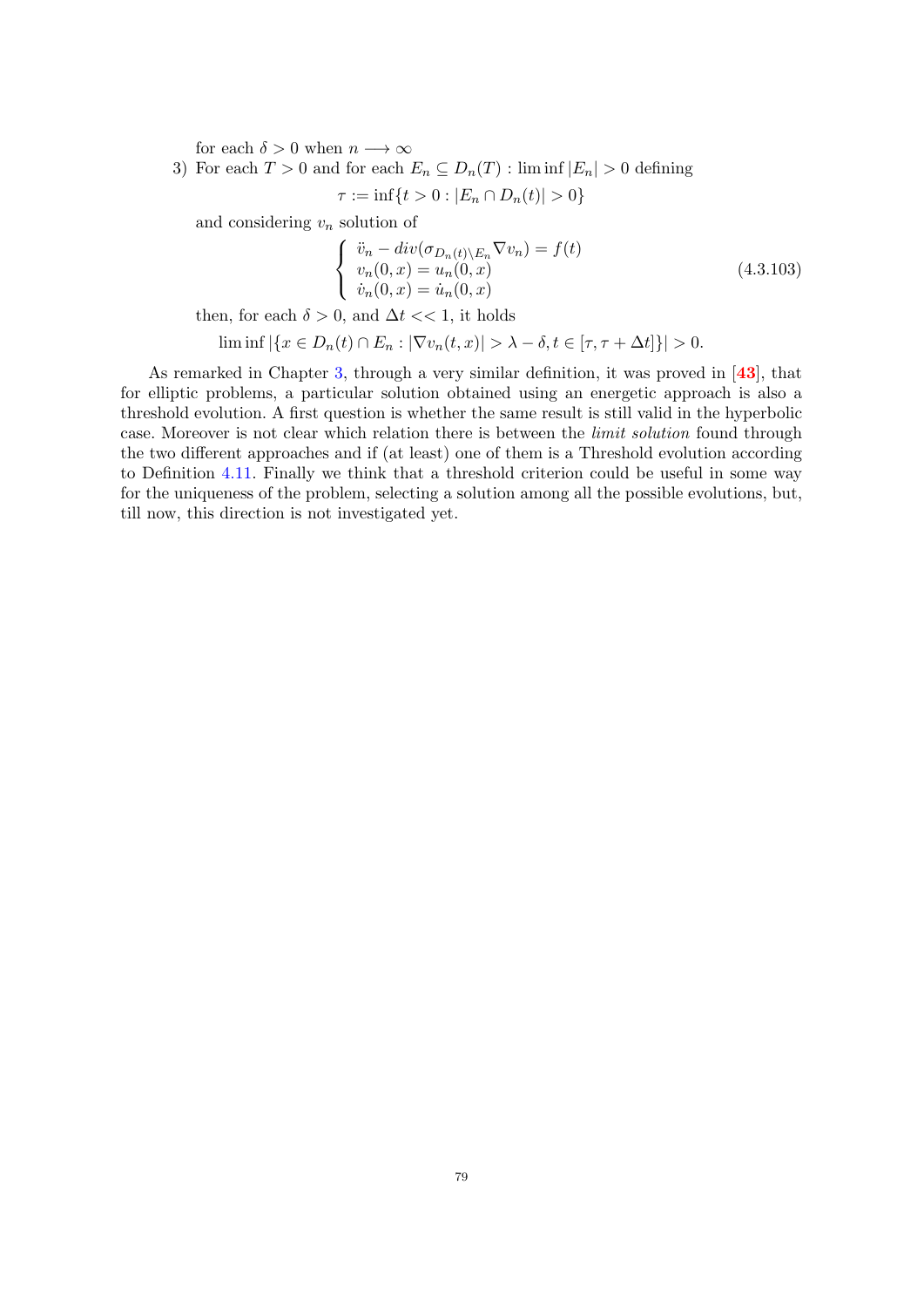for each $\delta > 0$ when $n \longrightarrow \infty$

3) For each $T > 0$ and for each $E_n \subseteq D_n(T) : \liminf |E_n| > 0$ defining

$$\tau := \inf\{t > 0 : |E_n \cap D_n(t)| > 0\}$$

and considering $v_n$ solution of

$$\left\{ \begin{array}{l} \ddot{v}_n - div(\sigma_{D_n(t)\setminus E_n} \nabla v_n) = f(t) \\ v_n(0,x) = u_n(0,x) \\ \dot{v}_n(0,x) = \dot{u}_n(0,x) \end{array} \right. \tag{4.3.103}$$

then, for each $\delta > 0$, and $\Delta t << 1$, it holds

$$\liminf |\{x \in D_n(t) \cap E_n : |\nabla v_n(t,x)| > \lambda - \delta, t \in [\tau, \tau + \Delta t]\}| > 0.$$

As remarked in Chapter 3, through a very similar definition, it was proved in [43], that for elliptic problems, a particular solution obtained using an energetic approach is also a threshold evolution. A first question is whether the same result is still valid in the hyperbolic case. Moreover is not clear which relation there is between the *limit solution* found through the two different approaches and if (at least) one of them is a Threshold evolution according to Definition 4.11. Finally we think that a threshold criterion could be useful in some way for the uniqueness of the problem, selecting a solution among all the possible evolutions, but, till now, this direction is not investigated yet.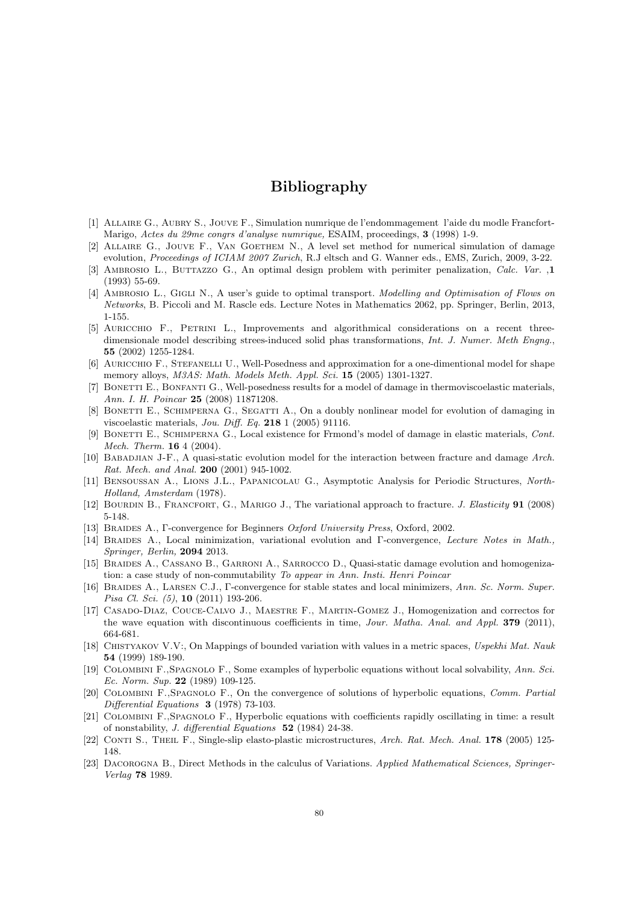# Bibliography

[1] Allaire G., Aubry S., Jouve F., Simulation numrique de l'endommagement l'aide du modle Francfort-Marigo, *Actes du 29me congrs d'analyse numrique,* ESAIM, proceedings, **3** (1998) 1-9.

[2] Allaire G., Jouve F., Van Goethem N., A level set method for numerical simulation of damage evolution, *Proceedings of ICIAM 2007 Zurich*, R.J eltsch and G. Wanner eds., EMS, Zurich, 2009, 3-22.

[3] Ambrosio L., Buttazzo G., An optimal design problem with perimiter penalization, *Calc. Var.* ,**1** (1993) 55-69.

[4] Ambrosio L., Gigli N., A user's guide to optimal transport. *Modelling and Optimisation of Flows on Networks*, B. Piccoli and M. Rascle eds. Lecture Notes in Mathematics 2062, pp. Springer, Berlin, 2013, 1-155.

[5] Auricchio F., Petrini L., Improvements and algorithmical considerations on a recent three-dimensionale model describing strees-induced solid phas transformations, *Int. J. Numer. Meth Engng.*, **55** (2002) 1255-1284.

[6] Auricchio F., Stefanelli U., Well-Posedness and approximation for a one-dimentional model for shape memory alloys, *M3AS: Math. Models Meth. Appl. Sci.* **15** (2005) 1301-1327.

[7] Bonetti E., Bonfanti G., Well-posedness results for a model of damage in thermoviscoelastic materials, *Ann. I. H. Poincar* **25** (2008) 11871208.

[8] Bonetti E., Schimperna G., Segatti A., On a doubly nonlinear model for evolution of damaging in viscoelastic materials, *Jou. Diff. Eq.* **218** 1 (2005) 91116.

[9] Bonetti E., Schimperna G., Local existence for Frmond's model of damage in elastic materials, *Cont. Mech. Therm.* **16** 4 (2004).

[10] Babadjian J-F., A quasi-static evolution model for the interaction between fracture and damage *Arch. Rat. Mech. and Anal.* **200** (2001) 945-1002.

[11] Bensoussan A., Lions J.L., Papanicolau G., Asymptotic Analysis for Periodic Structures, *North-Holland, Amsterdam* (1978).

[12] Bourdin B., Francfort, G., Marigo J., The variational approach to fracture. *J. Elasticity* **91** (2008) 5-148.

[13] Braides A., Γ-convergence for Beginners *Oxford University Press*, Oxford, 2002.

[14] Braides A., Local minimization, variational evolution and Γ-convergence, *Lecture Notes in Math., Springer, Berlin,* **2094** 2013.

[15] Braides A., Cassano B., Garroni A., Sarrocco D., Quasi-static damage evolution and homogenization: a case study of non-commutability *To appear in Ann. Insti. Henri Poincar*

[16] Braides A., Larsen C.J., Γ-convergence for stable states and local minimizers, *Ann. Sc. Norm. Super. Pisa Cl. Sci. (5)*, **10** (2011) 193-206.

[17] Casado-Diaz, Couce-Calvo J., Maestre F., Martin-Gomez J., Homogenization and correctos for the wave equation with discontinuous coefficients in time, *Jour. Matha. Anal. and Appl.* **379** (2011), 664-681.

[18] Chistyakov V.V:, On Mappings of bounded variation with values in a metric spaces, *Uspekhi Mat. Nauk* **54** (1999) 189-190.

[19] Colombini F.,Spagnolo F., Some examples of hyperbolic equations without local solvability, *Ann. Sci. Ec. Norm. Sup.* **22** (1989) 109-125.

[20] Colombini F.,Spagnolo F., On the convergence of solutions of hyperbolic equations, *Comm. Partial Differential Equations* **3** (1978) 73-103.

[21] Colombini F.,Spagnolo F., Hyperbolic equations with coefficients rapidly oscillating in time: a result of nonstability, *J. differential Equations* **52** (1984) 24-38.

[22] Conti S., Theil F., Single-slip elasto-plastic microstructures, *Arch. Rat. Mech. Anal.* **178** (2005) 125-148.

[23] Dacorogna B., Direct Methods in the calculus of Variations. *Applied Mathematical Sciences, Springer-Verlag* **78** 1989.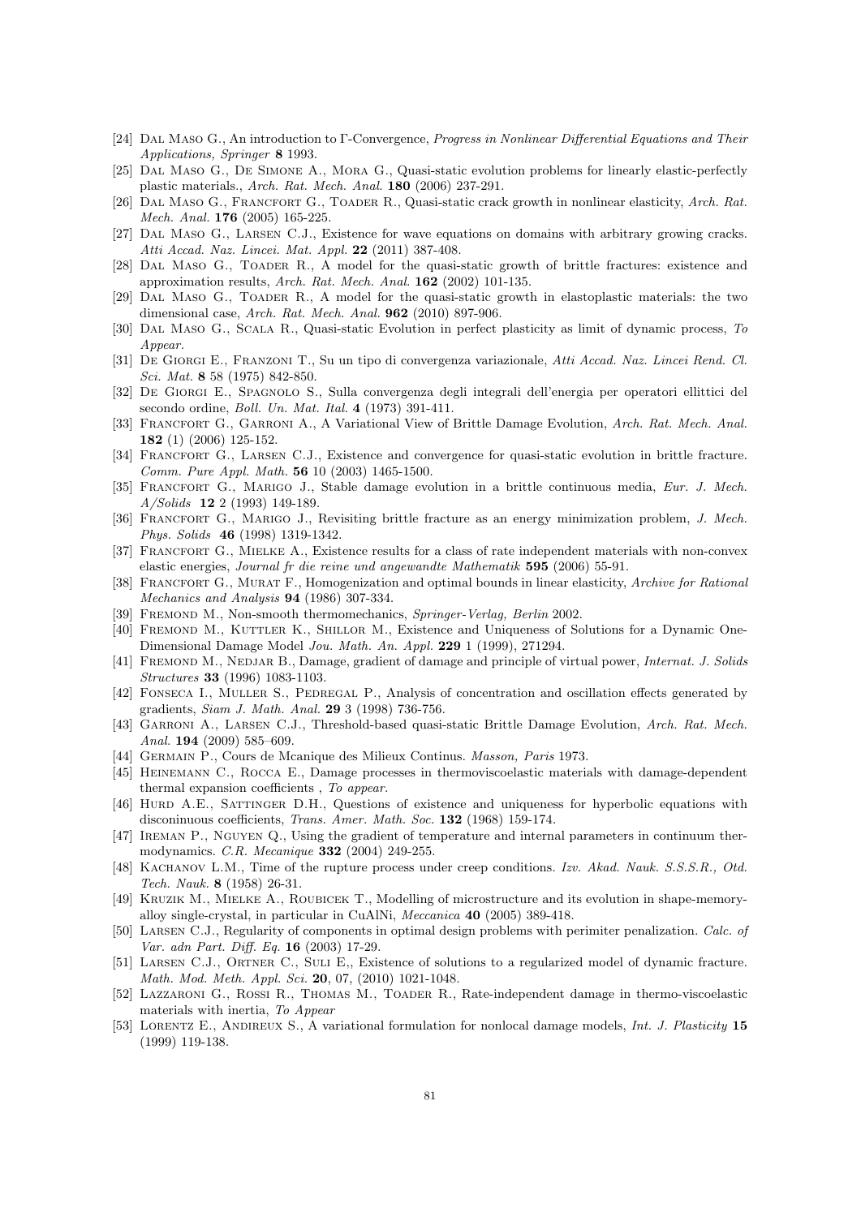[24] Dal Maso G., An introduction to Γ-Convergence, *Progress in Nonlinear Differential Equations and Their Applications, Springer* **8** 1993.

[25] Dal Maso G., De Simone A., Mora G., Quasi-static evolution problems for linearly elastic-perfectly plastic materials., *Arch. Rat. Mech. Anal.* **180** (2006) 237-291.

[26] Dal Maso G., Francfort G., Toader R., Quasi-static crack growth in nonlinear elasticity, *Arch. Rat. Mech. Anal.* **176** (2005) 165-225.

[27] Dal Maso G., Larsen C.J., Existence for wave equations on domains with arbitrary growing cracks. *Atti Accad. Naz. Lincei. Mat. Appl.* **22** (2011) 387-408.

[28] Dal Maso G., Toader R., A model for the quasi-static growth of brittle fractures: existence and approximation results, *Arch. Rat. Mech. Anal.* **162** (2002) 101-135.

[29] Dal Maso G., Toader R., A model for the quasi-static growth in elastoplastic materials: the two dimensional case, *Arch. Rat. Mech. Anal.* **962** (2010) 897-906.

[30] Dal Maso G., Scala R., Quasi-static Evolution in perfect plasticity as limit of dynamic process, *To Appear.*

[31] De Giorgi E., Franzoni T., Su un tipo di convergenza variazionale, *Atti Accad. Naz. Lincei Rend. Cl. Sci. Mat.* **8** 58 (1975) 842-850.

[32] De Giorgi E., Spagnolo S., Sulla convergenza degli integrali dell'energia per operatori ellittici del secondo ordine, *Boll. Un. Mat. Ital.* **4** (1973) 391-411.

[33] Francfort G., Garroni A., A Variational View of Brittle Damage Evolution, *Arch. Rat. Mech. Anal.* **182** (1) (2006) 125-152.

[34] Francfort G., Larsen C.J., Existence and convergence for quasi-static evolution in brittle fracture. *Comm. Pure Appl. Math.* **56** 10 (2003) 1465-1500.

[35] Francfort G., Marigo J., Stable damage evolution in a brittle continuous media, *Eur. J. Mech. A/Solids* **12** 2 (1993) 149-189.

[36] Francfort G., Marigo J., Revisiting brittle fracture as an energy minimization problem, *J. Mech. Phys. Solids* **46** (1998) 1319-1342.

[37] Francfort G., Mielke A., Existence results for a class of rate independent materials with non-convex elastic energies, *Journal fr die reine und angewandte Mathematik* **595** (2006) 55-91.

[38] Francfort G., Murat F., Homogenization and optimal bounds in linear elasticity, *Archive for Rational Mechanics and Analysis* **94** (1986) 307-334.

[39] Fremond M., Non-smooth thermomechanics, *Springer-Verlag, Berlin* 2002.

[40] Fremond M., Kuttler K., Shillor M., Existence and Uniqueness of Solutions for a Dynamic One-Dimensional Damage Model *Jou. Math. An. Appl.* **229** 1 (1999), 271294.

[41] Fremond M., Nedjar B., Damage, gradient of damage and principle of virtual power, *Internat. J. Solids Structures* **33** (1996) 1083-1103.

[42] Fonseca I., Muller S., Pedregal P., Analysis of concentration and oscillation effects generated by gradients, *Siam J. Math. Anal.* **29** 3 (1998) 736-756.

[43] Garroni A., Larsen C.J., Threshold-based quasi-static Brittle Damage Evolution, *Arch. Rat. Mech. Anal.* **194** (2009) 585–609.

[44] Germain P., Cours de Mcanique des Milieux Continus. *Masson, Paris* 1973.

[45] Heinemann C., Rocca E., Damage processes in thermoviscoelastic materials with damage-dependent thermal expansion coefficients , *To appear.*

[46] Hurd A.E., Sattinger D.H., Questions of existence and uniqueness for hyperbolic equations with disconinuous coefficients, *Trans. Amer. Math. Soc.* **132** (1968) 159-174.

[47] Ireman P., Nguyen Q., Using the gradient of temperature and internal parameters in continuum thermodynamics. *C.R. Mecanique* **332** (2004) 249-255.

[48] Kachanov L.M., Time of the rupture process under creep conditions. *Izv. Akad. Nauk. S.S.S.R., Otd. Tech. Nauk.* **8** (1958) 26-31.

[49] Kruzik M., Mielke A., Roubicek T., Modelling of microstructure and its evolution in shape-memory-alloy single-crystal, in particular in CuAlNi, *Meccanica* **40** (2005) 389-418.

[50] Larsen C.J., Regularity of components in optimal design problems with perimeter penalization. *Calc. of Var. adn Part. Diff. Eq.* **16** (2003) 17-29.

[51] Larsen C.J., Ortner C., Suli E,, Existence of solutions to a regularized model of dynamic fracture. *Math. Mod. Meth. Appl. Sci.* **20**, 07, (2010) 1021-1048.

[52] Lazzaroni G., Rossi R., Thomas M., Toader R., Rate-independent damage in thermo-viscoelastic materials with inertia, *To Appear*

[53] Lorentz E., Andireux S., A variational formulation for nonlocal damage models, *Int. J. Plasticity* **15** (1999) 119-138.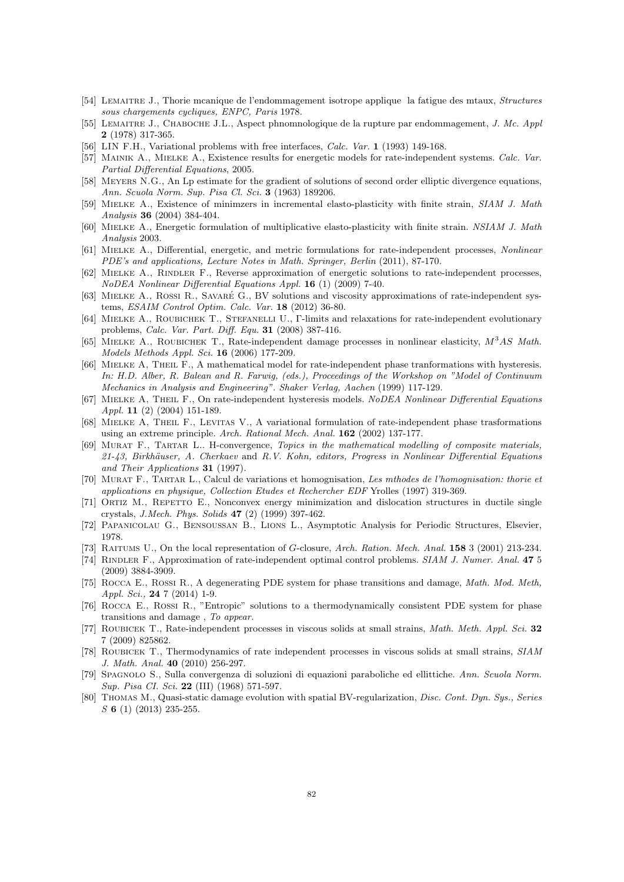[54] Lemaitre J., Thorie mcanique de l'endommagement isotrope applique la fatigue des mtaux, *Structures sous chargements cycliques, ENPC, Paris* 1978.

[55] Lemaitre J., Chaboche J.L., Aspect phnomnologique de la rupture par endommagement, *J. Mc. Appl* **2** (1978) 317-365.

[56] LIN F.H., Variational problems with free interfaces, *Calc. Var.* **1** (1993) 149-168.

[57] Mainik A., Mielke A., Existence results for energetic models for rate-independent systems. *Calc. Var. Partial Differential Equations*, 2005.

[58] Meyers N.G., An Lp estimate for the gradient of solutions of second order elliptic divergence equations, *Ann. Scuola Norm. Sup. Pisa Cl. Sci.* **3** (1963) 189206.

[59] Mielke A., Existence of minimzers in incremental elasto-plasticity with finite strain, *SIAM J. Math Analysis* **36** (2004) 384-404.

[60] Mielke A., Energetic formulation of multiplicative elasto-plasticity with finite strain. *NSIAM J. Math Analysis* 2003.

[61] Mielke A., Differential, energetic, and metric formulations for rate-independent processes, *Nonlinear PDE's and applications, Lecture Notes in Math. Springer, Berlin* (2011), 87-170.

[62] Mielke A., Rindler F., Reverse approximation of energetic solutions to rate-independent processes, *NoDEA Nonlinear Differential Equations Appl.* **16** (1) (2009) 7-40.

[63] Mielke A., Rossi R., Savaré G., BV solutions and viscosity approximations of rate-independent systems, *ESAIM Control Optim. Calc. Var.* **18** (2012) 36-80.

[64] Mielke A., Roubichek T., Stefanelli U., Γ-limits and relaxations for rate-independent evolutionary problems, *Calc. Var. Part. Diff. Equ.* **31** (2008) 387-416.

[65] Mielke A., Roubichek T., Rate-independent damage processes in nonlinear elasticity, *$M^3AS$ Math. Models Methods Appl. Sci.* **16** (2006) 177-209.

[66] Mielke A, Theil F., A mathematical model for rate-independent phase tranformations with hysteresis. *In: H.D. Alber, R. Balean and R. Farwig, (eds.), Proceedings of the Workshop on "Model of Continuum Mechanics in Analysis and Engineering". Shaker Verlag, Aachen* (1999) 117-129.

[67] Mielke A, Theil F., On rate-independent hysteresis models. *NoDEA Nonlinear Differential Equations Appl.* **11** (2) (2004) 151-189.

[68] Mielke A, Theil F., Levitas V., A variational formulation of rate-independent phase trasformations using an extreme principle. *Arch. Rational Mech. Anal.* **162** (2002) 137-177.

[69] Murat F., Tartar L.. H-convergence, *Topics in the mathematical modelling of composite materials, 21-43, Birkhäuser, A. Cherkaev* and *R.V. Kohn, editors, Progress in Nonlinear Differential Equations and Their Applications* **31** (1997).

[70] Murat F., Tartar L., Calcul de variations et homogonisation, *Les mthodes de l'homognisation: thorie et applications en physique, Collection Etudes et Rechercher EDF* Yrolles (1997) 319-369.

[71] Ortiz M., Repetto E., Nonconvex energy minimization and dislocation structures in ductile single crystals, *J.Mech. Phys. Solids* **47** (2) (1999) 397-462.

[72] Papanicolau G., Bensoussan B., Lions L., Asymptotic Analysis for Periodic Structures, Elsevier, 1978.

[73] Raitums U., On the local representation of *G*-closure, *Arch. Ration. Mech. Anal.* **158** 3 (2001) 213-234.

[74] Rindler F., Approximation of rate-independent optimal control problems. *SIAM J. Numer. Anal.* **47** 5 (2009) 3884-3909.

[75] Rocca E., Rossi R., A degenerating PDE system for phase transitions and damage, *Math. Mod. Meth, Appl. Sci.,* **24** 7 (2014) 1-9.

[76] Rocca E., Rossi R., "Entropic" solutions to a thermodynamically consistent PDE system for phase transitions and damage , *To appear.*

[77] Roubicek T., Rate-independent processes in viscous solids at small strains, *Math. Meth. Appl. Sci.* **32** 7 (2009) 825862.

[78] Roubicek T., Thermodynamics of rate independent processes in viscous solids at small strains, *SIAM J. Math. Anal.* **40** (2010) 256-297.

[79] Spagnolo S., Sulla convergenza di soluzioni di equazioni paraboliche ed ellittiche. *Ann. Scuola Norm. Sup. Pisa CI. Sci.* **22** (III) (1968) 571-597.

[80] Thomas M., Quasi-static damage evolution with spatial BV-regularization, *Disc. Cont. Dyn. Sys., Series S* **6** (1) (2013) 235-255.